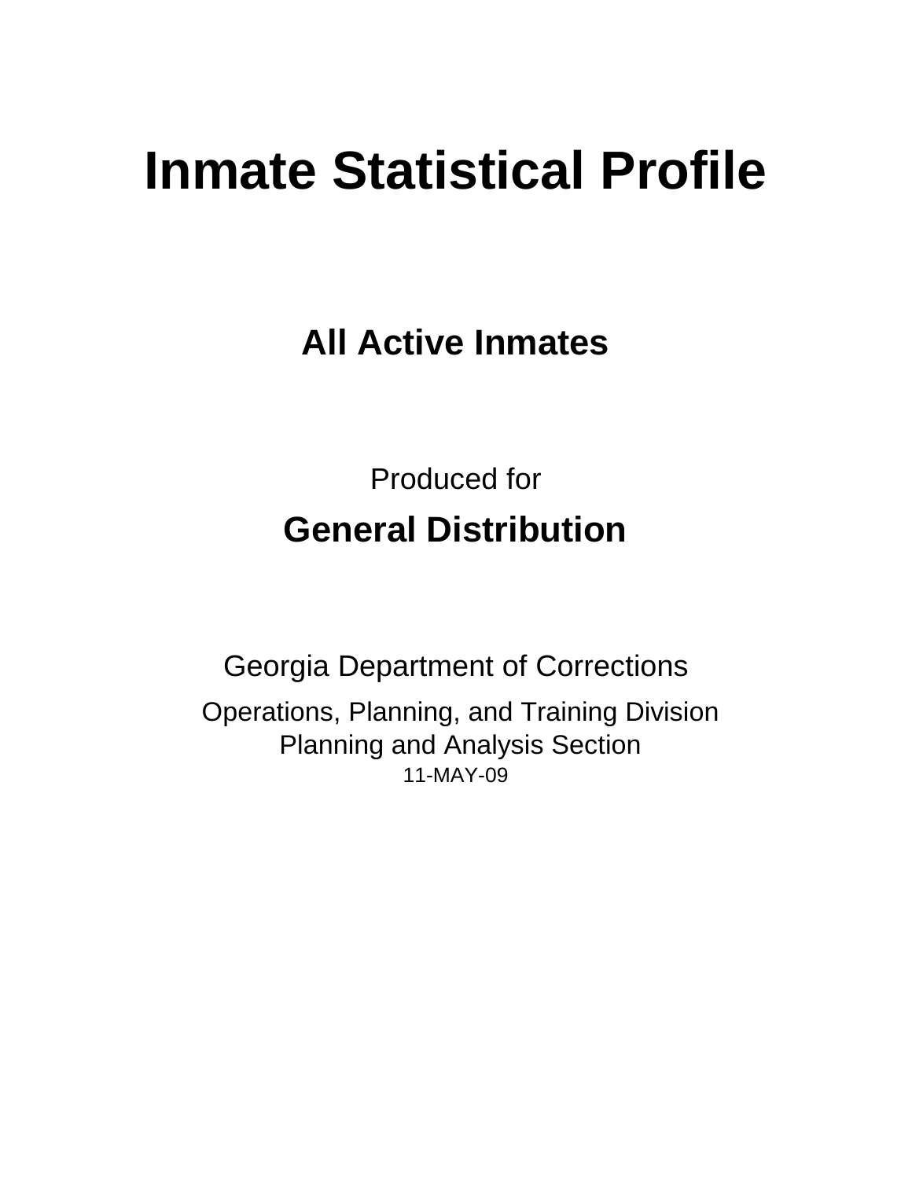# Inmate Statistical Profile

## All Active Inmates

Produced for

## General Distribution

Georgia Department of Corrections

Operations, Planning, and Training Division
Planning and Analysis Section
11-MAY-09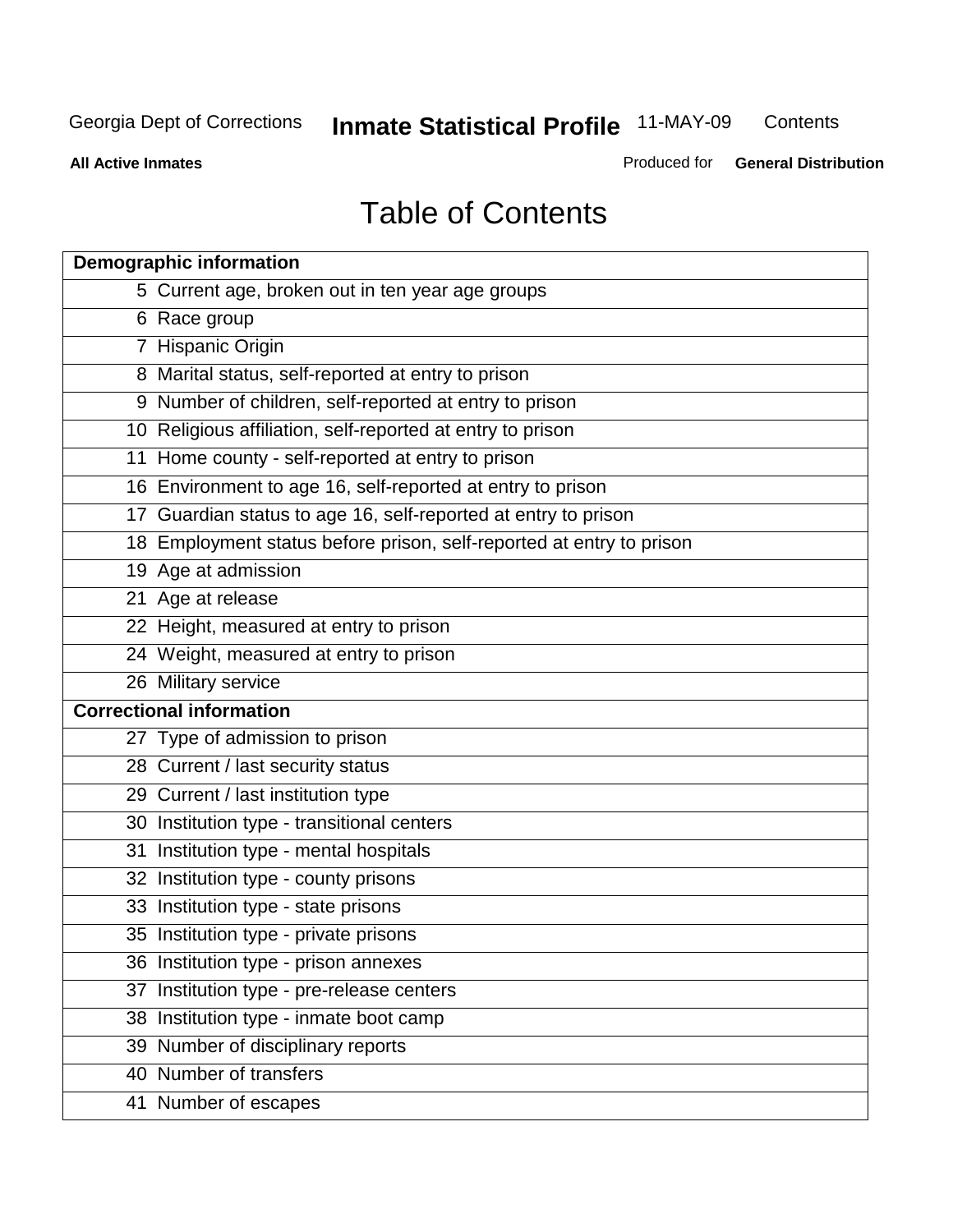Georgia Dept of Corrections **Inmate Statistical Profile** 11-MAY-09 Contents

**All Active Inmates** Produced for **General Distribution**

# Table of Contents

| | |
|---|---|
| **Demographic information** | |
| 5 | Current age, broken out in ten year age groups |
| 6 | Race group |
| 7 | Hispanic Origin |
| 8 | Marital status, self-reported at entry to prison |
| 9 | Number of children, self-reported at entry to prison |
| 10 | Religious affiliation, self-reported at entry to prison |
| 11 | Home county - self-reported at entry to prison |
| 16 | Environment to age 16, self-reported at entry to prison |
| 17 | Guardian status to age 16, self-reported at entry to prison |
| 18 | Employment status before prison, self-reported at entry to prison |
| 19 | Age at admission |
| 21 | Age at release |
| 22 | Height, measured at entry to prison |
| 24 | Weight, measured at entry to prison |
| 26 | Military service |
| **Correctional information** | |
| 27 | Type of admission to prison |
| 28 | Current / last security status |
| 29 | Current / last institution type |
| 30 | Institution type - transitional centers |
| 31 | Institution type - mental hospitals |
| 32 | Institution type - county prisons |
| 33 | Institution type - state prisons |
| 35 | Institution type - private prisons |
| 36 | Institution type - prison annexes |
| 37 | Institution type - pre-release centers |
| 38 | Institution type - inmate boot camp |
| 39 | Number of disciplinary reports |
| 40 | Number of transfers |
| 41 | Number of escapes |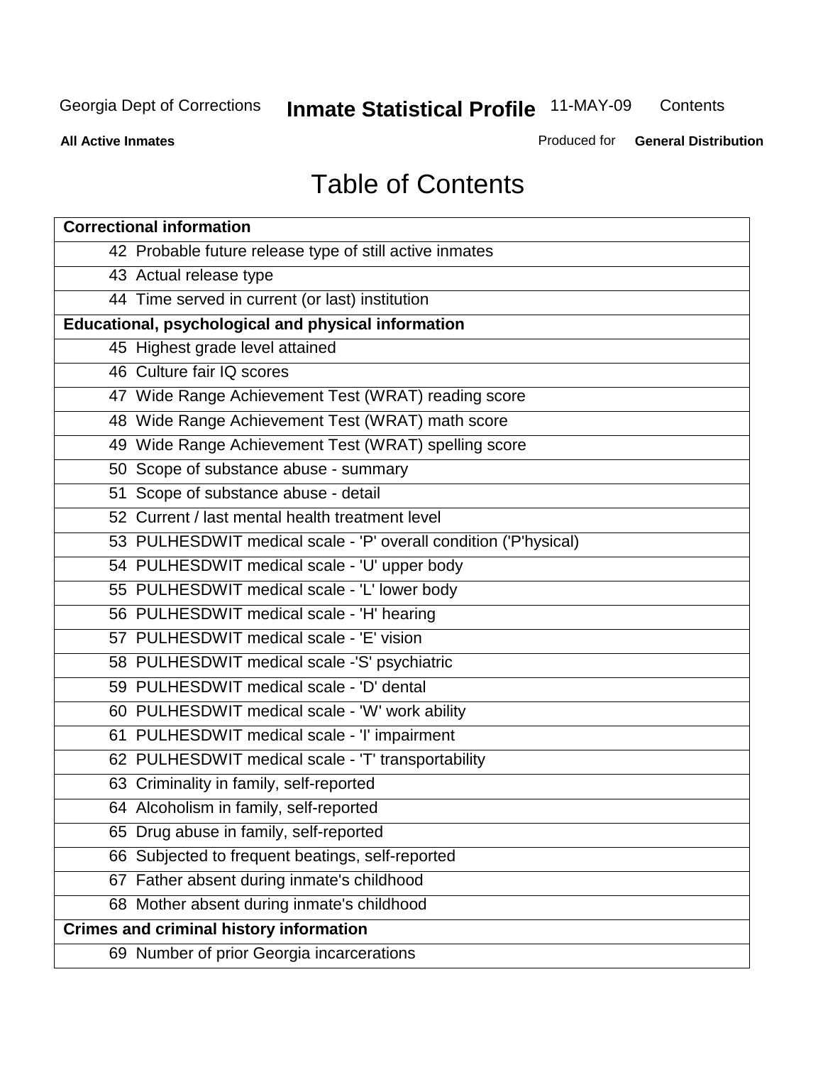Georgia Dept of Corrections **Inmate Statistical Profile** 11-MAY-09 Contents

**All Active Inmates** Produced for **General Distribution**

# Table of Contents

| | |
|---|---|
| **Correctional information** | |
| 42 | Probable future release type of still active inmates |
| 43 | Actual release type |
| 44 | Time served in current (or last) institution |
| **Educational, psychological and physical information** | |
| 45 | Highest grade level attained |
| 46 | Culture fair IQ scores |
| 47 | Wide Range Achievement Test (WRAT) reading score |
| 48 | Wide Range Achievement Test (WRAT) math score |
| 49 | Wide Range Achievement Test (WRAT) spelling score |
| 50 | Scope of substance abuse - summary |
| 51 | Scope of substance abuse - detail |
| 52 | Current / last mental health treatment level |
| 53 | PULHESDWIT medical scale - 'P' overall condition ('P'hysical) |
| 54 | PULHESDWIT medical scale - 'U' upper body |
| 55 | PULHESDWIT medical scale - 'L' lower body |
| 56 | PULHESDWIT medical scale - 'H' hearing |
| 57 | PULHESDWIT medical scale - 'E' vision |
| 58 | PULHESDWIT medical scale -'S' psychiatric |
| 59 | PULHESDWIT medical scale - 'D' dental |
| 60 | PULHESDWIT medical scale - 'W' work ability |
| 61 | PULHESDWIT medical scale - 'I' impairment |
| 62 | PULHESDWIT medical scale - 'T' transportability |
| 63 | Criminality in family, self-reported |
| 64 | Alcoholism in family, self-reported |
| 65 | Drug abuse in family, self-reported |
| 66 | Subjected to frequent beatings, self-reported |
| 67 | Father absent during inmate's childhood |
| 68 | Mother absent during inmate's childhood |
| **Crimes and criminal history information** | |
| 69 | Number of prior Georgia incarcerations |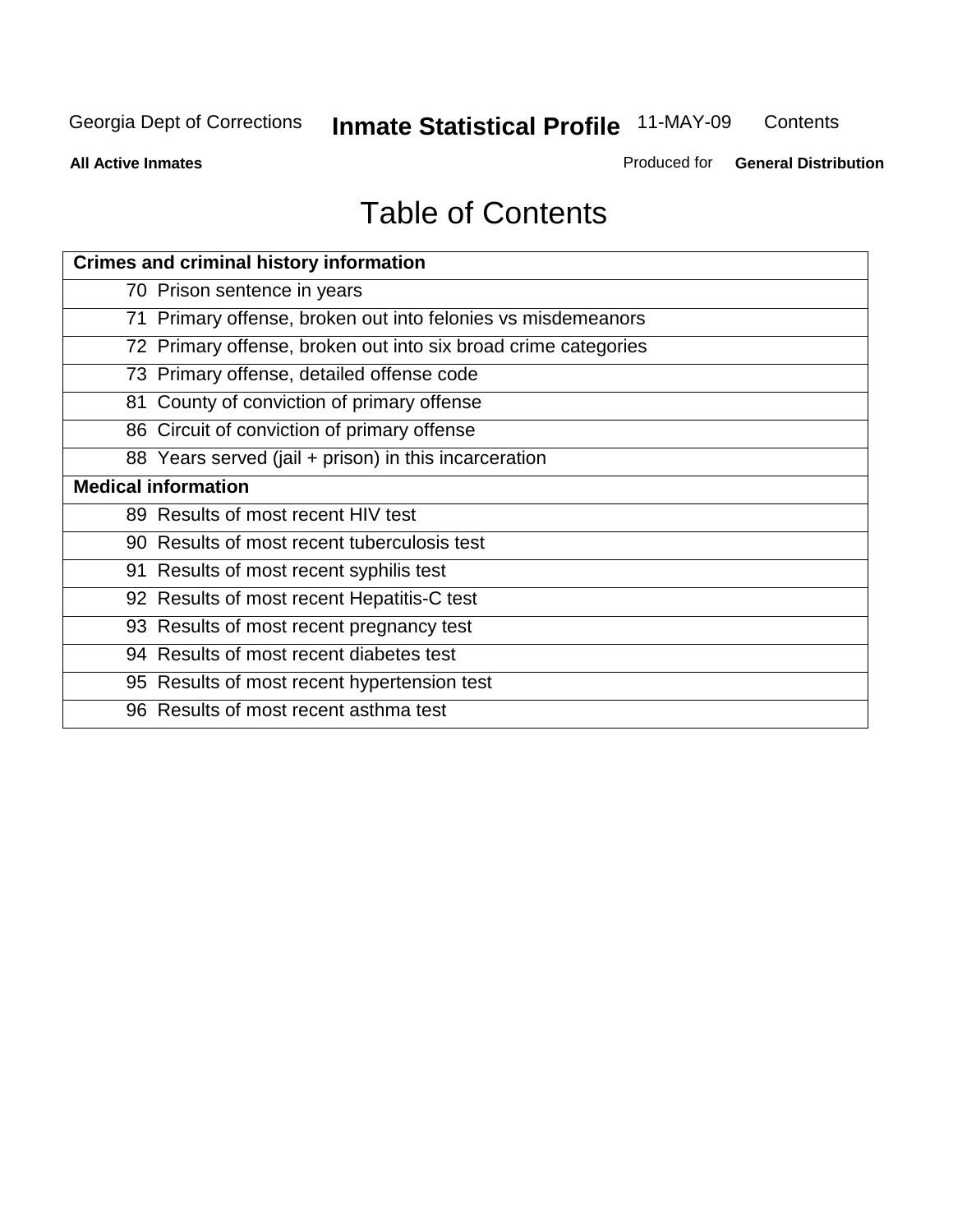# Table of Contents

| Crimes and criminal history information |
|---|
| 70 Prison sentence in years |
| 71 Primary offense, broken out into felonies vs misdemeanors |
| 72 Primary offense, broken out into six broad crime categories |
| 73 Primary offense, detailed offense code |
| 81 County of conviction of primary offense |
| 86 Circuit of conviction of primary offense |
| 88 Years served (jail + prison) in this incarceration |
| **Medical information** |
| 89 Results of most recent HIV test |
| 90 Results of most recent tuberculosis test |
| 91 Results of most recent syphilis test |
| 92 Results of most recent Hepatitis-C test |
| 93 Results of most recent pregnancy test |
| 94 Results of most recent diabetes test |
| 95 Results of most recent hypertension test |
| 96 Results of most recent asthma test |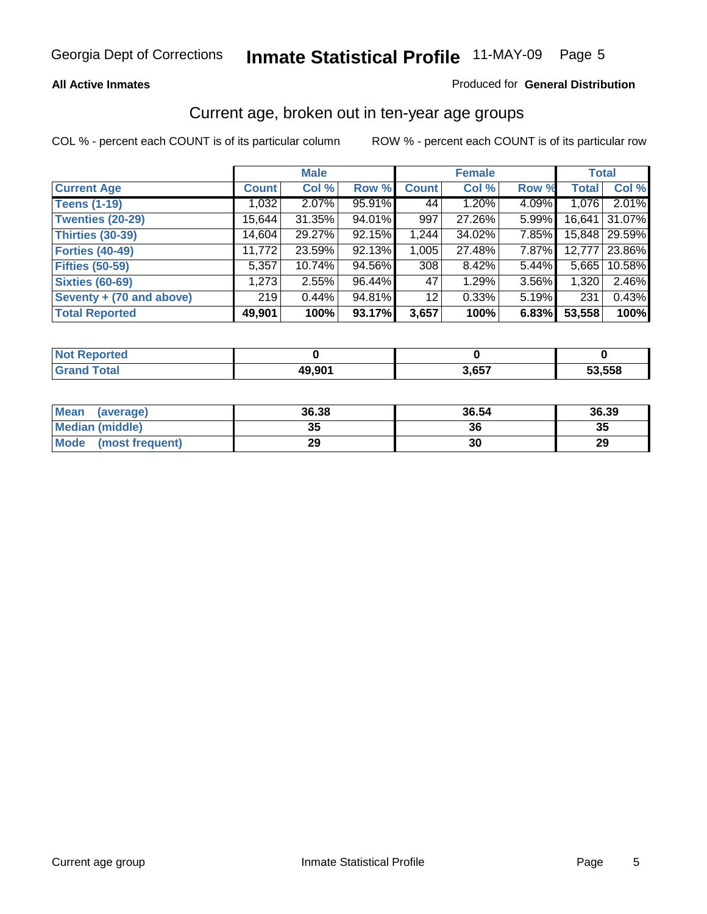Georgia Dept of Corrections **Inmate Statistical Profile** 11-MAY-09

**All Active Inmates**

Produced for **General Distribution**

## Current age, broken out in ten-year age groups

COL % - percent each COUNT is of its particular column

ROW % - percent each COUNT is of its particular row

| | Male | | | Female | | | Total | |
|---|---|---|---|---|---|---|---|---|
| **Current Age** | **Count** | **Col %** | **Row %** | **Count** | **Col %** | **Row %** | **Total** | **Col %** |
| **Teens (1-19)** | 1,032 | 2.07% | 95.91% | 44 | 1.20% | 4.09% | 1,076 | 2.01% |
| **Twenties (20-29)** | 15,644 | 31.35% | 94.01% | 997 | 27.26% | 5.99% | 16,641 | 31.07% |
| **Thirties (30-39)** | 14,604 | 29.27% | 92.15% | 1,244 | 34.02% | 7.85% | 15,848 | 29.59% |
| **Forties (40-49)** | 11,772 | 23.59% | 92.13% | 1,005 | 27.48% | 7.87% | 12,777 | 23.86% |
| **Fifties (50-59)** | 5,357 | 10.74% | 94.56% | 308 | 8.42% | 5.44% | 5,665 | 10.58% |
| **Sixties (60-69)** | 1,273 | 2.55% | 96.44% | 47 | 1.29% | 3.56% | 1,320 | 2.46% |
| **Seventy + (70 and above)** | 219 | 0.44% | 94.81% | 12 | 0.33% | 5.19% | 231 | 0.43% |
| **Total Reported** | **49,901** | **100%** | **93.17%** | **3,657** | **100%** | **6.83%** | **53,558** | **100%** |

| | | | |
|---|---|---|---|
| **Not Reported** | **0** | **0** | **0** |
| **Grand Total** | **49,901** | **3,657** | **53,558** |

| | | | |
|---|---|---|---|
| **Mean (average)** | **36.38** | **36.54** | **36.39** |
| **Median (middle)** | **35** | **36** | **35** |
| **Mode (most frequent)** | **29** | **30** | **29** |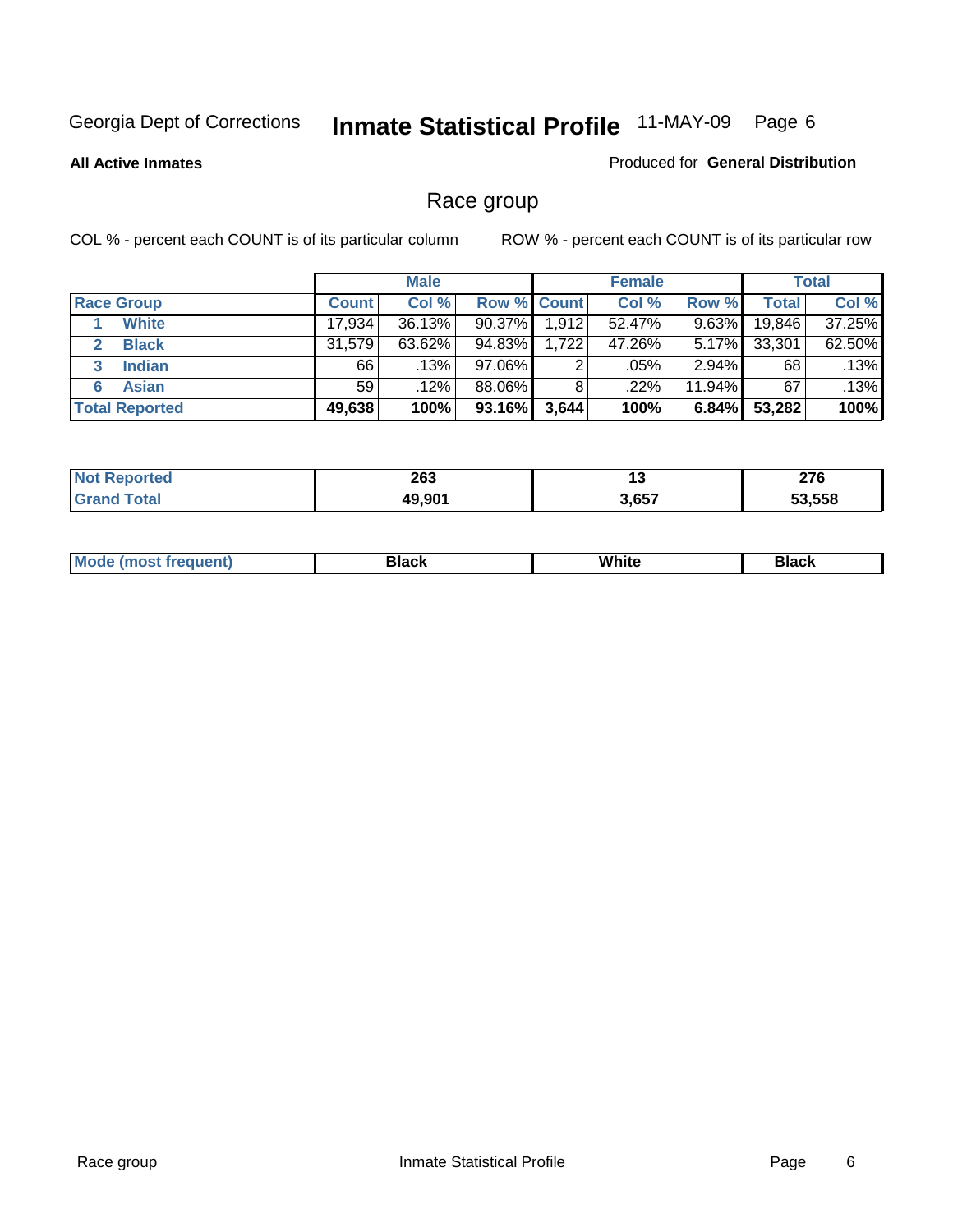Georgia Dept of Corrections **Inmate Statistical Profile** 11-MAY-09

**All Active Inmates**

Produced for **General Distribution**

## Race group

COL % - percent each COUNT is of its particular column    ROW % - percent each COUNT is of its particular row

| | Male | | | Female | | | Total | |
|---|---|---|---|---|---|---|---|---|
| **Race Group** | **Count** | **Col %** | **Row %** | **Count** | **Col %** | **Row %** | **Total** | **Col %** |
| 1 **White** | 17,934 | 36.13% | 90.37% | 1,912 | 52.47% | 9.63% | 19,846 | 37.25% |
| 2 **Black** | 31,579 | 63.62% | 94.83% | 1,722 | 47.26% | 5.17% | 33,301 | 62.50% |
| 3 **Indian** | 66 | .13% | 97.06% | 2 | .05% | 2.94% | 68 | .13% |
| 6 **Asian** | 59 | .12% | 88.06% | 8 | .22% | 11.94% | 67 | .13% |
| **Total Reported** | **49,638** | **100%** | **93.16%** | **3,644** | **100%** | **6.84%** | **53,282** | **100%** |

| | | | |
|---|---|---|---|
| **Not Reported** | **263** | **13** | **276** |
| **Grand Total** | **49,901** | **3,657** | **53,558** |

| | | | |
|---|---|---|---|
| **Mode (most frequent)** | **Black** | **White** | **Black** |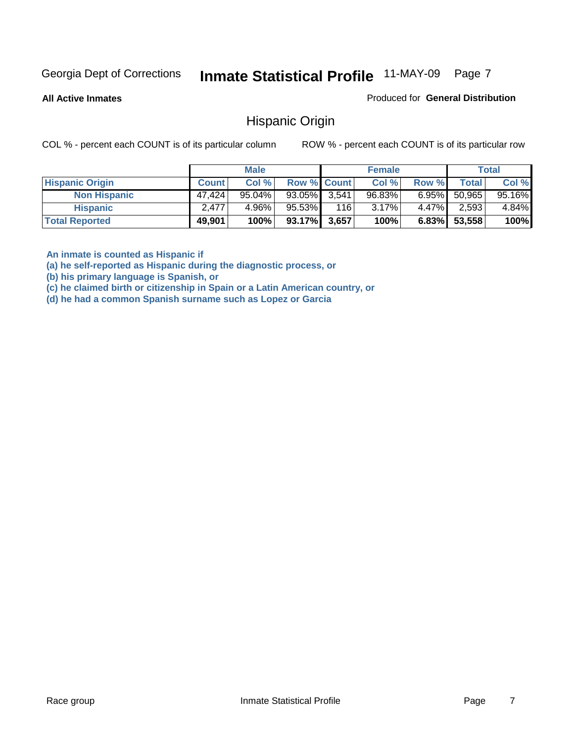**All Active Inmates** Produced for **General Distribution**

## Hispanic Origin

COL % - percent each COUNT is of its particular column ROW % - percent each COUNT is of its particular row

| | Male | | | Female | | | Total | |
|---|---|---|---|---|---|---|---|---|
| **Hispanic Origin** | **Count** | **Col %** | **Row %** | **Count** | **Col %** | **Row %** | **Total** | **Col %** |
| **Non Hispanic** | 47,424 | 95.04% | 93.05% | 3,541 | 96.83% | 6.95% | 50,965 | 95.16% |
| **Hispanic** | 2,477 | 4.96% | 95.53% | 116 | 3.17% | 4.47% | 2,593 | 4.84% |
| **Total Reported** | **49,901** | **100%** | **93.17%** | **3,657** | **100%** | **6.83%** | **53,558** | **100%** |

**An inmate is counted as Hispanic if**
**(a) he self-reported as Hispanic during the diagnostic process, or**
**(b) his primary language is Spanish, or**
**(c) he claimed birth or citizenship in Spain or a Latin American country, or**
**(d) he had a common Spanish surname such as Lopez or Garcia**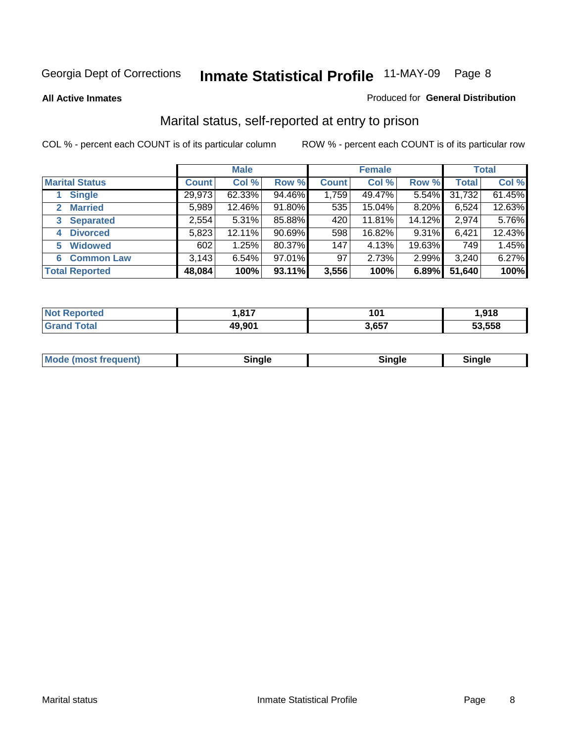Georgia Dept of Corrections **Inmate Statistical Profile** 11-MAY-09

**All Active Inmates**

Produced for **General Distribution**

## Marital status, self-reported at entry to prison

COL % - percent each COUNT is of its particular column

ROW % - percent each COUNT is of its particular row

| | Male | | | Female | | | Total | |
|---|---|---|---|---|---|---|---|---|
| **Marital Status** | **Count** | **Col %** | **Row %** | **Count** | **Col %** | **Row %** | **Total** | **Col %** |
| 1 **Single** | 29,973 | 62.33% | 94.46% | 1,759 | 49.47% | 5.54% | 31,732 | 61.45% |
| 2 **Married** | 5,989 | 12.46% | 91.80% | 535 | 15.04% | 8.20% | 6,524 | 12.63% |
| 3 **Separated** | 2,554 | 5.31% | 85.88% | 420 | 11.81% | 14.12% | 2,974 | 5.76% |
| 4 **Divorced** | 5,823 | 12.11% | 90.69% | 598 | 16.82% | 9.31% | 6,421 | 12.43% |
| 5 **Widowed** | 602 | 1.25% | 80.37% | 147 | 4.13% | 19.63% | 749 | 1.45% |
| 6 **Common Law** | 3,143 | 6.54% | 97.01% | 97 | 2.73% | 2.99% | 3,240 | 6.27% |
| **Total Reported** | **48,084** | **100%** | **93.11%** | **3,556** | **100%** | **6.89%** | **51,640** | **100%** |

| | Male | Female | Total |
|---|---|---|---|
| **Not Reported** | **1,817** | **101** | **1,918** |
| **Grand Total** | **49,901** | **3,657** | **53,558** |

| | Male | Female | Total |
|---|---|---|---|
| **Mode (most frequent)** | **Single** | **Single** | **Single** |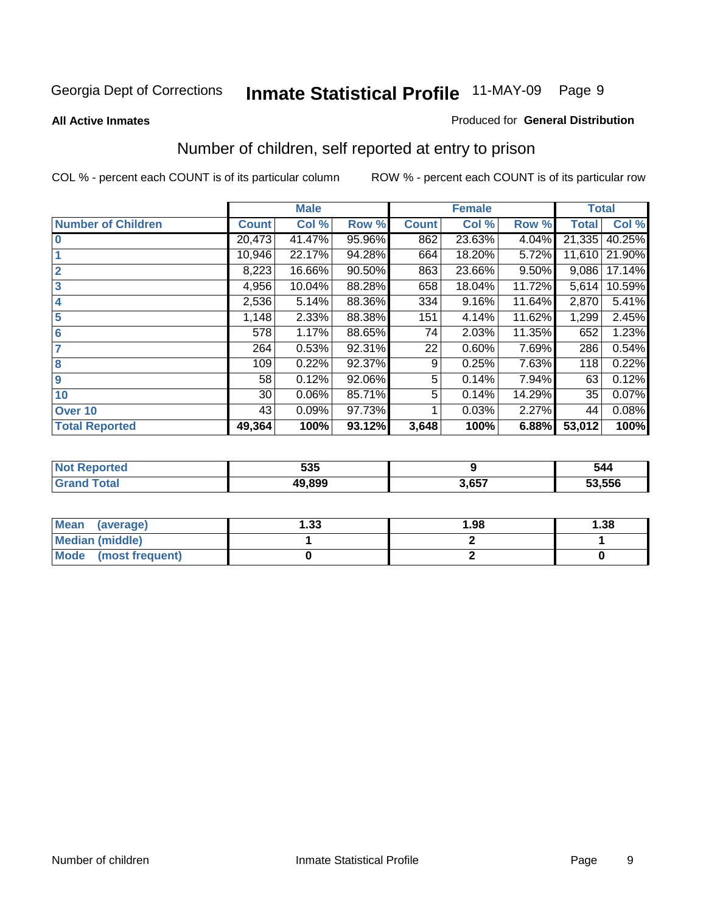Georgia Dept of Corrections **Inmate Statistical Profile** 11-MAY-09

**All Active Inmates**

Produced for **General Distribution**

## Number of children, self reported at entry to prison

COL % - percent each COUNT is of its particular column ROW % - percent each COUNT is of its particular row

| | Male | | | Female | | | Total | |
|---|---|---|---|---|---|---|---|---|
| **Number of Children** | **Count** | **Col %** | **Row %** | **Count** | **Col %** | **Row %** | **Total** | **Col %** |
| **0** | 20,473 | 41.47% | 95.96% | 862 | 23.63% | 4.04% | 21,335 | 40.25% |
| **1** | 10,946 | 22.17% | 94.28% | 664 | 18.20% | 5.72% | 11,610 | 21.90% |
| **2** | 8,223 | 16.66% | 90.50% | 863 | 23.66% | 9.50% | 9,086 | 17.14% |
| **3** | 4,956 | 10.04% | 88.28% | 658 | 18.04% | 11.72% | 5,614 | 10.59% |
| **4** | 2,536 | 5.14% | 88.36% | 334 | 9.16% | 11.64% | 2,870 | 5.41% |
| **5** | 1,148 | 2.33% | 88.38% | 151 | 4.14% | 11.62% | 1,299 | 2.45% |
| **6** | 578 | 1.17% | 88.65% | 74 | 2.03% | 11.35% | 652 | 1.23% |
| **7** | 264 | 0.53% | 92.31% | 22 | 0.60% | 7.69% | 286 | 0.54% |
| **8** | 109 | 0.22% | 92.37% | 9 | 0.25% | 7.63% | 118 | 0.22% |
| **9** | 58 | 0.12% | 92.06% | 5 | 0.14% | 7.94% | 63 | 0.12% |
| **10** | 30 | 0.06% | 85.71% | 5 | 0.14% | 14.29% | 35 | 0.07% |
| **Over 10** | 43 | 0.09% | 97.73% | 1 | 0.03% | 2.27% | 44 | 0.08% |
| **Total Reported** | **49,364** | **100%** | **93.12%** | **3,648** | **100%** | **6.88%** | **53,012** | **100%** |

| | Male | Female | Total |
|---|---|---|---|
| **Not Reported** | **535** | **9** | **544** |
| **Grand Total** | **49,899** | **3,657** | **53,556** |

| | Male | Female | Total |
|---|---|---|---|
| **Mean (average)** | **1.33** | **1.98** | **1.38** |
| **Median (middle)** | **1** | **2** | **1** |
| **Mode (most frequent)** | **0** | **2** | **0** |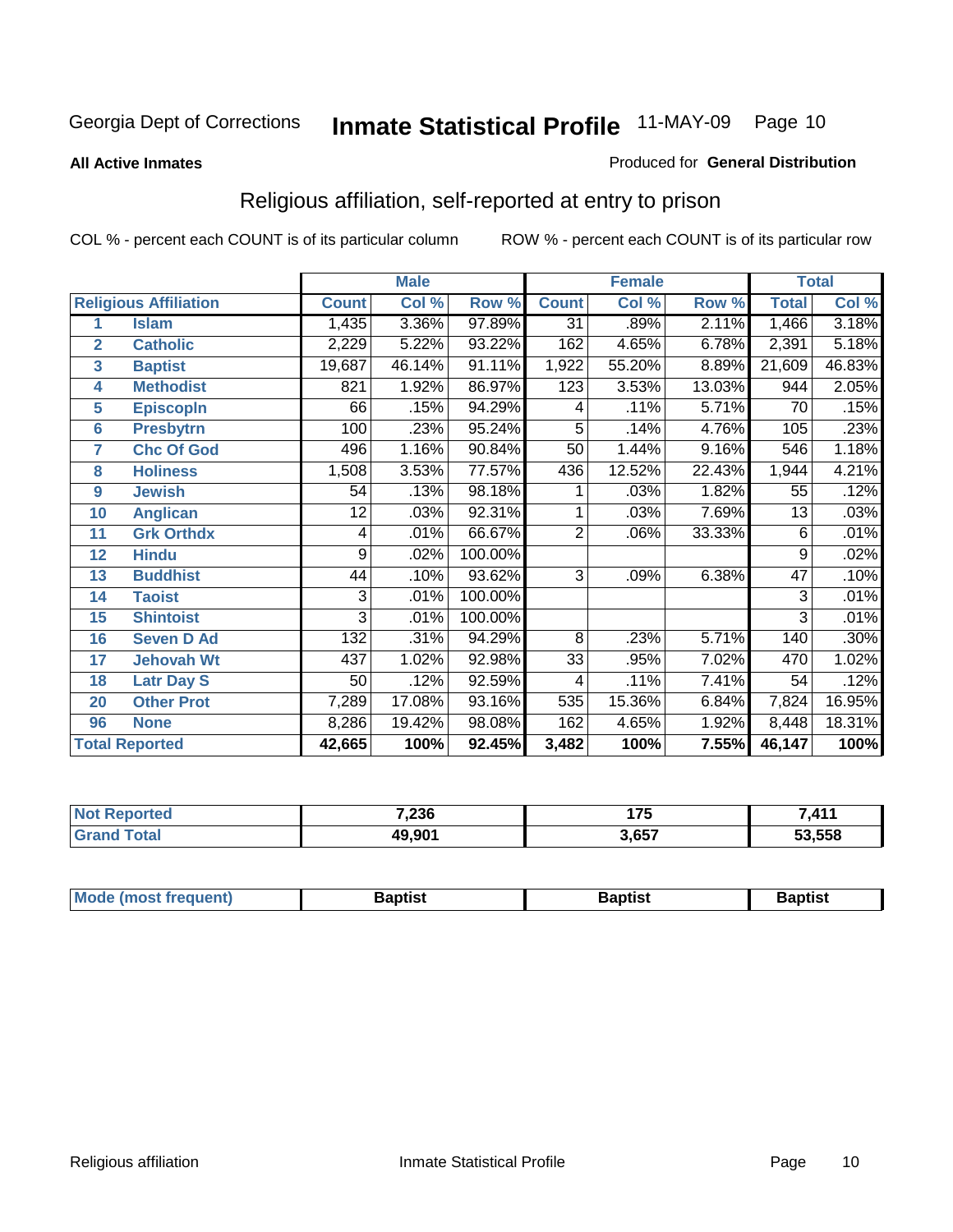Georgia Dept of Corrections

# Inmate Statistical Profile

11-MAY-09

**All Active Inmates**

Produced for **General Distribution**

## Religious affiliation, self-reported at entry to prison

COL % - percent each COUNT is of its particular column

ROW % - percent each COUNT is of its particular row

| | | Male | | | Female | | | Total | |
|---|---|---|---|---|---|---|---|---|---|
| Religious Affiliation | | Count | Col % | Row % | Count | Col % | Row % | Total | Col % |
| 1 | Islam | 1,435 | 3.36% | 97.89% | 31 | .89% | 2.11% | 1,466 | 3.18% |
| 2 | Catholic | 2,229 | 5.22% | 93.22% | 162 | 4.65% | 6.78% | 2,391 | 5.18% |
| 3 | Baptist | 19,687 | 46.14% | 91.11% | 1,922 | 55.20% | 8.89% | 21,609 | 46.83% |
| 4 | Methodist | 821 | 1.92% | 86.97% | 123 | 3.53% | 13.03% | 944 | 2.05% |
| 5 | Episcopln | 66 | .15% | 94.29% | 4 | .11% | 5.71% | 70 | .15% |
| 6 | Presbytrn | 100 | .23% | 95.24% | 5 | .14% | 4.76% | 105 | .23% |
| 7 | Chc Of God | 496 | 1.16% | 90.84% | 50 | 1.44% | 9.16% | 546 | 1.18% |
| 8 | Holiness | 1,508 | 3.53% | 77.57% | 436 | 12.52% | 22.43% | 1,944 | 4.21% |
| 9 | Jewish | 54 | .13% | 98.18% | 1 | .03% | 1.82% | 55 | .12% |
| 10 | Anglican | 12 | .03% | 92.31% | 1 | .03% | 7.69% | 13 | .03% |
| 11 | Grk Orthdx | 4 | .01% | 66.67% | 2 | .06% | 33.33% | 6 | .01% |
| 12 | Hindu | 9 | .02% | 100.00% | | | | 9 | .02% |
| 13 | Buddhist | 44 | .10% | 93.62% | 3 | .09% | 6.38% | 47 | .10% |
| 14 | Taoist | 3 | .01% | 100.00% | | | | 3 | .01% |
| 15 | Shintoist | 3 | .01% | 100.00% | | | | 3 | .01% |
| 16 | Seven D Ad | 132 | .31% | 94.29% | 8 | .23% | 5.71% | 140 | .30% |
| 17 | Jehovah Wt | 437 | 1.02% | 92.98% | 33 | .95% | 7.02% | 470 | 1.02% |
| 18 | Latr Day S | 50 | .12% | 92.59% | 4 | .11% | 7.41% | 54 | .12% |
| 20 | Other Prot | 7,289 | 17.08% | 93.16% | 535 | 15.36% | 6.84% | 7,824 | 16.95% |
| 96 | None | 8,286 | 19.42% | 98.08% | 162 | 4.65% | 1.92% | 8,448 | 18.31% |
| **Total Reported** | | **42,665** | **100%** | **92.45%** | **3,482** | **100%** | **7.55%** | **46,147** | **100%** |

| | Male | Female | Total |
|---|---|---|---|
| Not Reported | 7,236 | 175 | 7,411 |
| Grand Total | 49,901 | 3,657 | 53,558 |

| | | | |
|---|---|---|---|
| Mode (most frequent) | Baptist | Baptist | Baptist |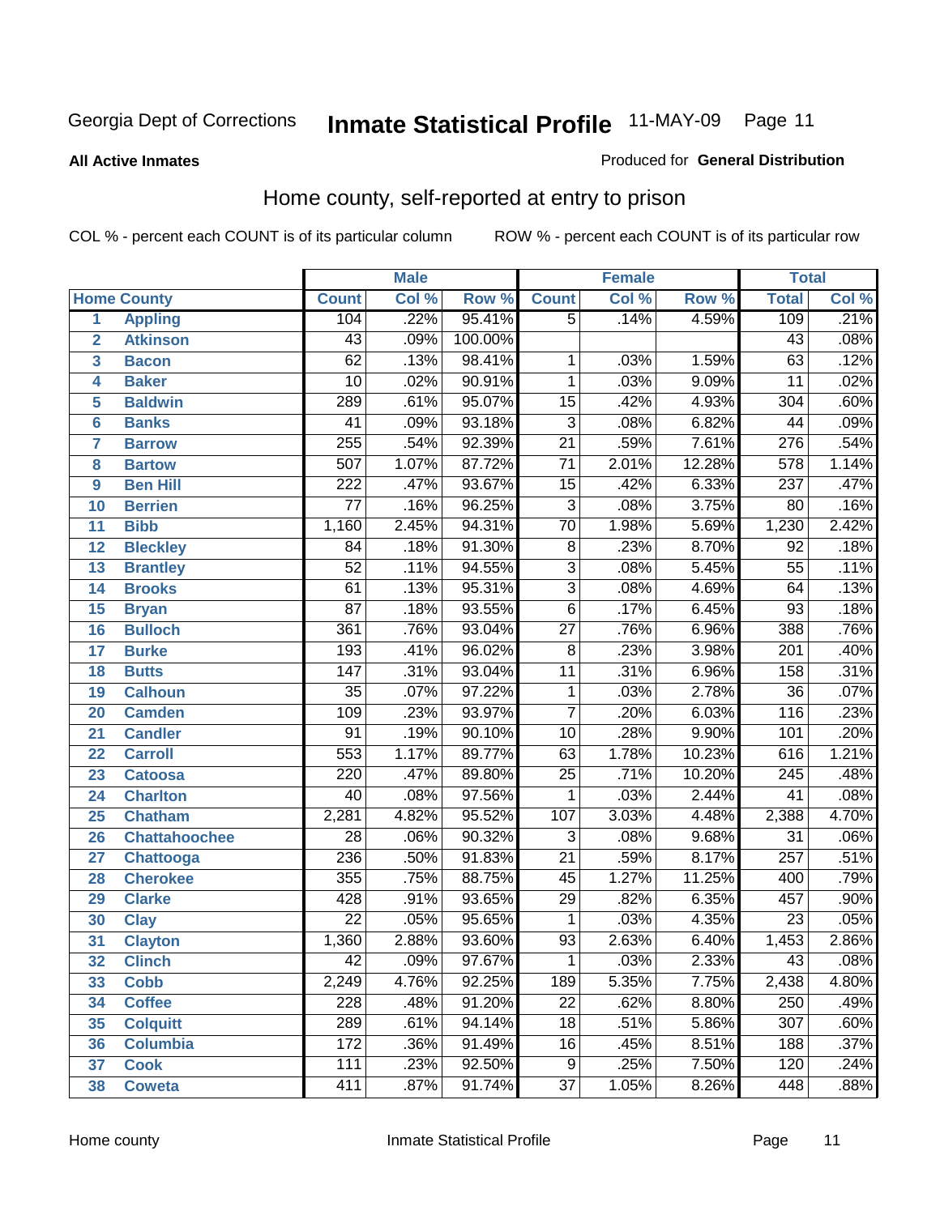Georgia Dept of Corrections **Inmate Statistical Profile** 11-MAY-09

**All Active Inmates**

Produced for **General Distribution**

## Home county, self-reported at entry to prison

COL % - percent each COUNT is of its particular column ROW % - percent each COUNT is of its particular row

| | | Male | | | Female | | | Total | |
|---|---|---|---|---|---|---|---|---|---|
| Home County | | Count | Col % | Row % | Count | Col % | Row % | Total | Col % |
| 1 | Appling | 104 | .22% | 95.41% | 5 | .14% | 4.59% | 109 | .21% |
| 2 | Atkinson | 43 | .09% | 100.00% | | | | 43 | .08% |
| 3 | Bacon | 62 | .13% | 98.41% | 1 | .03% | 1.59% | 63 | .12% |
| 4 | Baker | 10 | .02% | 90.91% | 1 | .03% | 9.09% | 11 | .02% |
| 5 | Baldwin | 289 | .61% | 95.07% | 15 | .42% | 4.93% | 304 | .60% |
| 6 | Banks | 41 | .09% | 93.18% | 3 | .08% | 6.82% | 44 | .09% |
| 7 | Barrow | 255 | .54% | 92.39% | 21 | .59% | 7.61% | 276 | .54% |
| 8 | Bartow | 507 | 1.07% | 87.72% | 71 | 2.01% | 12.28% | 578 | 1.14% |
| 9 | Ben Hill | 222 | .47% | 93.67% | 15 | .42% | 6.33% | 237 | .47% |
| 10 | Berrien | 77 | .16% | 96.25% | 3 | .08% | 3.75% | 80 | .16% |
| 11 | Bibb | 1,160 | 2.45% | 94.31% | 70 | 1.98% | 5.69% | 1,230 | 2.42% |
| 12 | Bleckley | 84 | .18% | 91.30% | 8 | .23% | 8.70% | 92 | .18% |
| 13 | Brantley | 52 | .11% | 94.55% | 3 | .08% | 5.45% | 55 | .11% |
| 14 | Brooks | 61 | .13% | 95.31% | 3 | .08% | 4.69% | 64 | .13% |
| 15 | Bryan | 87 | .18% | 93.55% | 6 | .17% | 6.45% | 93 | .18% |
| 16 | Bulloch | 361 | .76% | 93.04% | 27 | .76% | 6.96% | 388 | .76% |
| 17 | Burke | 193 | .41% | 96.02% | 8 | .23% | 3.98% | 201 | .40% |
| 18 | Butts | 147 | .31% | 93.04% | 11 | .31% | 6.96% | 158 | .31% |
| 19 | Calhoun | 35 | .07% | 97.22% | 1 | .03% | 2.78% | 36 | .07% |
| 20 | Camden | 109 | .23% | 93.97% | 7 | .20% | 6.03% | 116 | .23% |
| 21 | Candler | 91 | .19% | 90.10% | 10 | .28% | 9.90% | 101 | .20% |
| 22 | Carroll | 553 | 1.17% | 89.77% | 63 | 1.78% | 10.23% | 616 | 1.21% |
| 23 | Catoosa | 220 | .47% | 89.80% | 25 | .71% | 10.20% | 245 | .48% |
| 24 | Charlton | 40 | .08% | 97.56% | 1 | .03% | 2.44% | 41 | .08% |
| 25 | Chatham | 2,281 | 4.82% | 95.52% | 107 | 3.03% | 4.48% | 2,388 | 4.70% |
| 26 | Chattahoochee | 28 | .06% | 90.32% | 3 | .08% | 9.68% | 31 | .06% |
| 27 | Chattooga | 236 | .50% | 91.83% | 21 | .59% | 8.17% | 257 | .51% |
| 28 | Cherokee | 355 | .75% | 88.75% | 45 | 1.27% | 11.25% | 400 | .79% |
| 29 | Clarke | 428 | .91% | 93.65% | 29 | .82% | 6.35% | 457 | .90% |
| 30 | Clay | 22 | .05% | 95.65% | 1 | .03% | 4.35% | 23 | .05% |
| 31 | Clayton | 1,360 | 2.88% | 93.60% | 93 | 2.63% | 6.40% | 1,453 | 2.86% |
| 32 | Clinch | 42 | .09% | 97.67% | 1 | .03% | 2.33% | 43 | .08% |
| 33 | Cobb | 2,249 | 4.76% | 92.25% | 189 | 5.35% | 7.75% | 2,438 | 4.80% |
| 34 | Coffee | 228 | .48% | 91.20% | 22 | .62% | 8.80% | 250 | .49% |
| 35 | Colquitt | 289 | .61% | 94.14% | 18 | .51% | 5.86% | 307 | .60% |
| 36 | Columbia | 172 | .36% | 91.49% | 16 | .45% | 8.51% | 188 | .37% |
| 37 | Cook | 111 | .23% | 92.50% | 9 | .25% | 7.50% | 120 | .24% |
| 38 | Coweta | 411 | .87% | 91.74% | 37 | 1.05% | 8.26% | 448 | .88% |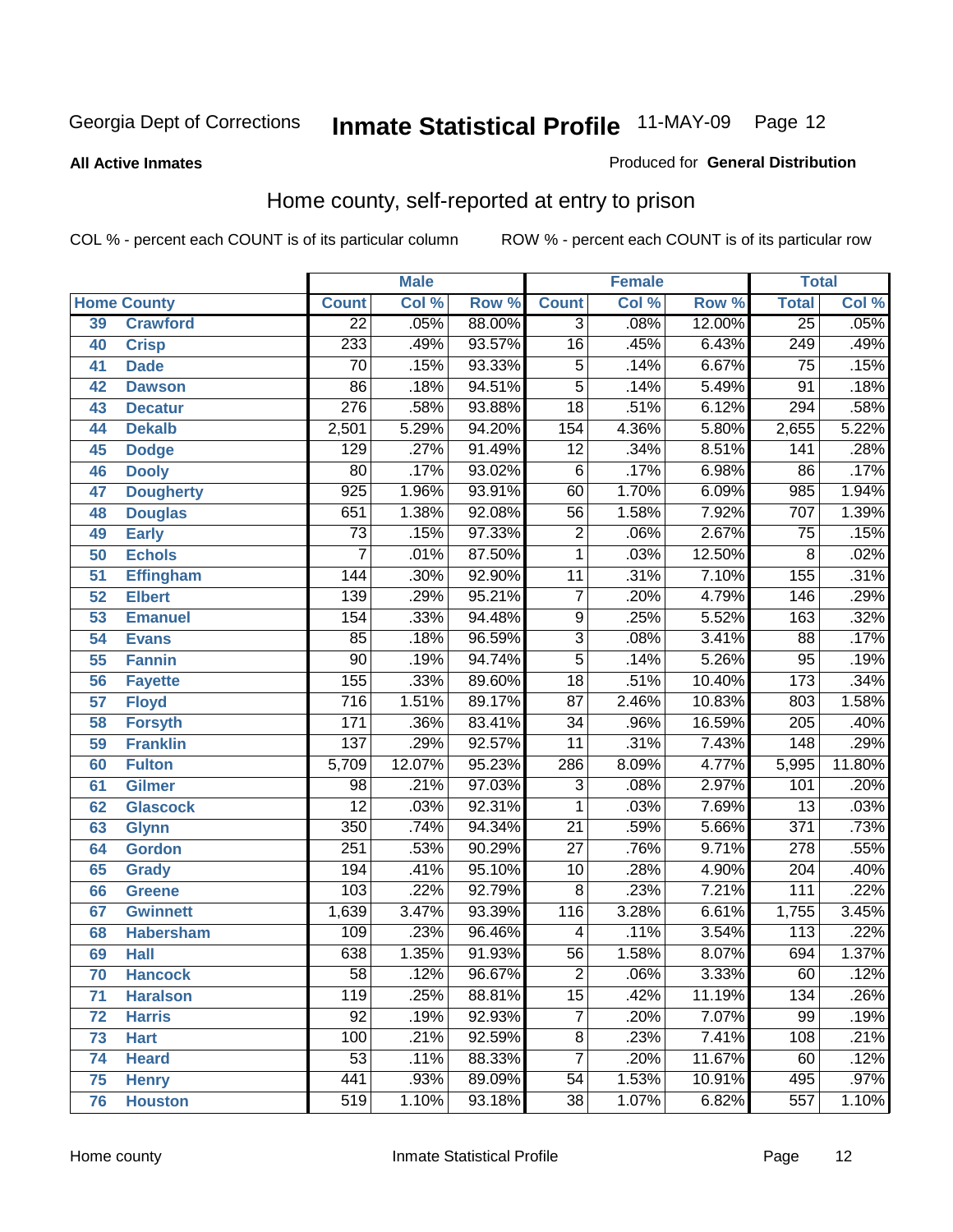Georgia Dept of Corrections **Inmate Statistical Profile** 11-MAY-09

**All Active Inmates**

Produced for **General Distribution**

## Home county, self-reported at entry to prison

COL % - percent each COUNT is of its particular column ROW % - percent each COUNT is of its particular row

| Home County | | Male | | | Female | | | Total | |
|---|---|---|---|---|---|---|---|---|---|
| | | Count | Col % | Row % | Count | Col % | Row % | Total | Col % |
| 39 | Crawford | 22 | .05% | 88.00% | 3 | .08% | 12.00% | 25 | .05% |
| 40 | Crisp | 233 | .49% | 93.57% | 16 | .45% | 6.43% | 249 | .49% |
| 41 | Dade | 70 | .15% | 93.33% | 5 | .14% | 6.67% | 75 | .15% |
| 42 | Dawson | 86 | .18% | 94.51% | 5 | .14% | 5.49% | 91 | .18% |
| 43 | Decatur | 276 | .58% | 93.88% | 18 | .51% | 6.12% | 294 | .58% |
| 44 | Dekalb | 2,501 | 5.29% | 94.20% | 154 | 4.36% | 5.80% | 2,655 | 5.22% |
| 45 | Dodge | 129 | .27% | 91.49% | 12 | .34% | 8.51% | 141 | .28% |
| 46 | Dooly | 80 | .17% | 93.02% | 6 | .17% | 6.98% | 86 | .17% |
| 47 | Dougherty | 925 | 1.96% | 93.91% | 60 | 1.70% | 6.09% | 985 | 1.94% |
| 48 | Douglas | 651 | 1.38% | 92.08% | 56 | 1.58% | 7.92% | 707 | 1.39% |
| 49 | Early | 73 | .15% | 97.33% | 2 | .06% | 2.67% | 75 | .15% |
| 50 | Echols | 7 | .01% | 87.50% | 1 | .03% | 12.50% | 8 | .02% |
| 51 | Effingham | 144 | .30% | 92.90% | 11 | .31% | 7.10% | 155 | .31% |
| 52 | Elbert | 139 | .29% | 95.21% | 7 | .20% | 4.79% | 146 | .29% |
| 53 | Emanuel | 154 | .33% | 94.48% | 9 | .25% | 5.52% | 163 | .32% |
| 54 | Evans | 85 | .18% | 96.59% | 3 | .08% | 3.41% | 88 | .17% |
| 55 | Fannin | 90 | .19% | 94.74% | 5 | .14% | 5.26% | 95 | .19% |
| 56 | Fayette | 155 | .33% | 89.60% | 18 | .51% | 10.40% | 173 | .34% |
| 57 | Floyd | 716 | 1.51% | 89.17% | 87 | 2.46% | 10.83% | 803 | 1.58% |
| 58 | Forsyth | 171 | .36% | 83.41% | 34 | .96% | 16.59% | 205 | .40% |
| 59 | Franklin | 137 | .29% | 92.57% | 11 | .31% | 7.43% | 148 | .29% |
| 60 | Fulton | 5,709 | 12.07% | 95.23% | 286 | 8.09% | 4.77% | 5,995 | 11.80% |
| 61 | Gilmer | 98 | .21% | 97.03% | 3 | .08% | 2.97% | 101 | .20% |
| 62 | Glascock | 12 | .03% | 92.31% | 1 | .03% | 7.69% | 13 | .03% |
| 63 | Glynn | 350 | .74% | 94.34% | 21 | .59% | 5.66% | 371 | .73% |
| 64 | Gordon | 251 | .53% | 90.29% | 27 | .76% | 9.71% | 278 | .55% |
| 65 | Grady | 194 | .41% | 95.10% | 10 | .28% | 4.90% | 204 | .40% |
| 66 | Greene | 103 | .22% | 92.79% | 8 | .23% | 7.21% | 111 | .22% |
| 67 | Gwinnett | 1,639 | 3.47% | 93.39% | 116 | 3.28% | 6.61% | 1,755 | 3.45% |
| 68 | Habersham | 109 | .23% | 96.46% | 4 | .11% | 3.54% | 113 | .22% |
| 69 | Hall | 638 | 1.35% | 91.93% | 56 | 1.58% | 8.07% | 694 | 1.37% |
| 70 | Hancock | 58 | .12% | 96.67% | 2 | .06% | 3.33% | 60 | .12% |
| 71 | Haralson | 119 | .25% | 88.81% | 15 | .42% | 11.19% | 134 | .26% |
| 72 | Harris | 92 | .19% | 92.93% | 7 | .20% | 7.07% | 99 | .19% |
| 73 | Hart | 100 | .21% | 92.59% | 8 | .23% | 7.41% | 108 | .21% |
| 74 | Heard | 53 | .11% | 88.33% | 7 | .20% | 11.67% | 60 | .12% |
| 75 | Henry | 441 | .93% | 89.09% | 54 | 1.53% | 10.91% | 495 | .97% |
| 76 | Houston | 519 | 1.10% | 93.18% | 38 | 1.07% | 6.82% | 557 | 1.10% |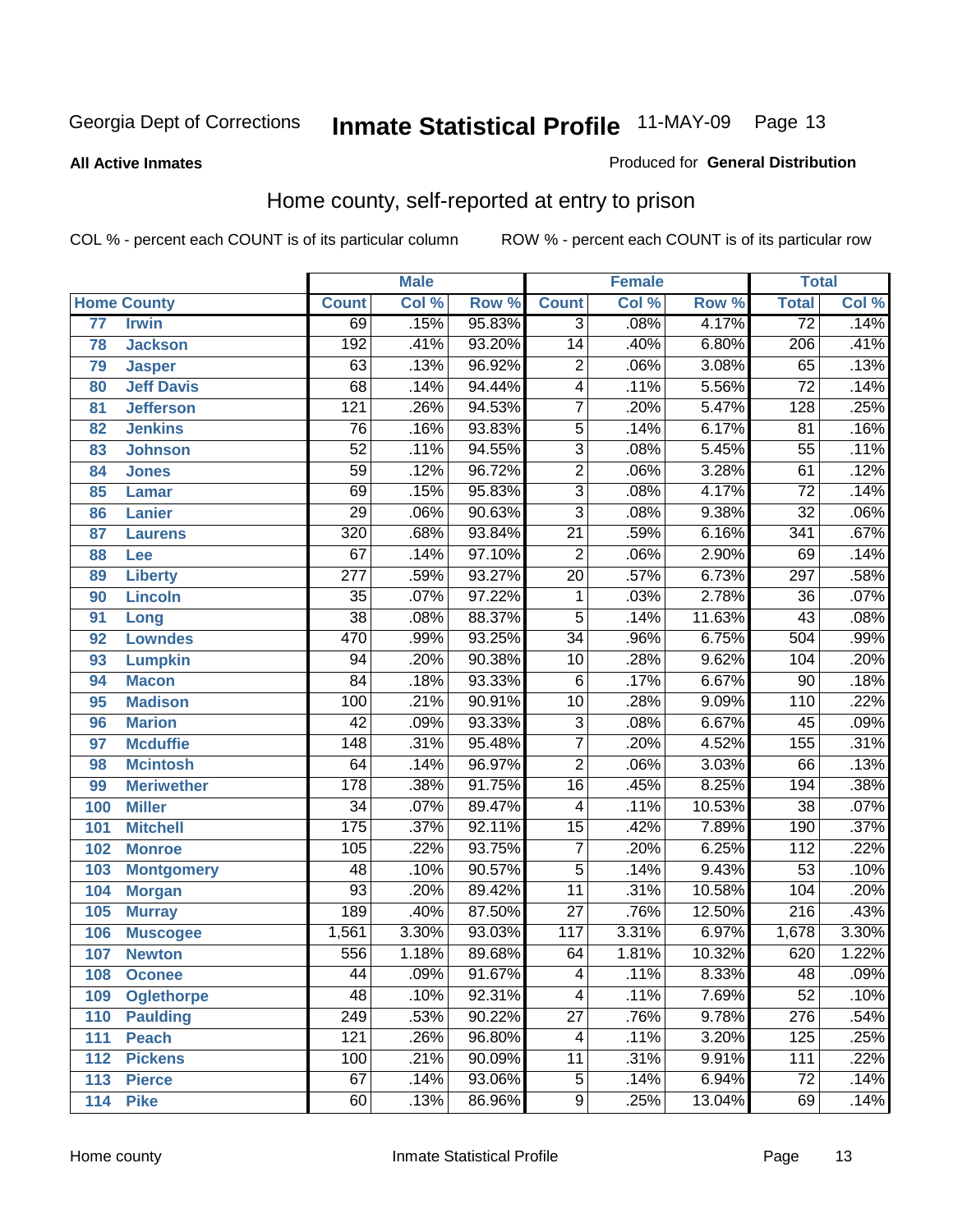Georgia Dept of Corrections **Inmate Statistical Profile** 11-MAY-09 Page 13

**All Active Inmates**

Produced for **General Distribution**

## Home county, self-reported at entry to prison

COL % - percent each COUNT is of its particular column ROW % - percent each COUNT is of its particular row

| | | Male | | | Female | | | Total | |
|---|---|---|---|---|---|---|---|---|---|
| **Home County** | | **Count** | **Col %** | **Row %** | **Count** | **Col %** | **Row %** | **Total** | **Col %** |
| 77 | Irwin | 69 | .15% | 95.83% | 3 | .08% | 4.17% | 72 | .14% |
| 78 | Jackson | 192 | .41% | 93.20% | 14 | .40% | 6.80% | 206 | .41% |
| 79 | Jasper | 63 | .13% | 96.92% | 2 | .06% | 3.08% | 65 | .13% |
| 80 | Jeff Davis | 68 | .14% | 94.44% | 4 | .11% | 5.56% | 72 | .14% |
| 81 | Jefferson | 121 | .26% | 94.53% | 7 | .20% | 5.47% | 128 | .25% |
| 82 | Jenkins | 76 | .16% | 93.83% | 5 | .14% | 6.17% | 81 | .16% |
| 83 | Johnson | 52 | .11% | 94.55% | 3 | .08% | 5.45% | 55 | .11% |
| 84 | Jones | 59 | .12% | 96.72% | 2 | .06% | 3.28% | 61 | .12% |
| 85 | Lamar | 69 | .15% | 95.83% | 3 | .08% | 4.17% | 72 | .14% |
| 86 | Lanier | 29 | .06% | 90.63% | 3 | .08% | 9.38% | 32 | .06% |
| 87 | Laurens | 320 | .68% | 93.84% | 21 | .59% | 6.16% | 341 | .67% |
| 88 | Lee | 67 | .14% | 97.10% | 2 | .06% | 2.90% | 69 | .14% |
| 89 | Liberty | 277 | .59% | 93.27% | 20 | .57% | 6.73% | 297 | .58% |
| 90 | Lincoln | 35 | .07% | 97.22% | 1 | .03% | 2.78% | 36 | .07% |
| 91 | Long | 38 | .08% | 88.37% | 5 | .14% | 11.63% | 43 | .08% |
| 92 | Lowndes | 470 | .99% | 93.25% | 34 | .96% | 6.75% | 504 | .99% |
| 93 | Lumpkin | 94 | .20% | 90.38% | 10 | .28% | 9.62% | 104 | .20% |
| 94 | Macon | 84 | .18% | 93.33% | 6 | .17% | 6.67% | 90 | .18% |
| 95 | Madison | 100 | .21% | 90.91% | 10 | .28% | 9.09% | 110 | .22% |
| 96 | Marion | 42 | .09% | 93.33% | 3 | .08% | 6.67% | 45 | .09% |
| 97 | Mcduffie | 148 | .31% | 95.48% | 7 | .20% | 4.52% | 155 | .31% |
| 98 | Mcintosh | 64 | .14% | 96.97% | 2 | .06% | 3.03% | 66 | .13% |
| 99 | Meriwether | 178 | .38% | 91.75% | 16 | .45% | 8.25% | 194 | .38% |
| 100 | Miller | 34 | .07% | 89.47% | 4 | .11% | 10.53% | 38 | .07% |
| 101 | Mitchell | 175 | .37% | 92.11% | 15 | .42% | 7.89% | 190 | .37% |
| 102 | Monroe | 105 | .22% | 93.75% | 7 | .20% | 6.25% | 112 | .22% |
| 103 | Montgomery | 48 | .10% | 90.57% | 5 | .14% | 9.43% | 53 | .10% |
| 104 | Morgan | 93 | .20% | 89.42% | 11 | .31% | 10.58% | 104 | .20% |
| 105 | Murray | 189 | .40% | 87.50% | 27 | .76% | 12.50% | 216 | .43% |
| 106 | Muscogee | 1,561 | 3.30% | 93.03% | 117 | 3.31% | 6.97% | 1,678 | 3.30% |
| 107 | Newton | 556 | 1.18% | 89.68% | 64 | 1.81% | 10.32% | 620 | 1.22% |
| 108 | Oconee | 44 | .09% | 91.67% | 4 | .11% | 8.33% | 48 | .09% |
| 109 | Oglethorpe | 48 | .10% | 92.31% | 4 | .11% | 7.69% | 52 | .10% |
| 110 | Paulding | 249 | .53% | 90.22% | 27 | .76% | 9.78% | 276 | .54% |
| 111 | Peach | 121 | .26% | 96.80% | 4 | .11% | 3.20% | 125 | .25% |
| 112 | Pickens | 100 | .21% | 90.09% | 11 | .31% | 9.91% | 111 | .22% |
| 113 | Pierce | 67 | .14% | 93.06% | 5 | .14% | 6.94% | 72 | .14% |
| 114 | Pike | 60 | .13% | 86.96% | 9 | .25% | 13.04% | 69 | .14% |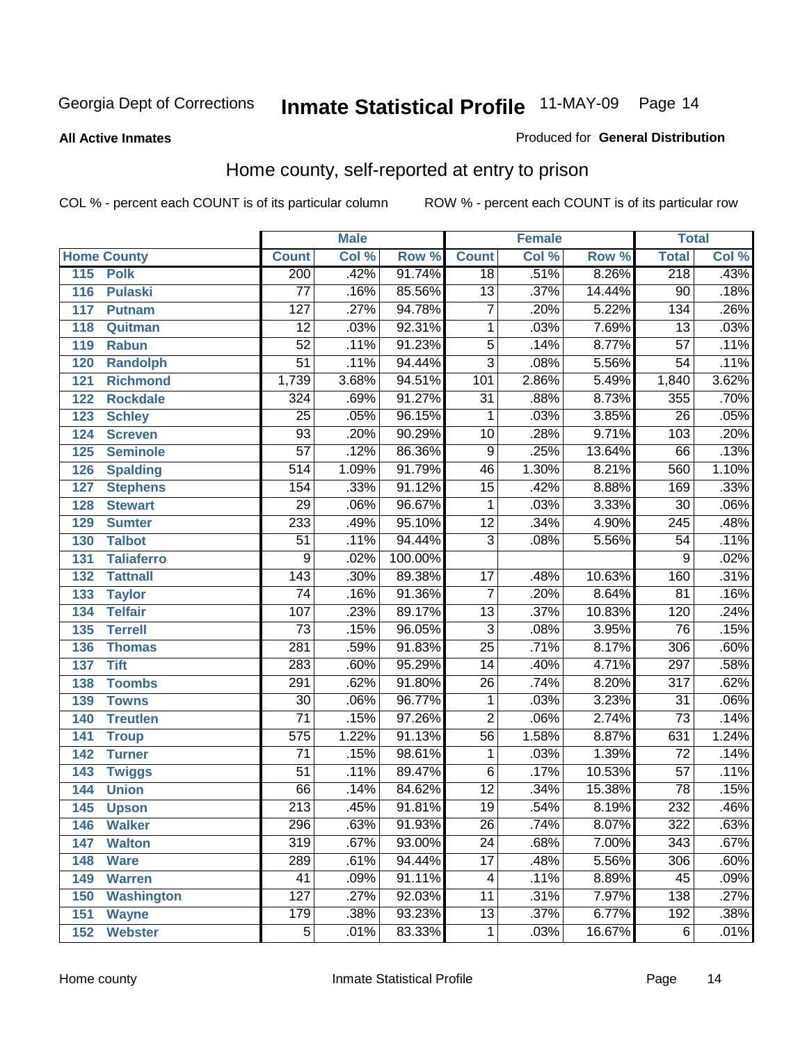Georgia Dept of Corrections **Inmate Statistical Profile** 11-MAY-09

**All Active Inmates**

Produced for **General Distribution**

## Home county, self-reported at entry to prison

COL % - percent each COUNT is of its particular column ROW % - percent each COUNT is of its particular row

| | | Male | | | Female | | | Total | |
|---|---|---|---|---|---|---|---|---|---|
| Home County | | Count | Col % | Row % | Count | Col % | Row % | Total | Col % |
| 115 | Polk | 200 | .42% | 91.74% | 18 | .51% | 8.26% | 218 | .43% |
| 116 | Pulaski | 77 | .16% | 85.56% | 13 | .37% | 14.44% | 90 | .18% |
| 117 | Putnam | 127 | .27% | 94.78% | 7 | .20% | 5.22% | 134 | .26% |
| 118 | Quitman | 12 | .03% | 92.31% | 1 | .03% | 7.69% | 13 | .03% |
| 119 | Rabun | 52 | .11% | 91.23% | 5 | .14% | 8.77% | 57 | .11% |
| 120 | Randolph | 51 | .11% | 94.44% | 3 | .08% | 5.56% | 54 | .11% |
| 121 | Richmond | 1,739 | 3.68% | 94.51% | 101 | 2.86% | 5.49% | 1,840 | 3.62% |
| 122 | Rockdale | 324 | .69% | 91.27% | 31 | .88% | 8.73% | 355 | .70% |
| 123 | Schley | 25 | .05% | 96.15% | 1 | .03% | 3.85% | 26 | .05% |
| 124 | Screven | 93 | .20% | 90.29% | 10 | .28% | 9.71% | 103 | .20% |
| 125 | Seminole | 57 | .12% | 86.36% | 9 | .25% | 13.64% | 66 | .13% |
| 126 | Spalding | 514 | 1.09% | 91.79% | 46 | 1.30% | 8.21% | 560 | 1.10% |
| 127 | Stephens | 154 | .33% | 91.12% | 15 | .42% | 8.88% | 169 | .33% |
| 128 | Stewart | 29 | .06% | 96.67% | 1 | .03% | 3.33% | 30 | .06% |
| 129 | Sumter | 233 | .49% | 95.10% | 12 | .34% | 4.90% | 245 | .48% |
| 130 | Talbot | 51 | .11% | 94.44% | 3 | .08% | 5.56% | 54 | .11% |
| 131 | Taliaferro | 9 | .02% | 100.00% | | | | 9 | .02% |
| 132 | Tattnall | 143 | .30% | 89.38% | 17 | .48% | 10.63% | 160 | .31% |
| 133 | Taylor | 74 | .16% | 91.36% | 7 | .20% | 8.64% | 81 | .16% |
| 134 | Telfair | 107 | .23% | 89.17% | 13 | .37% | 10.83% | 120 | .24% |
| 135 | Terrell | 73 | .15% | 96.05% | 3 | .08% | 3.95% | 76 | .15% |
| 136 | Thomas | 281 | .59% | 91.83% | 25 | .71% | 8.17% | 306 | .60% |
| 137 | Tift | 283 | .60% | 95.29% | 14 | .40% | 4.71% | 297 | .58% |
| 138 | Toombs | 291 | .62% | 91.80% | 26 | .74% | 8.20% | 317 | .62% |
| 139 | Towns | 30 | .06% | 96.77% | 1 | .03% | 3.23% | 31 | .06% |
| 140 | Treutlen | 71 | .15% | 97.26% | 2 | .06% | 2.74% | 73 | .14% |
| 141 | Troup | 575 | 1.22% | 91.13% | 56 | 1.58% | 8.87% | 631 | 1.24% |
| 142 | Turner | 71 | .15% | 98.61% | 1 | .03% | 1.39% | 72 | .14% |
| 143 | Twiggs | 51 | .11% | 89.47% | 6 | .17% | 10.53% | 57 | .11% |
| 144 | Union | 66 | .14% | 84.62% | 12 | .34% | 15.38% | 78 | .15% |
| 145 | Upson | 213 | .45% | 91.81% | 19 | .54% | 8.19% | 232 | .46% |
| 146 | Walker | 296 | .63% | 91.93% | 26 | .74% | 8.07% | 322 | .63% |
| 147 | Walton | 319 | .67% | 93.00% | 24 | .68% | 7.00% | 343 | .67% |
| 148 | Ware | 289 | .61% | 94.44% | 17 | .48% | 5.56% | 306 | .60% |
| 149 | Warren | 41 | .09% | 91.11% | 4 | .11% | 8.89% | 45 | .09% |
| 150 | Washington | 127 | .27% | 92.03% | 11 | .31% | 7.97% | 138 | .27% |
| 151 | Wayne | 179 | .38% | 93.23% | 13 | .37% | 6.77% | 192 | .38% |
| 152 | Webster | 5 | .01% | 83.33% | 1 | .03% | 16.67% | 6 | .01% |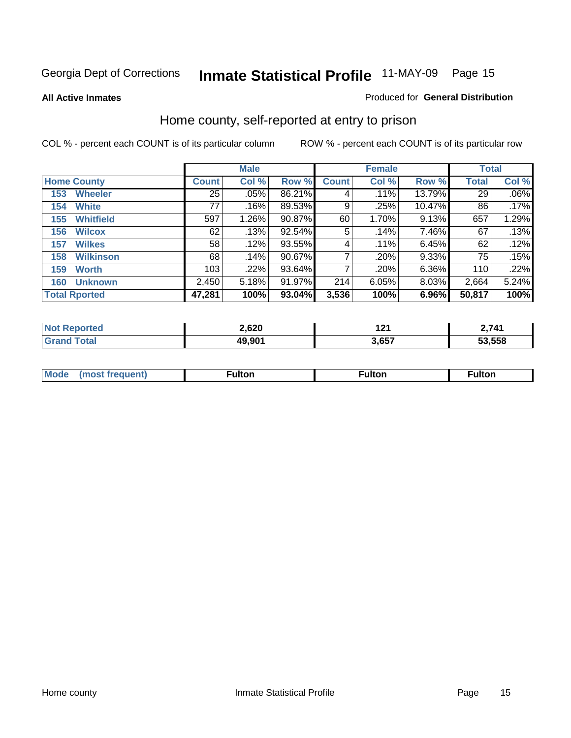Georgia Dept of Corrections **Inmate Statistical Profile** 11-MAY-09

**All Active Inmates**

Produced for **General Distribution**

## Home county, self-reported at entry to prison

COL % - percent each COUNT is of its particular column

ROW % - percent each COUNT is of its particular row

| | Male | | | Female | | | Total | |
|---|---|---|---|---|---|---|---|---|
| **Home County** | **Count** | **Col %** | **Row %** | **Count** | **Col %** | **Row %** | **Total** | **Col %** |
| 153 Wheeler | 25 | .05% | 86.21% | 4 | .11% | 13.79% | 29 | .06% |
| 154 White | 77 | .16% | 89.53% | 9 | .25% | 10.47% | 86 | .17% |
| 155 Whitfield | 597 | 1.26% | 90.87% | 60 | 1.70% | 9.13% | 657 | 1.29% |
| 156 Wilcox | 62 | .13% | 92.54% | 5 | .14% | 7.46% | 67 | .13% |
| 157 Wilkes | 58 | .12% | 93.55% | 4 | .11% | 6.45% | 62 | .12% |
| 158 Wilkinson | 68 | .14% | 90.67% | 7 | .20% | 9.33% | 75 | .15% |
| 159 Worth | 103 | .22% | 93.64% | 7 | .20% | 6.36% | 110 | .22% |
| 160 Unknown | 2,450 | 5.18% | 91.97% | 214 | 6.05% | 8.03% | 2,664 | 5.24% |
| **Total Rported** | **47,281** | **100%** | **93.04%** | **3,536** | **100%** | **6.96%** | **50,817** | **100%** |

| | Male | Female | Total |
|---|---|---|---|
| **Not Reported** | **2,620** | **121** | **2,741** |
| **Grand Total** | **49,901** | **3,657** | **53,558** |

| | Male | Female | Total |
|---|---|---|---|
| **Mode (most frequent)** | **Fulton** | **Fulton** | **Fulton** |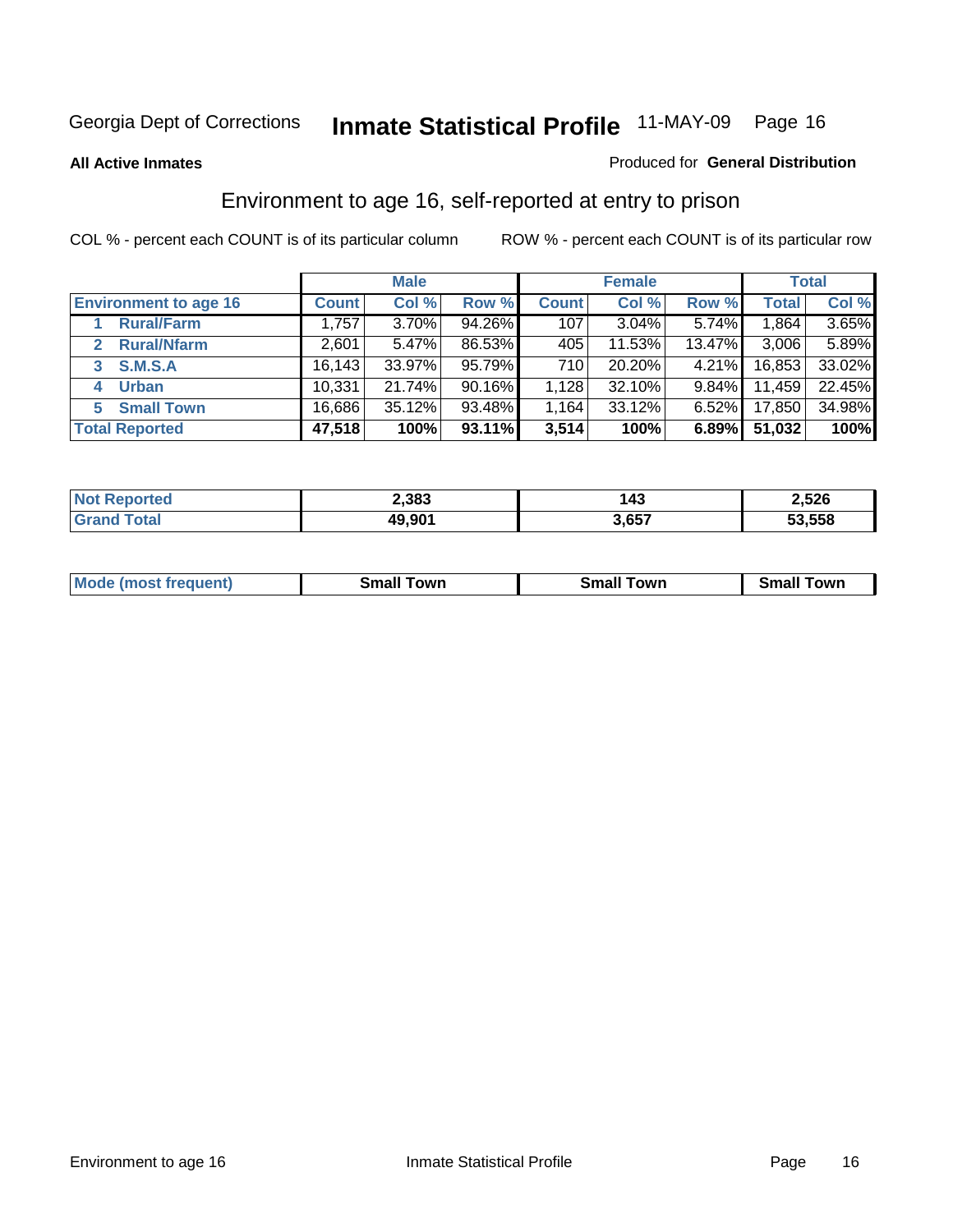Georgia Dept of Corrections **Inmate Statistical Profile** 11-MAY-09 Page 16

**All Active Inmates**

Produced for **General Distribution**

## Environment to age 16, self-reported at entry to prison

COL % - percent each COUNT is of its particular column

ROW % - percent each COUNT is of its particular row

| | Male | | | Female | | | Total | |
|---|---|---|---|---|---|---|---|---|
| **Environment to age 16** | **Count** | **Col %** | **Row %** | **Count** | **Col %** | **Row %** | **Total** | **Col %** |
| 1 **Rural/Farm** | 1,757 | 3.70% | 94.26% | 107 | 3.04% | 5.74% | 1,864 | 3.65% |
| 2 **Rural/Nfarm** | 2,601 | 5.47% | 86.53% | 405 | 11.53% | 13.47% | 3,006 | 5.89% |
| 3 **S.M.S.A** | 16,143 | 33.97% | 95.79% | 710 | 20.20% | 4.21% | 16,853 | 33.02% |
| 4 **Urban** | 10,331 | 21.74% | 90.16% | 1,128 | 32.10% | 9.84% | 11,459 | 22.45% |
| 5 **Small Town** | 16,686 | 35.12% | 93.48% | 1,164 | 33.12% | 6.52% | 17,850 | 34.98% |
| **Total Reported** | **47,518** | **100%** | **93.11%** | **3,514** | **100%** | **6.89%** | **51,032** | **100%** |

| | Male | Female | Total |
|---|---|---|---|
| **Not Reported** | **2,383** | **143** | **2,526** |
| **Grand Total** | **49,901** | **3,657** | **53,558** |

| | Male | Female | Total |
|---|---|---|---|
| **Mode (most frequent)** | **Small Town** | **Small Town** | **Small Town** |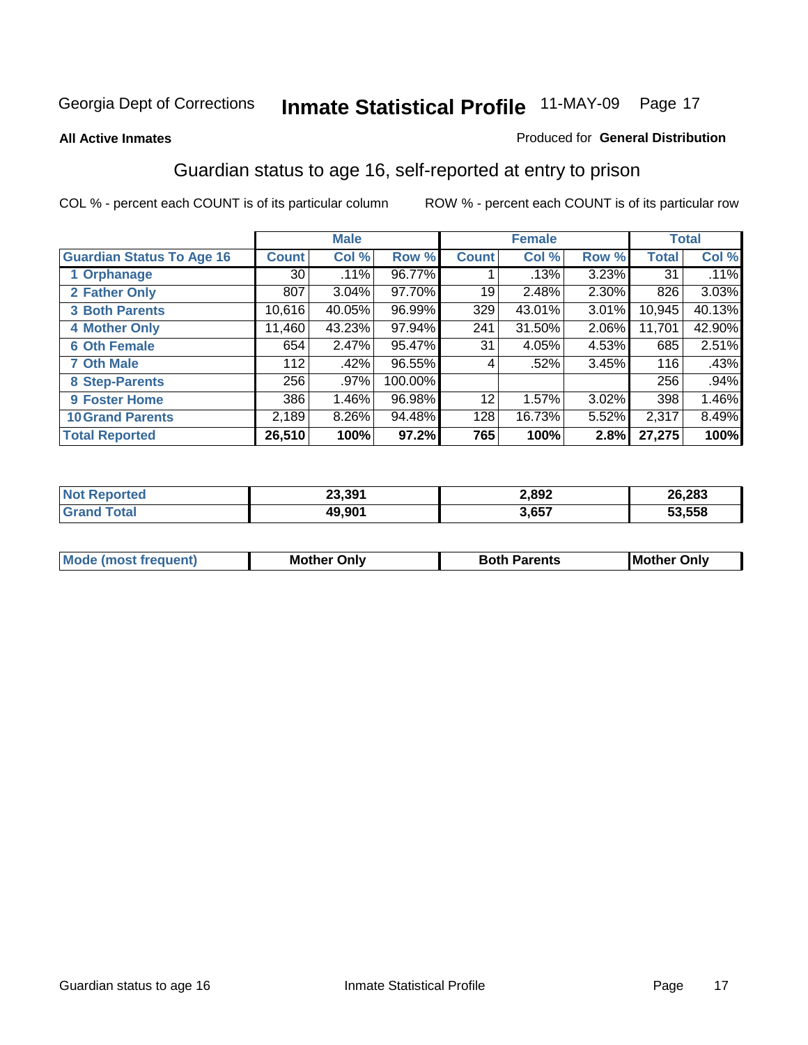Georgia Dept of Corrections **Inmate Statistical Profile** 11-MAY-09

**All Active Inmates**

Produced for **General Distribution**

## Guardian status to age 16, self-reported at entry to prison

COL % - percent each COUNT is of its particular column

ROW % - percent each COUNT is of its particular row

| | Male | | | Female | | | Total | |
|---|---|---|---|---|---|---|---|---|
| **Guardian Status To Age 16** | **Count** | **Col %** | **Row %** | **Count** | **Col %** | **Row %** | **Total** | **Col %** |
| 1 Orphanage | 30 | .11% | 96.77% | 1 | .13% | 3.23% | 31 | .11% |
| 2 Father Only | 807 | 3.04% | 97.70% | 19 | 2.48% | 2.30% | 826 | 3.03% |
| 3 Both Parents | 10,616 | 40.05% | 96.99% | 329 | 43.01% | 3.01% | 10,945 | 40.13% |
| 4 Mother Only | 11,460 | 43.23% | 97.94% | 241 | 31.50% | 2.06% | 11,701 | 42.90% |
| 6 Oth Female | 654 | 2.47% | 95.47% | 31 | 4.05% | 4.53% | 685 | 2.51% |
| 7 Oth Male | 112 | .42% | 96.55% | 4 | .52% | 3.45% | 116 | .43% |
| 8 Step-Parents | 256 | .97% | 100.00% | | | | 256 | .94% |
| 9 Foster Home | 386 | 1.46% | 96.98% | 12 | 1.57% | 3.02% | 398 | 1.46% |
| 10 Grand Parents | 2,189 | 8.26% | 94.48% | 128 | 16.73% | 5.52% | 2,317 | 8.49% |
| **Total Reported** | **26,510** | **100%** | **97.2%** | **765** | **100%** | **2.8%** | **27,275** | **100%** |

| | Male | Female | Total |
|---|---|---|---|
| **Not Reported** | **23,391** | **2,892** | **26,283** |
| **Grand Total** | **49,901** | **3,657** | **53,558** |

| | Male | Female | Total |
|---|---|---|---|
| **Mode (most frequent)** | **Mother Only** | **Both Parents** | **Mother Only** |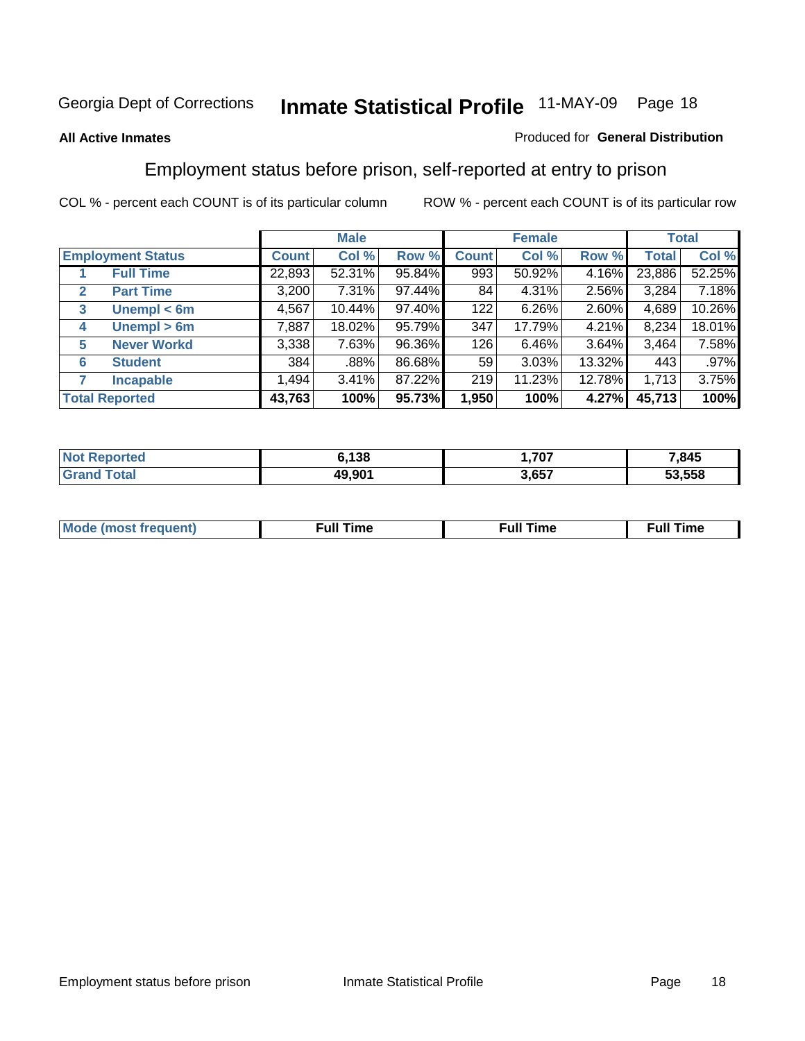Georgia Dept of Corrections **Inmate Statistical Profile** 11-MAY-09

**All Active Inmates**

Produced for **General Distribution**

## Employment status before prison, self-reported at entry to prison

COL % - percent each COUNT is of its particular column

ROW % - percent each COUNT is of its particular row

| | | Male | | | Female | | | Total | |
|---|---|---|---|---|---|---|---|---|---|
| **Employment Status** | | **Count** | **Col %** | **Row %** | **Count** | **Col %** | **Row %** | **Total** | **Col %** |
| 1 | Full Time | 22,893 | 52.31% | 95.84% | 993 | 50.92% | 4.16% | 23,886 | 52.25% |
| 2 | Part Time | 3,200 | 7.31% | 97.44% | 84 | 4.31% | 2.56% | 3,284 | 7.18% |
| 3 | Unempl < 6m | 4,567 | 10.44% | 97.40% | 122 | 6.26% | 2.60% | 4,689 | 10.26% |
| 4 | Unempl > 6m | 7,887 | 18.02% | 95.79% | 347 | 17.79% | 4.21% | 8,234 | 18.01% |
| 5 | Never Workd | 3,338 | 7.63% | 96.36% | 126 | 6.46% | 3.64% | 3,464 | 7.58% |
| 6 | Student | 384 | .88% | 86.68% | 59 | 3.03% | 13.32% | 443 | .97% |
| 7 | Incapable | 1,494 | 3.41% | 87.22% | 219 | 11.23% | 12.78% | 1,713 | 3.75% |
| **Total Reported** | | **43,763** | **100%** | **95.73%** | **1,950** | **100%** | **4.27%** | **45,713** | **100%** |

| | | | |
|---|---|---|---|
| Not Reported | 6,138 | 1,707 | 7,845 |
| Grand Total | 49,901 | 3,657 | 53,558 |

| | | | |
|---|---|---|---|
| Mode (most frequent) | Full Time | Full Time | Full Time |

Employment status before prison    Inmate Statistical Profile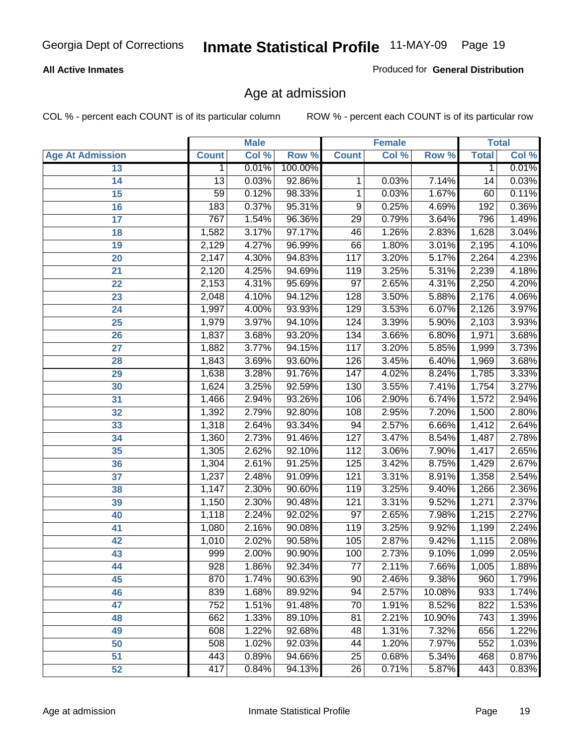**All Active Inmates**

Produced for **General Distribution**

## Age at admission

COL % - percent each COUNT is of its particular column

ROW % - percent each COUNT is of its particular row

| | Male | | | Female | | | Total | |
|---|---|---|---|---|---|---|---|---|
| **Age At Admission** | **Count** | **Col %** | **Row %** | **Count** | **Col %** | **Row %** | **Total** | **Col %** |
| 13 | 1 | 0.01% | 100.00% | | | | 1 | 0.01% |
| 14 | 13 | 0.03% | 92.86% | 1 | 0.03% | 7.14% | 14 | 0.03% |
| 15 | 59 | 0.12% | 98.33% | 1 | 0.03% | 1.67% | 60 | 0.11% |
| 16 | 183 | 0.37% | 95.31% | 9 | 0.25% | 4.69% | 192 | 0.36% |
| 17 | 767 | 1.54% | 96.36% | 29 | 0.79% | 3.64% | 796 | 1.49% |
| 18 | 1,582 | 3.17% | 97.17% | 46 | 1.26% | 2.83% | 1,628 | 3.04% |
| 19 | 2,129 | 4.27% | 96.99% | 66 | 1.80% | 3.01% | 2,195 | 4.10% |
| 20 | 2,147 | 4.30% | 94.83% | 117 | 3.20% | 5.17% | 2,264 | 4.23% |
| 21 | 2,120 | 4.25% | 94.69% | 119 | 3.25% | 5.31% | 2,239 | 4.18% |
| 22 | 2,153 | 4.31% | 95.69% | 97 | 2.65% | 4.31% | 2,250 | 4.20% |
| 23 | 2,048 | 4.10% | 94.12% | 128 | 3.50% | 5.88% | 2,176 | 4.06% |
| 24 | 1,997 | 4.00% | 93.93% | 129 | 3.53% | 6.07% | 2,126 | 3.97% |
| 25 | 1,979 | 3.97% | 94.10% | 124 | 3.39% | 5.90% | 2,103 | 3.93% |
| 26 | 1,837 | 3.68% | 93.20% | 134 | 3.66% | 6.80% | 1,971 | 3.68% |
| 27 | 1,882 | 3.77% | 94.15% | 117 | 3.20% | 5.85% | 1,999 | 3.73% |
| 28 | 1,843 | 3.69% | 93.60% | 126 | 3.45% | 6.40% | 1,969 | 3.68% |
| 29 | 1,638 | 3.28% | 91.76% | 147 | 4.02% | 8.24% | 1,785 | 3.33% |
| 30 | 1,624 | 3.25% | 92.59% | 130 | 3.55% | 7.41% | 1,754 | 3.27% |
| 31 | 1,466 | 2.94% | 93.26% | 106 | 2.90% | 6.74% | 1,572 | 2.94% |
| 32 | 1,392 | 2.79% | 92.80% | 108 | 2.95% | 7.20% | 1,500 | 2.80% |
| 33 | 1,318 | 2.64% | 93.34% | 94 | 2.57% | 6.66% | 1,412 | 2.64% |
| 34 | 1,360 | 2.73% | 91.46% | 127 | 3.47% | 8.54% | 1,487 | 2.78% |
| 35 | 1,305 | 2.62% | 92.10% | 112 | 3.06% | 7.90% | 1,417 | 2.65% |
| 36 | 1,304 | 2.61% | 91.25% | 125 | 3.42% | 8.75% | 1,429 | 2.67% |
| 37 | 1,237 | 2.48% | 91.09% | 121 | 3.31% | 8.91% | 1,358 | 2.54% |
| 38 | 1,147 | 2.30% | 90.60% | 119 | 3.25% | 9.40% | 1,266 | 2.36% |
| 39 | 1,150 | 2.30% | 90.48% | 121 | 3.31% | 9.52% | 1,271 | 2.37% |
| 40 | 1,118 | 2.24% | 92.02% | 97 | 2.65% | 7.98% | 1,215 | 2.27% |
| 41 | 1,080 | 2.16% | 90.08% | 119 | 3.25% | 9.92% | 1,199 | 2.24% |
| 42 | 1,010 | 2.02% | 90.58% | 105 | 2.87% | 9.42% | 1,115 | 2.08% |
| 43 | 999 | 2.00% | 90.90% | 100 | 2.73% | 9.10% | 1,099 | 2.05% |
| 44 | 928 | 1.86% | 92.34% | 77 | 2.11% | 7.66% | 1,005 | 1.88% |
| 45 | 870 | 1.74% | 90.63% | 90 | 2.46% | 9.38% | 960 | 1.79% |
| 46 | 839 | 1.68% | 89.92% | 94 | 2.57% | 10.08% | 933 | 1.74% |
| 47 | 752 | 1.51% | 91.48% | 70 | 1.91% | 8.52% | 822 | 1.53% |
| 48 | 662 | 1.33% | 89.10% | 81 | 2.21% | 10.90% | 743 | 1.39% |
| 49 | 608 | 1.22% | 92.68% | 48 | 1.31% | 7.32% | 656 | 1.22% |
| 50 | 508 | 1.02% | 92.03% | 44 | 1.20% | 7.97% | 552 | 1.03% |
| 51 | 443 | 0.89% | 94.66% | 25 | 0.68% | 5.34% | 468 | 0.87% |
| 52 | 417 | 0.84% | 94.13% | 26 | 0.71% | 5.87% | 443 | 0.83% |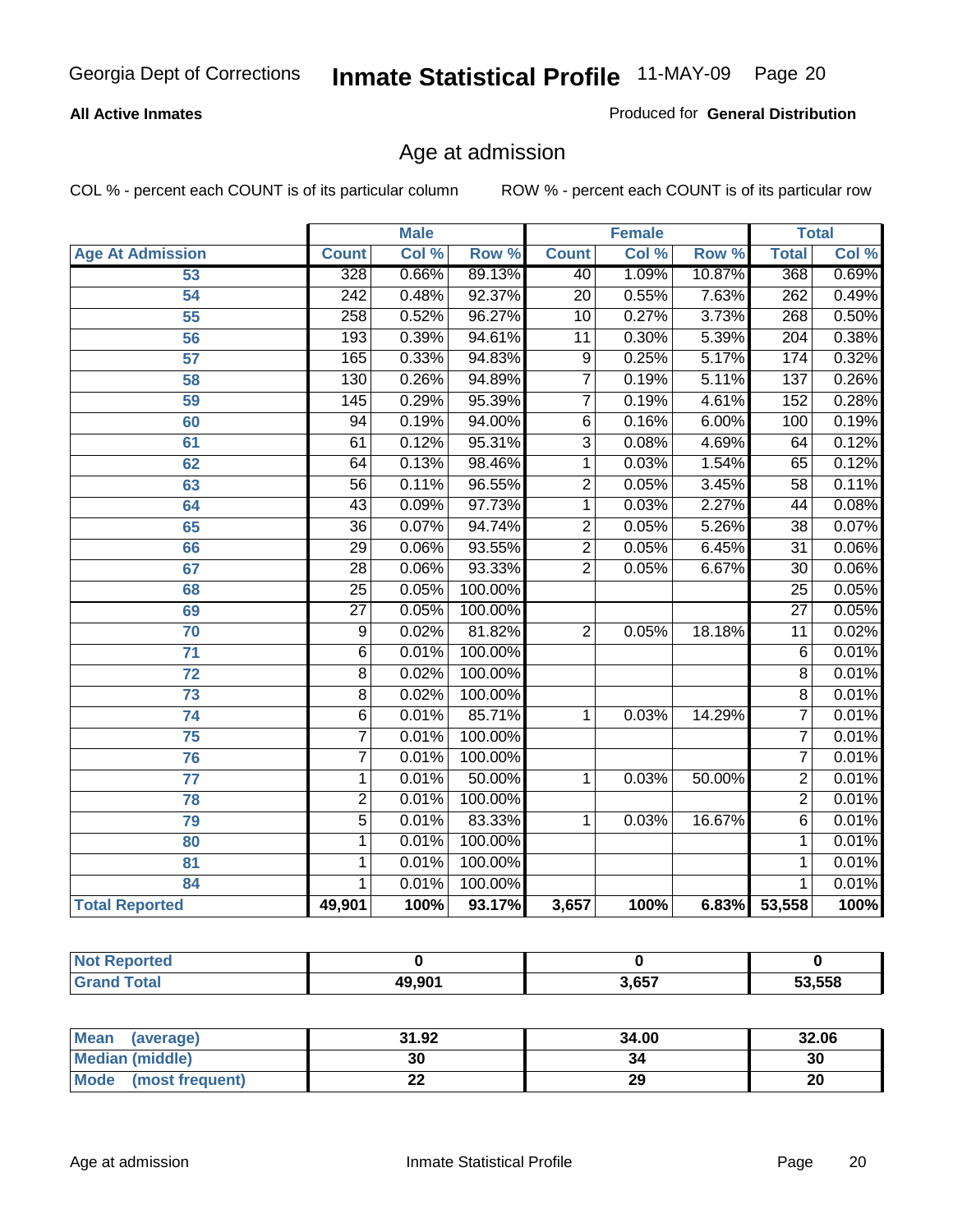Georgia Dept of Corrections **Inmate Statistical Profile** 11-MAY-09

**All Active Inmates**

Produced for **General Distribution**

## Age at admission

COL % - percent each COUNT is of its particular column

ROW % - percent each COUNT is of its particular row

| | Male | | | Female | | | Total | |
|---|---|---|---|---|---|---|---|---|
| **Age At Admission** | **Count** | **Col %** | **Row %** | **Count** | **Col %** | **Row %** | **Total** | **Col %** |
| 53 | 328 | 0.66% | 89.13% | 40 | 1.09% | 10.87% | 368 | 0.69% |
| 54 | 242 | 0.48% | 92.37% | 20 | 0.55% | 7.63% | 262 | 0.49% |
| 55 | 258 | 0.52% | 96.27% | 10 | 0.27% | 3.73% | 268 | 0.50% |
| 56 | 193 | 0.39% | 94.61% | 11 | 0.30% | 5.39% | 204 | 0.38% |
| 57 | 165 | 0.33% | 94.83% | 9 | 0.25% | 5.17% | 174 | 0.32% |
| 58 | 130 | 0.26% | 94.89% | 7 | 0.19% | 5.11% | 137 | 0.26% |
| 59 | 145 | 0.29% | 95.39% | 7 | 0.19% | 4.61% | 152 | 0.28% |
| 60 | 94 | 0.19% | 94.00% | 6 | 0.16% | 6.00% | 100 | 0.19% |
| 61 | 61 | 0.12% | 95.31% | 3 | 0.08% | 4.69% | 64 | 0.12% |
| 62 | 64 | 0.13% | 98.46% | 1 | 0.03% | 1.54% | 65 | 0.12% |
| 63 | 56 | 0.11% | 96.55% | 2 | 0.05% | 3.45% | 58 | 0.11% |
| 64 | 43 | 0.09% | 97.73% | 1 | 0.03% | 2.27% | 44 | 0.08% |
| 65 | 36 | 0.07% | 94.74% | 2 | 0.05% | 5.26% | 38 | 0.07% |
| 66 | 29 | 0.06% | 93.55% | 2 | 0.05% | 6.45% | 31 | 0.06% |
| 67 | 28 | 0.06% | 93.33% | 2 | 0.05% | 6.67% | 30 | 0.06% |
| 68 | 25 | 0.05% | 100.00% | | | | 25 | 0.05% |
| 69 | 27 | 0.05% | 100.00% | | | | 27 | 0.05% |
| 70 | 9 | 0.02% | 81.82% | 2 | 0.05% | 18.18% | 11 | 0.02% |
| 71 | 6 | 0.01% | 100.00% | | | | 6 | 0.01% |
| 72 | 8 | 0.02% | 100.00% | | | | 8 | 0.01% |
| 73 | 8 | 0.02% | 100.00% | | | | 8 | 0.01% |
| 74 | 6 | 0.01% | 85.71% | 1 | 0.03% | 14.29% | 7 | 0.01% |
| 75 | 7 | 0.01% | 100.00% | | | | 7 | 0.01% |
| 76 | 7 | 0.01% | 100.00% | | | | 7 | 0.01% |
| 77 | 1 | 0.01% | 50.00% | 1 | 0.03% | 50.00% | 2 | 0.01% |
| 78 | 2 | 0.01% | 100.00% | | | | 2 | 0.01% |
| 79 | 5 | 0.01% | 83.33% | 1 | 0.03% | 16.67% | 6 | 0.01% |
| 80 | 1 | 0.01% | 100.00% | | | | 1 | 0.01% |
| 81 | 1 | 0.01% | 100.00% | | | | 1 | 0.01% |
| 84 | 1 | 0.01% | 100.00% | | | | 1 | 0.01% |
| **Total Reported** | **49,901** | **100%** | **93.17%** | **3,657** | **100%** | **6.83%** | **53,558** | **100%** |

| | Male | Female | Total |
|---|---|---|---|
| **Not Reported** | **0** | **0** | **0** |
| **Grand Total** | **49,901** | **3,657** | **53,558** |

| | Male | Female | Total |
|---|---|---|---|
| **Mean (average)** | **31.92** | **34.00** | **32.06** |
| **Median (middle)** | **30** | **34** | **30** |
| **Mode (most frequent)** | **22** | **29** | **20** |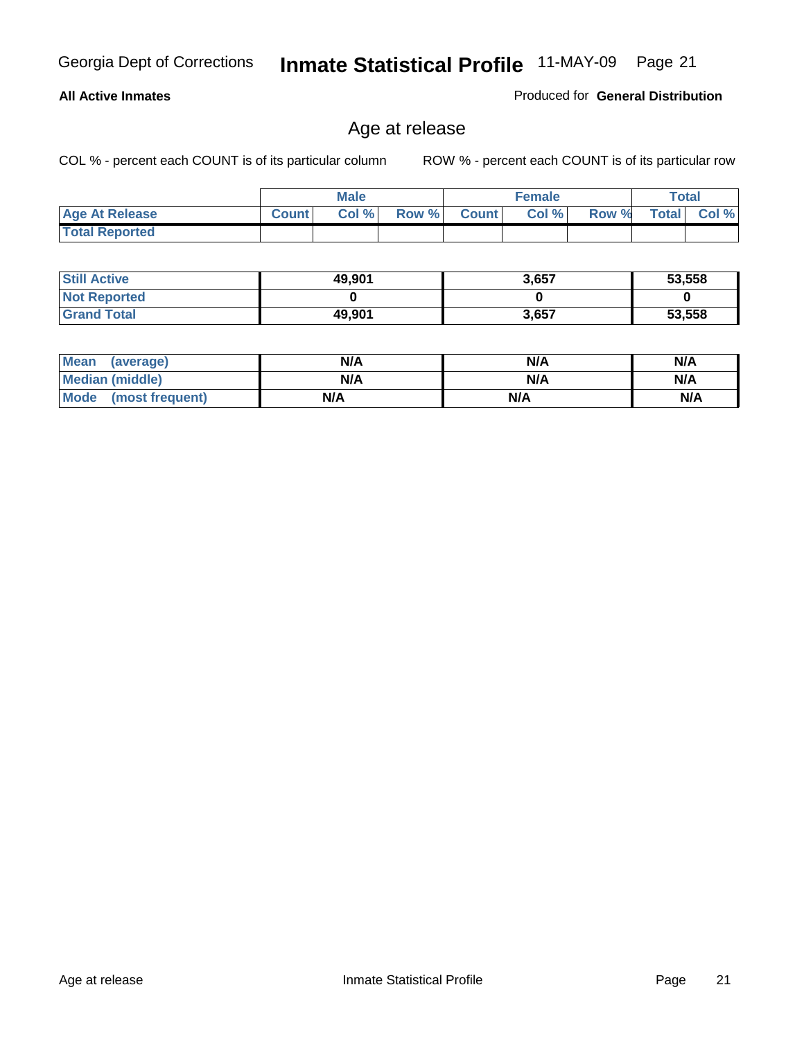Georgia Dept of Corrections **Inmate Statistical Profile** 11-MAY-09

**All Active Inmates**

Produced for **General Distribution**

## Age at release

COL % - percent each COUNT is of its particular column

ROW % - percent each COUNT is of its particular row

| | Male | | | Female | | | Total | |
|---|---|---|---|---|---|---|---|---|
| **Age At Release** | **Count** | **Col %** | **Row %** | **Count** | **Col %** | **Row %** | **Total** | **Col %** |
| **Total Reported** | | | | | | | | |

| | Male | Female | Total |
|---|---|---|---|
| **Still Active** | **49,901** | **3,657** | **53,558** |
| **Not Reported** | **0** | **0** | **0** |
| **Grand Total** | **49,901** | **3,657** | **53,558** |

| | Male | Female | Total |
|---|---|---|---|
| **Mean (average)** | **N/A** | **N/A** | **N/A** |
| **Median (middle)** | **N/A** | **N/A** | **N/A** |
| **Mode (most frequent)** | **N/A** | **N/A** | **N/A** |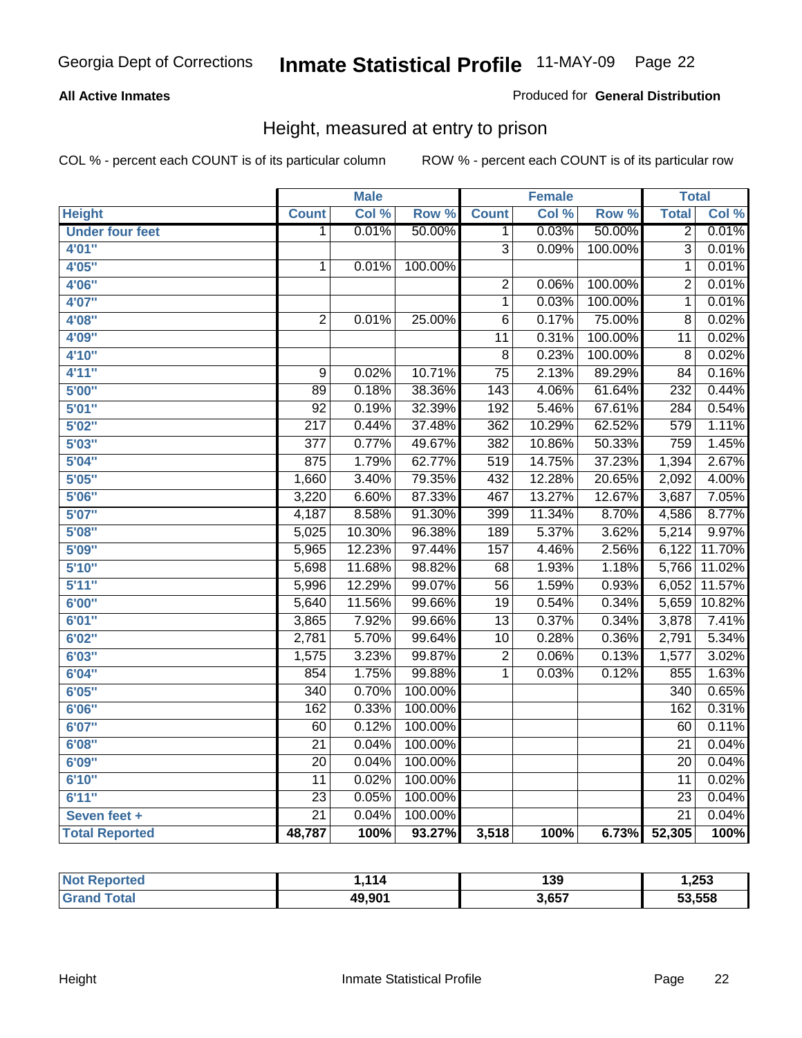Georgia Dept of Corrections **Inmate Statistical Profile** 11-MAY-09

**All Active Inmates**

Produced for **General Distribution**

## Height, measured at entry to prison

COL % - percent each COUNT is of its particular column

ROW % - percent each COUNT is of its particular row

| | Male | | | Female | | | Total | |
|---|---|---|---|---|---|---|---|---|
| **Height** | **Count** | **Col %** | **Row %** | **Count** | **Col %** | **Row %** | **Total** | **Col %** |
| **Under four feet** | 1 | 0.01% | 50.00% | 1 | 0.03% | 50.00% | 2 | 0.01% |
| **4'01"** | | | | 3 | 0.09% | 100.00% | 3 | 0.01% |
| **4'05"** | 1 | 0.01% | 100.00% | | | | 1 | 0.01% |
| **4'06"** | | | | 2 | 0.06% | 100.00% | 2 | 0.01% |
| **4'07"** | | | | 1 | 0.03% | 100.00% | 1 | 0.01% |
| **4'08"** | 2 | 0.01% | 25.00% | 6 | 0.17% | 75.00% | 8 | 0.02% |
| **4'09"** | | | | 11 | 0.31% | 100.00% | 11 | 0.02% |
| **4'10"** | | | | 8 | 0.23% | 100.00% | 8 | 0.02% |
| **4'11"** | 9 | 0.02% | 10.71% | 75 | 2.13% | 89.29% | 84 | 0.16% |
| **5'00"** | 89 | 0.18% | 38.36% | 143 | 4.06% | 61.64% | 232 | 0.44% |
| **5'01"** | 92 | 0.19% | 32.39% | 192 | 5.46% | 67.61% | 284 | 0.54% |
| **5'02"** | 217 | 0.44% | 37.48% | 362 | 10.29% | 62.52% | 579 | 1.11% |
| **5'03"** | 377 | 0.77% | 49.67% | 382 | 10.86% | 50.33% | 759 | 1.45% |
| **5'04"** | 875 | 1.79% | 62.77% | 519 | 14.75% | 37.23% | 1,394 | 2.67% |
| **5'05"** | 1,660 | 3.40% | 79.35% | 432 | 12.28% | 20.65% | 2,092 | 4.00% |
| **5'06"** | 3,220 | 6.60% | 87.33% | 467 | 13.27% | 12.67% | 3,687 | 7.05% |
| **5'07"** | 4,187 | 8.58% | 91.30% | 399 | 11.34% | 8.70% | 4,586 | 8.77% |
| **5'08"** | 5,025 | 10.30% | 96.38% | 189 | 5.37% | 3.62% | 5,214 | 9.97% |
| **5'09"** | 5,965 | 12.23% | 97.44% | 157 | 4.46% | 2.56% | 6,122 | 11.70% |
| **5'10"** | 5,698 | 11.68% | 98.82% | 68 | 1.93% | 1.18% | 5,766 | 11.02% |
| **5'11"** | 5,996 | 12.29% | 99.07% | 56 | 1.59% | 0.93% | 6,052 | 11.57% |
| **6'00"** | 5,640 | 11.56% | 99.66% | 19 | 0.54% | 0.34% | 5,659 | 10.82% |
| **6'01"** | 3,865 | 7.92% | 99.66% | 13 | 0.37% | 0.34% | 3,878 | 7.41% |
| **6'02"** | 2,781 | 5.70% | 99.64% | 10 | 0.28% | 0.36% | 2,791 | 5.34% |
| **6'03"** | 1,575 | 3.23% | 99.87% | 2 | 0.06% | 0.13% | 1,577 | 3.02% |
| **6'04"** | 854 | 1.75% | 99.88% | 1 | 0.03% | 0.12% | 855 | 1.63% |
| **6'05"** | 340 | 0.70% | 100.00% | | | | 340 | 0.65% |
| **6'06"** | 162 | 0.33% | 100.00% | | | | 162 | 0.31% |
| **6'07"** | 60 | 0.12% | 100.00% | | | | 60 | 0.11% |
| **6'08"** | 21 | 0.04% | 100.00% | | | | 21 | 0.04% |
| **6'09"** | 20 | 0.04% | 100.00% | | | | 20 | 0.04% |
| **6'10"** | 11 | 0.02% | 100.00% | | | | 11 | 0.02% |
| **6'11"** | 23 | 0.05% | 100.00% | | | | 23 | 0.04% |
| **Seven feet +** | 21 | 0.04% | 100.00% | | | | 21 | 0.04% |
| **Total Reported** | **48,787** | **100%** | **93.27%** | **3,518** | **100%** | **6.73%** | **52,305** | **100%** |

| | | | |
|---|---|---|---|
| **Not Reported** | **1,114** | **139** | **1,253** |
| **Grand Total** | **49,901** | **3,657** | **53,558** |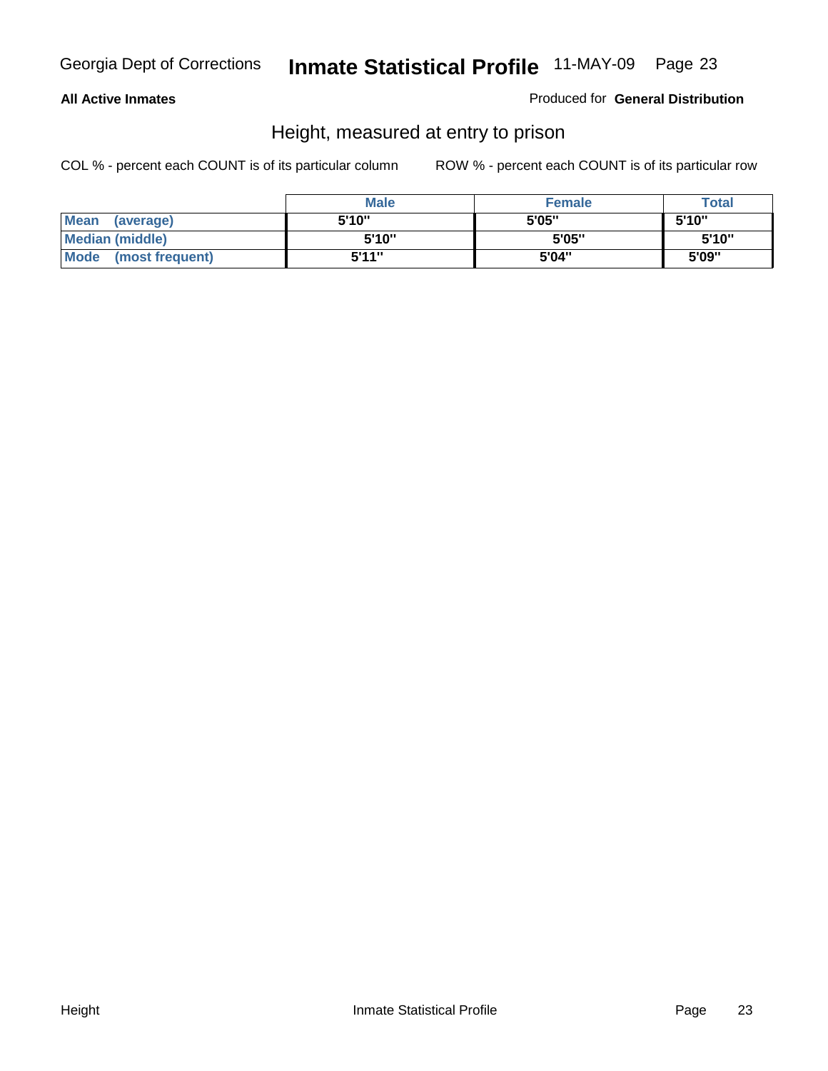**All Active Inmates**

Produced for **General Distribution**

## Height, measured at entry to prison

COL % - percent each COUNT is of its particular column

ROW % - percent each COUNT is of its particular row

| | Male | Female | Total |
|---|---|---|---|
| **Mean (average)** | 5'10" | 5'05" | 5'10" |
| **Median (middle)** | 5'10" | 5'05" | 5'10" |
| **Mode (most frequent)** | 5'11" | 5'04" | 5'09" |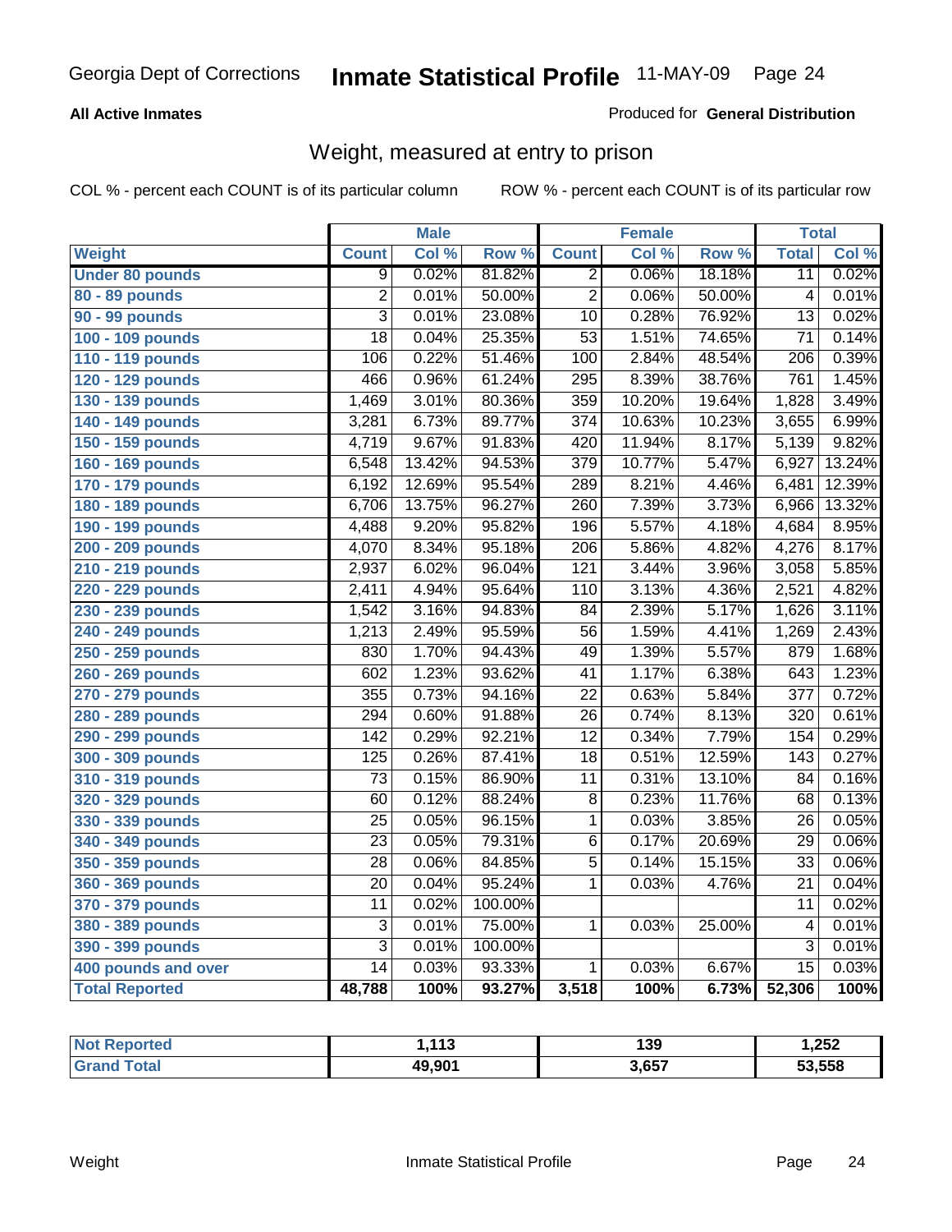Georgia Dept of Corrections **Inmate Statistical Profile** 11-MAY-09

**All Active Inmates**

Produced for **General Distribution**

## Weight, measured at entry to prison

COL % - percent each COUNT is of its particular column

ROW % - percent each COUNT is of its particular row

| | Male | | | Female | | | Total | |
|---|---|---|---|---|---|---|---|---|
| **Weight** | **Count** | **Col %** | **Row %** | **Count** | **Col %** | **Row %** | **Total** | **Col %** |
| **Under 80 pounds** | 9 | 0.02% | 81.82% | 2 | 0.06% | 18.18% | 11 | 0.02% |
| **80 - 89 pounds** | 2 | 0.01% | 50.00% | 2 | 0.06% | 50.00% | 4 | 0.01% |
| **90 - 99 pounds** | 3 | 0.01% | 23.08% | 10 | 0.28% | 76.92% | 13 | 0.02% |
| **100 - 109 pounds** | 18 | 0.04% | 25.35% | 53 | 1.51% | 74.65% | 71 | 0.14% |
| **110 - 119 pounds** | 106 | 0.22% | 51.46% | 100 | 2.84% | 48.54% | 206 | 0.39% |
| **120 - 129 pounds** | 466 | 0.96% | 61.24% | 295 | 8.39% | 38.76% | 761 | 1.45% |
| **130 - 139 pounds** | 1,469 | 3.01% | 80.36% | 359 | 10.20% | 19.64% | 1,828 | 3.49% |
| **140 - 149 pounds** | 3,281 | 6.73% | 89.77% | 374 | 10.63% | 10.23% | 3,655 | 6.99% |
| **150 - 159 pounds** | 4,719 | 9.67% | 91.83% | 420 | 11.94% | 8.17% | 5,139 | 9.82% |
| **160 - 169 pounds** | 6,548 | 13.42% | 94.53% | 379 | 10.77% | 5.47% | 6,927 | 13.24% |
| **170 - 179 pounds** | 6,192 | 12.69% | 95.54% | 289 | 8.21% | 4.46% | 6,481 | 12.39% |
| **180 - 189 pounds** | 6,706 | 13.75% | 96.27% | 260 | 7.39% | 3.73% | 6,966 | 13.32% |
| **190 - 199 pounds** | 4,488 | 9.20% | 95.82% | 196 | 5.57% | 4.18% | 4,684 | 8.95% |
| **200 - 209 pounds** | 4,070 | 8.34% | 95.18% | 206 | 5.86% | 4.82% | 4,276 | 8.17% |
| **210 - 219 pounds** | 2,937 | 6.02% | 96.04% | 121 | 3.44% | 3.96% | 3,058 | 5.85% |
| **220 - 229 pounds** | 2,411 | 4.94% | 95.64% | 110 | 3.13% | 4.36% | 2,521 | 4.82% |
| **230 - 239 pounds** | 1,542 | 3.16% | 94.83% | 84 | 2.39% | 5.17% | 1,626 | 3.11% |
| **240 - 249 pounds** | 1,213 | 2.49% | 95.59% | 56 | 1.59% | 4.41% | 1,269 | 2.43% |
| **250 - 259 pounds** | 830 | 1.70% | 94.43% | 49 | 1.39% | 5.57% | 879 | 1.68% |
| **260 - 269 pounds** | 602 | 1.23% | 93.62% | 41 | 1.17% | 6.38% | 643 | 1.23% |
| **270 - 279 pounds** | 355 | 0.73% | 94.16% | 22 | 0.63% | 5.84% | 377 | 0.72% |
| **280 - 289 pounds** | 294 | 0.60% | 91.88% | 26 | 0.74% | 8.13% | 320 | 0.61% |
| **290 - 299 pounds** | 142 | 0.29% | 92.21% | 12 | 0.34% | 7.79% | 154 | 0.29% |
| **300 - 309 pounds** | 125 | 0.26% | 87.41% | 18 | 0.51% | 12.59% | 143 | 0.27% |
| **310 - 319 pounds** | 73 | 0.15% | 86.90% | 11 | 0.31% | 13.10% | 84 | 0.16% |
| **320 - 329 pounds** | 60 | 0.12% | 88.24% | 8 | 0.23% | 11.76% | 68 | 0.13% |
| **330 - 339 pounds** | 25 | 0.05% | 96.15% | 1 | 0.03% | 3.85% | 26 | 0.05% |
| **340 - 349 pounds** | 23 | 0.05% | 79.31% | 6 | 0.17% | 20.69% | 29 | 0.06% |
| **350 - 359 pounds** | 28 | 0.06% | 84.85% | 5 | 0.14% | 15.15% | 33 | 0.06% |
| **360 - 369 pounds** | 20 | 0.04% | 95.24% | 1 | 0.03% | 4.76% | 21 | 0.04% |
| **370 - 379 pounds** | 11 | 0.02% | 100.00% | | | | 11 | 0.02% |
| **380 - 389 pounds** | 3 | 0.01% | 75.00% | 1 | 0.03% | 25.00% | 4 | 0.01% |
| **390 - 399 pounds** | 3 | 0.01% | 100.00% | | | | 3 | 0.01% |
| **400 pounds and over** | 14 | 0.03% | 93.33% | 1 | 0.03% | 6.67% | 15 | 0.03% |
| **Total Reported** | **48,788** | **100%** | **93.27%** | **3,518** | **100%** | **6.73%** | **52,306** | **100%** |

| | Male | Female | Total |
|---|---|---|---|
| **Not Reported** | **1,113** | **139** | **1,252** |
| **Grand Total** | **49,901** | **3,657** | **53,558** |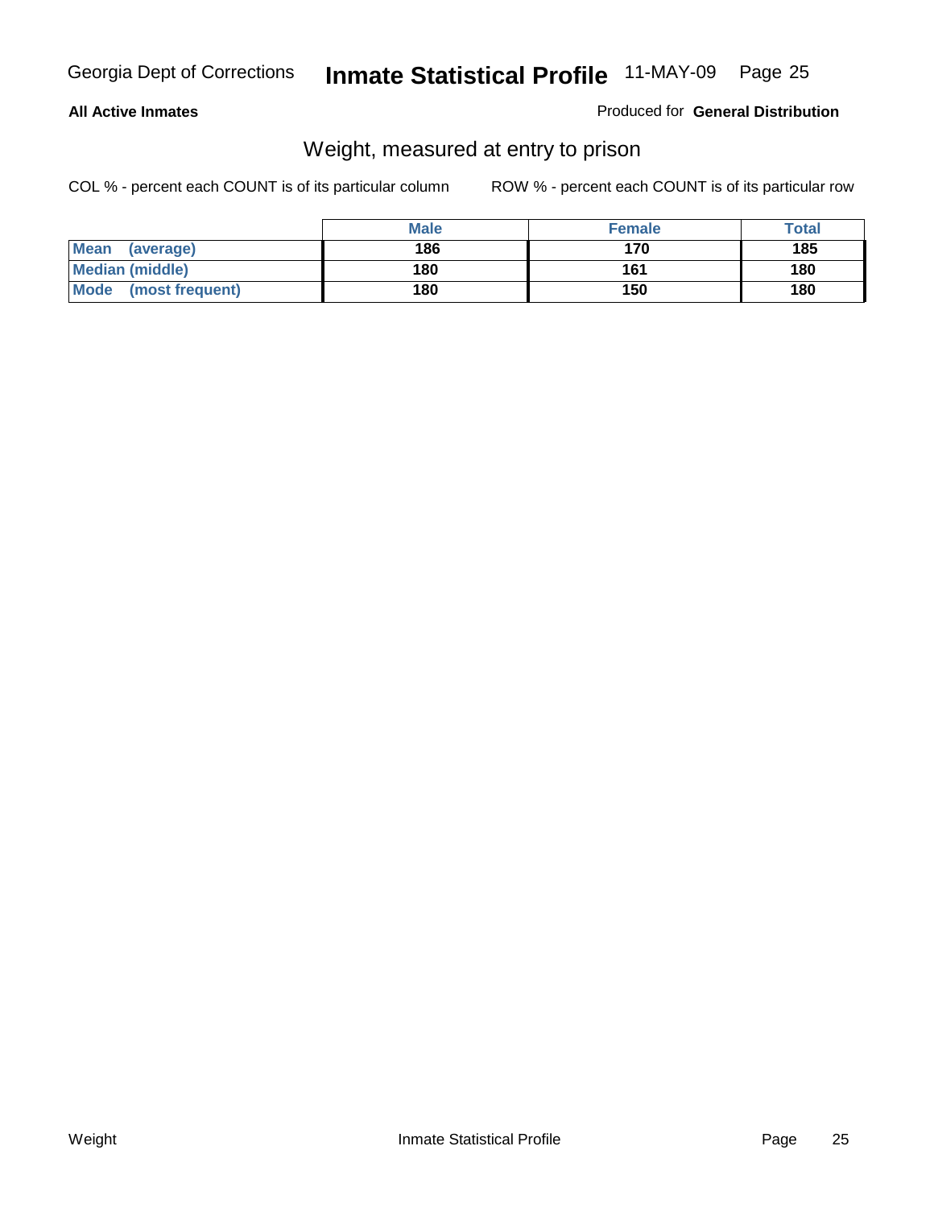**All Active Inmates**

Produced for **General Distribution**

## Weight, measured at entry to prison

COL % - percent each COUNT is of its particular column

ROW % - percent each COUNT is of its particular row

| | Male | Female | Total |
|---|---|---|---|
| **Mean (average)** | **186** | **170** | **185** |
| **Median (middle)** | **180** | **161** | **180** |
| **Mode (most frequent)** | **180** | **150** | **180** |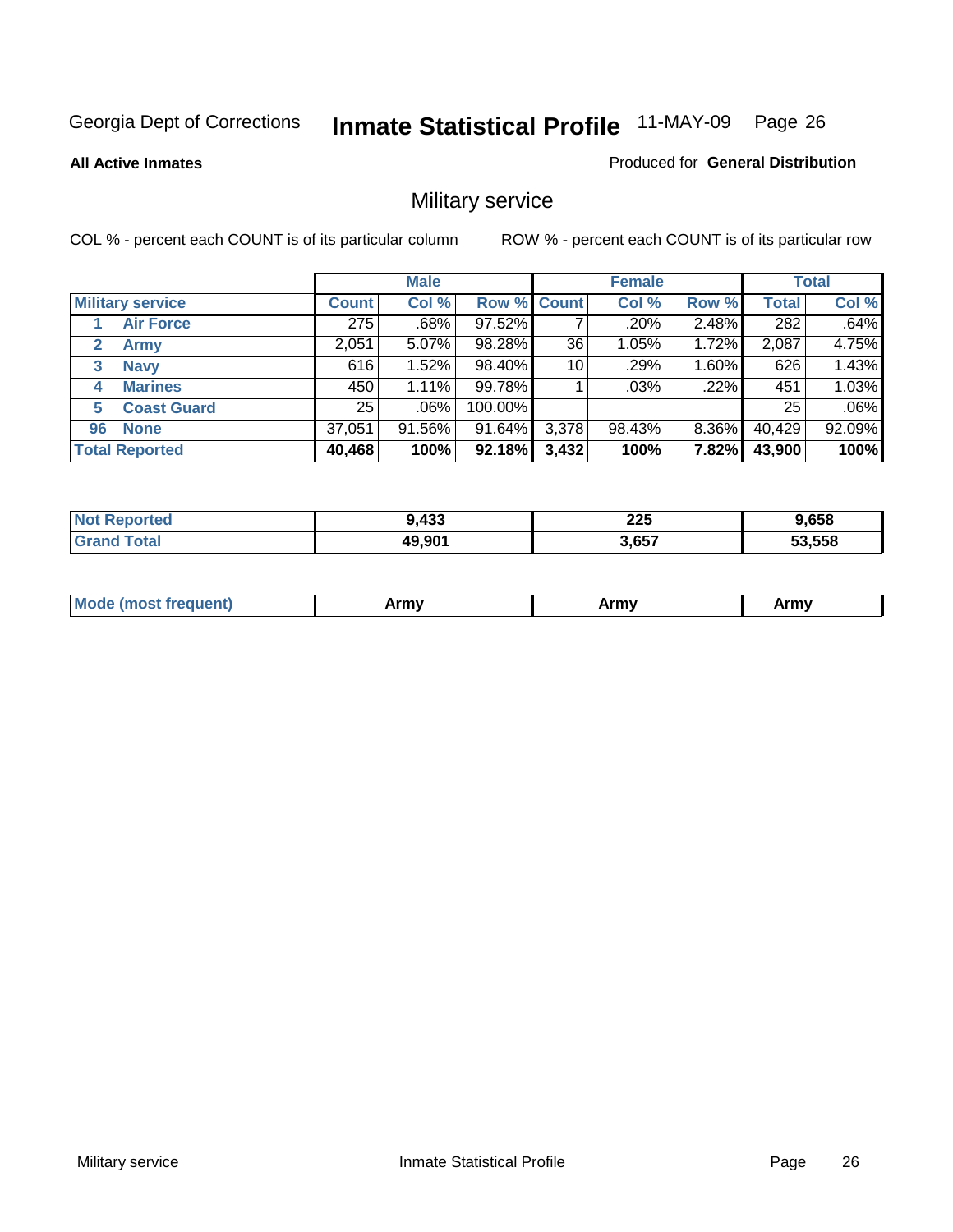Georgia Dept of Corrections **Inmate Statistical Profile** 11-MAY-09

**All Active Inmates**

Produced for **General Distribution**

## Military service

COL % - percent each COUNT is of its particular column

ROW % - percent each COUNT is of its particular row

| | Male | | | Female | | | Total | |
|---|---|---|---|---|---|---|---|---|
| **Military service** | **Count** | **Col %** | **Row %** | **Count** | **Col %** | **Row %** | **Total** | **Col %** |
| 1 **Air Force** | 275 | .68% | 97.52% | 7 | .20% | 2.48% | 282 | .64% |
| 2 **Army** | 2,051 | 5.07% | 98.28% | 36 | 1.05% | 1.72% | 2,087 | 4.75% |
| 3 **Navy** | 616 | 1.52% | 98.40% | 10 | .29% | 1.60% | 626 | 1.43% |
| 4 **Marines** | 450 | 1.11% | 99.78% | 1 | .03% | .22% | 451 | 1.03% |
| 5 **Coast Guard** | 25 | .06% | 100.00% | | | | 25 | .06% |
| 96 **None** | 37,051 | 91.56% | 91.64% | 3,378 | 98.43% | 8.36% | 40,429 | 92.09% |
| **Total Reported** | **40,468** | **100%** | **92.18%** | **3,432** | **100%** | **7.82%** | **43,900** | **100%** |

| | Male | Female | Total |
|---|---|---|---|
| **Not Reported** | **9,433** | **225** | **9,658** |
| **Grand Total** | **49,901** | **3,657** | **53,558** |

| | Male | Female | Total |
|---|---|---|---|
| **Mode (most frequent)** | **Army** | **Army** | **Army** |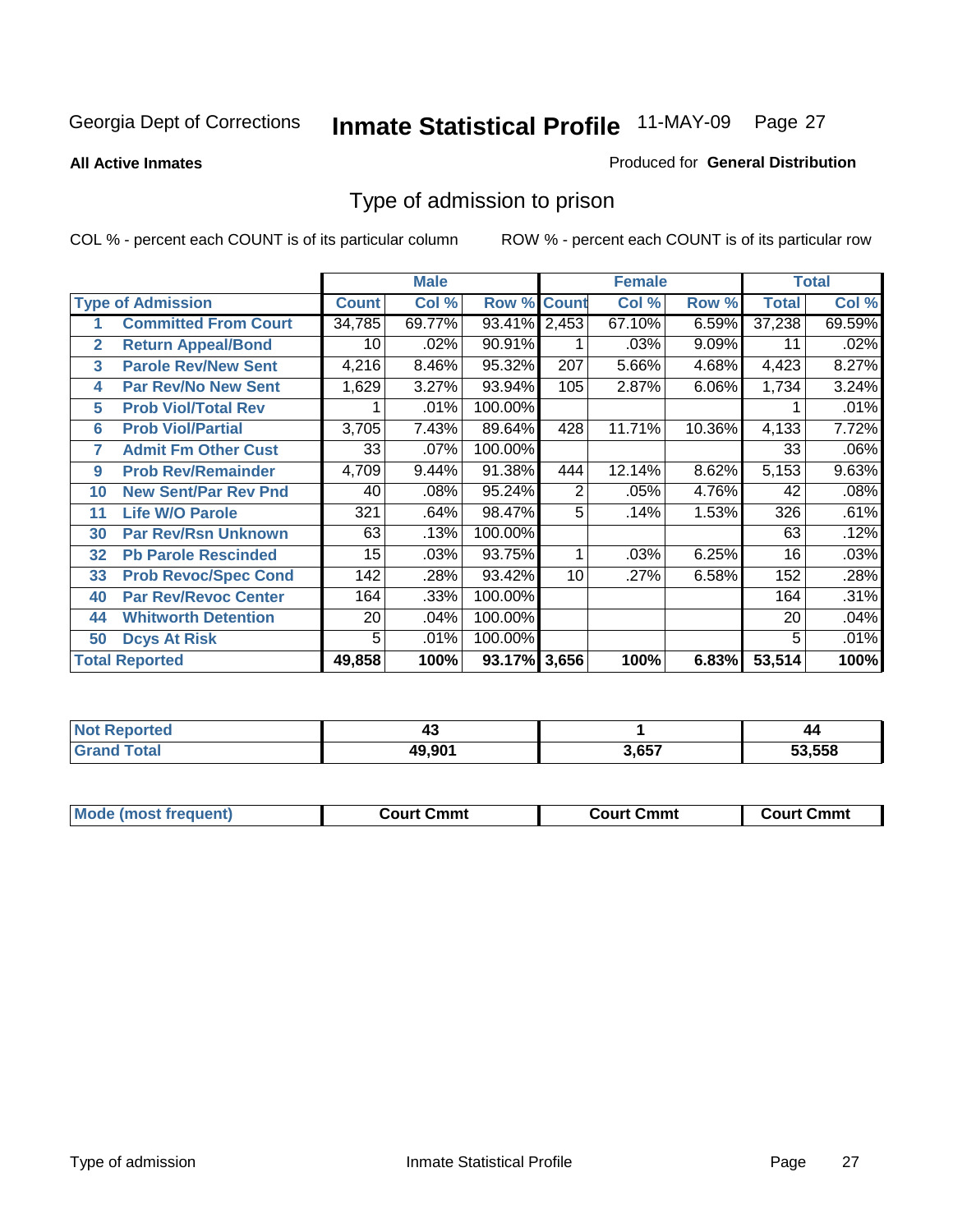Georgia Dept of Corrections

# Inmate Statistical Profile

11-MAY-09

**All Active Inmates**

Produced for **General Distribution**

## Type of admission to prison

COL % - percent each COUNT is of its particular column

ROW % - percent each COUNT is of its particular row

| | | Male | | | Female | | | Total | |
|---|---|---|---|---|---|---|---|---|---|
| **Type of Admission** | | **Count** | **Col %** | **Row %** | **Count** | **Col %** | **Row %** | **Total** | **Col %** |
| 1 | **Committed From Court** | 34,785 | 69.77% | 93.41% | 2,453 | 67.10% | 6.59% | 37,238 | 69.59% |
| 2 | **Return Appeal/Bond** | 10 | .02% | 90.91% | 1 | .03% | 9.09% | 11 | .02% |
| 3 | **Parole Rev/New Sent** | 4,216 | 8.46% | 95.32% | 207 | 5.66% | 4.68% | 4,423 | 8.27% |
| 4 | **Par Rev/No New Sent** | 1,629 | 3.27% | 93.94% | 105 | 2.87% | 6.06% | 1,734 | 3.24% |
| 5 | **Prob Viol/Total Rev** | 1 | .01% | 100.00% | | | | 1 | .01% |
| 6 | **Prob Viol/Partial** | 3,705 | 7.43% | 89.64% | 428 | 11.71% | 10.36% | 4,133 | 7.72% |
| 7 | **Admit Fm Other Cust** | 33 | .07% | 100.00% | | | | 33 | .06% |
| 9 | **Prob Rev/Remainder** | 4,709 | 9.44% | 91.38% | 444 | 12.14% | 8.62% | 5,153 | 9.63% |
| 10 | **New Sent/Par Rev Pnd** | 40 | .08% | 95.24% | 2 | .05% | 4.76% | 42 | .08% |
| 11 | **Life W/O Parole** | 321 | .64% | 98.47% | 5 | .14% | 1.53% | 326 | .61% |
| 30 | **Par Rev/Rsn Unknown** | 63 | .13% | 100.00% | | | | 63 | .12% |
| 32 | **Pb Parole Rescinded** | 15 | .03% | 93.75% | 1 | .03% | 6.25% | 16 | .03% |
| 33 | **Prob Revoc/Spec Cond** | 142 | .28% | 93.42% | 10 | .27% | 6.58% | 152 | .28% |
| 40 | **Par Rev/Revoc Center** | 164 | .33% | 100.00% | | | | 164 | .31% |
| 44 | **Whitworth Detention** | 20 | .04% | 100.00% | | | | 20 | .04% |
| 50 | **Dcys At Risk** | 5 | .01% | 100.00% | | | | 5 | .01% |
| **Total Reported** | | **49,858** | **100%** | **93.17%** | **3,656** | **100%** | **6.83%** | **53,514** | **100%** |

| | Male | Female | Total |
|---|---|---|---|
| **Not Reported** | **43** | **1** | **44** |
| **Grand Total** | **49,901** | **3,657** | **53,558** |

| | Male | Female | Total |
|---|---|---|---|
| **Mode (most frequent)** | **Court Cmmt** | **Court Cmmt** | **Court Cmmt** |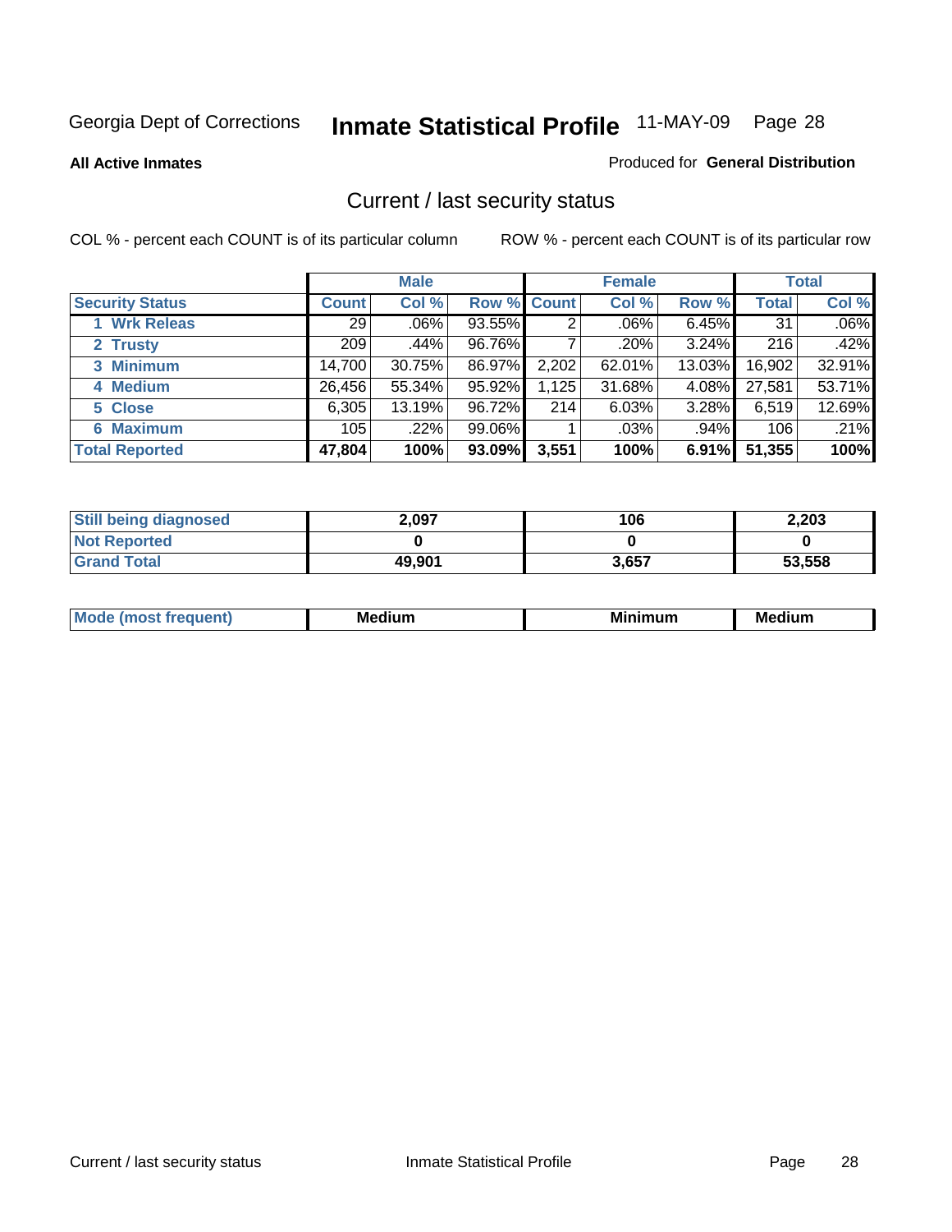Georgia Dept of Corrections **Inmate Statistical Profile** 11-MAY-09

**All Active Inmates**

Produced for **General Distribution**

## Current / last security status

COL % - percent each COUNT is of its particular column

ROW % - percent each COUNT is of its particular row

| | Male | | | Female | | | Total | |
|---|---|---|---|---|---|---|---|---|
| **Security Status** | **Count** | **Col %** | **Row %** | **Count** | **Col %** | **Row %** | **Total** | **Col %** |
| 1 Wrk Releas | 29 | .06% | 93.55% | 2 | .06% | 6.45% | 31 | .06% |
| 2 Trusty | 209 | .44% | 96.76% | 7 | .20% | 3.24% | 216 | .42% |
| 3 Minimum | 14,700 | 30.75% | 86.97% | 2,202 | 62.01% | 13.03% | 16,902 | 32.91% |
| 4 Medium | 26,456 | 55.34% | 95.92% | 1,125 | 31.68% | 4.08% | 27,581 | 53.71% |
| 5 Close | 6,305 | 13.19% | 96.72% | 214 | 6.03% | 3.28% | 6,519 | 12.69% |
| 6 Maximum | 105 | .22% | 99.06% | 1 | .03% | .94% | 106 | .21% |
| **Total Reported** | **47,804** | **100%** | **93.09%** | **3,551** | **100%** | **6.91%** | **51,355** | **100%** |

| | | | |
|---|---|---|---|
| Still being diagnosed | 2,097 | 106 | 2,203 |
| Not Reported | 0 | 0 | 0 |
| Grand Total | 49,901 | 3,657 | 53,558 |

| | | | |
|---|---|---|---|
| Mode (most frequent) | Medium | Minimum | Medium |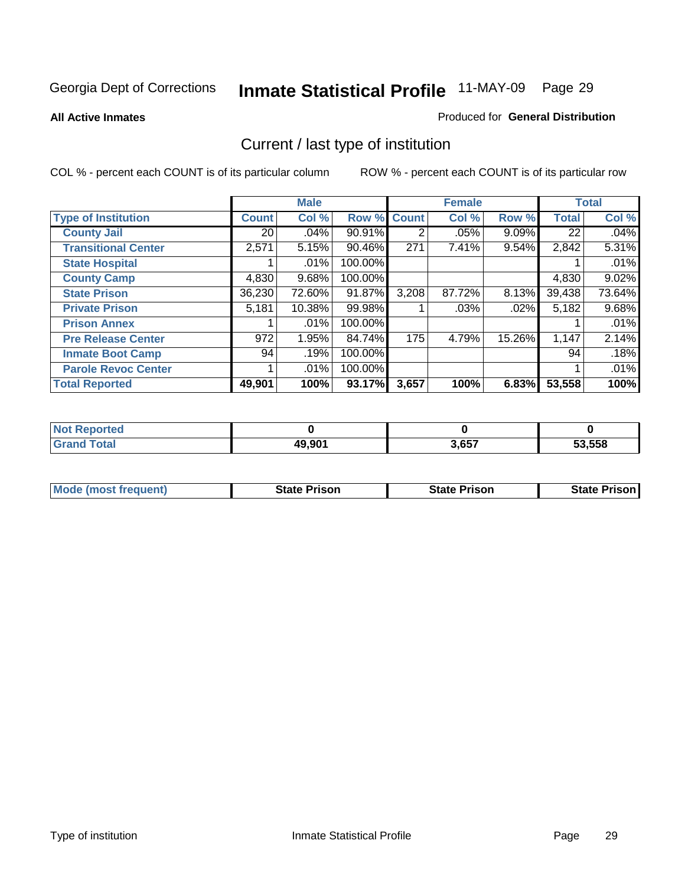Georgia Dept of Corrections **Inmate Statistical Profile** 11-MAY-09 Page 29

**All Active Inmates**

Produced for **General Distribution**

## Current / last type of institution

COL % - percent each COUNT is of its particular column

ROW % - percent each COUNT is of its particular row

| | Male | | | Female | | | Total | |
|---|---|---|---|---|---|---|---|---|
| **Type of Institution** | **Count** | **Col %** | **Row %** | **Count** | **Col %** | **Row %** | **Total** | **Col %** |
| **County Jail** | 20 | .04% | 90.91% | 2 | .05% | 9.09% | 22 | .04% |
| **Transitional Center** | 2,571 | 5.15% | 90.46% | 271 | 7.41% | 9.54% | 2,842 | 5.31% |
| **State Hospital** | 1 | .01% | 100.00% | | | | 1 | .01% |
| **County Camp** | 4,830 | 9.68% | 100.00% | | | | 4,830 | 9.02% |
| **State Prison** | 36,230 | 72.60% | 91.87% | 3,208 | 87.72% | 8.13% | 39,438 | 73.64% |
| **Private Prison** | 5,181 | 10.38% | 99.98% | 1 | .03% | .02% | 5,182 | 9.68% |
| **Prison Annex** | 1 | .01% | 100.00% | | | | 1 | .01% |
| **Pre Release Center** | 972 | 1.95% | 84.74% | 175 | 4.79% | 15.26% | 1,147 | 2.14% |
| **Inmate Boot Camp** | 94 | .19% | 100.00% | | | | 94 | .18% |
| **Parole Revoc Center** | 1 | .01% | 100.00% | | | | 1 | .01% |
| **Total Reported** | **49,901** | **100%** | **93.17%** | **3,657** | **100%** | **6.83%** | **53,558** | **100%** |

| | | | |
|---|---|---|---|
| **Not Reported** | **0** | **0** | **0** |
| **Grand Total** | **49,901** | **3,657** | **53,558** |

| | | | |
|---|---|---|---|
| **Mode (most frequent)** | **State Prison** | **State Prison** | **State Prison** |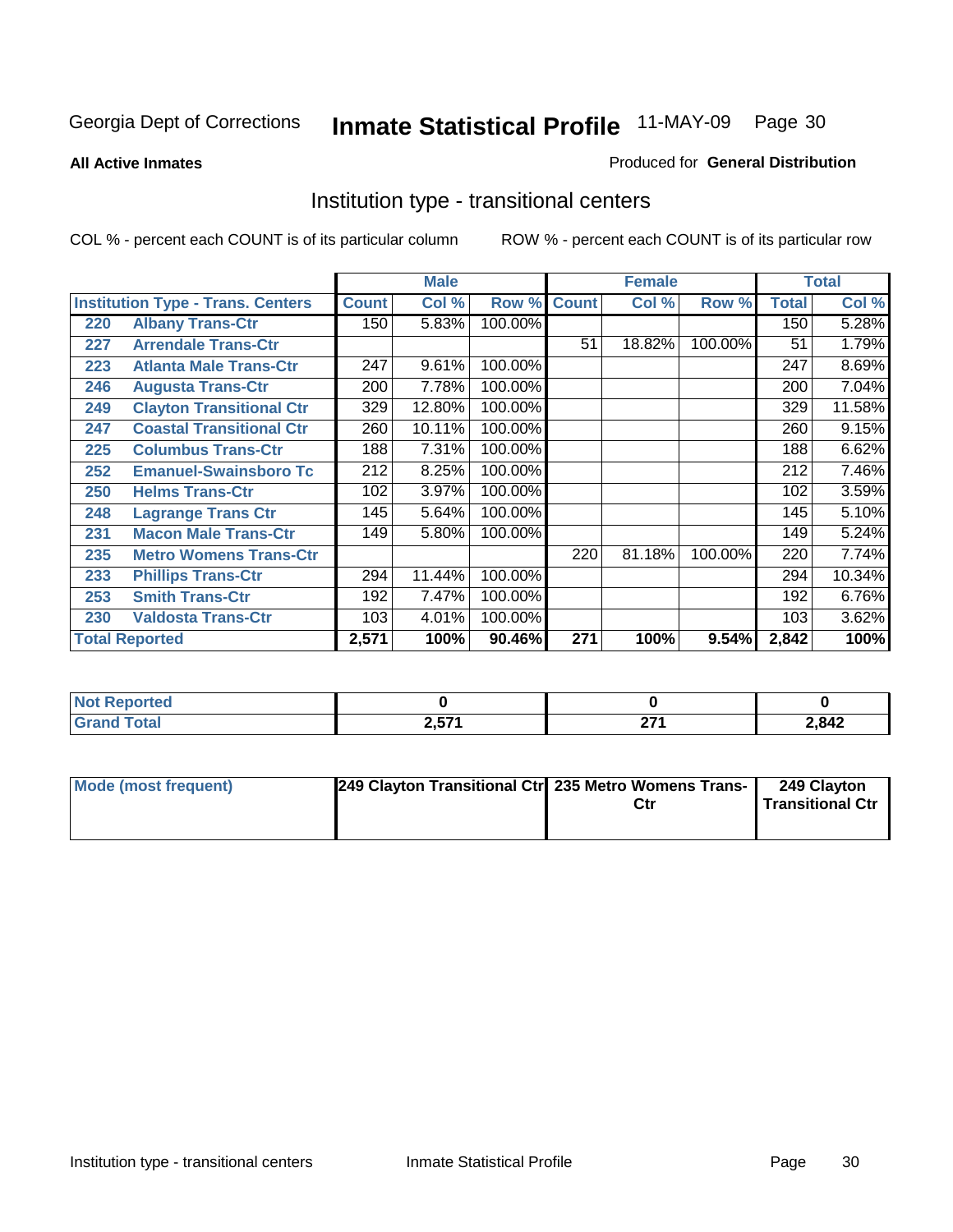Georgia Dept of Corrections

# Inmate Statistical Profile 11-MAY-09

**All Active Inmates**

Produced for **General Distribution**

## Institution type - transitional centers

COL % - percent each COUNT is of its particular column

ROW % - percent each COUNT is of its particular row

| | | Male | | | Female | | | Total | |
|---|---|---|---|---|---|---|---|---|---|
| **Institution Type - Trans. Centers** | | **Count** | **Col %** | **Row %** | **Count** | **Col %** | **Row %** | **Total** | **Col %** |
| 220 | Albany Trans-Ctr | 150 | 5.83% | 100.00% | | | | 150 | 5.28% |
| 227 | Arrendale Trans-Ctr | | | | 51 | 18.82% | 100.00% | 51 | 1.79% |
| 223 | Atlanta Male Trans-Ctr | 247 | 9.61% | 100.00% | | | | 247 | 8.69% |
| 246 | Augusta Trans-Ctr | 200 | 7.78% | 100.00% | | | | 200 | 7.04% |
| 249 | Clayton Transitional Ctr | 329 | 12.80% | 100.00% | | | | 329 | 11.58% |
| 247 | Coastal Transitional Ctr | 260 | 10.11% | 100.00% | | | | 260 | 9.15% |
| 225 | Columbus Trans-Ctr | 188 | 7.31% | 100.00% | | | | 188 | 6.62% |
| 252 | Emanuel-Swainsboro Tc | 212 | 8.25% | 100.00% | | | | 212 | 7.46% |
| 250 | Helms Trans-Ctr | 102 | 3.97% | 100.00% | | | | 102 | 3.59% |
| 248 | Lagrange Trans Ctr | 145 | 5.64% | 100.00% | | | | 145 | 5.10% |
| 231 | Macon Male Trans-Ctr | 149 | 5.80% | 100.00% | | | | 149 | 5.24% |
| 235 | Metro Womens Trans-Ctr | | | | 220 | 81.18% | 100.00% | 220 | 7.74% |
| 233 | Phillips Trans-Ctr | 294 | 11.44% | 100.00% | | | | 294 | 10.34% |
| 253 | Smith Trans-Ctr | 192 | 7.47% | 100.00% | | | | 192 | 6.76% |
| 230 | Valdosta Trans-Ctr | 103 | 4.01% | 100.00% | | | | 103 | 3.62% |
| **Total Reported** | | **2,571** | **100%** | **90.46%** | **271** | **100%** | **9.54%** | **2,842** | **100%** |

| | | | |
|---|---|---|---|
| **Not Reported** | **0** | **0** | **0** |
| **Grand Total** | **2,571** | **271** | **2,842** |

| | | | |
|---|---|---|---|
| **Mode (most frequent)** | **249 Clayton Transitional Ctr** | **235 Metro Womens Trans-Ctr** | **249 Clayton Transitional Ctr** |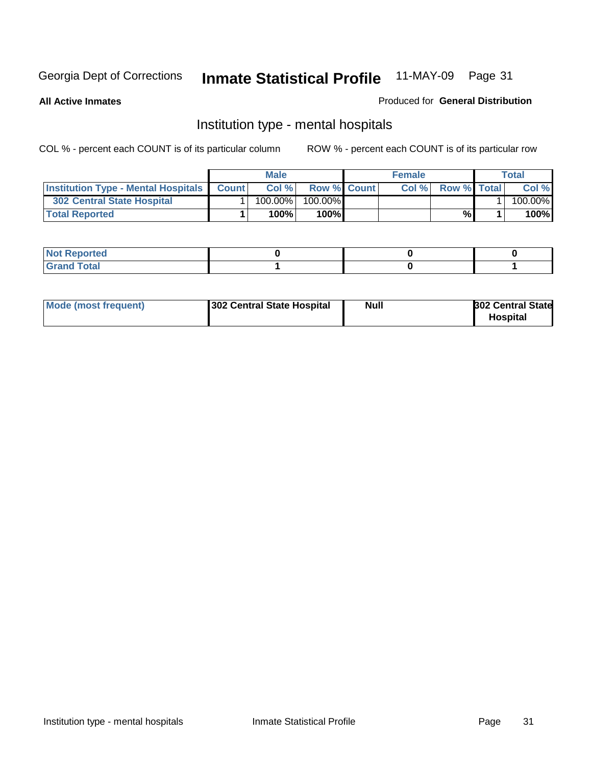Georgia Dept of Corrections **Inmate Statistical Profile** 11-MAY-09 Page 31

**All Active Inmates** Produced for **General Distribution**

## Institution type - mental hospitals

COL % - percent each COUNT is of its particular column ROW % - percent each COUNT is of its particular row

| | Male | | | Female | | | Total | |
|---|---|---|---|---|---|---|---|---|
| **Institution Type - Mental Hospitals** | **Count** | **Col %** | **Row %** | **Count** | **Col %** | **Row %** | **Total** | **Col %** |
| **302 Central State Hospital** | 1 | 100.00% | 100.00% | | | | 1 | 100.00% |
| **Total Reported** | **1** | **100%** | **100%** | | | **%** | **1** | **100%** |

| | | | |
|---|---|---|---|
| **Not Reported** | **0** | **0** | **0** |
| **Grand Total** | **1** | **0** | **1** |

| | | | |
|---|---|---|---|
| **Mode (most frequent)** | **302 Central State Hospital** | **Null** | **302 Central State Hospital** |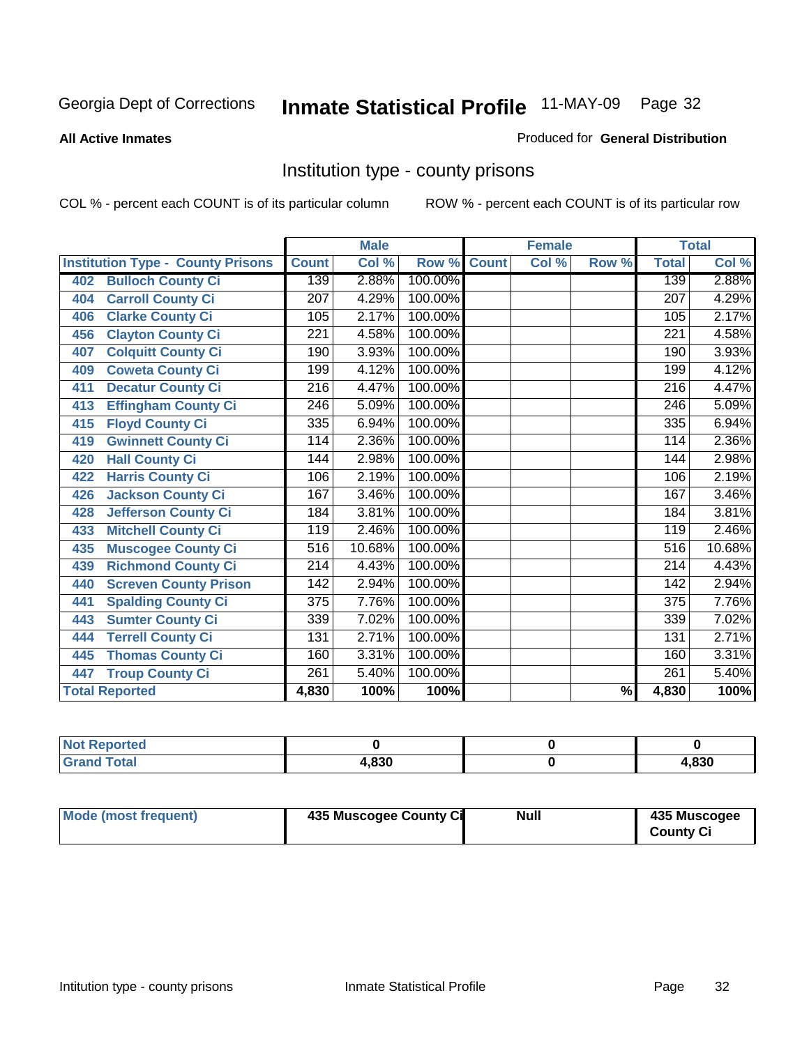Georgia Dept of Corrections **Inmate Statistical Profile** 11-MAY-09 Page 32

**All Active Inmates**

Produced for **General Distribution**

## Institution type - county prisons

COL % - percent each COUNT is of its particular column ROW % - percent each COUNT is of its particular row

| | Male | | | Female | | | Total | |
|---|---|---|---|---|---|---|---|---|
| **Institution Type - County Prisons** | **Count** | **Col %** | **Row %** | **Count** | **Col %** | **Row %** | **Total** | **Col %** |
| 402 Bulloch County Ci | 139 | 2.88% | 100.00% | | | | 139 | 2.88% |
| 404 Carroll County Ci | 207 | 4.29% | 100.00% | | | | 207 | 4.29% |
| 406 Clarke County Ci | 105 | 2.17% | 100.00% | | | | 105 | 2.17% |
| 456 Clayton County Ci | 221 | 4.58% | 100.00% | | | | 221 | 4.58% |
| 407 Colquitt County Ci | 190 | 3.93% | 100.00% | | | | 190 | 3.93% |
| 409 Coweta County Ci | 199 | 4.12% | 100.00% | | | | 199 | 4.12% |
| 411 Decatur County Ci | 216 | 4.47% | 100.00% | | | | 216 | 4.47% |
| 413 Effingham County Ci | 246 | 5.09% | 100.00% | | | | 246 | 5.09% |
| 415 Floyd County Ci | 335 | 6.94% | 100.00% | | | | 335 | 6.94% |
| 419 Gwinnett County Ci | 114 | 2.36% | 100.00% | | | | 114 | 2.36% |
| 420 Hall County Ci | 144 | 2.98% | 100.00% | | | | 144 | 2.98% |
| 422 Harris County Ci | 106 | 2.19% | 100.00% | | | | 106 | 2.19% |
| 426 Jackson County Ci | 167 | 3.46% | 100.00% | | | | 167 | 3.46% |
| 428 Jefferson County Ci | 184 | 3.81% | 100.00% | | | | 184 | 3.81% |
| 433 Mitchell County Ci | 119 | 2.46% | 100.00% | | | | 119 | 2.46% |
| 435 Muscogee County Ci | 516 | 10.68% | 100.00% | | | | 516 | 10.68% |
| 439 Richmond County Ci | 214 | 4.43% | 100.00% | | | | 214 | 4.43% |
| 440 Screven County Prison | 142 | 2.94% | 100.00% | | | | 142 | 2.94% |
| 441 Spalding County Ci | 375 | 7.76% | 100.00% | | | | 375 | 7.76% |
| 443 Sumter County Ci | 339 | 7.02% | 100.00% | | | | 339 | 7.02% |
| 444 Terrell County Ci | 131 | 2.71% | 100.00% | | | | 131 | 2.71% |
| 445 Thomas County Ci | 160 | 3.31% | 100.00% | | | | 160 | 3.31% |
| 447 Troup County Ci | 261 | 5.40% | 100.00% | | | | 261 | 5.40% |
| **Total Reported** | **4,830** | **100%** | **100%** | | | **%** | **4,830** | **100%** |

| | Male | Female | Total |
|---|---|---|---|
| **Not Reported** | **0** | **0** | **0** |
| **Grand Total** | **4,830** | **0** | **4,830** |

| | Male | Female | Total |
|---|---|---|---|
| **Mode (most frequent)** | **435 Muscogee County Ci** | **Null** | **435 Muscogee County Ci** |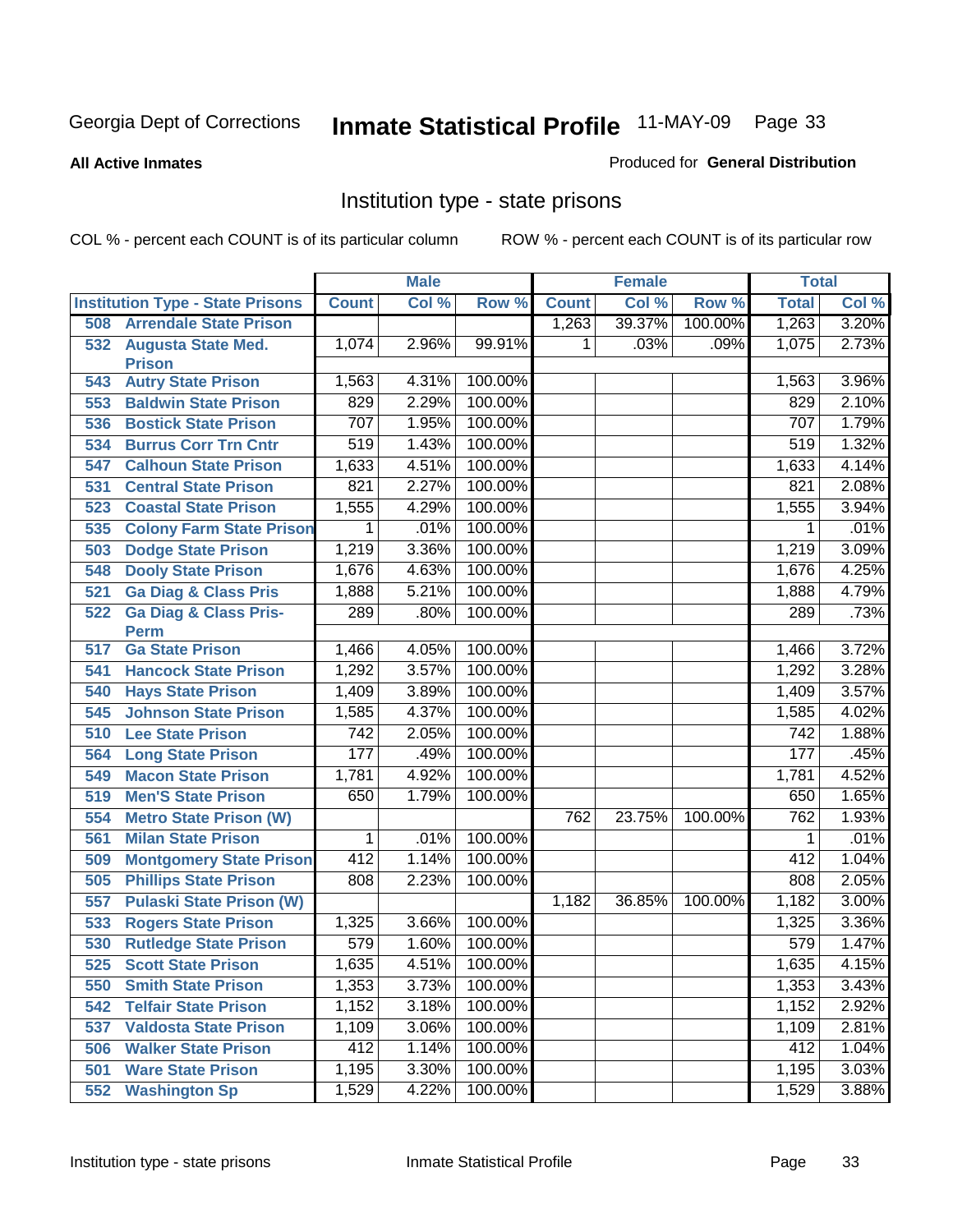Georgia Dept of Corrections **Inmate Statistical Profile** 11-MAY-09 Page 33

**All Active Inmates**

Produced for **General Distribution**

# Institution type - state prisons

COL % - percent each COUNT is of its particular column ROW % - percent each COUNT is of its particular row

| | Male | | | Female | | | Total | |
|---|---|---|---|---|---|---|---|---|
| **Institution Type - State Prisons** | **Count** | **Col %** | **Row %** | **Count** | **Col %** | **Row %** | **Total** | **Col %** |
| **508 Arrendale State Prison** | | | | 1,263 | 39.37% | 100.00% | 1,263 | 3.20% |
| **532 Augusta State Med. Prison** | 1,074 | 2.96% | 99.91% | 1 | .03% | .09% | 1,075 | 2.73% |
| **543 Autry State Prison** | 1,563 | 4.31% | 100.00% | | | | 1,563 | 3.96% |
| **553 Baldwin State Prison** | 829 | 2.29% | 100.00% | | | | 829 | 2.10% |
| **536 Bostick State Prison** | 707 | 1.95% | 100.00% | | | | 707 | 1.79% |
| **534 Burrus Corr Trn Cntr** | 519 | 1.43% | 100.00% | | | | 519 | 1.32% |
| **547 Calhoun State Prison** | 1,633 | 4.51% | 100.00% | | | | 1,633 | 4.14% |
| **531 Central State Prison** | 821 | 2.27% | 100.00% | | | | 821 | 2.08% |
| **523 Coastal State Prison** | 1,555 | 4.29% | 100.00% | | | | 1,555 | 3.94% |
| **535 Colony Farm State Prison** | 1 | .01% | 100.00% | | | | 1 | .01% |
| **503 Dodge State Prison** | 1,219 | 3.36% | 100.00% | | | | 1,219 | 3.09% |
| **548 Dooly State Prison** | 1,676 | 4.63% | 100.00% | | | | 1,676 | 4.25% |
| **521 Ga Diag & Class Pris** | 1,888 | 5.21% | 100.00% | | | | 1,888 | 4.79% |
| **522 Ga Diag & Class Pris-Perm** | 289 | .80% | 100.00% | | | | 289 | .73% |
| **517 Ga State Prison** | 1,466 | 4.05% | 100.00% | | | | 1,466 | 3.72% |
| **541 Hancock State Prison** | 1,292 | 3.57% | 100.00% | | | | 1,292 | 3.28% |
| **540 Hays State Prison** | 1,409 | 3.89% | 100.00% | | | | 1,409 | 3.57% |
| **545 Johnson State Prison** | 1,585 | 4.37% | 100.00% | | | | 1,585 | 4.02% |
| **510 Lee State Prison** | 742 | 2.05% | 100.00% | | | | 742 | 1.88% |
| **564 Long State Prison** | 177 | .49% | 100.00% | | | | 177 | .45% |
| **549 Macon State Prison** | 1,781 | 4.92% | 100.00% | | | | 1,781 | 4.52% |
| **519 Men'S State Prison** | 650 | 1.79% | 100.00% | | | | 650 | 1.65% |
| **554 Metro State Prison (W)** | | | | 762 | 23.75% | 100.00% | 762 | 1.93% |
| **561 Milan State Prison** | 1 | .01% | 100.00% | | | | 1 | .01% |
| **509 Montgomery State Prison** | 412 | 1.14% | 100.00% | | | | 412 | 1.04% |
| **505 Phillips State Prison** | 808 | 2.23% | 100.00% | | | | 808 | 2.05% |
| **557 Pulaski State Prison (W)** | | | | 1,182 | 36.85% | 100.00% | 1,182 | 3.00% |
| **533 Rogers State Prison** | 1,325 | 3.66% | 100.00% | | | | 1,325 | 3.36% |
| **530 Rutledge State Prison** | 579 | 1.60% | 100.00% | | | | 579 | 1.47% |
| **525 Scott State Prison** | 1,635 | 4.51% | 100.00% | | | | 1,635 | 4.15% |
| **550 Smith State Prison** | 1,353 | 3.73% | 100.00% | | | | 1,353 | 3.43% |
| **542 Telfair State Prison** | 1,152 | 3.18% | 100.00% | | | | 1,152 | 2.92% |
| **537 Valdosta State Prison** | 1,109 | 3.06% | 100.00% | | | | 1,109 | 2.81% |
| **506 Walker State Prison** | 412 | 1.14% | 100.00% | | | | 412 | 1.04% |
| **501 Ware State Prison** | 1,195 | 3.30% | 100.00% | | | | 1,195 | 3.03% |
| **552 Washington Sp** | 1,529 | 4.22% | 100.00% | | | | 1,529 | 3.88% |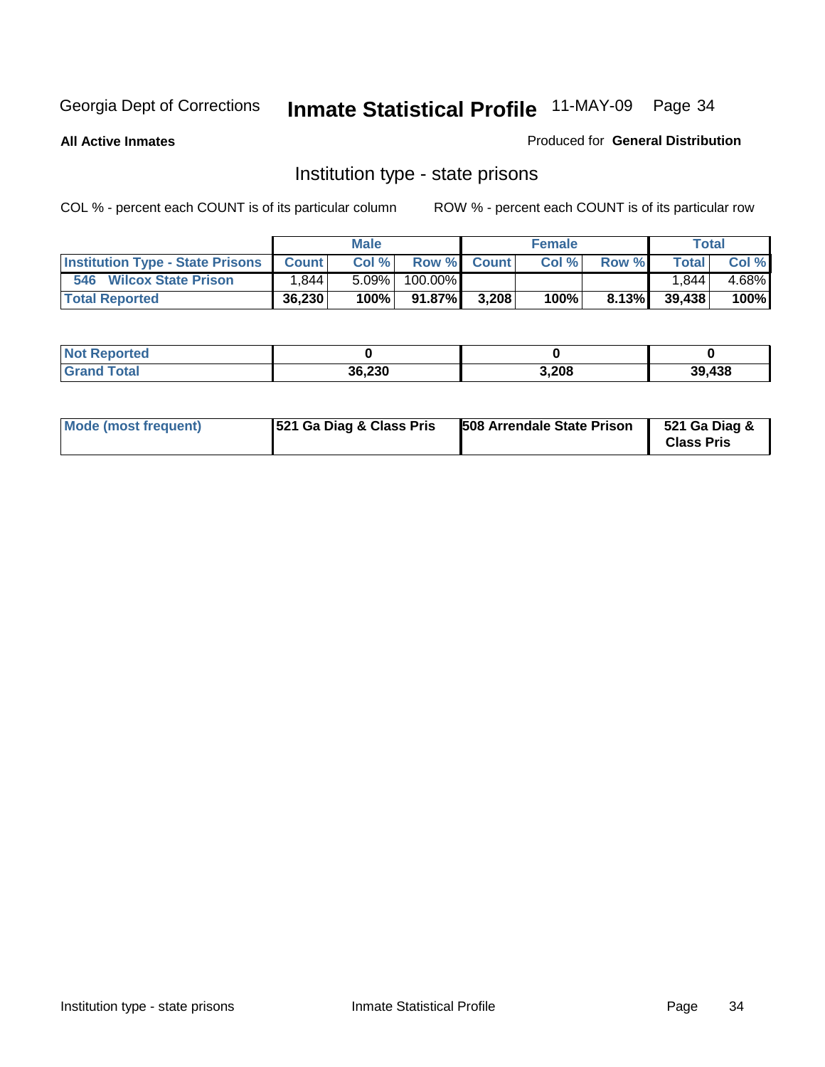Georgia Dept of Corrections **Inmate Statistical Profile** 11-MAY-09

**All Active Inmates**

Produced for **General Distribution**

## Institution type - state prisons

COL % - percent each COUNT is of its particular column    ROW % - percent each COUNT is of its particular row

| | Male | | | Female | | | Total | |
|---|---|---|---|---|---|---|---|---|
| **Institution Type - State Prisons** | **Count** | **Col %** | **Row %** | **Count** | **Col %** | **Row %** | **Total** | **Col %** |
| 546 Wilcox State Prison | 1,844 | 5.09% | 100.00% | | | | 1,844 | 4.68% |
| **Total Reported** | **36,230** | **100%** | **91.87%** | **3,208** | **100%** | **8.13%** | **39,438** | **100%** |

| | | | |
|---|---|---|---|
| **Not Reported** | **0** | **0** | **0** |
| **Grand Total** | **36,230** | **3,208** | **39,438** |

| | | | |
|---|---|---|---|
| **Mode (most frequent)** | **521 Ga Diag & Class Pris** | **508 Arrendale State Prison** | **521 Ga Diag & Class Pris** |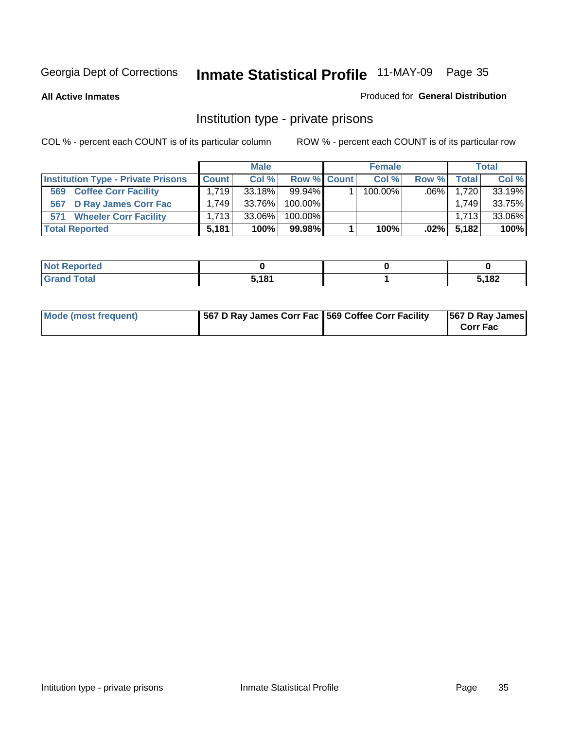Georgia Dept of Corrections **Inmate Statistical Profile** 11-MAY-09

**All Active Inmates**

Produced for **General Distribution**

## Institution type - private prisons

COL % - percent each COUNT is of its particular column

ROW % - percent each COUNT is of its particular row

| | Male | | | Female | | | Total | |
|---|---|---|---|---|---|---|---|---|
| **Institution Type - Private Prisons** | **Count** | **Col %** | **Row %** | **Count** | **Col %** | **Row %** | **Total** | **Col %** |
| **569 Coffee Corr Facility** | 1,719 | 33.18% | 99.94% | 1 | 100.00% | .06% | 1,720 | 33.19% |
| **567 D Ray James Corr Fac** | 1,749 | 33.76% | 100.00% | | | | 1,749 | 33.75% |
| **571 Wheeler Corr Facility** | 1,713 | 33.06% | 100.00% | | | | 1,713 | 33.06% |
| **Total Reported** | **5,181** | **100%** | **99.98%** | **1** | **100%** | **.02%** | **5,182** | **100%** |

| | Male | Female | Total |
|---|---|---|---|
| **Not Reported** | **0** | **0** | **0** |
| **Grand Total** | **5,181** | **1** | **5,182** |

| | Male | Female | Total |
|---|---|---|---|
| **Mode (most frequent)** | **567 D Ray James Corr Fac** | **569 Coffee Corr Facility** | **567 D Ray James Corr Fac** |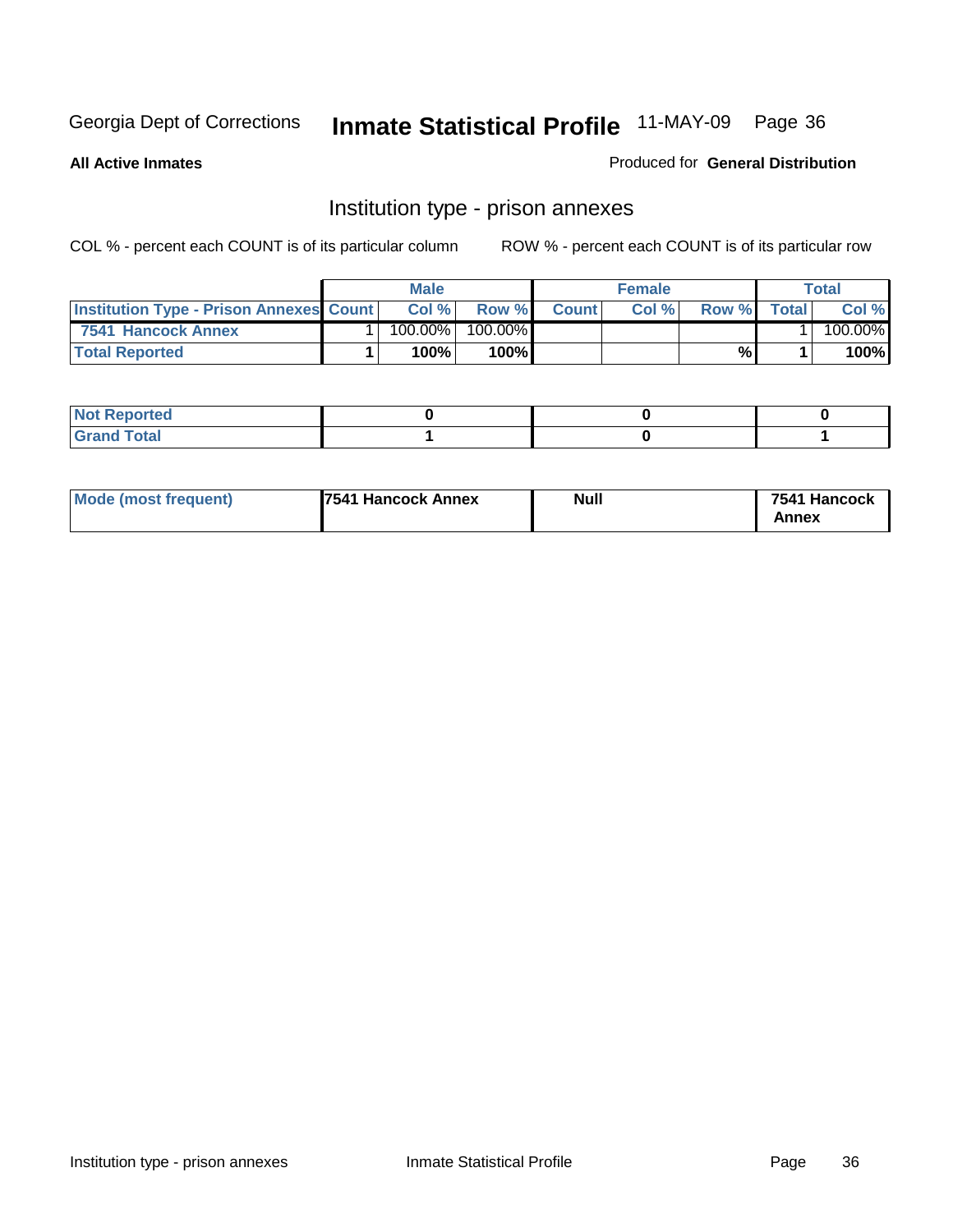Georgia Dept of Corrections **Inmate Statistical Profile** 11-MAY-09

**All Active Inmates**

Produced for **General Distribution**

## Institution type - prison annexes

COL % - percent each COUNT is of its particular column

ROW % - percent each COUNT is of its particular row

| | Male | | | Female | | | Total | |
|---|---|---|---|---|---|---|---|---|
| **Institution Type - Prison Annexes** | **Count** | **Col %** | **Row %** | **Count** | **Col %** | **Row %** | **Total** | **Col %** |
| **7541 Hancock Annex** | 1 | 100.00% | 100.00% | | | | 1 | 100.00% |
| **Total Reported** | **1** | **100%** | **100%** | | | **%** | **1** | **100%** |

| | | | |
|---|---|---|---|
| **Not Reported** | **0** | **0** | **0** |
| **Grand Total** | **1** | **0** | **1** |

| | | | |
|---|---|---|---|
| **Mode (most frequent)** | **7541 Hancock Annex** | **Null** | **7541 Hancock Annex** |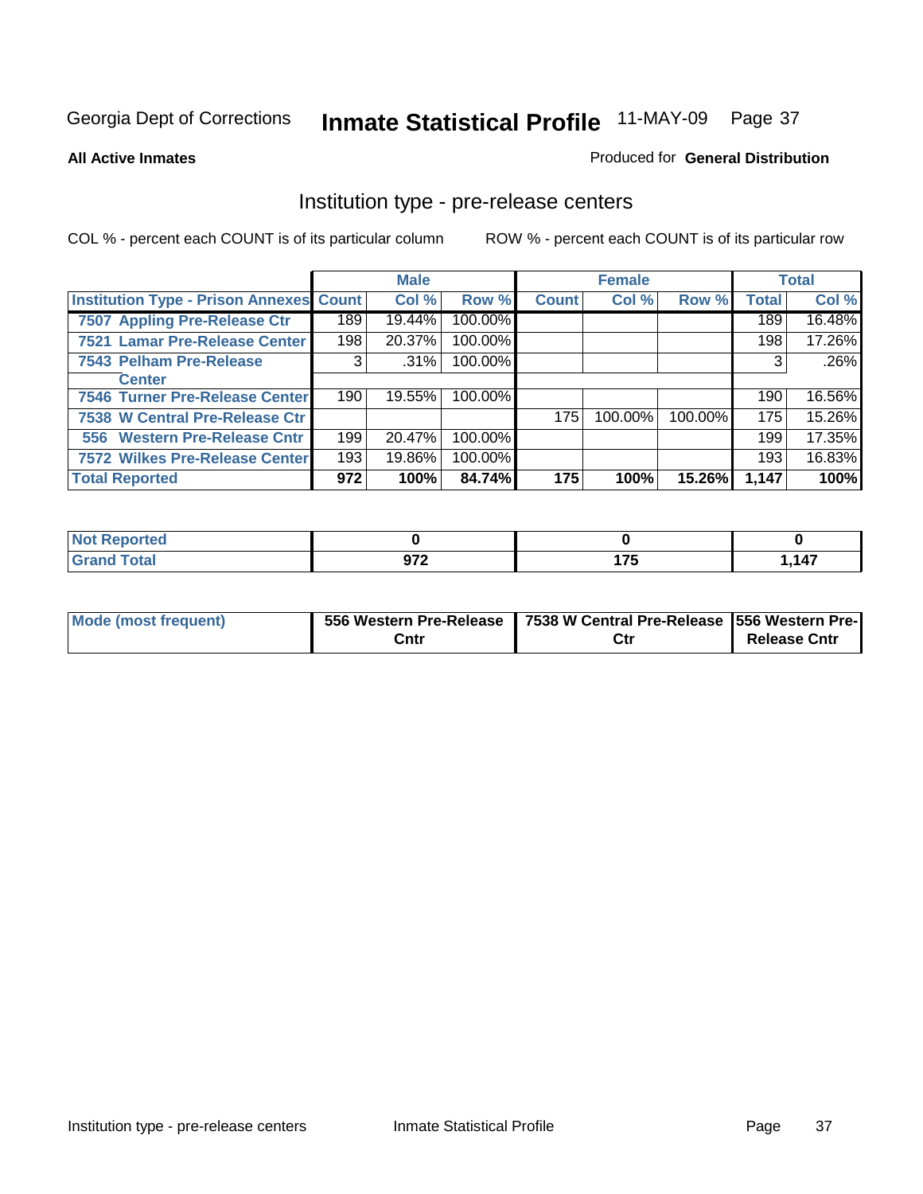Georgia Dept of Corrections **Inmate Statistical Profile** 11-MAY-09

**All Active Inmates**

Produced for **General Distribution**

## Institution type - pre-release centers

COL % - percent each COUNT is of its particular column     ROW % - percent each COUNT is of its particular row

| | Male | | | Female | | | Total | |
|---|---|---|---|---|---|---|---|---|
| **Institution Type - Prison Annexes** | **Count** | **Col %** | **Row %** | **Count** | **Col %** | **Row %** | **Total** | **Col %** |
| 7507 Appling Pre-Release Ctr | 189 | 19.44% | 100.00% | | | | 189 | 16.48% |
| 7521 Lamar Pre-Release Center | 198 | 20.37% | 100.00% | | | | 198 | 17.26% |
| 7543 Pelham Pre-Release Center | 3 | .31% | 100.00% | | | | 3 | .26% |
| 7546 Turner Pre-Release Center | 190 | 19.55% | 100.00% | | | | 190 | 16.56% |
| 7538 W Central Pre-Release Ctr | | | | 175 | 100.00% | 100.00% | 175 | 15.26% |
| 556 Western Pre-Release Cntr | 199 | 20.47% | 100.00% | | | | 199 | 17.35% |
| 7572 Wilkes Pre-Release Center | 193 | 19.86% | 100.00% | | | | 193 | 16.83% |
| **Total Reported** | **972** | **100%** | **84.74%** | **175** | **100%** | **15.26%** | **1,147** | **100%** |

| | Male | Female | Total |
|---|---|---|---|
| Not Reported | 0 | 0 | 0 |
| Grand Total | 972 | 175 | 1,147 |

| | Male | Female | Total |
|---|---|---|---|
| Mode (most frequent) | 556 Western Pre-Release Cntr | 7538 W Central Pre-Release Ctr | 556 Western Pre-Release Cntr |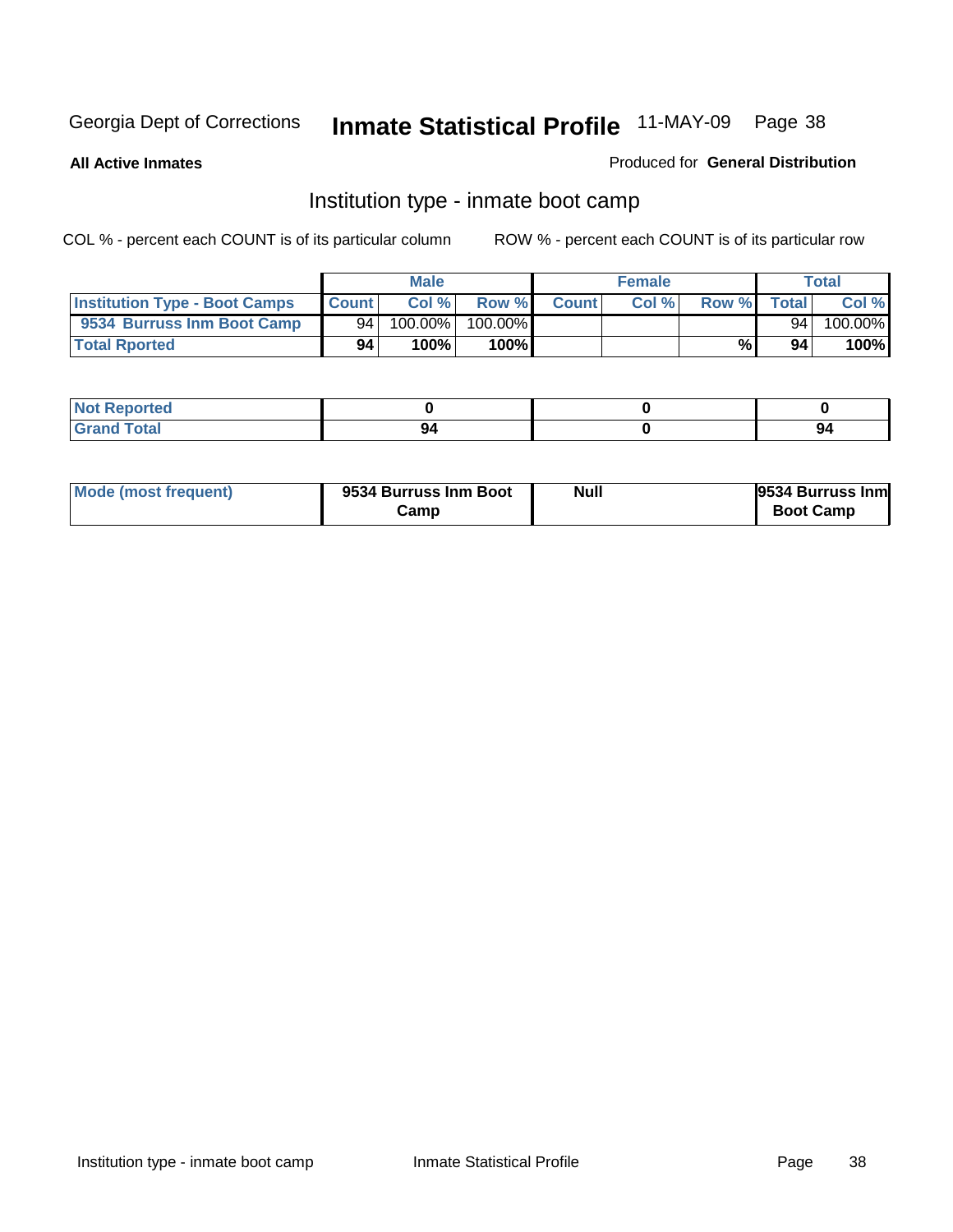Georgia Dept of Corrections **Inmate Statistical Profile** 11-MAY-09

**All Active Inmates**

Produced for **General Distribution**

## Institution type - inmate boot camp

COL % - percent each COUNT is of its particular column

ROW % - percent each COUNT is of its particular row

| | Male | | | Female | | | Total | |
|---|---|---|---|---|---|---|---|---|
| **Institution Type - Boot Camps** | **Count** | **Col %** | **Row %** | **Count** | **Col %** | **Row %** | **Total** | **Col %** |
| **9534 Burruss Inm Boot Camp** | 94 | 100.00% | 100.00% | | | | 94 | 100.00% |
| **Total Rported** | **94** | **100%** | **100%** | | | **%** | **94** | **100%** |

| | Male | Female | Total |
|---|---|---|---|
| **Not Reported** | **0** | **0** | **0** |
| **Grand Total** | **94** | **0** | **94** |

| | Male | Female | Total |
|---|---|---|---|
| **Mode (most frequent)** | **9534 Burruss Inm Boot Camp** | **Null** | **9534 Burruss Inm Boot Camp** |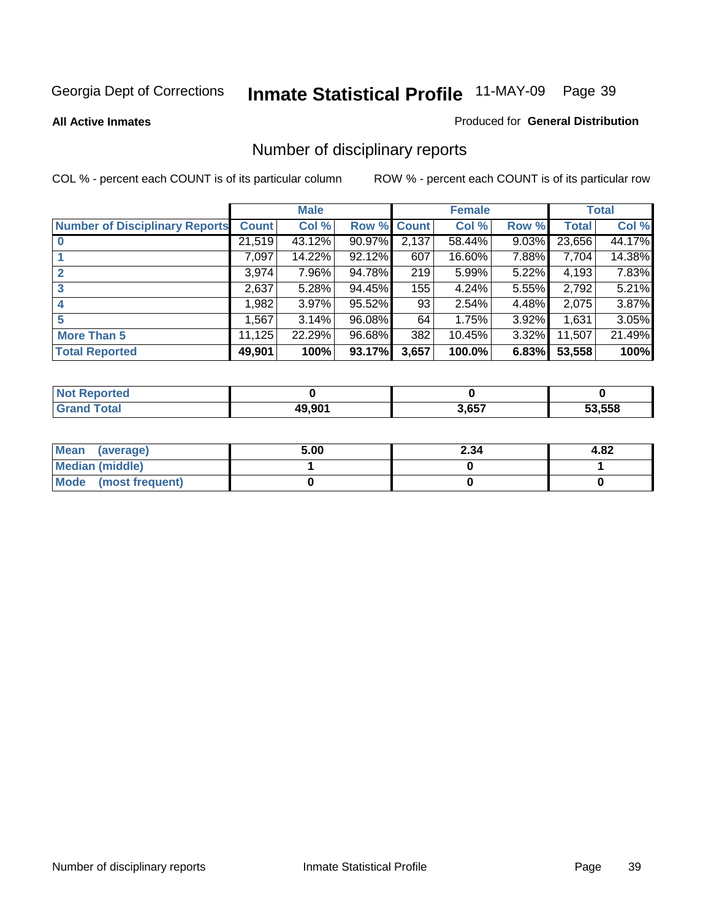Georgia Dept of Corrections **Inmate Statistical Profile** 11-MAY-09

**All Active Inmates**

Produced for **General Distribution**

# Number of disciplinary reports

COL % - percent each COUNT is of its particular column

ROW % - percent each COUNT is of its particular row

| | Male | | | Female | | | Total | |
|---|---|---|---|---|---|---|---|---|
| **Number of Disciplinary Reports** | **Count** | **Col %** | **Row %** | **Count** | **Col %** | **Row %** | **Total** | **Col %** |
| **0** | 21,519 | 43.12% | 90.97% | 2,137 | 58.44% | 9.03% | 23,656 | 44.17% |
| **1** | 7,097 | 14.22% | 92.12% | 607 | 16.60% | 7.88% | 7,704 | 14.38% |
| **2** | 3,974 | 7.96% | 94.78% | 219 | 5.99% | 5.22% | 4,193 | 7.83% |
| **3** | 2,637 | 5.28% | 94.45% | 155 | 4.24% | 5.55% | 2,792 | 5.21% |
| **4** | 1,982 | 3.97% | 95.52% | 93 | 2.54% | 4.48% | 2,075 | 3.87% |
| **5** | 1,567 | 3.14% | 96.08% | 64 | 1.75% | 3.92% | 1,631 | 3.05% |
| **More Than 5** | 11,125 | 22.29% | 96.68% | 382 | 10.45% | 3.32% | 11,507 | 21.49% |
| **Total Reported** | **49,901** | **100%** | **93.17%** | **3,657** | **100.0%** | **6.83%** | **53,558** | **100%** |

| | | | |
|---|---|---|---|
| **Not Reported** | **0** | **0** | **0** |
| **Grand Total** | **49,901** | **3,657** | **53,558** |

| | | | |
|---|---|---|---|
| **Mean (average)** | **5.00** | **2.34** | **4.82** |
| **Median (middle)** | **1** | **0** | **1** |
| **Mode (most frequent)** | **0** | **0** | **0** |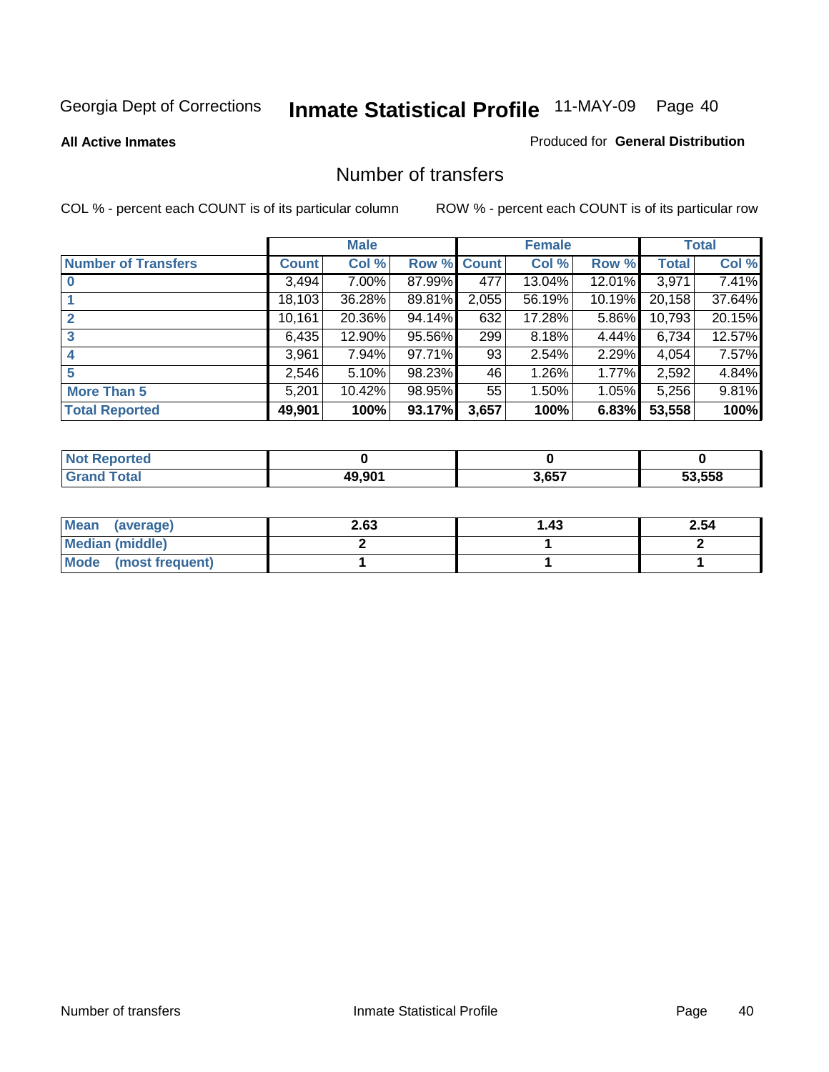Georgia Dept of Corrections **Inmate Statistical Profile** 11-MAY-09

**All Active Inmates** Produced for **General Distribution**

## Number of transfers

COL % - percent each COUNT is of its particular column ROW % - percent each COUNT is of its particular row

| | Male | | | Female | | | Total | |
|---|---|---|---|---|---|---|---|---|
| **Number of Transfers** | **Count** | **Col %** | **Row %** | **Count** | **Col %** | **Row %** | **Total** | **Col %** |
| **0** | 3,494 | 7.00% | 87.99% | 477 | 13.04% | 12.01% | 3,971 | 7.41% |
| **1** | 18,103 | 36.28% | 89.81% | 2,055 | 56.19% | 10.19% | 20,158 | 37.64% |
| **2** | 10,161 | 20.36% | 94.14% | 632 | 17.28% | 5.86% | 10,793 | 20.15% |
| **3** | 6,435 | 12.90% | 95.56% | 299 | 8.18% | 4.44% | 6,734 | 12.57% |
| **4** | 3,961 | 7.94% | 97.71% | 93 | 2.54% | 2.29% | 4,054 | 7.57% |
| **5** | 2,546 | 5.10% | 98.23% | 46 | 1.26% | 1.77% | 2,592 | 4.84% |
| **More Than 5** | 5,201 | 10.42% | 98.95% | 55 | 1.50% | 1.05% | 5,256 | 9.81% |
| **Total Reported** | **49,901** | **100%** | **93.17%** | **3,657** | **100%** | **6.83%** | **53,558** | **100%** |

| | | | |
|---|---|---|---|
| **Not Reported** | **0** | **0** | **0** |
| **Grand Total** | **49,901** | **3,657** | **53,558** |

| | | | |
|---|---|---|---|
| **Mean (average)** | **2.63** | **1.43** | **2.54** |
| **Median (middle)** | **2** | **1** | **2** |
| **Mode (most frequent)** | **1** | **1** | **1** |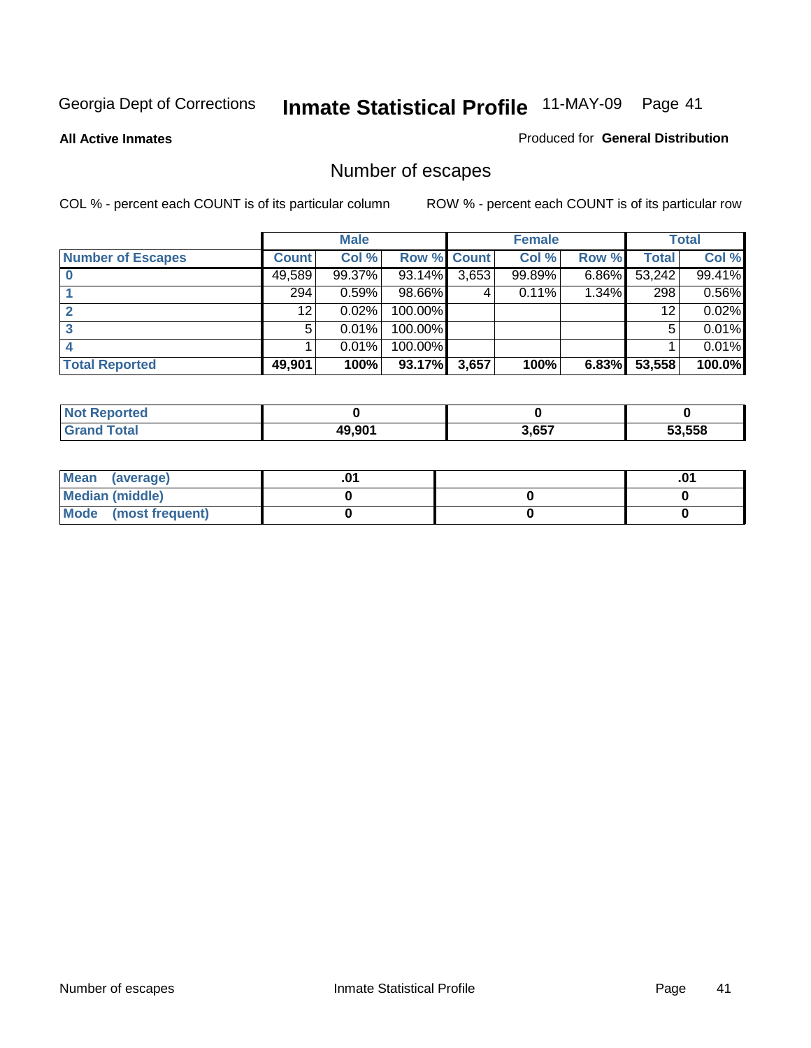Georgia Dept of Corrections **Inmate Statistical Profile** 11-MAY-09

**All Active Inmates**

Produced for **General Distribution**

## Number of escapes

COL % - percent each COUNT is of its particular column

ROW % - percent each COUNT is of its particular row

| | Male | | | Female | | | Total | |
|---|---|---|---|---|---|---|---|---|
| **Number of Escapes** | **Count** | **Col %** | **Row %** | **Count** | **Col %** | **Row %** | **Total** | **Col %** |
| **0** | 49,589 | 99.37% | 93.14% | 3,653 | 99.89% | 6.86% | 53,242 | 99.41% |
| **1** | 294 | 0.59% | 98.66% | 4 | 0.11% | 1.34% | 298 | 0.56% |
| **2** | 12 | 0.02% | 100.00% | | | | 12 | 0.02% |
| **3** | 5 | 0.01% | 100.00% | | | | 5 | 0.01% |
| **4** | 1 | 0.01% | 100.00% | | | | 1 | 0.01% |
| **Total Reported** | **49,901** | **100%** | **93.17%** | **3,657** | **100%** | **6.83%** | **53,558** | **100.0%** |

| | Male | Female | Total |
|---|---|---|---|
| **Not Reported** | **0** | **0** | **0** |
| **Grand Total** | **49,901** | **3,657** | **53,558** |

| | Male | Female | Total |
|---|---|---|---|
| **Mean (average)** | **.01** | | **.01** |
| **Median (middle)** | **0** | **0** | **0** |
| **Mode (most frequent)** | **0** | **0** | **0** |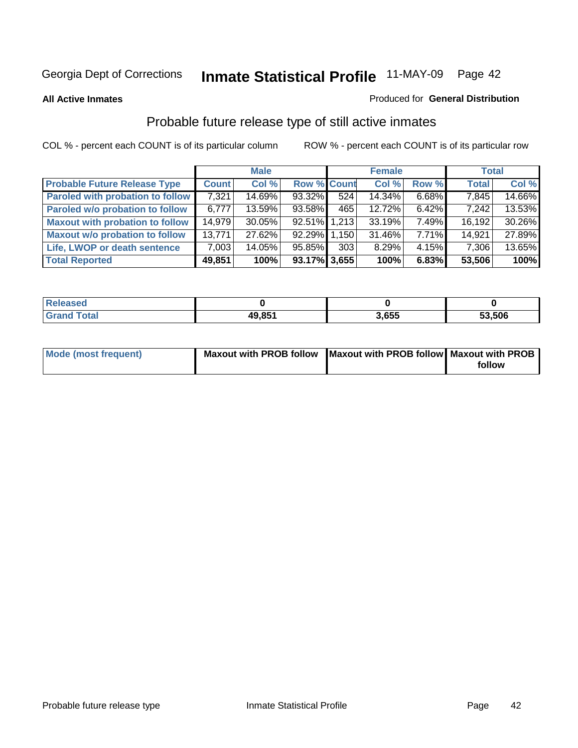Georgia Dept of Corrections **Inmate Statistical Profile** 11-MAY-09

**All Active Inmates**

Produced for **General Distribution**

## Probable future release type of still active inmates

COL % - percent each COUNT is of its particular column

ROW % - percent each COUNT is of its particular row

| | Male | | | Female | | | Total | |
|---|---|---|---|---|---|---|---|---|
| **Probable Future Release Type** | **Count** | **Col %** | **Row %** | **Count** | **Col %** | **Row %** | **Total** | **Col %** |
| **Paroled with probation to follow** | 7,321 | 14.69% | 93.32% | 524 | 14.34% | 6.68% | 7,845 | 14.66% |
| **Paroled w/o probation to follow** | 6,777 | 13.59% | 93.58% | 465 | 12.72% | 6.42% | 7,242 | 13.53% |
| **Maxout with probation to follow** | 14,979 | 30.05% | 92.51% | 1,213 | 33.19% | 7.49% | 16,192 | 30.26% |
| **Maxout w/o probation to follow** | 13,771 | 27.62% | 92.29% | 1,150 | 31.46% | 7.71% | 14,921 | 27.89% |
| **Life, LWOP or death sentence** | 7,003 | 14.05% | 95.85% | 303 | 8.29% | 4.15% | 7,306 | 13.65% |
| **Total Reported** | **49,851** | **100%** | **93.17%** | **3,655** | **100%** | **6.83%** | **53,506** | **100%** |

| | | | |
|---|---|---|---|
| **Released** | **0** | **0** | **0** |
| **Grand Total** | **49,851** | **3,655** | **53,506** |

| | | | |
|---|---|---|---|
| **Mode (most frequent)** | **Maxout with PROB follow** | **Maxout with PROB follow** | **Maxout with PROB follow** |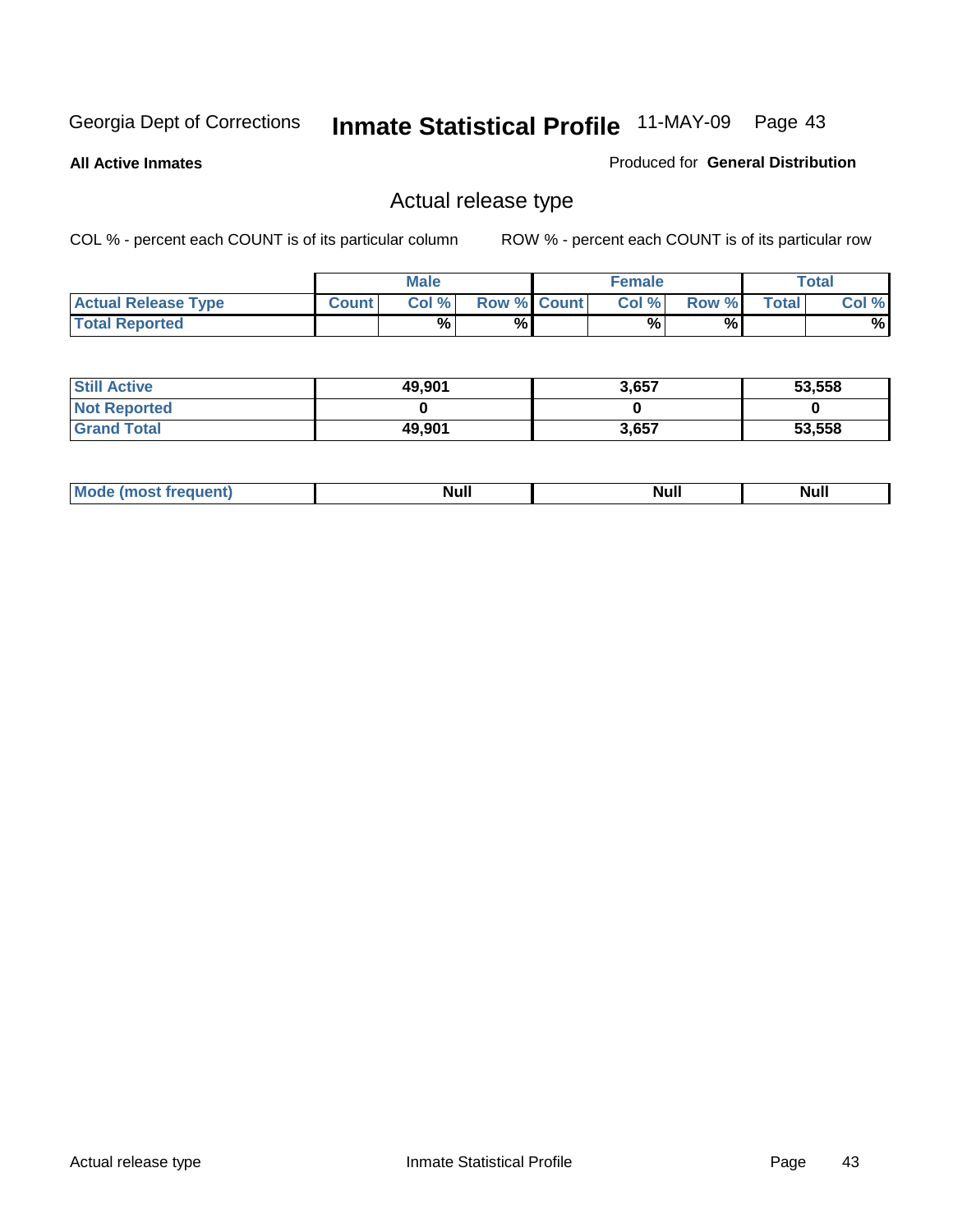Georgia Dept of Corrections **Inmate Statistical Profile** 11-MAY-09

**All Active Inmates**

Produced for **General Distribution**

## Actual release type

COL % - percent each COUNT is of its particular column

ROW % - percent each COUNT is of its particular row

| | Male | | | Female | | | Total | |
|---|---|---|---|---|---|---|---|---|
| **Actual Release Type** | **Count** | **Col %** | **Row %** | **Count** | **Col %** | **Row %** | **Total** | **Col %** |
| **Total Reported** | | **%** | **%** | | **%** | **%** | | **%** |

| | Male | Female | Total |
|---|---|---|---|
| **Still Active** | **49,901** | **3,657** | **53,558** |
| **Not Reported** | **0** | **0** | **0** |
| **Grand Total** | **49,901** | **3,657** | **53,558** |

| | Male | Female | Total |
|---|---|---|---|
| **Mode (most frequent)** | **Null** | **Null** | **Null** |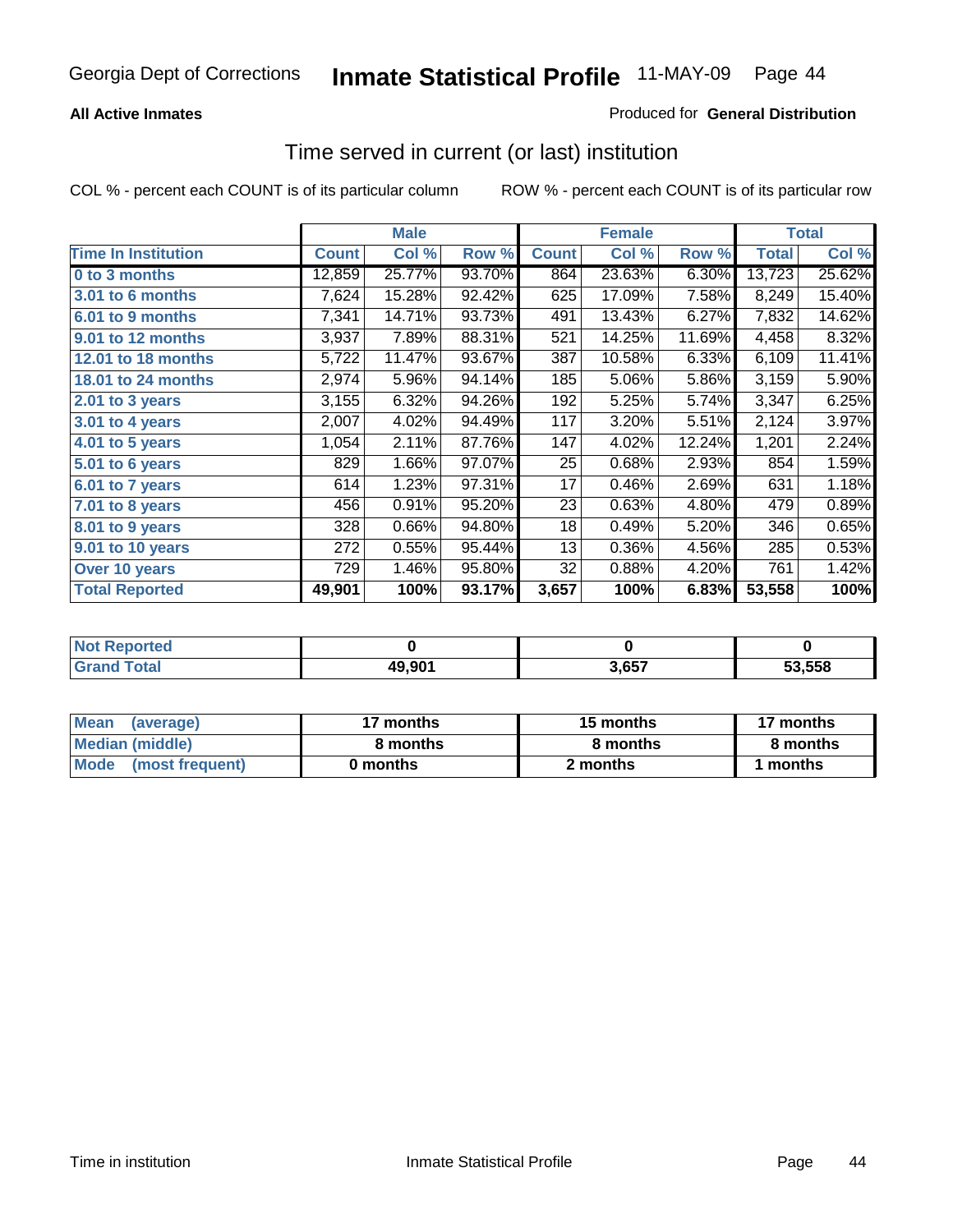Georgia Dept of Corrections **Inmate Statistical Profile** 11-MAY-09

**All Active Inmates**

Produced for **General Distribution**

## Time served in current (or last) institution

COL % - percent each COUNT is of its particular column

ROW % - percent each COUNT is of its particular row

| | Male | | | Female | | | Total | |
|---|---|---|---|---|---|---|---|---|
| **Time In Institution** | **Count** | **Col %** | **Row %** | **Count** | **Col %** | **Row %** | **Total** | **Col %** |
| **0 to 3 months** | 12,859 | 25.77% | 93.70% | 864 | 23.63% | 6.30% | 13,723 | 25.62% |
| **3.01 to 6 months** | 7,624 | 15.28% | 92.42% | 625 | 17.09% | 7.58% | 8,249 | 15.40% |
| **6.01 to 9 months** | 7,341 | 14.71% | 93.73% | 491 | 13.43% | 6.27% | 7,832 | 14.62% |
| **9.01 to 12 months** | 3,937 | 7.89% | 88.31% | 521 | 14.25% | 11.69% | 4,458 | 8.32% |
| **12.01 to 18 months** | 5,722 | 11.47% | 93.67% | 387 | 10.58% | 6.33% | 6,109 | 11.41% |
| **18.01 to 24 months** | 2,974 | 5.96% | 94.14% | 185 | 5.06% | 5.86% | 3,159 | 5.90% |
| **2.01 to 3 years** | 3,155 | 6.32% | 94.26% | 192 | 5.25% | 5.74% | 3,347 | 6.25% |
| **3.01 to 4 years** | 2,007 | 4.02% | 94.49% | 117 | 3.20% | 5.51% | 2,124 | 3.97% |
| **4.01 to 5 years** | 1,054 | 2.11% | 87.76% | 147 | 4.02% | 12.24% | 1,201 | 2.24% |
| **5.01 to 6 years** | 829 | 1.66% | 97.07% | 25 | 0.68% | 2.93% | 854 | 1.59% |
| **6.01 to 7 years** | 614 | 1.23% | 97.31% | 17 | 0.46% | 2.69% | 631 | 1.18% |
| **7.01 to 8 years** | 456 | 0.91% | 95.20% | 23 | 0.63% | 4.80% | 479 | 0.89% |
| **8.01 to 9 years** | 328 | 0.66% | 94.80% | 18 | 0.49% | 5.20% | 346 | 0.65% |
| **9.01 to 10 years** | 272 | 0.55% | 95.44% | 13 | 0.36% | 4.56% | 285 | 0.53% |
| **Over 10 years** | 729 | 1.46% | 95.80% | 32 | 0.88% | 4.20% | 761 | 1.42% |
| **Total Reported** | **49,901** | **100%** | **93.17%** | **3,657** | **100%** | **6.83%** | **53,558** | **100%** |

| | | | |
|---|---|---|---|
| **Not Reported** | **0** | **0** | **0** |
| **Grand Total** | **49,901** | **3,657** | **53,558** |

| | | | |
|---|---|---|---|
| **Mean (average)** | **17 months** | **15 months** | **17 months** |
| **Median (middle)** | **8 months** | **8 months** | **8 months** |
| **Mode (most frequent)** | **0 months** | **2 months** | **1 months** |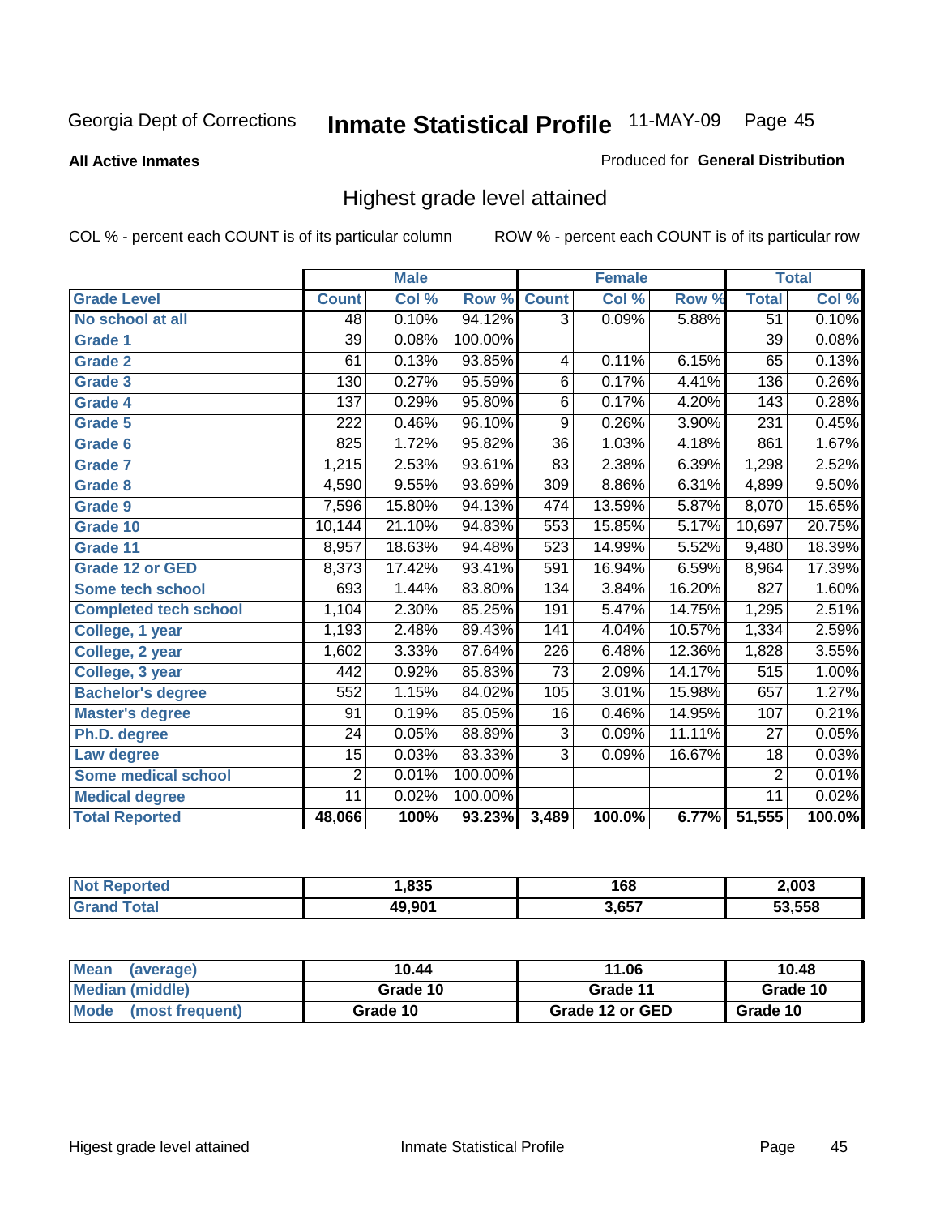Georgia Dept of Corrections **Inmate Statistical Profile** 11-MAY-09

**All Active Inmates**

Produced for **General Distribution**

## Highest grade level attained

COL % - percent each COUNT is of its particular column

ROW % - percent each COUNT is of its particular row

| | Male | | | Female | | | Total | |
|---|---|---|---|---|---|---|---|---|
| **Grade Level** | **Count** | **Col %** | **Row %** | **Count** | **Col %** | **Row %** | **Total** | **Col %** |
| No school at all | 48 | 0.10% | 94.12% | 3 | 0.09% | 5.88% | 51 | 0.10% |
| Grade 1 | 39 | 0.08% | 100.00% | | | | 39 | 0.08% |
| Grade 2 | 61 | 0.13% | 93.85% | 4 | 0.11% | 6.15% | 65 | 0.13% |
| Grade 3 | 130 | 0.27% | 95.59% | 6 | 0.17% | 4.41% | 136 | 0.26% |
| Grade 4 | 137 | 0.29% | 95.80% | 6 | 0.17% | 4.20% | 143 | 0.28% |
| Grade 5 | 222 | 0.46% | 96.10% | 9 | 0.26% | 3.90% | 231 | 0.45% |
| Grade 6 | 825 | 1.72% | 95.82% | 36 | 1.03% | 4.18% | 861 | 1.67% |
| Grade 7 | 1,215 | 2.53% | 93.61% | 83 | 2.38% | 6.39% | 1,298 | 2.52% |
| Grade 8 | 4,590 | 9.55% | 93.69% | 309 | 8.86% | 6.31% | 4,899 | 9.50% |
| Grade 9 | 7,596 | 15.80% | 94.13% | 474 | 13.59% | 5.87% | 8,070 | 15.65% |
| Grade 10 | 10,144 | 21.10% | 94.83% | 553 | 15.85% | 5.17% | 10,697 | 20.75% |
| Grade 11 | 8,957 | 18.63% | 94.48% | 523 | 14.99% | 5.52% | 9,480 | 18.39% |
| Grade 12 or GED | 8,373 | 17.42% | 93.41% | 591 | 16.94% | 6.59% | 8,964 | 17.39% |
| Some tech school | 693 | 1.44% | 83.80% | 134 | 3.84% | 16.20% | 827 | 1.60% |
| Completed tech school | 1,104 | 2.30% | 85.25% | 191 | 5.47% | 14.75% | 1,295 | 2.51% |
| College, 1 year | 1,193 | 2.48% | 89.43% | 141 | 4.04% | 10.57% | 1,334 | 2.59% |
| College, 2 year | 1,602 | 3.33% | 87.64% | 226 | 6.48% | 12.36% | 1,828 | 3.55% |
| College, 3 year | 442 | 0.92% | 85.83% | 73 | 2.09% | 14.17% | 515 | 1.00% |
| Bachelor's degree | 552 | 1.15% | 84.02% | 105 | 3.01% | 15.98% | 657 | 1.27% |
| Master's degree | 91 | 0.19% | 85.05% | 16 | 0.46% | 14.95% | 107 | 0.21% |
| Ph.D. degree | 24 | 0.05% | 88.89% | 3 | 0.09% | 11.11% | 27 | 0.05% |
| Law degree | 15 | 0.03% | 83.33% | 3 | 0.09% | 16.67% | 18 | 0.03% |
| Some medical school | 2 | 0.01% | 100.00% | | | | 2 | 0.01% |
| Medical degree | 11 | 0.02% | 100.00% | | | | 11 | 0.02% |
| **Total Reported** | **48,066** | **100%** | **93.23%** | **3,489** | **100.0%** | **6.77%** | **51,555** | **100.0%** |

| | Male | Female | Total |
|---|---|---|---|
| Not Reported | 1,835 | 168 | 2,003 |
| Grand Total | 49,901 | 3,657 | 53,558 |

| | Male | Female | Total |
|---|---|---|---|
| Mean (average) | 10.44 | 11.06 | 10.48 |
| Median (middle) | Grade 10 | Grade 11 | Grade 10 |
| Mode (most frequent) | Grade 10 | Grade 12 or GED | Grade 10 |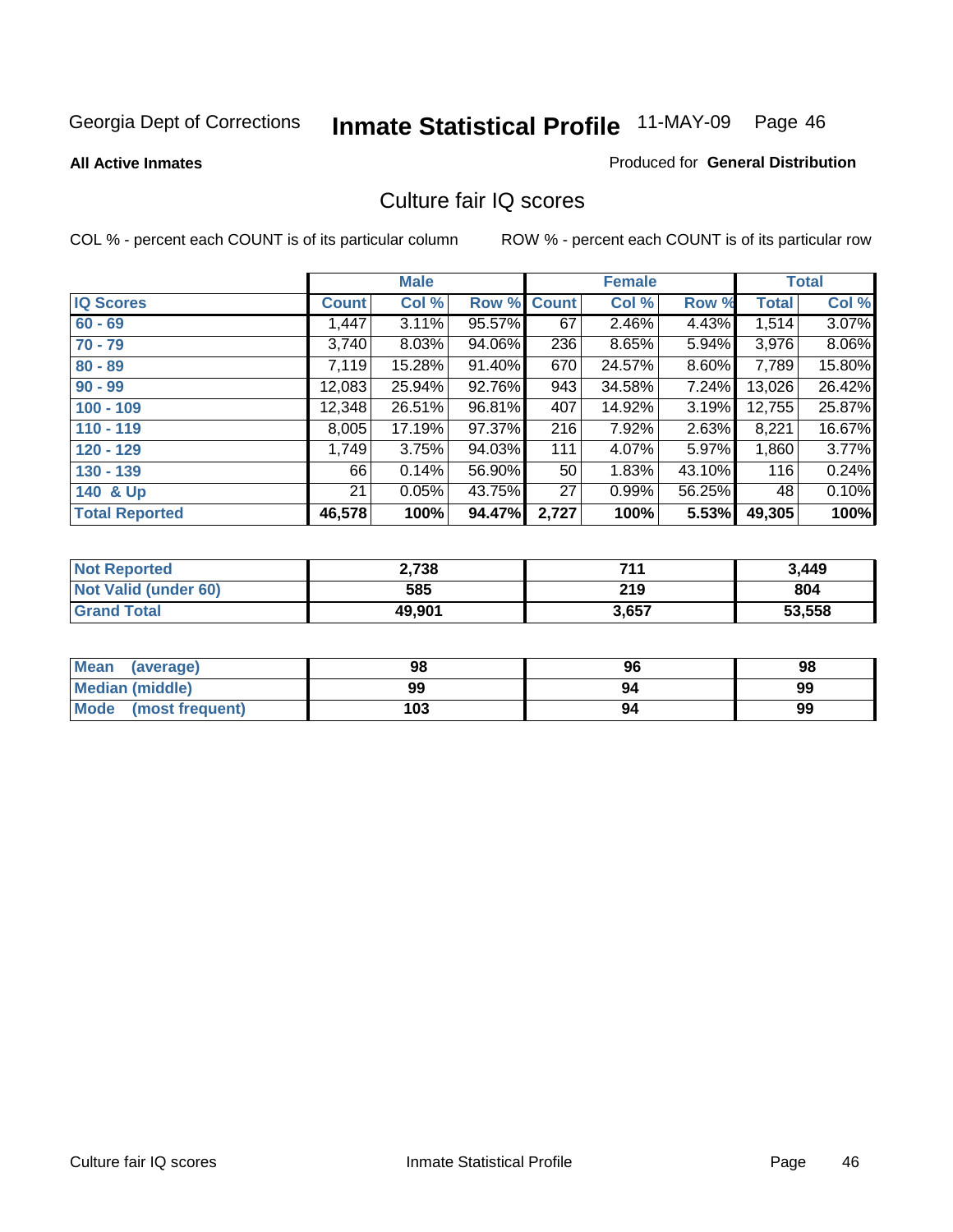Georgia Dept of Corrections **Inmate Statistical Profile** 11-MAY-09

**All Active Inmates**

Produced for **General Distribution**

## Culture fair IQ scores

COL % - percent each COUNT is of its particular column

ROW % - percent each COUNT is of its particular row

| | Male | | | Female | | | Total | |
|---|---|---|---|---|---|---|---|---|
| **IQ Scores** | **Count** | **Col %** | **Row %** | **Count** | **Col %** | **Row %** | **Total** | **Col %** |
| 60 - 69 | 1,447 | 3.11% | 95.57% | 67 | 2.46% | 4.43% | 1,514 | 3.07% |
| 70 - 79 | 3,740 | 8.03% | 94.06% | 236 | 8.65% | 5.94% | 3,976 | 8.06% |
| 80 - 89 | 7,119 | 15.28% | 91.40% | 670 | 24.57% | 8.60% | 7,789 | 15.80% |
| 90 - 99 | 12,083 | 25.94% | 92.76% | 943 | 34.58% | 7.24% | 13,026 | 26.42% |
| 100 - 109 | 12,348 | 26.51% | 96.81% | 407 | 14.92% | 3.19% | 12,755 | 25.87% |
| 110 - 119 | 8,005 | 17.19% | 97.37% | 216 | 7.92% | 2.63% | 8,221 | 16.67% |
| 120 - 129 | 1,749 | 3.75% | 94.03% | 111 | 4.07% | 5.97% | 1,860 | 3.77% |
| 130 - 139 | 66 | 0.14% | 56.90% | 50 | 1.83% | 43.10% | 116 | 0.24% |
| 140 & Up | 21 | 0.05% | 43.75% | 27 | 0.99% | 56.25% | 48 | 0.10% |
| **Total Reported** | **46,578** | **100%** | **94.47%** | **2,727** | **100%** | **5.53%** | **49,305** | **100%** |

| | | | |
|---|---|---|---|
| Not Reported | 2,738 | 711 | 3,449 |
| Not Valid (under 60) | 585 | 219 | 804 |
| Grand Total | 49,901 | 3,657 | 53,558 |

| | | | |
|---|---|---|---|
| Mean (average) | 98 | 96 | 98 |
| Median (middle) | 99 | 94 | 99 |
| Mode (most frequent) | 103 | 94 | 99 |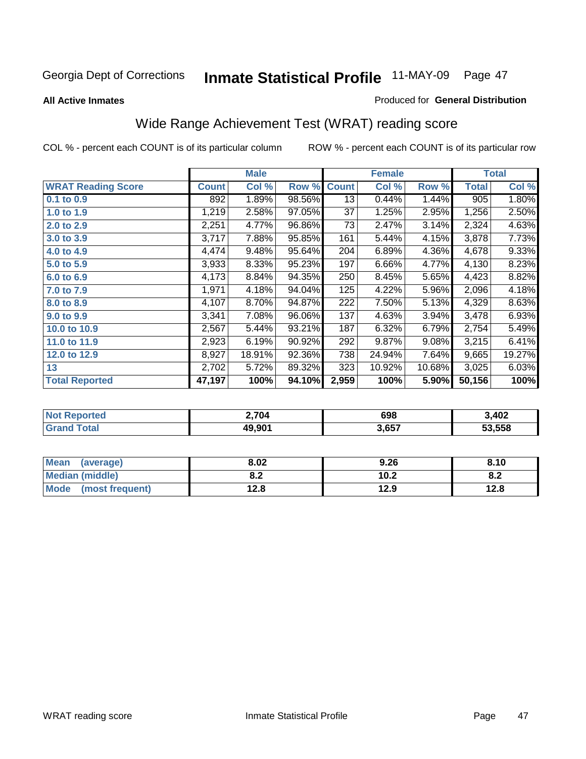Georgia Dept of Corrections **Inmate Statistical Profile** 11-MAY-09 Page 47

**All Active Inmates**

Produced for **General Distribution**

## Wide Range Achievement Test (WRAT) reading score

COL % - percent each COUNT is of its particular column

ROW % - percent each COUNT is of its particular row

| | Male | | | Female | | | Total | |
|---|---|---|---|---|---|---|---|---|
| **WRAT Reading Score** | **Count** | **Col %** | **Row %** | **Count** | **Col %** | **Row %** | **Total** | **Col %** |
| **0.1 to 0.9** | 892 | 1.89% | 98.56% | 13 | 0.44% | 1.44% | 905 | 1.80% |
| **1.0 to 1.9** | 1,219 | 2.58% | 97.05% | 37 | 1.25% | 2.95% | 1,256 | 2.50% |
| **2.0 to 2.9** | 2,251 | 4.77% | 96.86% | 73 | 2.47% | 3.14% | 2,324 | 4.63% |
| **3.0 to 3.9** | 3,717 | 7.88% | 95.85% | 161 | 5.44% | 4.15% | 3,878 | 7.73% |
| **4.0 to 4.9** | 4,474 | 9.48% | 95.64% | 204 | 6.89% | 4.36% | 4,678 | 9.33% |
| **5.0 to 5.9** | 3,933 | 8.33% | 95.23% | 197 | 6.66% | 4.77% | 4,130 | 8.23% |
| **6.0 to 6.9** | 4,173 | 8.84% | 94.35% | 250 | 8.45% | 5.65% | 4,423 | 8.82% |
| **7.0 to 7.9** | 1,971 | 4.18% | 94.04% | 125 | 4.22% | 5.96% | 2,096 | 4.18% |
| **8.0 to 8.9** | 4,107 | 8.70% | 94.87% | 222 | 7.50% | 5.13% | 4,329 | 8.63% |
| **9.0 to 9.9** | 3,341 | 7.08% | 96.06% | 137 | 4.63% | 3.94% | 3,478 | 6.93% |
| **10.0 to 10.9** | 2,567 | 5.44% | 93.21% | 187 | 6.32% | 6.79% | 2,754 | 5.49% |
| **11.0 to 11.9** | 2,923 | 6.19% | 90.92% | 292 | 9.87% | 9.08% | 3,215 | 6.41% |
| **12.0 to 12.9** | 8,927 | 18.91% | 92.36% | 738 | 24.94% | 7.64% | 9,665 | 19.27% |
| **13** | 2,702 | 5.72% | 89.32% | 323 | 10.92% | 10.68% | 3,025 | 6.03% |
| **Total Reported** | **47,197** | **100%** | **94.10%** | **2,959** | **100%** | **5.90%** | **50,156** | **100%** |

| | Male | Female | Total |
|---|---|---|---|
| **Not Reported** | **2,704** | **698** | **3,402** |
| **Grand Total** | **49,901** | **3,657** | **53,558** |

| | Male | Female | Total |
|---|---|---|---|
| **Mean (average)** | **8.02** | **9.26** | **8.10** |
| **Median (middle)** | **8.2** | **10.2** | **8.2** |
| **Mode (most frequent)** | **12.8** | **12.9** | **12.8** |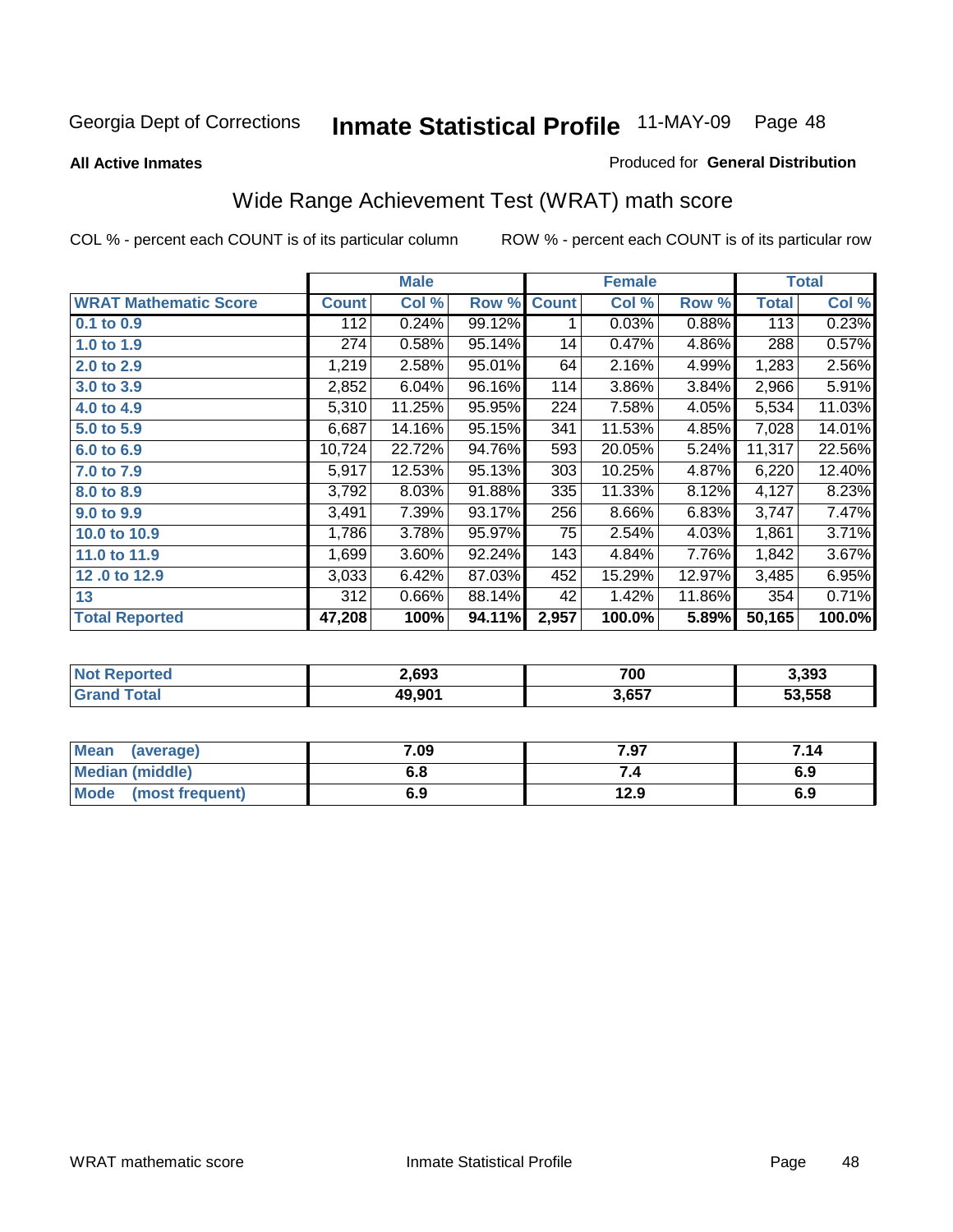Georgia Dept of Corrections **Inmate Statistical Profile** 11-MAY-09 Page 48

**All Active Inmates**

Produced for **General Distribution**

## Wide Range Achievement Test (WRAT) math score

COL % - percent each COUNT is of its particular column

ROW % - percent each COUNT is of its particular row

| | Male | | | Female | | | Total | |
|---|---|---|---|---|---|---|---|---|
| **WRAT Mathematic Score** | **Count** | **Col %** | **Row %** | **Count** | **Col %** | **Row %** | **Total** | **Col %** |
| 0.1 to 0.9 | 112 | 0.24% | 99.12% | 1 | 0.03% | 0.88% | 113 | 0.23% |
| 1.0 to 1.9 | 274 | 0.58% | 95.14% | 14 | 0.47% | 4.86% | 288 | 0.57% |
| 2.0 to 2.9 | 1,219 | 2.58% | 95.01% | 64 | 2.16% | 4.99% | 1,283 | 2.56% |
| 3.0 to 3.9 | 2,852 | 6.04% | 96.16% | 114 | 3.86% | 3.84% | 2,966 | 5.91% |
| 4.0 to 4.9 | 5,310 | 11.25% | 95.95% | 224 | 7.58% | 4.05% | 5,534 | 11.03% |
| 5.0 to 5.9 | 6,687 | 14.16% | 95.15% | 341 | 11.53% | 4.85% | 7,028 | 14.01% |
| 6.0 to 6.9 | 10,724 | 22.72% | 94.76% | 593 | 20.05% | 5.24% | 11,317 | 22.56% |
| 7.0 to 7.9 | 5,917 | 12.53% | 95.13% | 303 | 10.25% | 4.87% | 6,220 | 12.40% |
| 8.0 to 8.9 | 3,792 | 8.03% | 91.88% | 335 | 11.33% | 8.12% | 4,127 | 8.23% |
| 9.0 to 9.9 | 3,491 | 7.39% | 93.17% | 256 | 8.66% | 6.83% | 3,747 | 7.47% |
| 10.0 to 10.9 | 1,786 | 3.78% | 95.97% | 75 | 2.54% | 4.03% | 1,861 | 3.71% |
| 11.0 to 11.9 | 1,699 | 3.60% | 92.24% | 143 | 4.84% | 7.76% | 1,842 | 3.67% |
| 12 .0 to 12.9 | 3,033 | 6.42% | 87.03% | 452 | 15.29% | 12.97% | 3,485 | 6.95% |
| 13 | 312 | 0.66% | 88.14% | 42 | 1.42% | 11.86% | 354 | 0.71% |
| **Total Reported** | **47,208** | **100%** | **94.11%** | **2,957** | **100.0%** | **5.89%** | **50,165** | **100.0%** |

| | Male | Female | Total |
|---|---|---|---|
| **Not Reported** | **2,693** | **700** | **3,393** |
| **Grand Total** | **49,901** | **3,657** | **53,558** |

| | Male | Female | Total |
|---|---|---|---|
| **Mean (average)** | **7.09** | **7.97** | **7.14** |
| **Median (middle)** | **6.8** | **7.4** | **6.9** |
| **Mode (most frequent)** | **6.9** | **12.9** | **6.9** |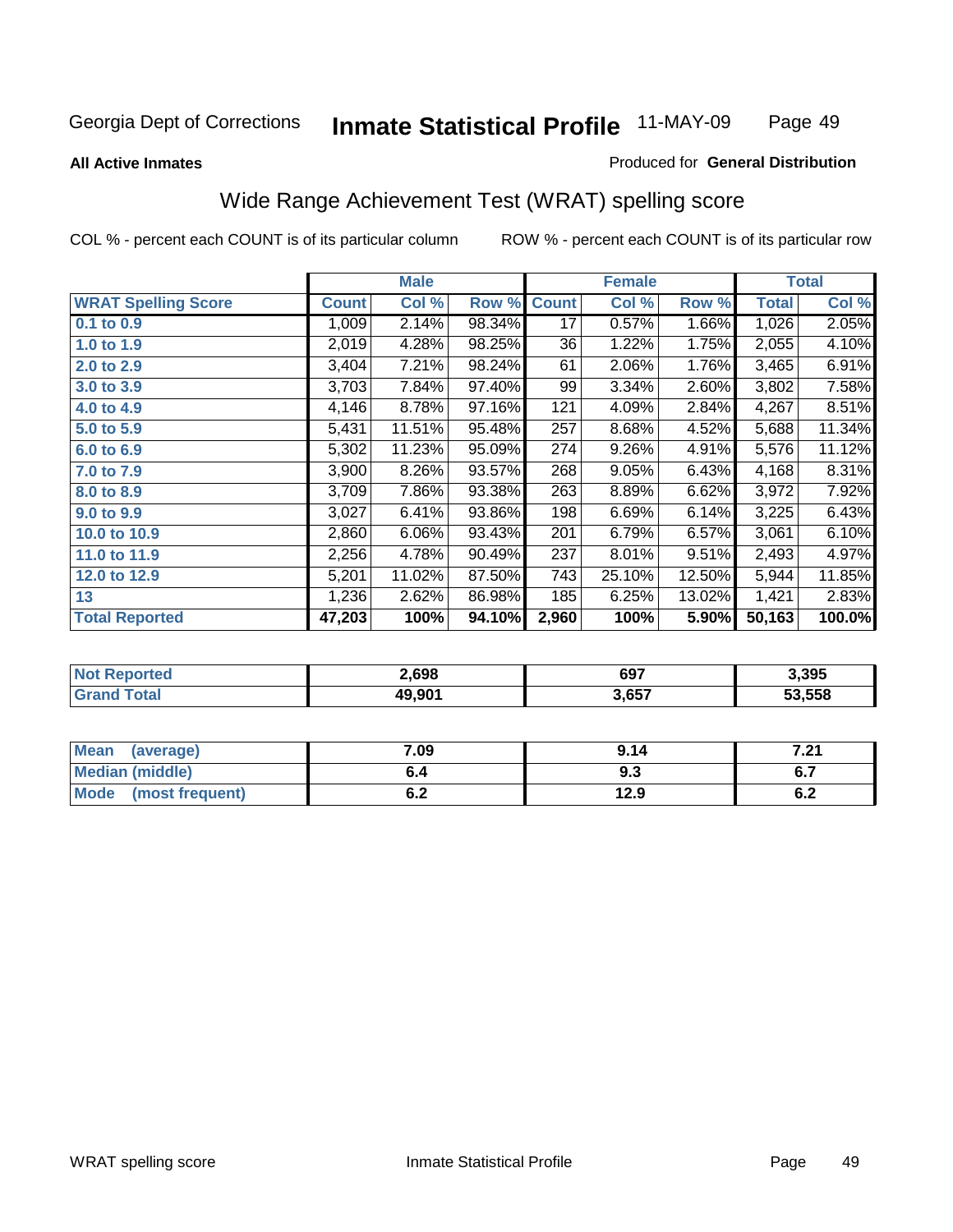Georgia Dept of Corrections **Inmate Statistical Profile** 11-MAY-09

**All Active Inmates**

Produced for **General Distribution**

## Wide Range Achievement Test (WRAT) spelling score

COL % - percent each COUNT is of its particular column

ROW % - percent each COUNT is of its particular row

| | Male | | | Female | | | Total | |
|---|---|---|---|---|---|---|---|---|
| **WRAT Spelling Score** | **Count** | **Col %** | **Row %** | **Count** | **Col %** | **Row %** | **Total** | **Col %** |
| 0.1 to 0.9 | 1,009 | 2.14% | 98.34% | 17 | 0.57% | 1.66% | 1,026 | 2.05% |
| 1.0 to 1.9 | 2,019 | 4.28% | 98.25% | 36 | 1.22% | 1.75% | 2,055 | 4.10% |
| 2.0 to 2.9 | 3,404 | 7.21% | 98.24% | 61 | 2.06% | 1.76% | 3,465 | 6.91% |
| 3.0 to 3.9 | 3,703 | 7.84% | 97.40% | 99 | 3.34% | 2.60% | 3,802 | 7.58% |
| 4.0 to 4.9 | 4,146 | 8.78% | 97.16% | 121 | 4.09% | 2.84% | 4,267 | 8.51% |
| 5.0 to 5.9 | 5,431 | 11.51% | 95.48% | 257 | 8.68% | 4.52% | 5,688 | 11.34% |
| 6.0 to 6.9 | 5,302 | 11.23% | 95.09% | 274 | 9.26% | 4.91% | 5,576 | 11.12% |
| 7.0 to 7.9 | 3,900 | 8.26% | 93.57% | 268 | 9.05% | 6.43% | 4,168 | 8.31% |
| 8.0 to 8.9 | 3,709 | 7.86% | 93.38% | 263 | 8.89% | 6.62% | 3,972 | 7.92% |
| 9.0 to 9.9 | 3,027 | 6.41% | 93.86% | 198 | 6.69% | 6.14% | 3,225 | 6.43% |
| 10.0 to 10.9 | 2,860 | 6.06% | 93.43% | 201 | 6.79% | 6.57% | 3,061 | 6.10% |
| 11.0 to 11.9 | 2,256 | 4.78% | 90.49% | 237 | 8.01% | 9.51% | 2,493 | 4.97% |
| 12.0 to 12.9 | 5,201 | 11.02% | 87.50% | 743 | 25.10% | 12.50% | 5,944 | 11.85% |
| 13 | 1,236 | 2.62% | 86.98% | 185 | 6.25% | 13.02% | 1,421 | 2.83% |
| **Total Reported** | **47,203** | **100%** | **94.10%** | **2,960** | **100%** | **5.90%** | **50,163** | **100.0%** |

| | Male | Female | Total |
|---|---|---|---|
| Not Reported | 2,698 | 697 | 3,395 |
| Grand Total | 49,901 | 3,657 | 53,558 |

| | Male | Female | Total |
|---|---|---|---|
| Mean (average) | 7.09 | 9.14 | 7.21 |
| Median (middle) | 6.4 | 9.3 | 6.7 |
| Mode (most frequent) | 6.2 | 12.9 | 6.2 |

WRAT spelling score Inmate Statistical Profile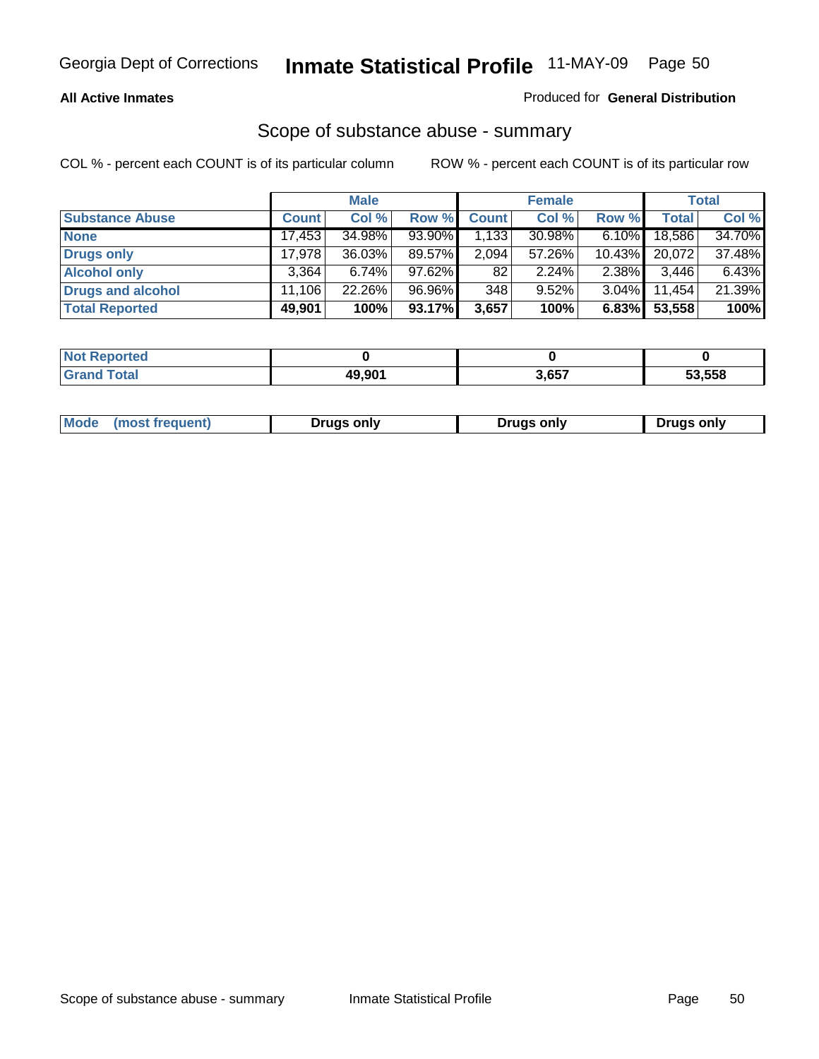# Georgia Dept of Corrections — Inmate Statistical Profile — 11-MAY-09

**All Active Inmates**

Produced for **General Distribution**

## Scope of substance abuse - summary

COL % - percent each COUNT is of its particular column

ROW % - percent each COUNT is of its particular row

| | Male | | | Female | | | Total | |
|---|---|---|---|---|---|---|---|---|
| **Substance Abuse** | **Count** | **Col %** | **Row %** | **Count** | **Col %** | **Row %** | **Total** | **Col %** |
| **None** | 17,453 | 34.98% | 93.90% | 1,133 | 30.98% | 6.10% | 18,586 | 34.70% |
| **Drugs only** | 17,978 | 36.03% | 89.57% | 2,094 | 57.26% | 10.43% | 20,072 | 37.48% |
| **Alcohol only** | 3,364 | 6.74% | 97.62% | 82 | 2.24% | 2.38% | 3,446 | 6.43% |
| **Drugs and alcohol** | 11,106 | 22.26% | 96.96% | 348 | 9.52% | 3.04% | 11,454 | 21.39% |
| **Total Reported** | **49,901** | **100%** | **93.17%** | **3,657** | **100%** | **6.83%** | **53,558** | **100%** |

| | Male | Female | Total |
|---|---|---|---|
| **Not Reported** | **0** | **0** | **0** |
| **Grand Total** | **49,901** | **3,657** | **53,558** |

| | Male | Female | Total |
|---|---|---|---|
| **Mode (most frequent)** | **Drugs only** | **Drugs only** | **Drugs only** |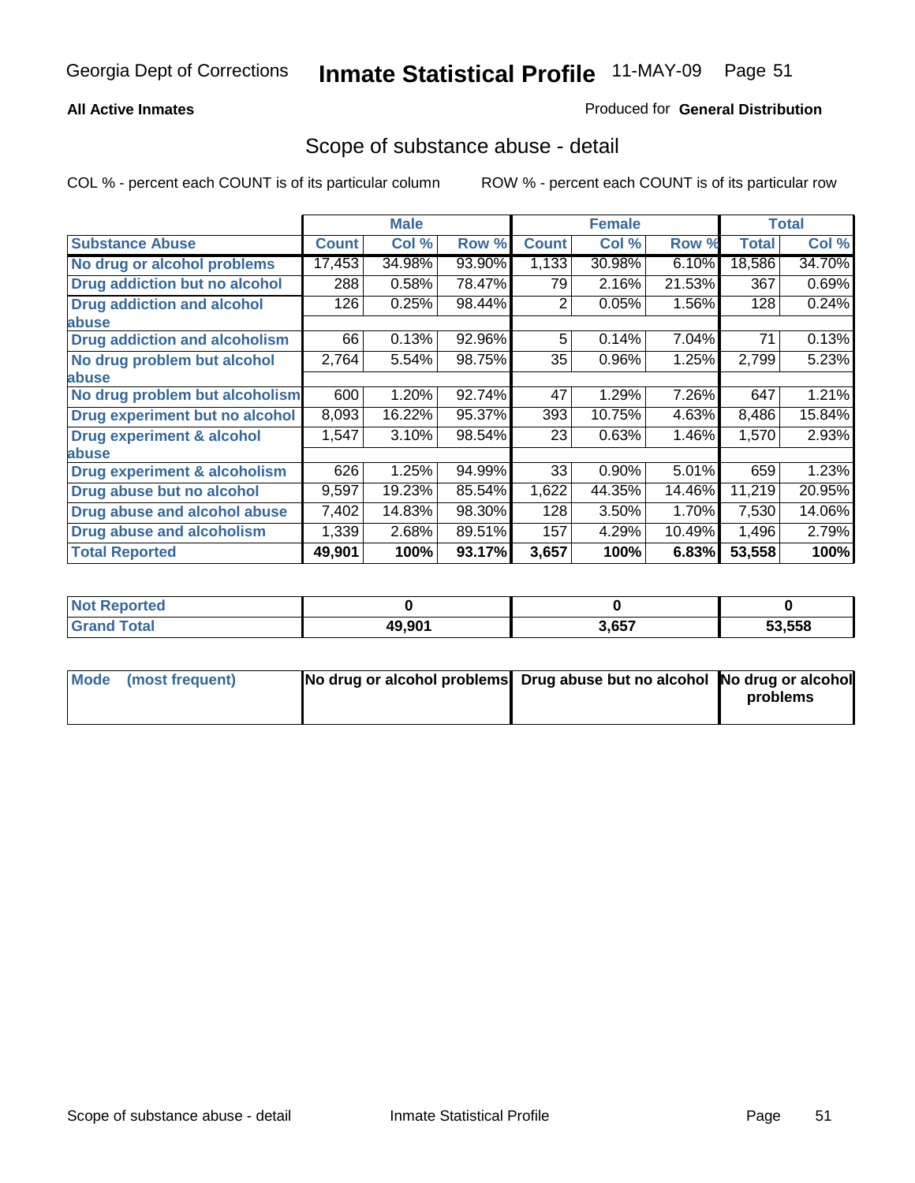Georgia Dept of Corrections **Inmate Statistical Profile** 11-MAY-09

**All Active Inmates**

Produced for **General Distribution**

## Scope of substance abuse - detail

COL % - percent each COUNT is of its particular column ROW % - percent each COUNT is of its particular row

| | Male | | | Female | | | Total | |
|---|---|---|---|---|---|---|---|---|
| **Substance Abuse** | **Count** | **Col %** | **Row %** | **Count** | **Col %** | **Row %** | **Total** | **Col %** |
| **No drug or alcohol problems** | 17,453 | 34.98% | 93.90% | 1,133 | 30.98% | 6.10% | 18,586 | 34.70% |
| **Drug addiction but no alcohol** | 288 | 0.58% | 78.47% | 79 | 2.16% | 21.53% | 367 | 0.69% |
| **Drug addiction and alcohol abuse** | 126 | 0.25% | 98.44% | 2 | 0.05% | 1.56% | 128 | 0.24% |
| **Drug addiction and alcoholism** | 66 | 0.13% | 92.96% | 5 | 0.14% | 7.04% | 71 | 0.13% |
| **No drug problem but alcohol abuse** | 2,764 | 5.54% | 98.75% | 35 | 0.96% | 1.25% | 2,799 | 5.23% |
| **No drug problem but alcoholism** | 600 | 1.20% | 92.74% | 47 | 1.29% | 7.26% | 647 | 1.21% |
| **Drug experiment but no alcohol** | 8,093 | 16.22% | 95.37% | 393 | 10.75% | 4.63% | 8,486 | 15.84% |
| **Drug experiment & alcohol abuse** | 1,547 | 3.10% | 98.54% | 23 | 0.63% | 1.46% | 1,570 | 2.93% |
| **Drug experiment & alcoholism** | 626 | 1.25% | 94.99% | 33 | 0.90% | 5.01% | 659 | 1.23% |
| **Drug abuse but no alcohol** | 9,597 | 19.23% | 85.54% | 1,622 | 44.35% | 14.46% | 11,219 | 20.95% |
| **Drug abuse and alcohol abuse** | 7,402 | 14.83% | 98.30% | 128 | 3.50% | 1.70% | 7,530 | 14.06% |
| **Drug abuse and alcoholism** | 1,339 | 2.68% | 89.51% | 157 | 4.29% | 10.49% | 1,496 | 2.79% |
| **Total Reported** | **49,901** | **100%** | **93.17%** | **3,657** | **100%** | **6.83%** | **53,558** | **100%** |

| | | | |
|---|---|---|---|
| **Not Reported** | **0** | **0** | **0** |
| **Grand Total** | **49,901** | **3,657** | **53,558** |

| | | | |
|---|---|---|---|
| **Mode (most frequent)** | **No drug or alcohol problems** | **Drug abuse but no alcohol** | **No drug or alcohol problems** |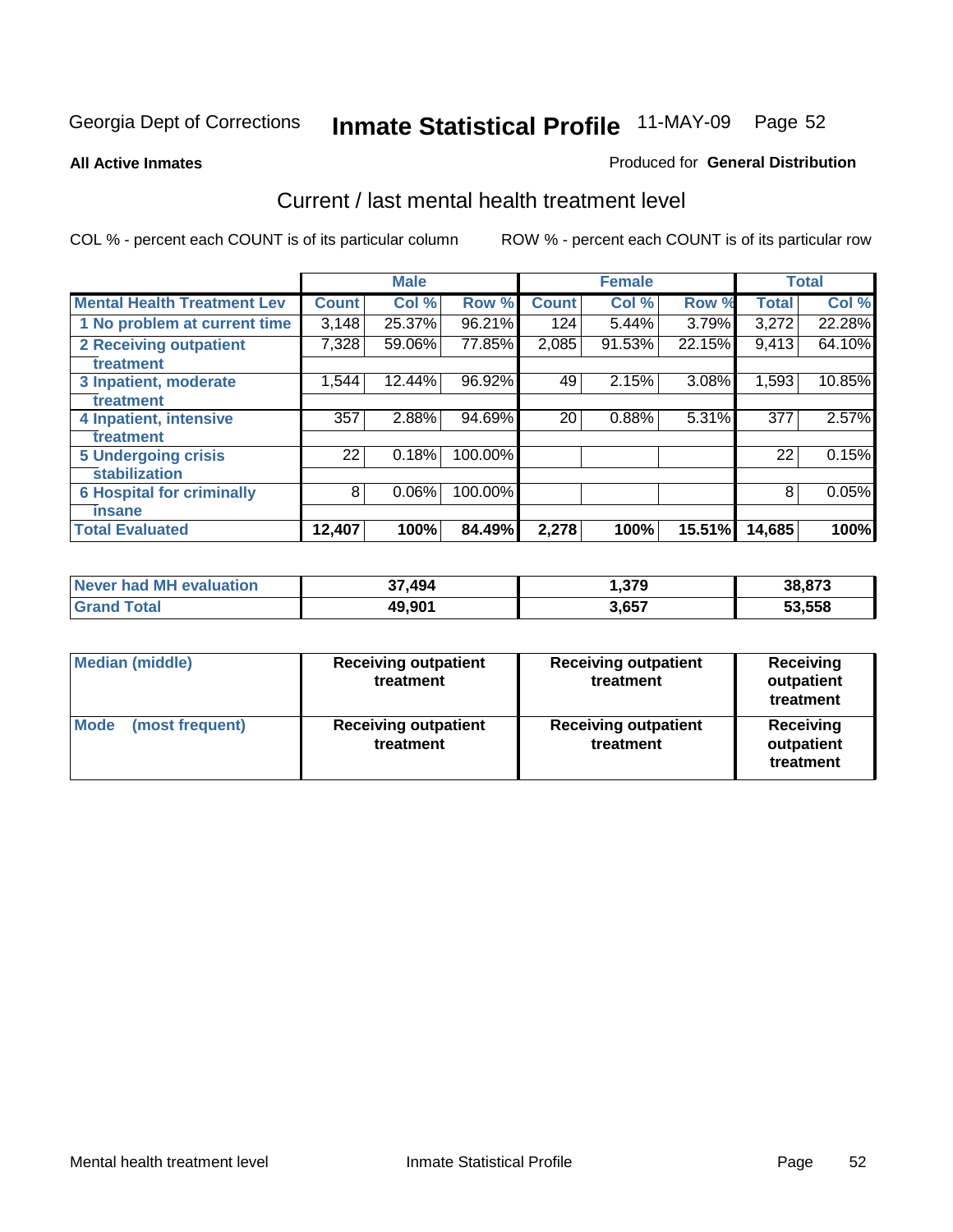Georgia Dept of Corrections **Inmate Statistical Profile** 11-MAY-09

**All Active Inmates**

Produced for **General Distribution**

## Current / last mental health treatment level

COL % - percent each COUNT is of its particular column

ROW % - percent each COUNT is of its particular row

| | Male | | | Female | | | Total | |
|---|---|---|---|---|---|---|---|---|
| **Mental Health Treatment Lev** | **Count** | **Col %** | **Row %** | **Count** | **Col %** | **Row %** | **Total** | **Col %** |
| 1 No problem at current time | 3,148 | 25.37% | 96.21% | 124 | 5.44% | 3.79% | 3,272 | 22.28% |
| 2 Receiving outpatient treatment | 7,328 | 59.06% | 77.85% | 2,085 | 91.53% | 22.15% | 9,413 | 64.10% |
| 3 Inpatient, moderate treatment | 1,544 | 12.44% | 96.92% | 49 | 2.15% | 3.08% | 1,593 | 10.85% |
| 4 Inpatient, intensive treatment | 357 | 2.88% | 94.69% | 20 | 0.88% | 5.31% | 377 | 2.57% |
| 5 Undergoing crisis stabilization | 22 | 0.18% | 100.00% | | | | 22 | 0.15% |
| 6 Hospital for criminally insane | 8 | 0.06% | 100.00% | | | | 8 | 0.05% |
| **Total Evaluated** | **12,407** | **100%** | **84.49%** | **2,278** | **100%** | **15.51%** | **14,685** | **100%** |

| | | | |
|---|---|---|---|
| **Never had MH evaluation** | **37,494** | **1,379** | **38,873** |
| **Grand Total** | **49,901** | **3,657** | **53,558** |

| | | | |
|---|---|---|---|
| **Median (middle)** | **Receiving outpatient treatment** | **Receiving outpatient treatment** | **Receiving outpatient treatment** |
| **Mode (most frequent)** | **Receiving outpatient treatment** | **Receiving outpatient treatment** | **Receiving outpatient treatment** |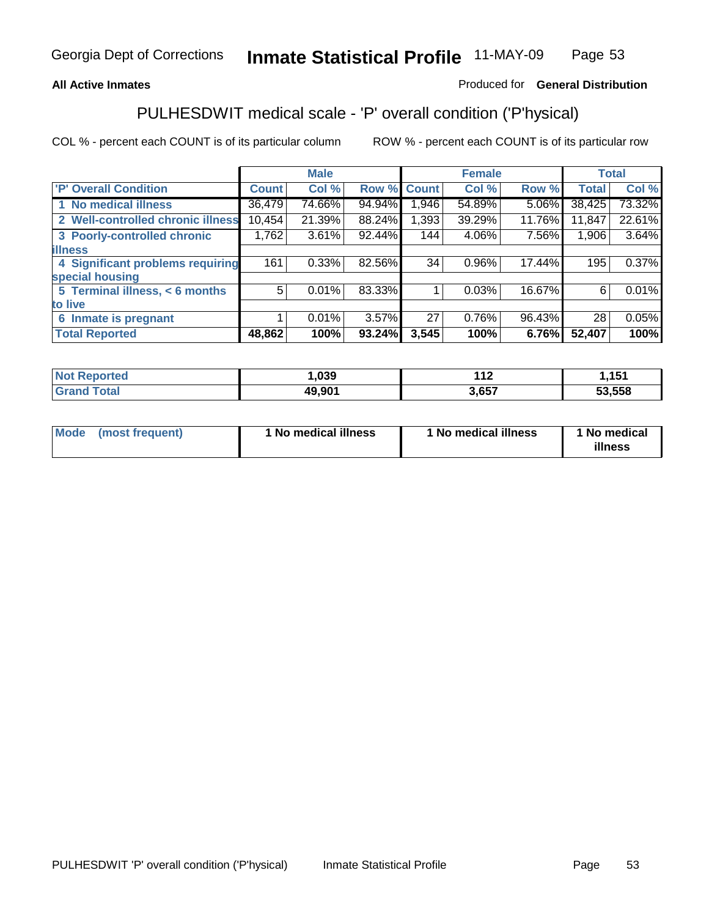**All Active Inmates**

Produced for **General Distribution**

## PULHESDWIT medical scale - 'P' overall condition ('P'hysical)

COL % - percent each COUNT is of its particular column

ROW % - percent each COUNT is of its particular row

| | Male | | | Female | | | Total | |
|---|---|---|---|---|---|---|---|---|
| 'P' Overall Condition | Count | Col % | Row % | Count | Col % | Row % | Total | Col % |
| 1 No medical illness | 36,479 | 74.66% | 94.94% | 1,946 | 54.89% | 5.06% | 38,425 | 73.32% |
| 2 Well-controlled chronic illness | 10,454 | 21.39% | 88.24% | 1,393 | 39.29% | 11.76% | 11,847 | 22.61% |
| 3 Poorly-controlled chronic illness | 1,762 | 3.61% | 92.44% | 144 | 4.06% | 7.56% | 1,906 | 3.64% |
| 4 Significant problems requiring special housing | 161 | 0.33% | 82.56% | 34 | 0.96% | 17.44% | 195 | 0.37% |
| 5 Terminal illness, < 6 months to live | 5 | 0.01% | 83.33% | 1 | 0.03% | 16.67% | 6 | 0.01% |
| 6 Inmate is pregnant | 1 | 0.01% | 3.57% | 27 | 0.76% | 96.43% | 28 | 0.05% |
| **Total Reported** | **48,862** | **100%** | **93.24%** | **3,545** | **100%** | **6.76%** | **52,407** | **100%** |

| | Male | Female | Total |
|---|---|---|---|
| Not Reported | 1,039 | 112 | 1,151 |
| Grand Total | 49,901 | 3,657 | 53,558 |

| | Male | Female | Total |
|---|---|---|---|
| Mode (most frequent) | 1 No medical illness | 1 No medical illness | 1 No medical illness |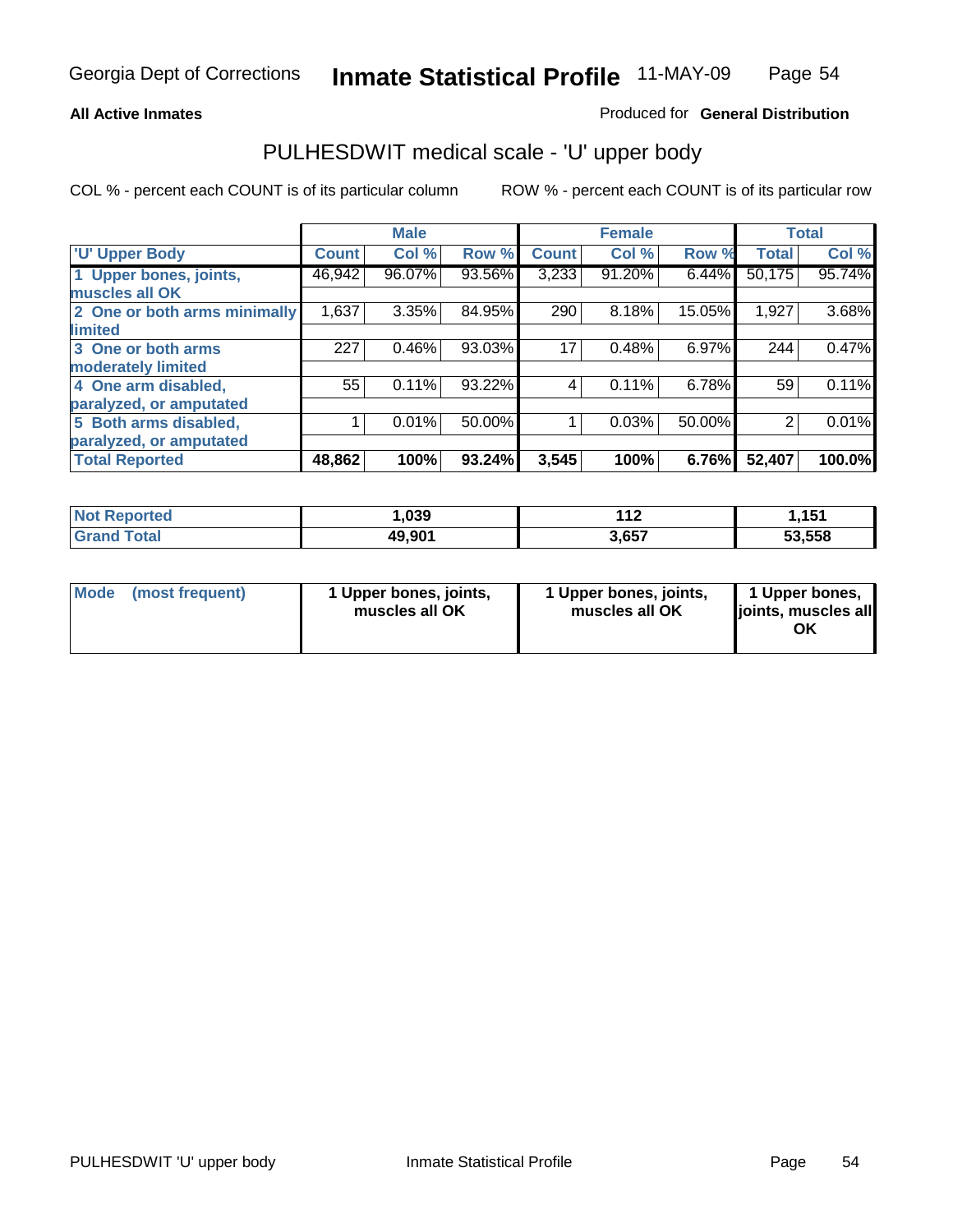Georgia Dept of Corrections **Inmate Statistical Profile** 11-MAY-09

**All Active Inmates**

Produced for **General Distribution**

## PULHESDWIT medical scale - 'U' upper body

COL % - percent each COUNT is of its particular column

ROW % - percent each COUNT is of its particular row

| | Male | | | Female | | | Total | |
|---|---|---|---|---|---|---|---|---|
| 'U' Upper Body | Count | Col % | Row % | Count | Col % | Row % | Total | Col % |
| 1 Upper bones, joints, muscles all OK | 46,942 | 96.07% | 93.56% | 3,233 | 91.20% | 6.44% | 50,175 | 95.74% |
| 2 One or both arms minimally limited | 1,637 | 3.35% | 84.95% | 290 | 8.18% | 15.05% | 1,927 | 3.68% |
| 3 One or both arms moderately limited | 227 | 0.46% | 93.03% | 17 | 0.48% | 6.97% | 244 | 0.47% |
| 4 One arm disabled, paralyzed, or amputated | 55 | 0.11% | 93.22% | 4 | 0.11% | 6.78% | 59 | 0.11% |
| 5 Both arms disabled, paralyzed, or amputated | 1 | 0.01% | 50.00% | 1 | 0.03% | 50.00% | 2 | 0.01% |
| **Total Reported** | **48,862** | **100%** | **93.24%** | **3,545** | **100%** | **6.76%** | **52,407** | **100.0%** |

| | Male | Female | Total |
|---|---|---|---|
| Not Reported | 1,039 | 112 | 1,151 |
| Grand Total | 49,901 | 3,657 | 53,558 |

| | Male | Female | Total |
|---|---|---|---|
| Mode (most frequent) | 1 Upper bones, joints, muscles all OK | 1 Upper bones, joints, muscles all OK | 1 Upper bones, joints, muscles all OK |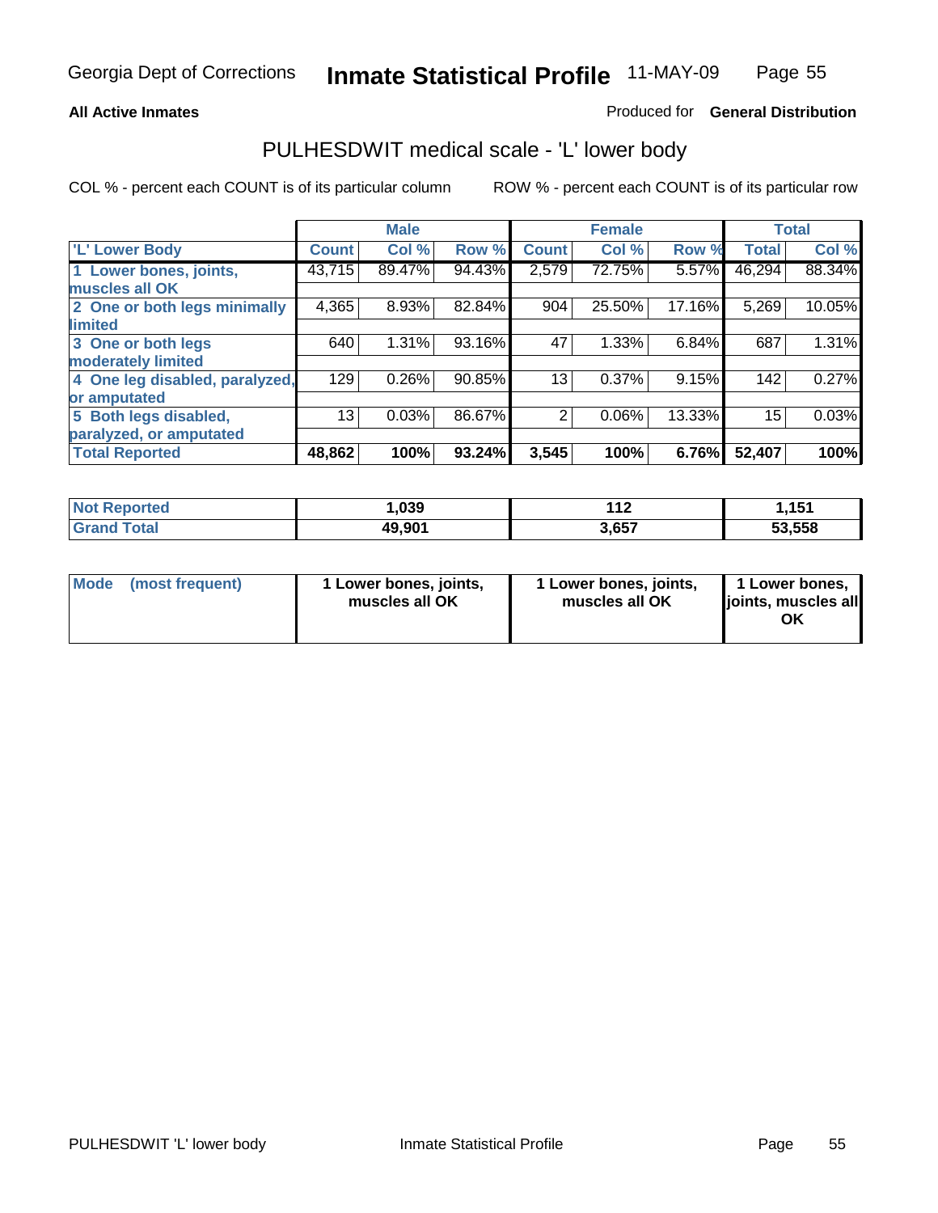Georgia Dept of Corrections **Inmate Statistical Profile** 11-MAY-09

**All Active Inmates**

Produced for **General Distribution**

## PULHESDWIT medical scale - 'L' lower body

COL % - percent each COUNT is of its particular column

ROW % - percent each COUNT is of its particular row

| | Male | | | Female | | | Total | |
|---|---|---|---|---|---|---|---|---|
| 'L' Lower Body | Count | Col % | Row % | Count | Col % | Row % | Total | Col % |
| 1 Lower bones, joints, muscles all OK | 43,715 | 89.47% | 94.43% | 2,579 | 72.75% | 5.57% | 46,294 | 88.34% |
| 2 One or both legs minimally limited | 4,365 | 8.93% | 82.84% | 904 | 25.50% | 17.16% | 5,269 | 10.05% |
| 3 One or both legs moderately limited | 640 | 1.31% | 93.16% | 47 | 1.33% | 6.84% | 687 | 1.31% |
| 4 One leg disabled, paralyzed, or amputated | 129 | 0.26% | 90.85% | 13 | 0.37% | 9.15% | 142 | 0.27% |
| 5 Both legs disabled, paralyzed, or amputated | 13 | 0.03% | 86.67% | 2 | 0.06% | 13.33% | 15 | 0.03% |
| **Total Reported** | **48,862** | **100%** | **93.24%** | **3,545** | **100%** | **6.76%** | **52,407** | **100%** |

| | Male | Female | Total |
|---|---|---|---|
| Not Reported | 1,039 | 112 | 1,151 |
| Grand Total | 49,901 | 3,657 | 53,558 |

| | Male | Female | Total |
|---|---|---|---|
| Mode (most frequent) | 1 Lower bones, joints, muscles all OK | 1 Lower bones, joints, muscles all OK | 1 Lower bones, joints, muscles all OK |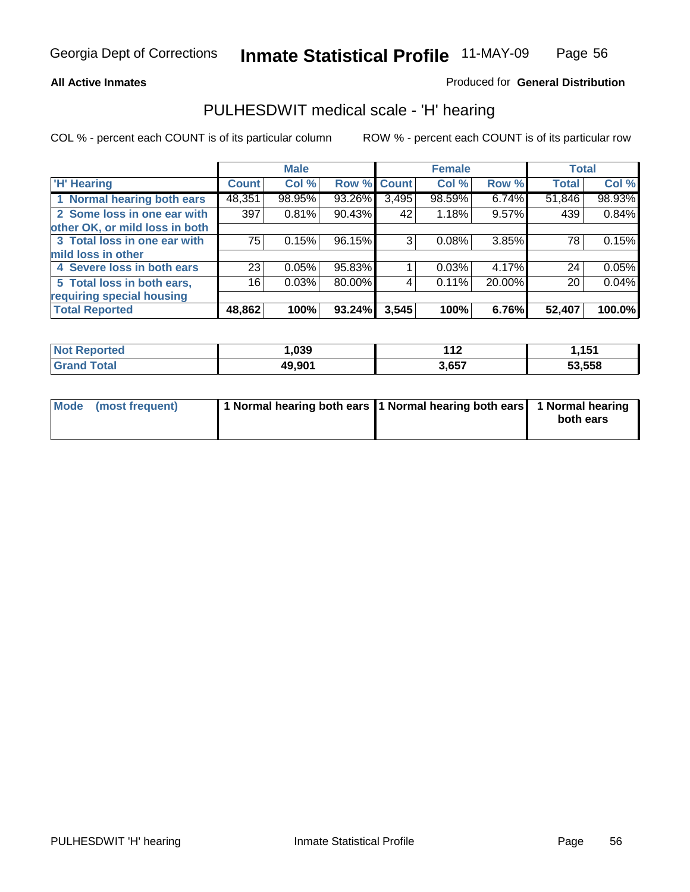Georgia Dept of Corrections **Inmate Statistical Profile** 11-MAY-09

**All Active Inmates**

Produced for **General Distribution**

## PULHESDWIT medical scale - 'H' hearing

COL % - percent each COUNT is of its particular column

ROW % - percent each COUNT is of its particular row

| | Male | | | Female | | | Total | |
|---|---|---|---|---|---|---|---|---|
| **'H' Hearing** | **Count** | **Col %** | **Row %** | **Count** | **Col %** | **Row %** | **Total** | **Col %** |
| **1 Normal hearing both ears** | 48,351 | 98.95% | 93.26% | 3,495 | 98.59% | 6.74% | 51,846 | 98.93% |
| **2 Some loss in one ear with other OK, or mild loss in both** | 397 | 0.81% | 90.43% | 42 | 1.18% | 9.57% | 439 | 0.84% |
| **3 Total loss in one ear with mild loss in other** | 75 | 0.15% | 96.15% | 3 | 0.08% | 3.85% | 78 | 0.15% |
| **4 Severe loss in both ears** | 23 | 0.05% | 95.83% | 1 | 0.03% | 4.17% | 24 | 0.05% |
| **5 Total loss in both ears, requiring special housing** | 16 | 0.03% | 80.00% | 4 | 0.11% | 20.00% | 20 | 0.04% |
| **Total Reported** | **48,862** | **100%** | **93.24%** | **3,545** | **100%** | **6.76%** | **52,407** | **100.0%** |

| | Male | Female | Total |
|---|---|---|---|
| **Not Reported** | **1,039** | **112** | **1,151** |
| **Grand Total** | **49,901** | **3,657** | **53,558** |

| | | | |
|---|---|---|---|
| **Mode (most frequent)** | **1 Normal hearing both ears** | **1 Normal hearing both ears** | **1 Normal hearing both ears** |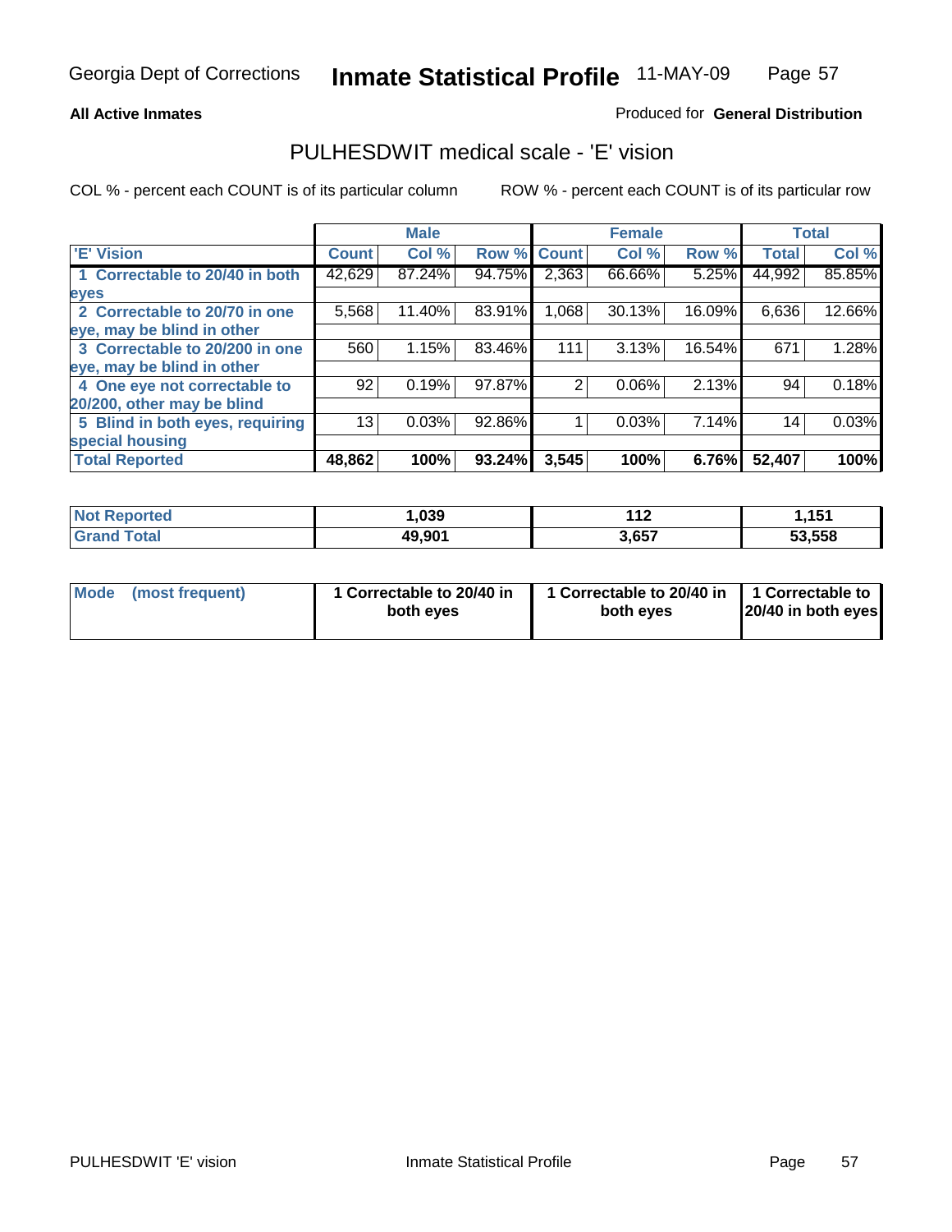Georgia Dept of Corrections **Inmate Statistical Profile** 11-MAY-09

**All Active Inmates**

Produced for **General Distribution**

## PULHESDWIT medical scale - 'E' vision

COL % - percent each COUNT is of its particular column

ROW % - percent each COUNT is of its particular row

| | Male | | | Female | | | Total | |
|---|---|---|---|---|---|---|---|---|
| **'E' Vision** | **Count** | **Col %** | **Row %** | **Count** | **Col %** | **Row %** | **Total** | **Col %** |
| **1 Correctable to 20/40 in both eyes** | 42,629 | 87.24% | 94.75% | 2,363 | 66.66% | 5.25% | 44,992 | 85.85% |
| **2 Correctable to 20/70 in one eye, may be blind in other** | 5,568 | 11.40% | 83.91% | 1,068 | 30.13% | 16.09% | 6,636 | 12.66% |
| **3 Correctable to 20/200 in one eye, may be blind in other** | 560 | 1.15% | 83.46% | 111 | 3.13% | 16.54% | 671 | 1.28% |
| **4 One eye not correctable to 20/200, other may be blind** | 92 | 0.19% | 97.87% | 2 | 0.06% | 2.13% | 94 | 0.18% |
| **5 Blind in both eyes, requiring special housing** | 13 | 0.03% | 92.86% | 1 | 0.03% | 7.14% | 14 | 0.03% |
| **Total Reported** | **48,862** | **100%** | **93.24%** | **3,545** | **100%** | **6.76%** | **52,407** | **100%** |

| | Male | Female | Total |
|---|---|---|---|
| **Not Reported** | **1,039** | **112** | **1,151** |
| **Grand Total** | **49,901** | **3,657** | **53,558** |

| | Male | Female | Total |
|---|---|---|---|
| **Mode (most frequent)** | **1 Correctable to 20/40 in both eyes** | **1 Correctable to 20/40 in both eyes** | **1 Correctable to 20/40 in both eyes** |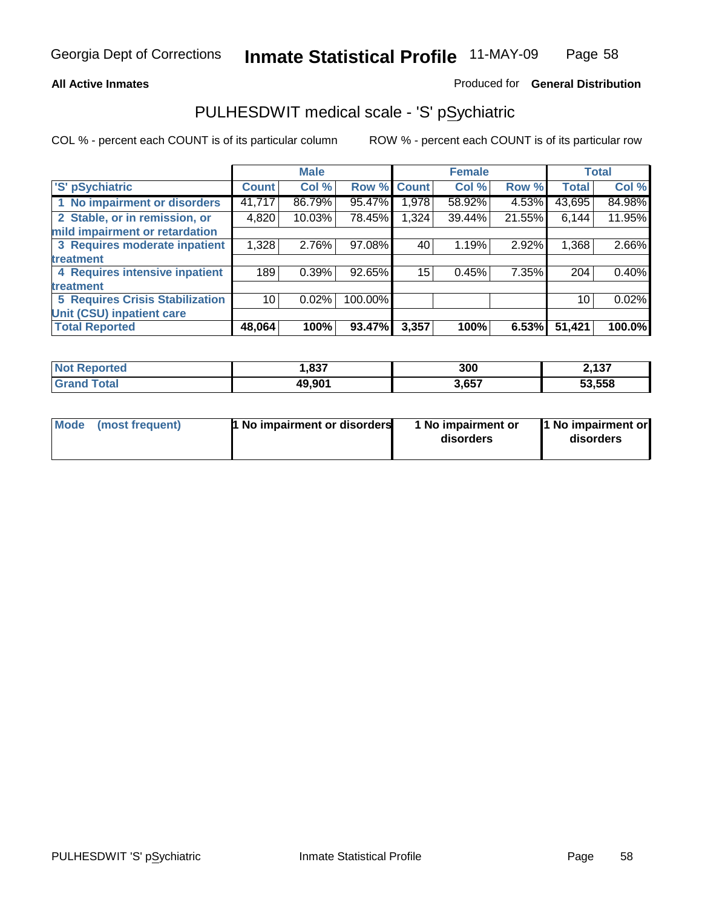Georgia Dept of Corrections **Inmate Statistical Profile** 11-MAY-09

**All Active Inmates**

Produced for **General Distribution**

## PULHESDWIT medical scale - 'S' pSychiatric

COL % - percent each COUNT is of its particular column

ROW % - percent each COUNT is of its particular row

| | Male | | | Female | | | Total | |
|---|---|---|---|---|---|---|---|---|
| 'S' pSychiatric | Count | Col % | Row % | Count | Col % | Row % | Total | Col % |
| 1 No impairment or disorders | 41,717 | 86.79% | 95.47% | 1,978 | 58.92% | 4.53% | 43,695 | 84.98% |
| 2 Stable, or in remission, or mild impairment or retardation | 4,820 | 10.03% | 78.45% | 1,324 | 39.44% | 21.55% | 6,144 | 11.95% |
| 3 Requires moderate inpatient treatment | 1,328 | 2.76% | 97.08% | 40 | 1.19% | 2.92% | 1,368 | 2.66% |
| 4 Requires intensive inpatient treatment | 189 | 0.39% | 92.65% | 15 | 0.45% | 7.35% | 204 | 0.40% |
| 5 Requires Crisis Stabilization Unit (CSU) inpatient care | 10 | 0.02% | 100.00% | | | | 10 | 0.02% |
| **Total Reported** | **48,064** | **100%** | **93.47%** | **3,357** | **100%** | **6.53%** | **51,421** | **100.0%** |

| | Male | Female | Total |
|---|---|---|---|
| Not Reported | 1,837 | 300 | 2,137 |
| Grand Total | 49,901 | 3,657 | 53,558 |

| | Male | Female | Total |
|---|---|---|---|
| Mode (most frequent) | 1 No impairment or disorders | 1 No impairment or disorders | 1 No impairment or disorders |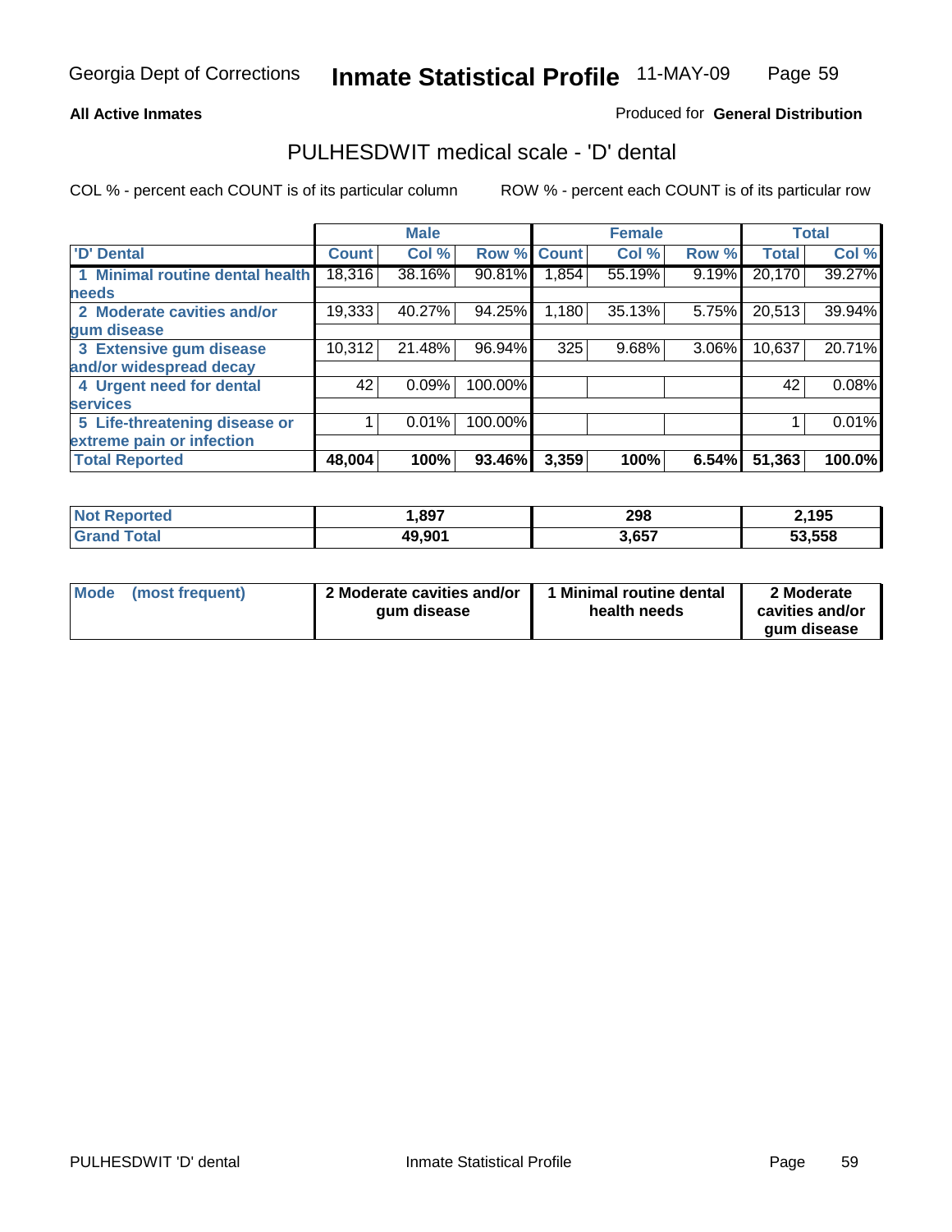Georgia Dept of Corrections **Inmate Statistical Profile** 11-MAY-09

**All Active Inmates**

Produced for **General Distribution**

## PULHESDWIT medical scale - 'D' dental

COL % - percent each COUNT is of its particular column

ROW % - percent each COUNT is of its particular row

| | Male | | | Female | | | Total | |
|---|---|---|---|---|---|---|---|---|
| 'D' Dental | Count | Col % | Row % | Count | Col % | Row % | Total | Col % |
| 1 Minimal routine dental health needs | 18,316 | 38.16% | 90.81% | 1,854 | 55.19% | 9.19% | 20,170 | 39.27% |
| 2 Moderate cavities and/or gum disease | 19,333 | 40.27% | 94.25% | 1,180 | 35.13% | 5.75% | 20,513 | 39.94% |
| 3 Extensive gum disease and/or widespread decay | 10,312 | 21.48% | 96.94% | 325 | 9.68% | 3.06% | 10,637 | 20.71% |
| 4 Urgent need for dental services | 42 | 0.09% | 100.00% | | | | 42 | 0.08% |
| 5 Life-threatening disease or extreme pain or infection | 1 | 0.01% | 100.00% | | | | 1 | 0.01% |
| **Total Reported** | **48,004** | **100%** | **93.46%** | **3,359** | **100%** | **6.54%** | **51,363** | **100.0%** |

| | Male | Female | Total |
|---|---|---|---|
| Not Reported | 1,897 | 298 | 2,195 |
| Grand Total | 49,901 | 3,657 | 53,558 |

| | Male | Female | Total |
|---|---|---|---|
| Mode (most frequent) | 2 Moderate cavities and/or gum disease | 1 Minimal routine dental health needs | 2 Moderate cavities and/or gum disease |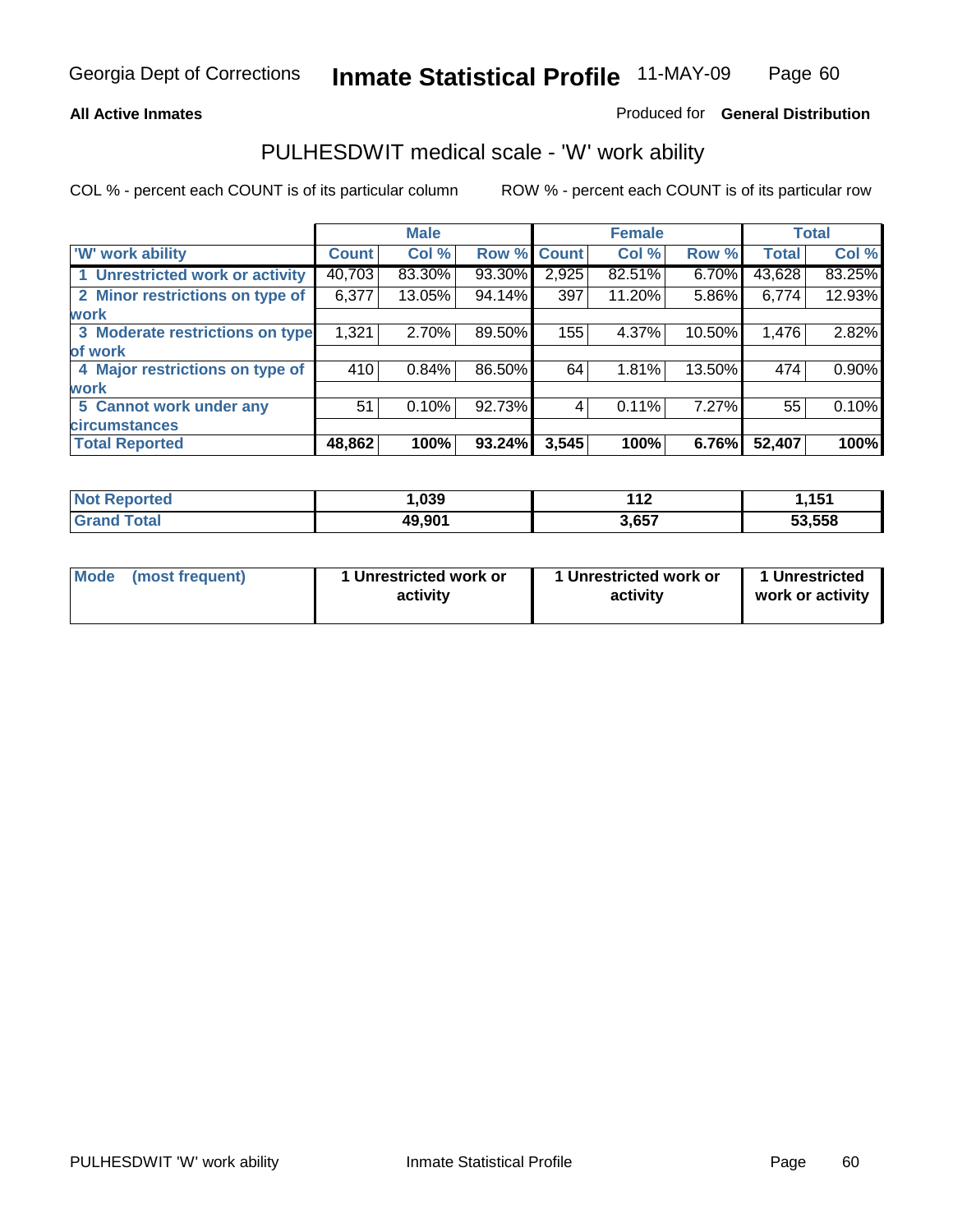Georgia Dept of Corrections **Inmate Statistical Profile** 11-MAY-09

**All Active Inmates**

Produced for **General Distribution**

## PULHESDWIT medical scale - 'W' work ability

COL % - percent each COUNT is of its particular column

ROW % - percent each COUNT is of its particular row

| | Male | | | Female | | | Total | |
|---|---|---|---|---|---|---|---|---|
| 'W' work ability | Count | Col % | Row % | Count | Col % | Row % | Total | Col % |
| 1 Unrestricted work or activity | 40,703 | 83.30% | 93.30% | 2,925 | 82.51% | 6.70% | 43,628 | 83.25% |
| 2 Minor restrictions on type of work | 6,377 | 13.05% | 94.14% | 397 | 11.20% | 5.86% | 6,774 | 12.93% |
| 3 Moderate restrictions on type of work | 1,321 | 2.70% | 89.50% | 155 | 4.37% | 10.50% | 1,476 | 2.82% |
| 4 Major restrictions on type of work | 410 | 0.84% | 86.50% | 64 | 1.81% | 13.50% | 474 | 0.90% |
| 5 Cannot work under any circumstances | 51 | 0.10% | 92.73% | 4 | 0.11% | 7.27% | 55 | 0.10% |
| **Total Reported** | **48,862** | **100%** | **93.24%** | **3,545** | **100%** | **6.76%** | **52,407** | **100%** |

| | Male | Female | Total |
|---|---|---|---|
| Not Reported | 1,039 | 112 | 1,151 |
| Grand Total | 49,901 | 3,657 | 53,558 |

| | Male | Female | Total |
|---|---|---|---|
| Mode (most frequent) | 1 Unrestricted work or activity | 1 Unrestricted work or activity | 1 Unrestricted work or activity |

PULHESDWIT 'W' work ability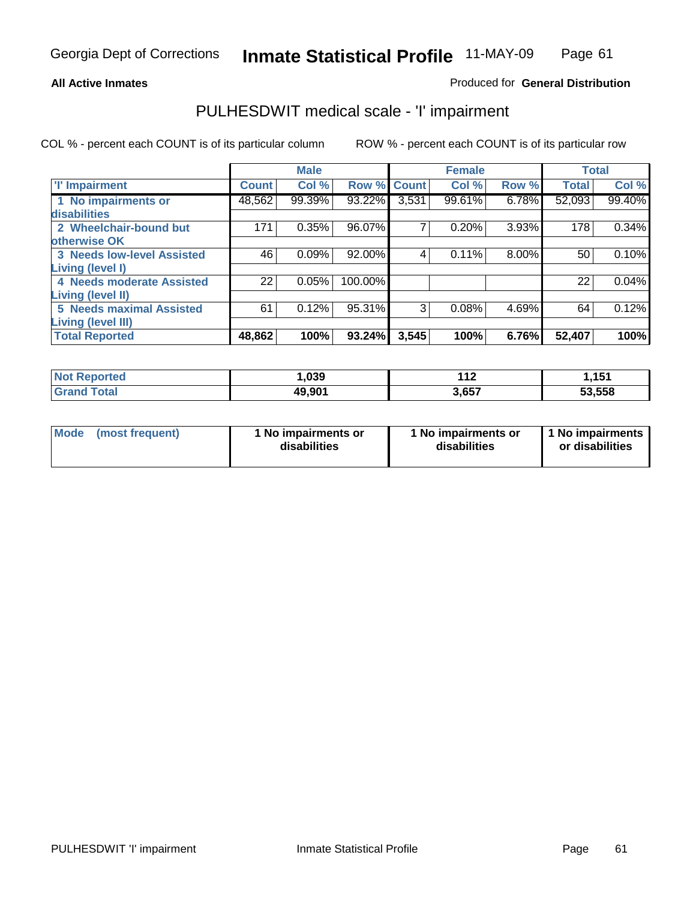Georgia Dept of Corrections **Inmate Statistical Profile** 11-MAY-09

**All Active Inmates**

Produced for **General Distribution**

## PULHESDWIT medical scale - 'I' impairment

COL % - percent each COUNT is of its particular column ROW % - percent each COUNT is of its particular row

| | Male | | | Female | | | Total | |
|---|---|---|---|---|---|---|---|---|
| 'I' Impairment | Count | Col % | Row % | Count | Col % | Row % | Total | Col % |
| 1 No impairments or disabilities | 48,562 | 99.39% | 93.22% | 3,531 | 99.61% | 6.78% | 52,093 | 99.40% |
| 2 Wheelchair-bound but otherwise OK | 171 | 0.35% | 96.07% | 7 | 0.20% | 3.93% | 178 | 0.34% |
| 3 Needs low-level Assisted Living (level I) | 46 | 0.09% | 92.00% | 4 | 0.11% | 8.00% | 50 | 0.10% |
| 4 Needs moderate Assisted Living (level II) | 22 | 0.05% | 100.00% | | | | 22 | 0.04% |
| 5 Needs maximal Assisted Living (level III) | 61 | 0.12% | 95.31% | 3 | 0.08% | 4.69% | 64 | 0.12% |
| **Total Reported** | **48,862** | **100%** | **93.24%** | **3,545** | **100%** | **6.76%** | **52,407** | **100%** |

| | Male | Female | Total |
|---|---|---|---|
| Not Reported | 1,039 | 112 | 1,151 |
| Grand Total | 49,901 | 3,657 | 53,558 |

| | Male | Female | Total |
|---|---|---|---|
| Mode (most frequent) | 1 No impairments or disabilities | 1 No impairments or disabilities | 1 No impairments or disabilities |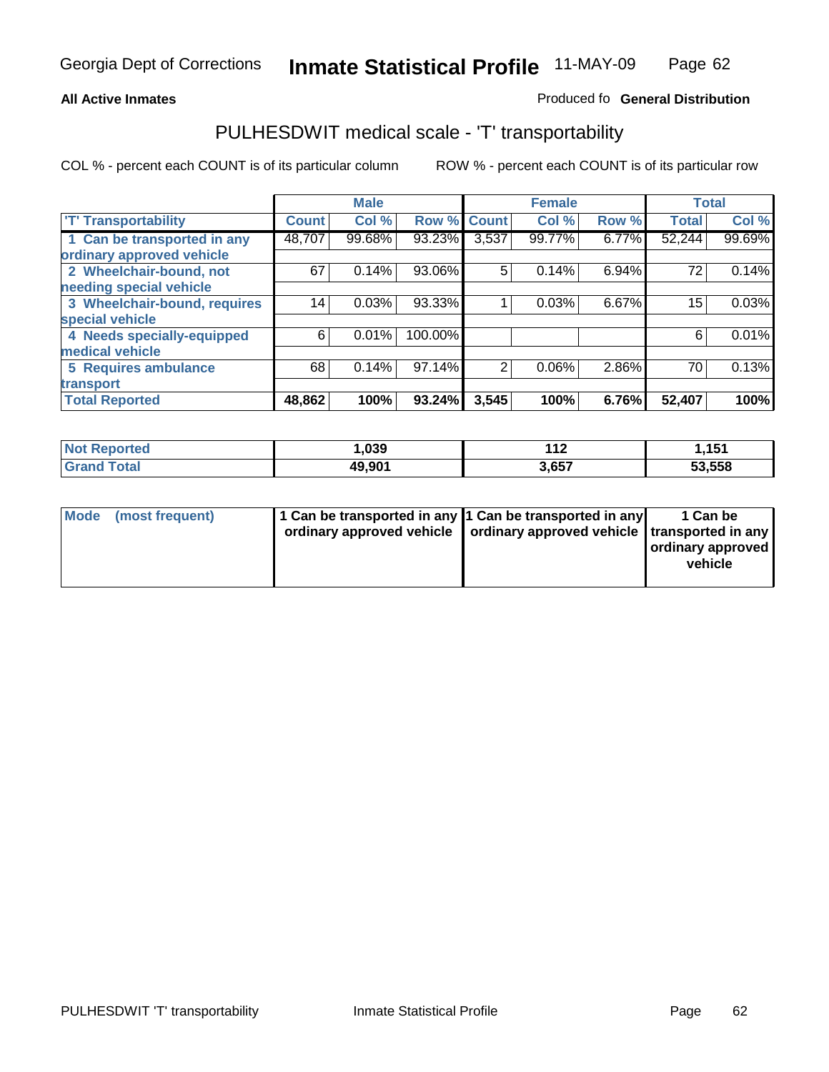Georgia Dept of Corrections **Inmate Statistical Profile** 11-MAY-09

**All Active Inmates**

Produced fo **General Distribution**

## PULHESDWIT medical scale - 'T' transportability

COL % - percent each COUNT is of its particular column    ROW % - percent each COUNT is of its particular row

| | Male | | | Female | | | Total | |
|---|---|---|---|---|---|---|---|---|
| 'T' Transportability | Count | Col % | Row % | Count | Col % | Row % | Total | Col % |
| 1 Can be transported in any ordinary approved vehicle | 48,707 | 99.68% | 93.23% | 3,537 | 99.77% | 6.77% | 52,244 | 99.69% |
| 2 Wheelchair-bound, not needing special vehicle | 67 | 0.14% | 93.06% | 5 | 0.14% | 6.94% | 72 | 0.14% |
| 3 Wheelchair-bound, requires special vehicle | 14 | 0.03% | 93.33% | 1 | 0.03% | 6.67% | 15 | 0.03% |
| 4 Needs specially-equipped medical vehicle | 6 | 0.01% | 100.00% | | | | 6 | 0.01% |
| 5 Requires ambulance transport | 68 | 0.14% | 97.14% | 2 | 0.06% | 2.86% | 70 | 0.13% |
| **Total Reported** | **48,862** | **100%** | **93.24%** | **3,545** | **100%** | **6.76%** | **52,407** | **100%** |

| | Male | Female | Total |
|---|---|---|---|
| Not Reported | 1,039 | 112 | 1,151 |
| Grand Total | 49,901 | 3,657 | 53,558 |

| | Male | Female | Total |
|---|---|---|---|
| Mode (most frequent) | 1 Can be transported in any ordinary approved vehicle | 1 Can be transported in any ordinary approved vehicle | 1 Can be transported in any ordinary approved vehicle |

PULHESDWIT 'T' transportability    Inmate Statistical Profile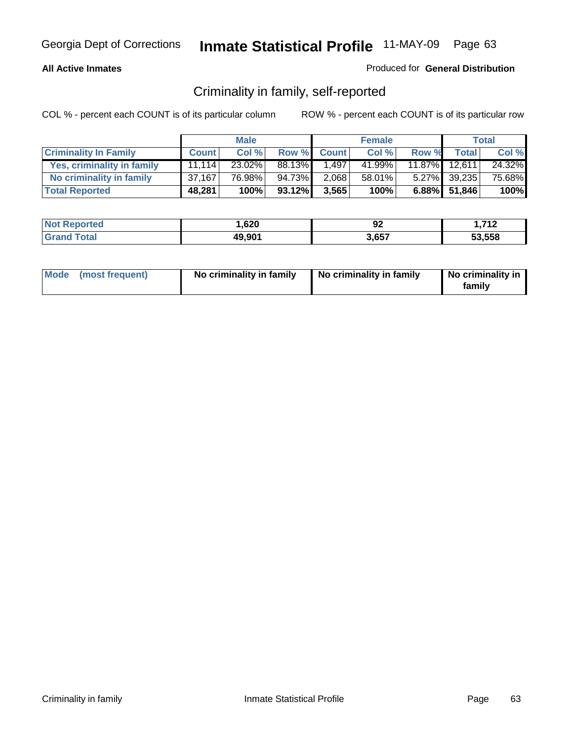Georgia Dept of Corrections **Inmate Statistical Profile** 11-MAY-09

**All Active Inmates**

Produced for **General Distribution**

## Criminality in family, self-reported

COL % - percent each COUNT is of its particular column     ROW % - percent each COUNT is of its particular row

| | Male | | | Female | | | Total | |
|---|---|---|---|---|---|---|---|---|
| **Criminality In Family** | **Count** | **Col %** | **Row %** | **Count** | **Col %** | **Row %** | **Total** | **Col %** |
| **Yes, criminality in family** | 11,114 | 23.02% | 88.13% | 1,497 | 41.99% | 11.87% | 12,611 | 24.32% |
| **No criminality in family** | 37,167 | 76.98% | 94.73% | 2,068 | 58.01% | 5.27% | 39,235 | 75.68% |
| **Total Reported** | **48,281** | **100%** | **93.12%** | **3,565** | **100%** | **6.88%** | **51,846** | **100%** |

| | Male | Female | Total |
|---|---|---|---|
| **Not Reported** | **1,620** | **92** | **1,712** |
| **Grand Total** | **49,901** | **3,657** | **53,558** |

| | Male | Female | Total |
|---|---|---|---|
| **Mode (most frequent)** | **No criminality in family** | **No criminality in family** | **No criminality in family** |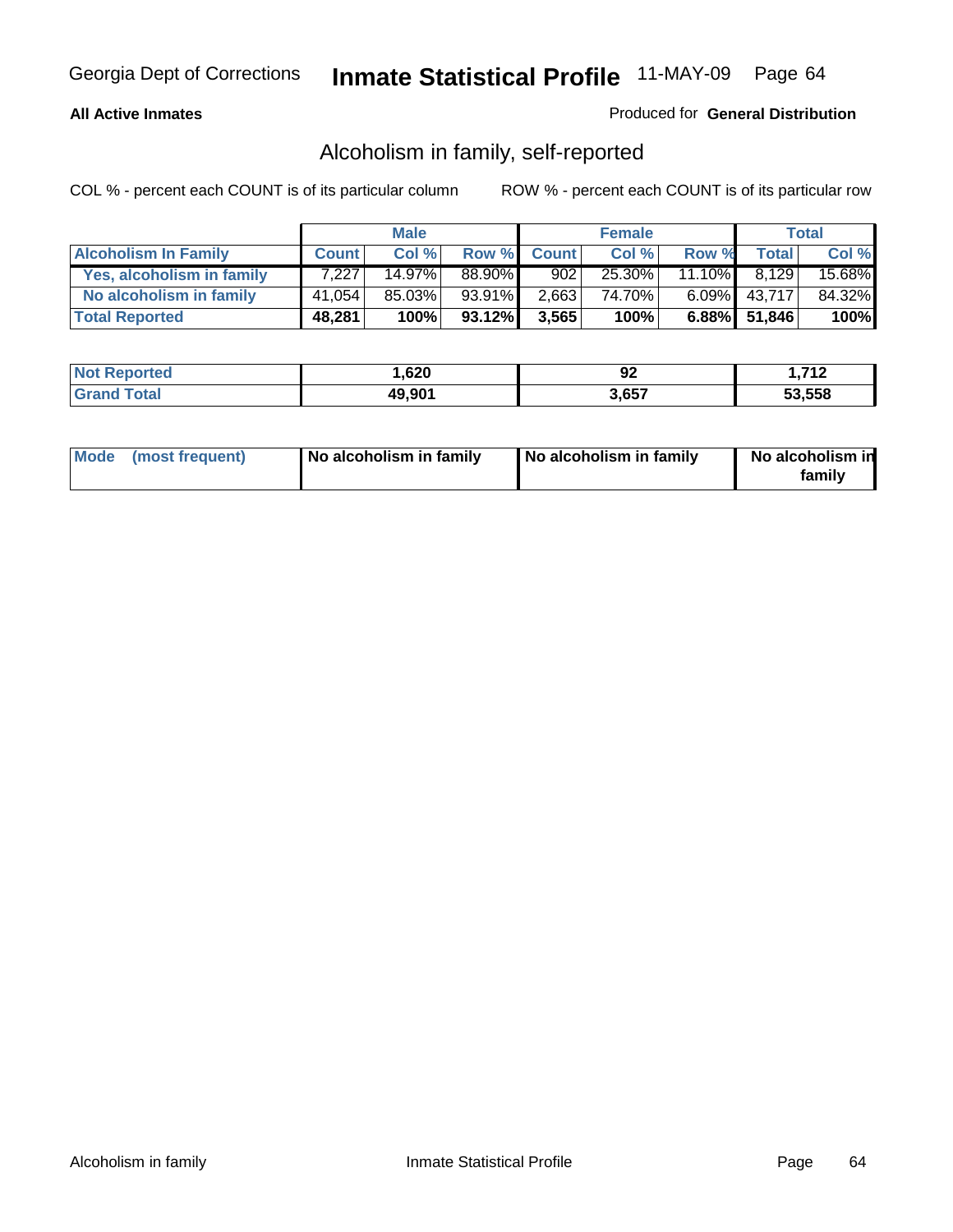**All Active Inmates**

Produced for **General Distribution**

## Alcoholism in family, self-reported

COL % - percent each COUNT is of its particular column

ROW % - percent each COUNT is of its particular row

| | Male | | | Female | | | Total | |
|---|---|---|---|---|---|---|---|---|
| **Alcoholism In Family** | **Count** | **Col %** | **Row %** | **Count** | **Col %** | **Row %** | **Total** | **Col %** |
| Yes, alcoholism in family | 7,227 | 14.97% | 88.90% | 902 | 25.30% | 11.10% | 8,129 | 15.68% |
| No alcoholism in family | 41,054 | 85.03% | 93.91% | 2,663 | 74.70% | 6.09% | 43,717 | 84.32% |
| **Total Reported** | **48,281** | **100%** | **93.12%** | **3,565** | **100%** | **6.88%** | **51,846** | **100%** |

| | Male | Female | Total |
|---|---|---|---|
| Not Reported | 1,620 | 92 | 1,712 |
| Grand Total | 49,901 | 3,657 | 53,558 |

| | Male | Female | Total |
|---|---|---|---|
| Mode (most frequent) | No alcoholism in family | No alcoholism in family | No alcoholism in family |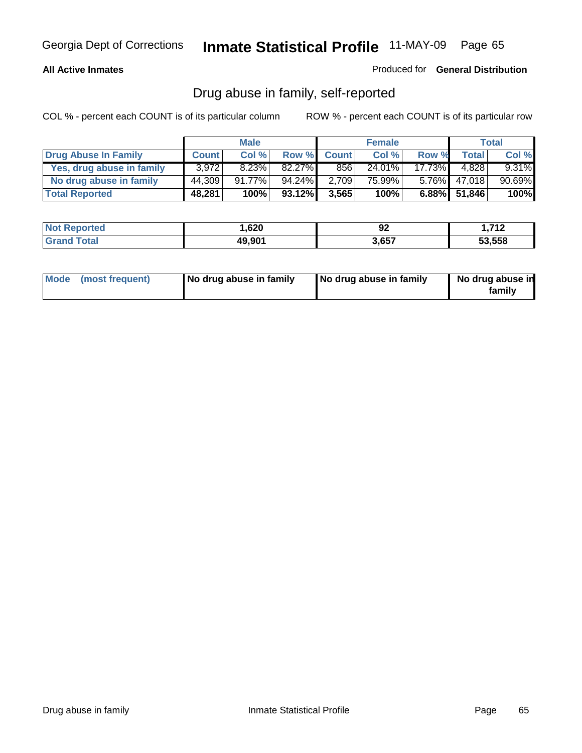Georgia Dept of Corrections **Inmate Statistical Profile** 11-MAY-09 Page 65

**All Active Inmates**

Produced for **General Distribution**

## Drug abuse in family, self-reported

COL % - percent each COUNT is of its particular column ROW % - percent each COUNT is of its particular row

| | Male | | | Female | | | Total | |
|---|---|---|---|---|---|---|---|---|
| **Drug Abuse In Family** | **Count** | **Col %** | **Row %** | **Count** | **Col %** | **Row %** | **Total** | **Col %** |
| **Yes, drug abuse in family** | 3,972 | 8.23% | 82.27% | 856 | 24.01% | 17.73% | 4,828 | 9.31% |
| **No drug abuse in family** | 44,309 | 91.77% | 94.24% | 2,709 | 75.99% | 5.76% | 47,018 | 90.69% |
| **Total Reported** | **48,281** | **100%** | **93.12%** | **3,565** | **100%** | **6.88%** | **51,846** | **100%** |

| | Male | Female | Total |
|---|---|---|---|
| **Not Reported** | **1,620** | **92** | **1,712** |
| **Grand Total** | **49,901** | **3,657** | **53,558** |

| | Male | Female | Total |
|---|---|---|---|
| **Mode (most frequent)** | **No drug abuse in family** | **No drug abuse in family** | **No drug abuse in family** |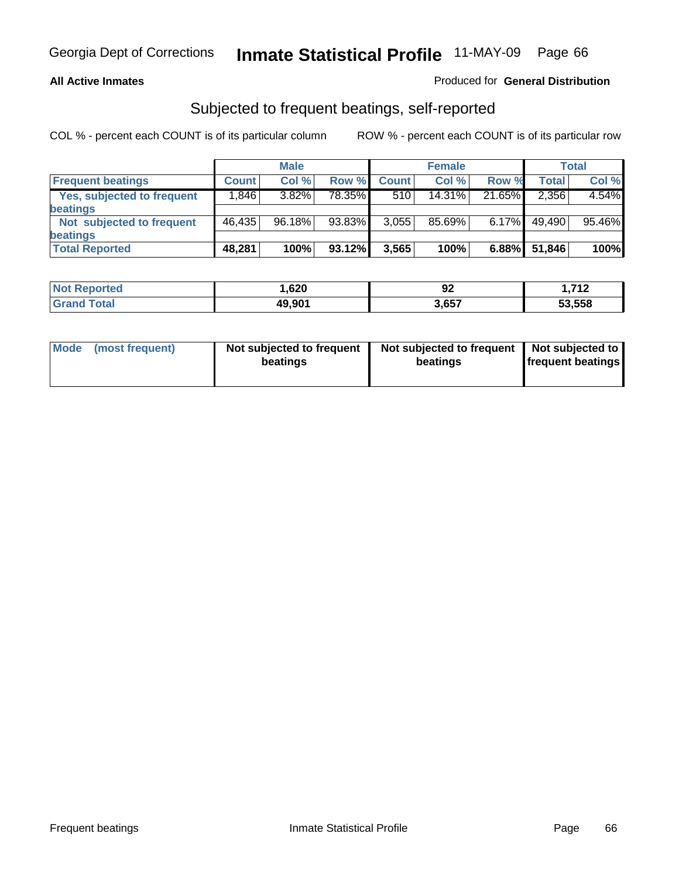Georgia Dept of Corrections **Inmate Statistical Profile** 11-MAY-09

**All Active Inmates**

Produced for **General Distribution**

## Subjected to frequent beatings, self-reported

COL % - percent each COUNT is of its particular column

ROW % - percent each COUNT is of its particular row

| | Male | | | Female | | | Total | |
|---|---|---|---|---|---|---|---|---|
| **Frequent beatings** | **Count** | **Col %** | **Row %** | **Count** | **Col %** | **Row %** | **Total** | **Col %** |
| **Yes, subjected to frequent beatings** | 1,846 | 3.82% | 78.35% | 510 | 14.31% | 21.65% | 2,356 | 4.54% |
| **Not subjected to frequent beatings** | 46,435 | 96.18% | 93.83% | 3,055 | 85.69% | 6.17% | 49,490 | 95.46% |
| **Total Reported** | **48,281** | **100%** | **93.12%** | **3,565** | **100%** | **6.88%** | **51,846** | **100%** |

| | Male | Female | Total |
|---|---|---|---|
| **Not Reported** | **1,620** | **92** | **1,712** |
| **Grand Total** | **49,901** | **3,657** | **53,558** |

| | Male | Female | Total |
|---|---|---|---|
| **Mode (most frequent)** | **Not subjected to frequent beatings** | **Not subjected to frequent beatings** | **Not subjected to frequent beatings** |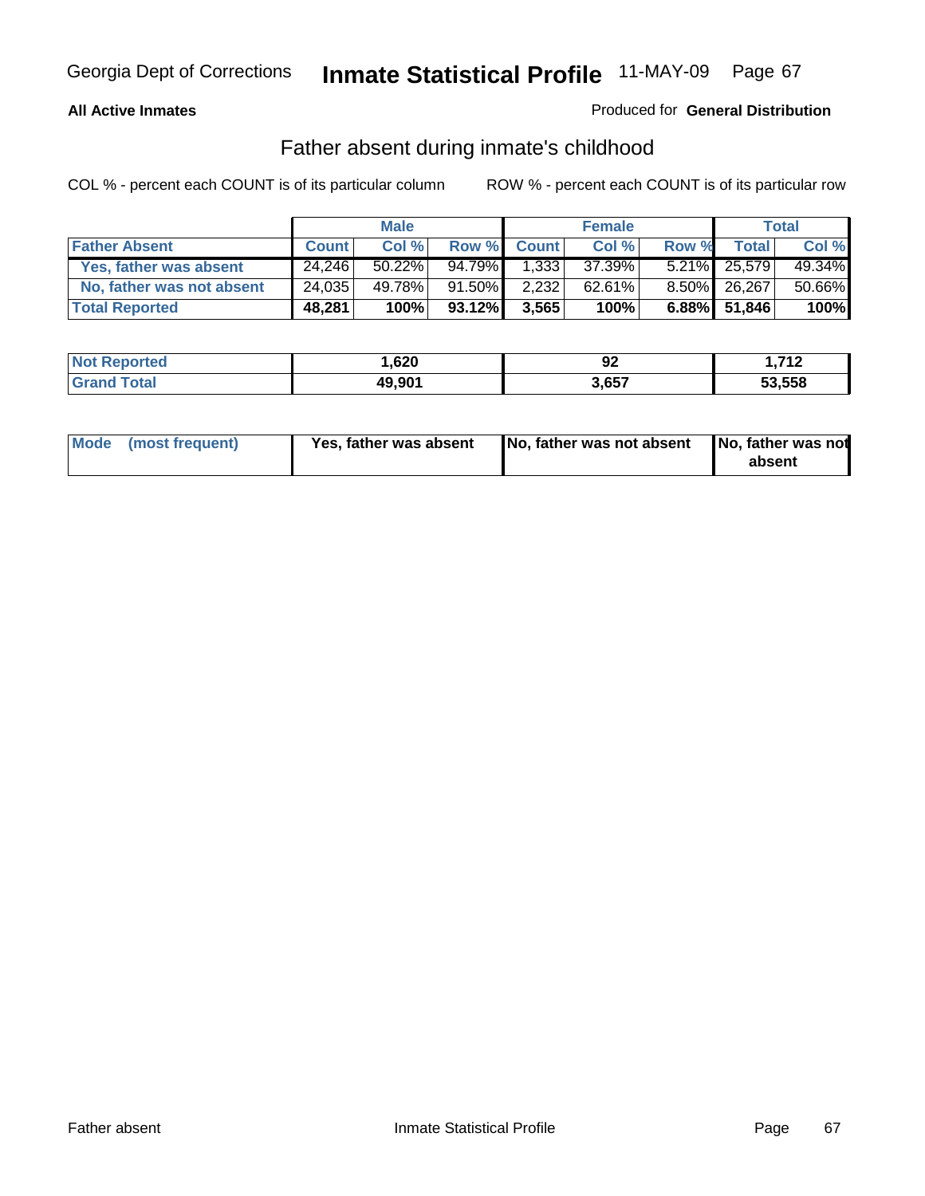**All Active Inmates**

Produced for **General Distribution**

## Father absent during inmate's childhood

COL % - percent each COUNT is of its particular column

ROW % - percent each COUNT is of its particular row

| | Male | | | Female | | | Total | |
|---|---|---|---|---|---|---|---|---|
| **Father Absent** | **Count** | **Col %** | **Row %** | **Count** | **Col %** | **Row %** | **Total** | **Col %** |
| **Yes, father was absent** | 24,246 | 50.22% | 94.79% | 1,333 | 37.39% | 5.21% | 25,579 | 49.34% |
| **No, father was not absent** | 24,035 | 49.78% | 91.50% | 2,232 | 62.61% | 8.50% | 26,267 | 50.66% |
| **Total Reported** | **48,281** | **100%** | **93.12%** | **3,565** | **100%** | **6.88%** | **51,846** | **100%** |

| | Male | Female | Total |
|---|---|---|---|
| **Not Reported** | **1,620** | **92** | **1,712** |
| **Grand Total** | **49,901** | **3,657** | **53,558** |

| | Male | Female | Total |
|---|---|---|---|
| **Mode (most frequent)** | **Yes, father was absent** | **No, father was not absent** | **No, father was not absent** |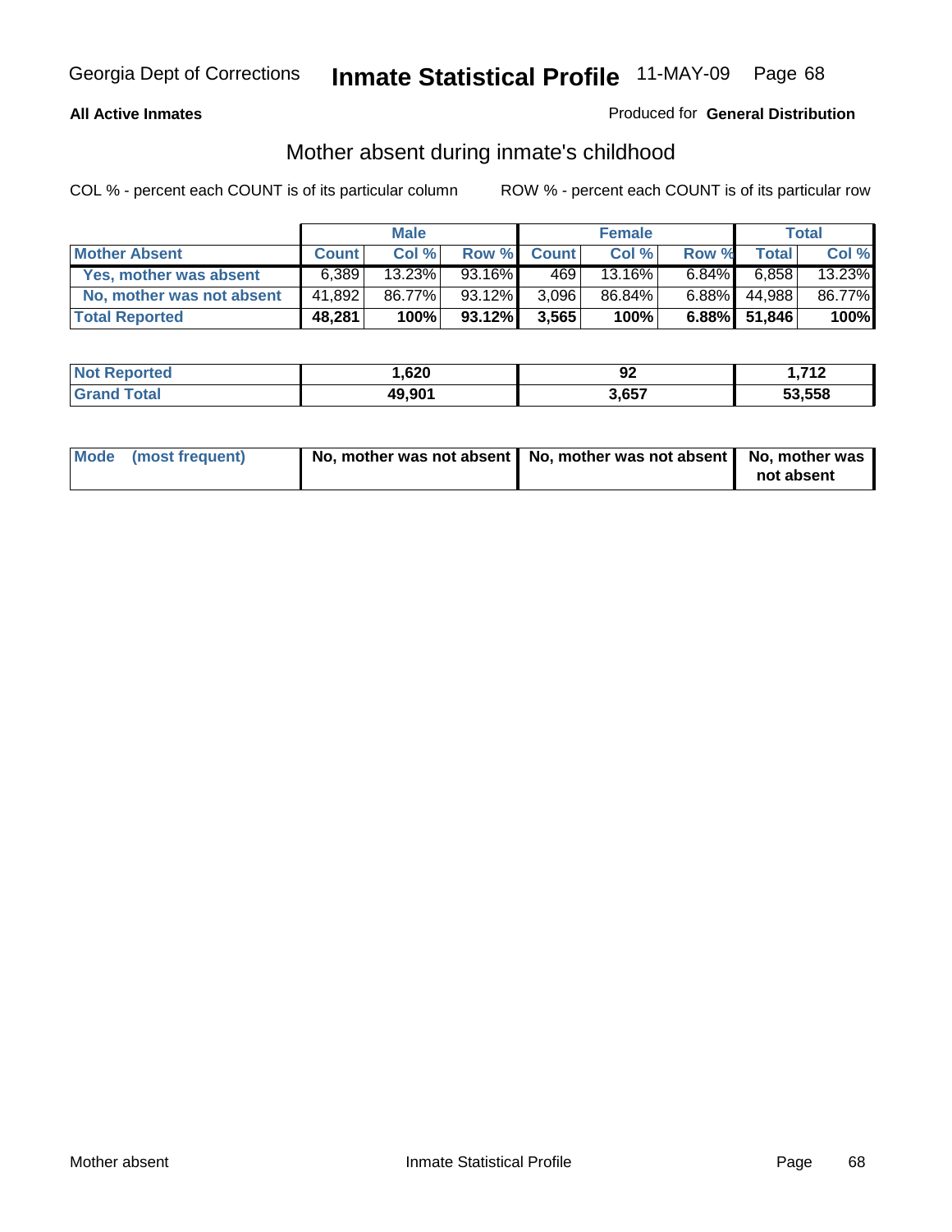Georgia Dept of Corrections **Inmate Statistical Profile** 11-MAY-09

**All Active Inmates**

Produced for **General Distribution**

## Mother absent during inmate's childhood

COL % - percent each COUNT is of its particular column     ROW % - percent each COUNT is of its particular row

| | Male | | | Female | | | Total | |
|---|---|---|---|---|---|---|---|---|
| **Mother Absent** | **Count** | **Col %** | **Row %** | **Count** | **Col %** | **Row %** | **Total** | **Col %** |
| **Yes, mother was absent** | 6,389 | 13.23% | 93.16% | 469 | 13.16% | 6.84% | 6,858 | 13.23% |
| **No, mother was not absent** | 41,892 | 86.77% | 93.12% | 3,096 | 86.84% | 6.88% | 44,988 | 86.77% |
| **Total Reported** | **48,281** | **100%** | **93.12%** | **3,565** | **100%** | **6.88%** | **51,846** | **100%** |

| | Male | Female | Total |
|---|---|---|---|
| **Not Reported** | **1,620** | **92** | **1,712** |
| **Grand Total** | **49,901** | **3,657** | **53,558** |

| | Male | Female | Total |
|---|---|---|---|
| **Mode (most frequent)** | **No, mother was not absent** | **No, mother was not absent** | **No, mother was not absent** |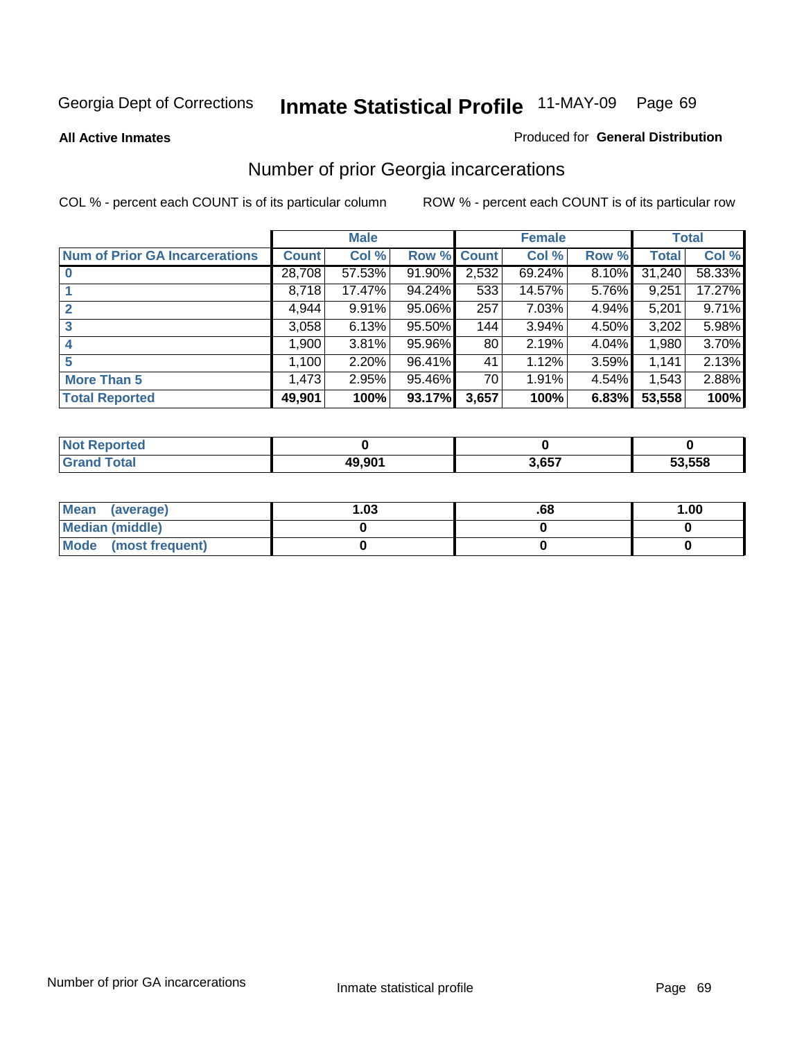Georgia Dept of Corrections **Inmate Statistical Profile** 11-MAY-09

**All Active Inmates**

Produced for **General Distribution**

## Number of prior Georgia incarcerations

COL % - percent each COUNT is of its particular column

ROW % - percent each COUNT is of its particular row

| | Male | | | Female | | | Total | |
|---|---|---|---|---|---|---|---|---|
| **Num of Prior GA Incarcerations** | **Count** | **Col %** | **Row %** | **Count** | **Col %** | **Row %** | **Total** | **Col %** |
| **0** | 28,708 | 57.53% | 91.90% | 2,532 | 69.24% | 8.10% | 31,240 | 58.33% |
| **1** | 8,718 | 17.47% | 94.24% | 533 | 14.57% | 5.76% | 9,251 | 17.27% |
| **2** | 4,944 | 9.91% | 95.06% | 257 | 7.03% | 4.94% | 5,201 | 9.71% |
| **3** | 3,058 | 6.13% | 95.50% | 144 | 3.94% | 4.50% | 3,202 | 5.98% |
| **4** | 1,900 | 3.81% | 95.96% | 80 | 2.19% | 4.04% | 1,980 | 3.70% |
| **5** | 1,100 | 2.20% | 96.41% | 41 | 1.12% | 3.59% | 1,141 | 2.13% |
| **More Than 5** | 1,473 | 2.95% | 95.46% | 70 | 1.91% | 4.54% | 1,543 | 2.88% |
| **Total Reported** | **49,901** | **100%** | **93.17%** | **3,657** | **100%** | **6.83%** | **53,558** | **100%** |

| | Male | Female | Total |
|---|---|---|---|
| **Not Reported** | **0** | **0** | **0** |
| **Grand Total** | **49,901** | **3,657** | **53,558** |

| | Male | Female | Total |
|---|---|---|---|
| **Mean (average)** | **1.03** | **.68** | **1.00** |
| **Median (middle)** | **0** | **0** | **0** |
| **Mode (most frequent)** | **0** | **0** | **0** |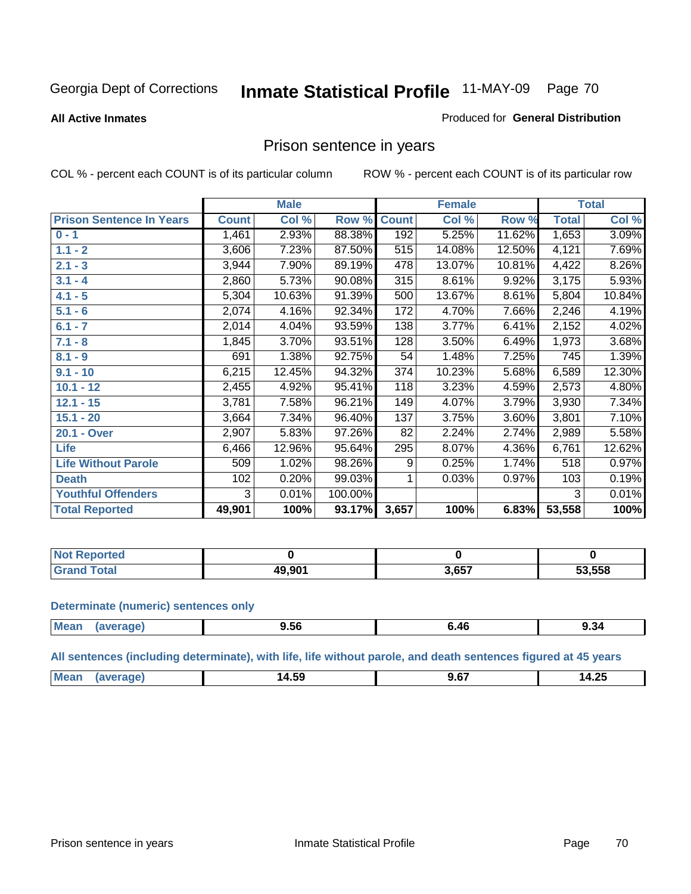Georgia Dept of Corrections **Inmate Statistical Profile** 11-MAY-09

**All Active Inmates**

Produced for **General Distribution**

## Prison sentence in years

COL % - percent each COUNT is of its particular column ROW % - percent each COUNT is of its particular row

| | Male | | | Female | | | Total | |
|---|---|---|---|---|---|---|---|---|
| **Prison Sentence In Years** | **Count** | **Col %** | **Row %** | **Count** | **Col %** | **Row %** | **Total** | **Col %** |
| 0 - 1 | 1,461 | 2.93% | 88.38% | 192 | 5.25% | 11.62% | 1,653 | 3.09% |
| 1.1 - 2 | 3,606 | 7.23% | 87.50% | 515 | 14.08% | 12.50% | 4,121 | 7.69% |
| 2.1 - 3 | 3,944 | 7.90% | 89.19% | 478 | 13.07% | 10.81% | 4,422 | 8.26% |
| 3.1 - 4 | 2,860 | 5.73% | 90.08% | 315 | 8.61% | 9.92% | 3,175 | 5.93% |
| 4.1 - 5 | 5,304 | 10.63% | 91.39% | 500 | 13.67% | 8.61% | 5,804 | 10.84% |
| 5.1 - 6 | 2,074 | 4.16% | 92.34% | 172 | 4.70% | 7.66% | 2,246 | 4.19% |
| 6.1 - 7 | 2,014 | 4.04% | 93.59% | 138 | 3.77% | 6.41% | 2,152 | 4.02% |
| 7.1 - 8 | 1,845 | 3.70% | 93.51% | 128 | 3.50% | 6.49% | 1,973 | 3.68% |
| 8.1 - 9 | 691 | 1.38% | 92.75% | 54 | 1.48% | 7.25% | 745 | 1.39% |
| 9.1 - 10 | 6,215 | 12.45% | 94.32% | 374 | 10.23% | 5.68% | 6,589 | 12.30% |
| 10.1 - 12 | 2,455 | 4.92% | 95.41% | 118 | 3.23% | 4.59% | 2,573 | 4.80% |
| 12.1 - 15 | 3,781 | 7.58% | 96.21% | 149 | 4.07% | 3.79% | 3,930 | 7.34% |
| 15.1 - 20 | 3,664 | 7.34% | 96.40% | 137 | 3.75% | 3.60% | 3,801 | 7.10% |
| 20.1 - Over | 2,907 | 5.83% | 97.26% | 82 | 2.24% | 2.74% | 2,989 | 5.58% |
| Life | 6,466 | 12.96% | 95.64% | 295 | 8.07% | 4.36% | 6,761 | 12.62% |
| Life Without Parole | 509 | 1.02% | 98.26% | 9 | 0.25% | 1.74% | 518 | 0.97% |
| Death | 102 | 0.20% | 99.03% | 1 | 0.03% | 0.97% | 103 | 0.19% |
| Youthful Offenders | 3 | 0.01% | 100.00% | | | | 3 | 0.01% |
| **Total Reported** | **49,901** | **100%** | **93.17%** | **3,657** | **100%** | **6.83%** | **53,558** | **100%** |

| | Male | Female | Total |
|---|---|---|---|
| Not Reported | 0 | 0 | 0 |
| Grand Total | 49,901 | 3,657 | 53,558 |

**Determinate (numeric) sentences only**

| | Male | Female | Total |
|---|---|---|---|
| Mean (average) | 9.56 | 6.46 | 9.34 |

**All sentences (including determinate), with life, life without parole, and death sentences figured at 45 years**

| | Male | Female | Total |
|---|---|---|---|
| Mean (average) | 14.59 | 9.67 | 14.25 |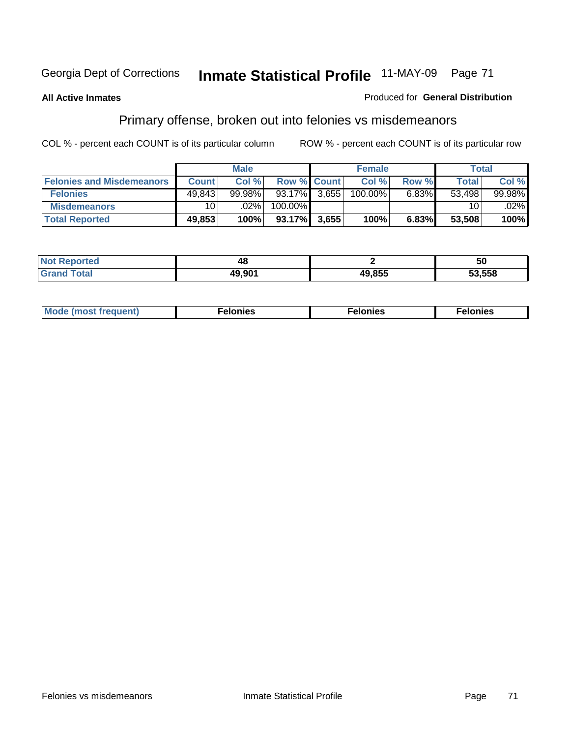Georgia Dept of Corrections **Inmate Statistical Profile** 11-MAY-09

**All Active Inmates**

Produced for **General Distribution**

## Primary offense, broken out into felonies vs misdemeanors

COL % - percent each COUNT is of its particular column

ROW % - percent each COUNT is of its particular row

| | Male | | | Female | | | Total | |
|---|---|---|---|---|---|---|---|---|
| **Felonies and Misdemeanors** | **Count** | **Col %** | **Row %** | **Count** | **Col %** | **Row %** | **Total** | **Col %** |
| **Felonies** | 49,843 | 99.98% | 93.17% | 3,655 | 100.00% | 6.83% | 53,498 | 99.98% |
| **Misdemeanors** | 10 | .02% | 100.00% | | | | 10 | .02% |
| **Total Reported** | **49,853** | **100%** | **93.17%** | **3,655** | **100%** | **6.83%** | **53,508** | **100%** |

| | Male | Female | Total |
|---|---|---|---|
| **Not Reported** | **48** | **2** | **50** |
| **Grand Total** | **49,901** | **49,855** | **53,558** |

| | Male | Female | Total |
|---|---|---|---|
| **Mode (most frequent)** | **Felonies** | **Felonies** | **Felonies** |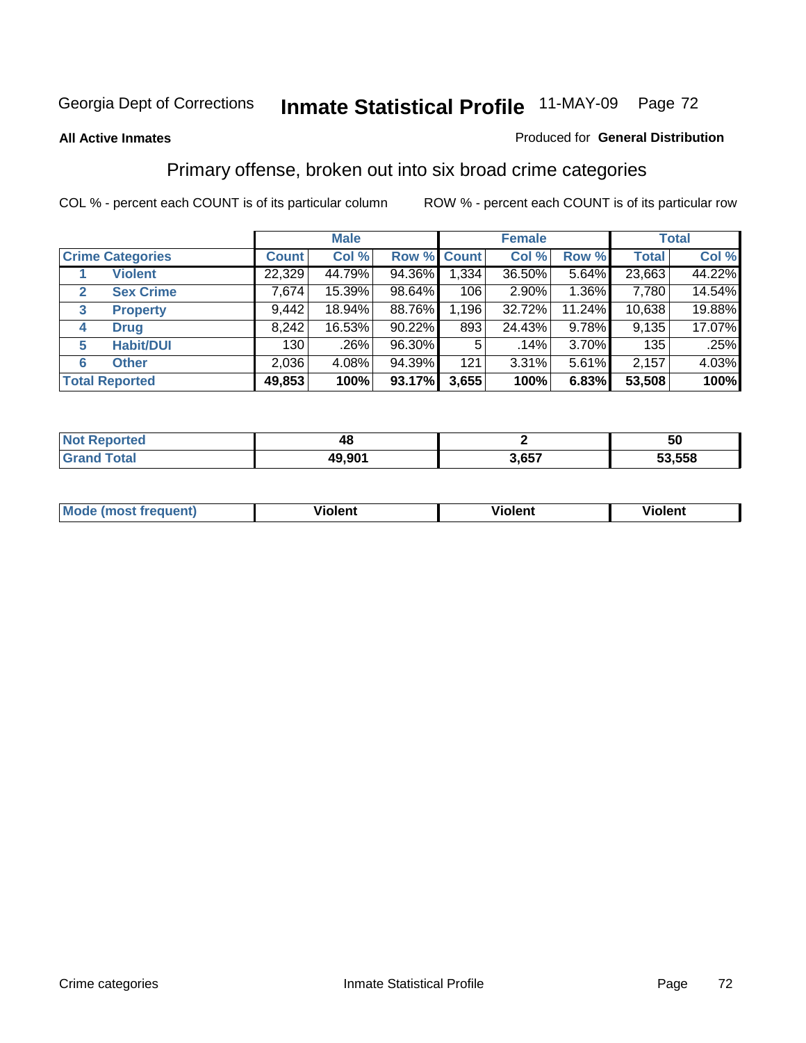Georgia Dept of Corrections **Inmate Statistical Profile** 11-MAY-09

**All Active Inmates**

Produced for **General Distribution**

## Primary offense, broken out into six broad crime categories

COL % - percent each COUNT is of its particular column

ROW % - percent each COUNT is of its particular row

| | Male | | | Female | | | Total | |
|---|---|---|---|---|---|---|---|---|
| **Crime Categories** | **Count** | **Col %** | **Row %** | **Count** | **Col %** | **Row %** | **Total** | **Col %** |
| 1 **Violent** | 22,329 | 44.79% | 94.36% | 1,334 | 36.50% | 5.64% | 23,663 | 44.22% |
| 2 **Sex Crime** | 7,674 | 15.39% | 98.64% | 106 | 2.90% | 1.36% | 7,780 | 14.54% |
| 3 **Property** | 9,442 | 18.94% | 88.76% | 1,196 | 32.72% | 11.24% | 10,638 | 19.88% |
| 4 **Drug** | 8,242 | 16.53% | 90.22% | 893 | 24.43% | 9.78% | 9,135 | 17.07% |
| 5 **Habit/DUI** | 130 | .26% | 96.30% | 5 | .14% | 3.70% | 135 | .25% |
| 6 **Other** | 2,036 | 4.08% | 94.39% | 121 | 3.31% | 5.61% | 2,157 | 4.03% |
| **Total Reported** | **49,853** | **100%** | **93.17%** | **3,655** | **100%** | **6.83%** | **53,508** | **100%** |

| | Male | Female | Total |
|---|---|---|---|
| **Not Reported** | **48** | **2** | **50** |
| **Grand Total** | **49,901** | **3,657** | **53,558** |

| | Male | Female | Total |
|---|---|---|---|
| **Mode (most frequent)** | **Violent** | **Violent** | **Violent** |

Crime categories Inmate Statistical Profile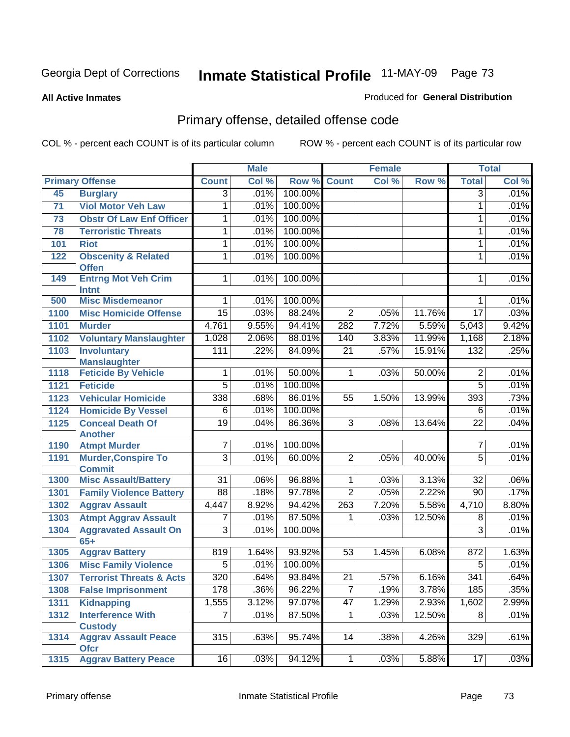Georgia Dept of Corrections **Inmate Statistical Profile** 11-MAY-09

**All Active Inmates**

Produced for **General Distribution**

## Primary offense, detailed offense code

COL % - percent each COUNT is of its particular column ROW % - percent each COUNT is of its particular row

| Primary Offense | | Male | | | Female | | | Total | |
|---|---|---|---|---|---|---|---|---|---|
| | | Count | Col % | Row % | Count | Col % | Row % | Total | Col % |
| 45 | Burglary | 3 | .01% | 100.00% | | | | 3 | .01% |
| 71 | Viol Motor Veh Law | 1 | .01% | 100.00% | | | | 1 | .01% |
| 73 | Obstr Of Law Enf Officer | 1 | .01% | 100.00% | | | | 1 | .01% |
| 78 | Terroristic Threats | 1 | .01% | 100.00% | | | | 1 | .01% |
| 101 | Riot | 1 | .01% | 100.00% | | | | 1 | .01% |
| 122 | Obscenity & Related Offen | 1 | .01% | 100.00% | | | | 1 | .01% |
| 149 | Entrng Mot Veh Crim Intnt | 1 | .01% | 100.00% | | | | 1 | .01% |
| 500 | Misc Misdemeanor | 1 | .01% | 100.00% | | | | 1 | .01% |
| 1100 | Misc Homicide Offense | 15 | .03% | 88.24% | 2 | .05% | 11.76% | 17 | .03% |
| 1101 | Murder | 4,761 | 9.55% | 94.41% | 282 | 7.72% | 5.59% | 5,043 | 9.42% |
| 1102 | Voluntary Manslaughter | 1,028 | 2.06% | 88.01% | 140 | 3.83% | 11.99% | 1,168 | 2.18% |
| 1103 | Involuntary Manslaughter | 111 | .22% | 84.09% | 21 | .57% | 15.91% | 132 | .25% |
| 1118 | Feticide By Vehicle | 1 | .01% | 50.00% | 1 | .03% | 50.00% | 2 | .01% |
| 1121 | Feticide | 5 | .01% | 100.00% | | | | 5 | .01% |
| 1123 | Vehicular Homicide | 338 | .68% | 86.01% | 55 | 1.50% | 13.99% | 393 | .73% |
| 1124 | Homicide By Vessel | 6 | .01% | 100.00% | | | | 6 | .01% |
| 1125 | Conceal Death Of Another | 19 | .04% | 86.36% | 3 | .08% | 13.64% | 22 | .04% |
| 1190 | Atmpt Murder | 7 | .01% | 100.00% | | | | 7 | .01% |
| 1191 | Murder,Conspire To Commit | 3 | .01% | 60.00% | 2 | .05% | 40.00% | 5 | .01% |
| 1300 | Misc Assault/Battery | 31 | .06% | 96.88% | 1 | .03% | 3.13% | 32 | .06% |
| 1301 | Family Violence Battery | 88 | .18% | 97.78% | 2 | .05% | 2.22% | 90 | .17% |
| 1302 | Aggrav Assault | 4,447 | 8.92% | 94.42% | 263 | 7.20% | 5.58% | 4,710 | 8.80% |
| 1303 | Atmpt Aggrav Assault | 7 | .01% | 87.50% | 1 | .03% | 12.50% | 8 | .01% |
| 1304 | Aggravated Assault On 65+ | 3 | .01% | 100.00% | | | | 3 | .01% |
| 1305 | Aggrav Battery | 819 | 1.64% | 93.92% | 53 | 1.45% | 6.08% | 872 | 1.63% |
| 1306 | Misc Family Violence | 5 | .01% | 100.00% | | | | 5 | .01% |
| 1307 | Terrorist Threats & Acts | 320 | .64% | 93.84% | 21 | .57% | 6.16% | 341 | .64% |
| 1308 | False Imprisonment | 178 | .36% | 96.22% | 7 | .19% | 3.78% | 185 | .35% |
| 1311 | Kidnapping | 1,555 | 3.12% | 97.07% | 47 | 1.29% | 2.93% | 1,602 | 2.99% |
| 1312 | Interference With Custody | 7 | .01% | 87.50% | 1 | .03% | 12.50% | 8 | .01% |
| 1314 | Aggrav Assault Peace Ofcr | 315 | .63% | 95.74% | 14 | .38% | 4.26% | 329 | .61% |
| 1315 | Aggrav Battery Peace | 16 | .03% | 94.12% | 1 | .03% | 5.88% | 17 | .03% |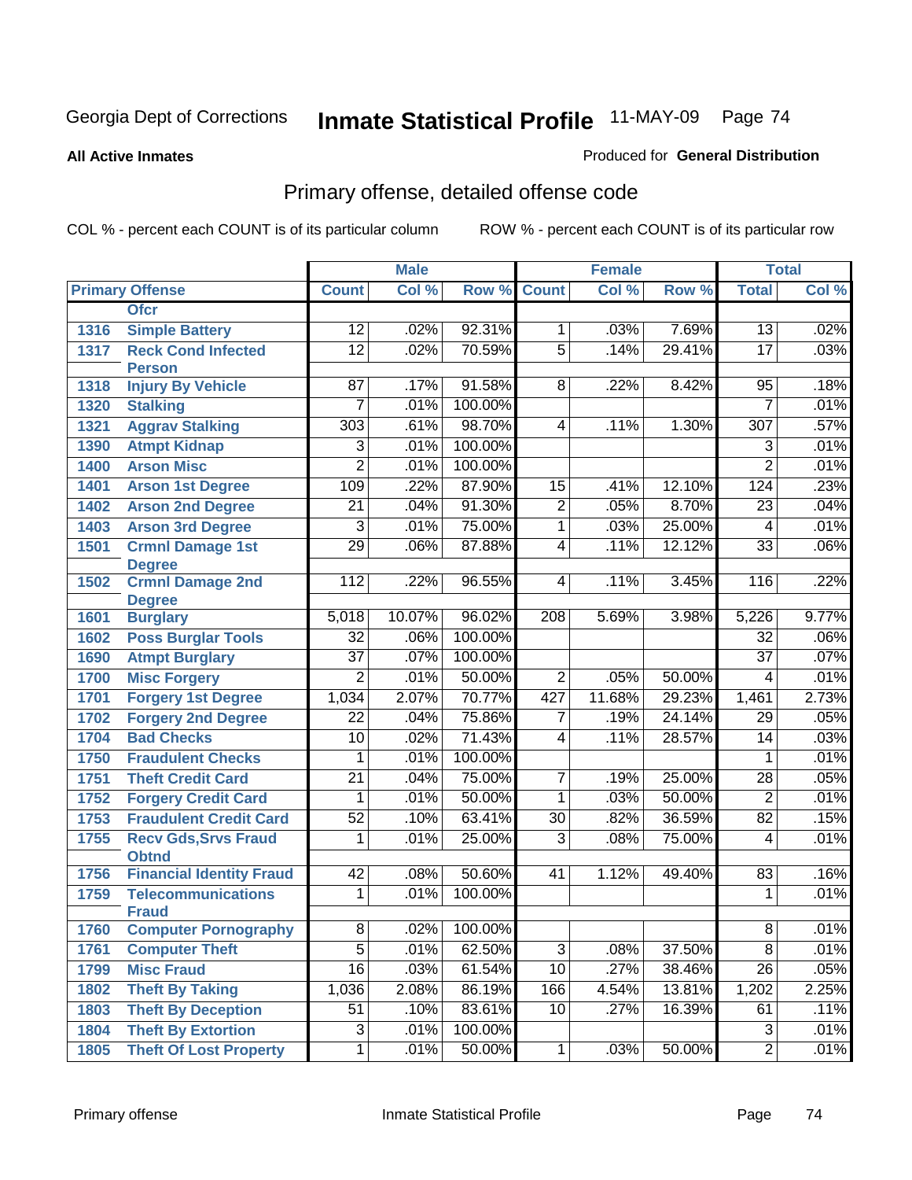Georgia Dept of Corrections **Inmate Statistical Profile** 11-MAY-09

**All Active Inmates**

Produced for **General Distribution**

## Primary offense, detailed offense code

COL % - percent each COUNT is of its particular column ROW % - percent each COUNT is of its particular row

| | | Male | | | Female | | | Total | |
|---|---|---|---|---|---|---|---|---|---|
| Primary Offense | | Count | Col % | Row % | Count | Col % | Row % | Total | Col % |
| | Ofcr | | | | | | | | |
| 1316 | Simple Battery | 12 | .02% | 92.31% | 1 | .03% | 7.69% | 13 | .02% |
| 1317 | Reck Cond Infected Person | 12 | .02% | 70.59% | 5 | .14% | 29.41% | 17 | .03% |
| 1318 | Injury By Vehicle | 87 | .17% | 91.58% | 8 | .22% | 8.42% | 95 | .18% |
| 1320 | Stalking | 7 | .01% | 100.00% | | | | 7 | .01% |
| 1321 | Aggrav Stalking | 303 | .61% | 98.70% | 4 | .11% | 1.30% | 307 | .57% |
| 1390 | Atmpt Kidnap | 3 | .01% | 100.00% | | | | 3 | .01% |
| 1400 | Arson Misc | 2 | .01% | 100.00% | | | | 2 | .01% |
| 1401 | Arson 1st Degree | 109 | .22% | 87.90% | 15 | .41% | 12.10% | 124 | .23% |
| 1402 | Arson 2nd Degree | 21 | .04% | 91.30% | 2 | .05% | 8.70% | 23 | .04% |
| 1403 | Arson 3rd Degree | 3 | .01% | 75.00% | 1 | .03% | 25.00% | 4 | .01% |
| 1501 | Crmnl Damage 1st Degree | 29 | .06% | 87.88% | 4 | .11% | 12.12% | 33 | .06% |
| 1502 | Crmnl Damage 2nd Degree | 112 | .22% | 96.55% | 4 | .11% | 3.45% | 116 | .22% |
| 1601 | Burglary | 5,018 | 10.07% | 96.02% | 208 | 5.69% | 3.98% | 5,226 | 9.77% |
| 1602 | Poss Burglar Tools | 32 | .06% | 100.00% | | | | 32 | .06% |
| 1690 | Atmpt Burglary | 37 | .07% | 100.00% | | | | 37 | .07% |
| 1700 | Misc Forgery | 2 | .01% | 50.00% | 2 | .05% | 50.00% | 4 | .01% |
| 1701 | Forgery 1st Degree | 1,034 | 2.07% | 70.77% | 427 | 11.68% | 29.23% | 1,461 | 2.73% |
| 1702 | Forgery 2nd Degree | 22 | .04% | 75.86% | 7 | .19% | 24.14% | 29 | .05% |
| 1704 | Bad Checks | 10 | .02% | 71.43% | 4 | .11% | 28.57% | 14 | .03% |
| 1750 | Fraudulent Checks | 1 | .01% | 100.00% | | | | 1 | .01% |
| 1751 | Theft Credit Card | 21 | .04% | 75.00% | 7 | .19% | 25.00% | 28 | .05% |
| 1752 | Forgery Credit Card | 1 | .01% | 50.00% | 1 | .03% | 50.00% | 2 | .01% |
| 1753 | Fraudulent Credit Card | 52 | .10% | 63.41% | 30 | .82% | 36.59% | 82 | .15% |
| 1755 | Recv Gds,Srvs Fraud Obtnd | 1 | .01% | 25.00% | 3 | .08% | 75.00% | 4 | .01% |
| 1756 | Financial Identity Fraud | 42 | .08% | 50.60% | 41 | 1.12% | 49.40% | 83 | .16% |
| 1759 | Telecommunications Fraud | 1 | .01% | 100.00% | | | | 1 | .01% |
| 1760 | Computer Pornography | 8 | .02% | 100.00% | | | | 8 | .01% |
| 1761 | Computer Theft | 5 | .01% | 62.50% | 3 | .08% | 37.50% | 8 | .01% |
| 1799 | Misc Fraud | 16 | .03% | 61.54% | 10 | .27% | 38.46% | 26 | .05% |
| 1802 | Theft By Taking | 1,036 | 2.08% | 86.19% | 166 | 4.54% | 13.81% | 1,202 | 2.25% |
| 1803 | Theft By Deception | 51 | .10% | 83.61% | 10 | .27% | 16.39% | 61 | .11% |
| 1804 | Theft By Extortion | 3 | .01% | 100.00% | | | | 3 | .01% |
| 1805 | Theft Of Lost Property | 1 | .01% | 50.00% | 1 | .03% | 50.00% | 2 | .01% |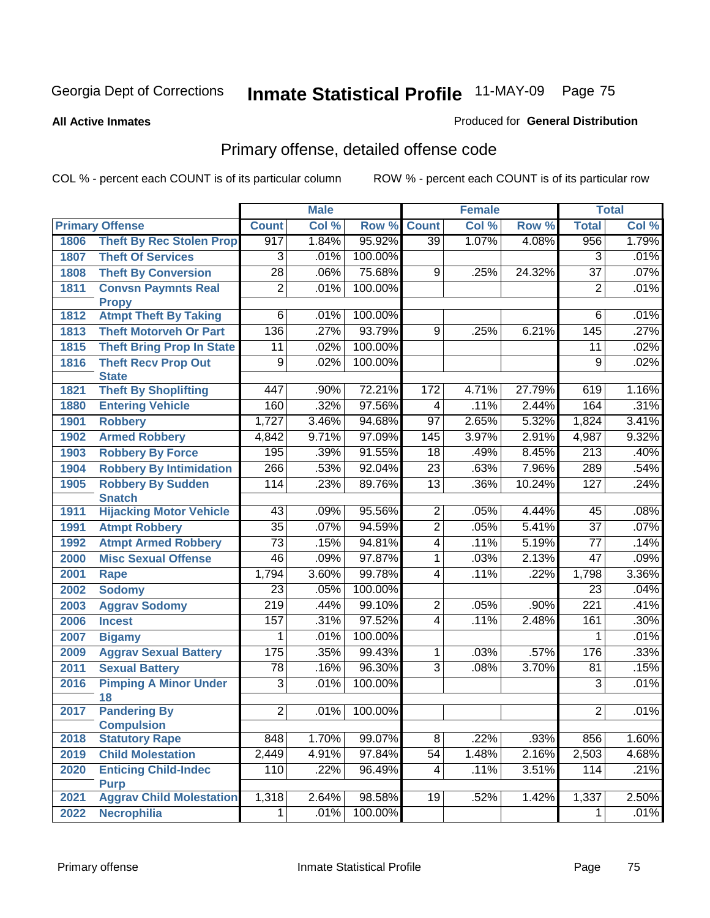Georgia Dept of Corrections **Inmate Statistical Profile** 11-MAY-09 Page 75

**All Active Inmates**

Produced for **General Distribution**

## Primary offense, detailed offense code

COL % - percent each COUNT is of its particular column

ROW % - percent each COUNT is of its particular row

| Primary Offense | | Male | | | Female | | | Total | |
|---|---|---|---|---|---|---|---|---|---|
| | | Count | Col % | Row % | Count | Col % | Row % | Total | Col % |
| 1806 | Theft By Rec Stolen Prop | 917 | 1.84% | 95.92% | 39 | 1.07% | 4.08% | 956 | 1.79% |
| 1807 | Theft Of Services | 3 | .01% | 100.00% | | | | 3 | .01% |
| 1808 | Theft By Conversion | 28 | .06% | 75.68% | 9 | .25% | 24.32% | 37 | .07% |
| 1811 | Convsn Paymnts Real Propy | 2 | .01% | 100.00% | | | | 2 | .01% |
| 1812 | Atmpt Theft By Taking | 6 | .01% | 100.00% | | | | 6 | .01% |
| 1813 | Theft Motorveh Or Part | 136 | .27% | 93.79% | 9 | .25% | 6.21% | 145 | .27% |
| 1815 | Theft Bring Prop In State | 11 | .02% | 100.00% | | | | 11 | .02% |
| 1816 | Theft Recv Prop Out State | 9 | .02% | 100.00% | | | | 9 | .02% |
| 1821 | Theft By Shoplifting | 447 | .90% | 72.21% | 172 | 4.71% | 27.79% | 619 | 1.16% |
| 1880 | Entering Vehicle | 160 | .32% | 97.56% | 4 | .11% | 2.44% | 164 | .31% |
| 1901 | Robbery | 1,727 | 3.46% | 94.68% | 97 | 2.65% | 5.32% | 1,824 | 3.41% |
| 1902 | Armed Robbery | 4,842 | 9.71% | 97.09% | 145 | 3.97% | 2.91% | 4,987 | 9.32% |
| 1903 | Robbery By Force | 195 | .39% | 91.55% | 18 | .49% | 8.45% | 213 | .40% |
| 1904 | Robbery By Intimidation | 266 | .53% | 92.04% | 23 | .63% | 7.96% | 289 | .54% |
| 1905 | Robbery By Sudden Snatch | 114 | .23% | 89.76% | 13 | .36% | 10.24% | 127 | .24% |
| 1911 | Hijacking Motor Vehicle | 43 | .09% | 95.56% | 2 | .05% | 4.44% | 45 | .08% |
| 1991 | Atmpt Robbery | 35 | .07% | 94.59% | 2 | .05% | 5.41% | 37 | .07% |
| 1992 | Atmpt Armed Robbery | 73 | .15% | 94.81% | 4 | .11% | 5.19% | 77 | .14% |
| 2000 | Misc Sexual Offense | 46 | .09% | 97.87% | 1 | .03% | 2.13% | 47 | .09% |
| 2001 | Rape | 1,794 | 3.60% | 99.78% | 4 | .11% | .22% | 1,798 | 3.36% |
| 2002 | Sodomy | 23 | .05% | 100.00% | | | | 23 | .04% |
| 2003 | Aggrav Sodomy | 219 | .44% | 99.10% | 2 | .05% | .90% | 221 | .41% |
| 2006 | Incest | 157 | .31% | 97.52% | 4 | .11% | 2.48% | 161 | .30% |
| 2007 | Bigamy | 1 | .01% | 100.00% | | | | 1 | .01% |
| 2009 | Aggrav Sexual Battery | 175 | .35% | 99.43% | 1 | .03% | .57% | 176 | .33% |
| 2011 | Sexual Battery | 78 | .16% | 96.30% | 3 | .08% | 3.70% | 81 | .15% |
| 2016 | Pimping A Minor Under 18 | 3 | .01% | 100.00% | | | | 3 | .01% |
| 2017 | Pandering By Compulsion | 2 | .01% | 100.00% | | | | 2 | .01% |
| 2018 | Statutory Rape | 848 | 1.70% | 99.07% | 8 | .22% | .93% | 856 | 1.60% |
| 2019 | Child Molestation | 2,449 | 4.91% | 97.84% | 54 | 1.48% | 2.16% | 2,503 | 4.68% |
| 2020 | Enticing Child-Indec Purp | 110 | .22% | 96.49% | 4 | .11% | 3.51% | 114 | .21% |
| 2021 | Aggrav Child Molestation | 1,318 | 2.64% | 98.58% | 19 | .52% | 1.42% | 1,337 | 2.50% |
| 2022 | Necrophilia | 1 | .01% | 100.00% | | | | 1 | .01% |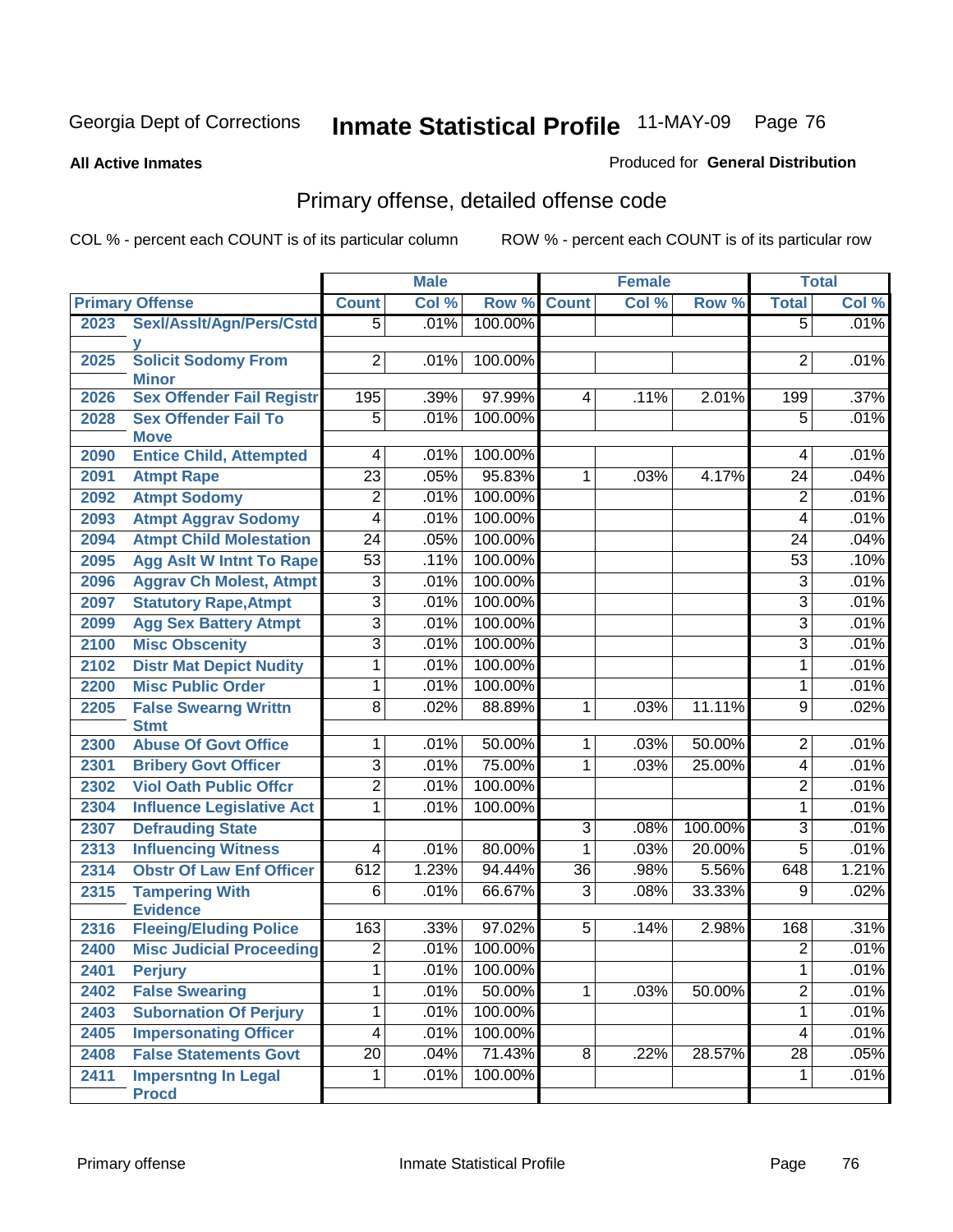Georgia Dept of Corrections **Inmate Statistical Profile** 11-MAY-09

**All Active Inmates**

Produced for **General Distribution**

## Primary offense, detailed offense code

COL % - percent each COUNT is of its particular column ROW % - percent each COUNT is of its particular row

| | | Male | | | Female | | | Total | |
|---|---|---|---|---|---|---|---|---|---|
| Primary Offense | | Count | Col % | Row % | Count | Col % | Row % | Total | Col % |
| 2023 | Sexl/Asslt/Agn/Pers/Cstdy | 5 | .01% | 100.00% | | | | 5 | .01% |
| 2025 | Solicit Sodomy From Minor | 2 | .01% | 100.00% | | | | 2 | .01% |
| 2026 | Sex Offender Fail Registr | 195 | .39% | 97.99% | 4 | .11% | 2.01% | 199 | .37% |
| 2028 | Sex Offender Fail To Move | 5 | .01% | 100.00% | | | | 5 | .01% |
| 2090 | Entice Child, Attempted | 4 | .01% | 100.00% | | | | 4 | .01% |
| 2091 | Atmpt Rape | 23 | .05% | 95.83% | 1 | .03% | 4.17% | 24 | .04% |
| 2092 | Atmpt Sodomy | 2 | .01% | 100.00% | | | | 2 | .01% |
| 2093 | Atmpt Aggrav Sodomy | 4 | .01% | 100.00% | | | | 4 | .01% |
| 2094 | Atmpt Child Molestation | 24 | .05% | 100.00% | | | | 24 | .04% |
| 2095 | Agg Aslt W Intnt To Rape | 53 | .11% | 100.00% | | | | 53 | .10% |
| 2096 | Aggrav Ch Molest, Atmpt | 3 | .01% | 100.00% | | | | 3 | .01% |
| 2097 | Statutory Rape,Atmpt | 3 | .01% | 100.00% | | | | 3 | .01% |
| 2099 | Agg Sex Battery Atmpt | 3 | .01% | 100.00% | | | | 3 | .01% |
| 2100 | Misc Obscenity | 3 | .01% | 100.00% | | | | 3 | .01% |
| 2102 | Distr Mat Depict Nudity | 1 | .01% | 100.00% | | | | 1 | .01% |
| 2200 | Misc Public Order | 1 | .01% | 100.00% | | | | 1 | .01% |
| 2205 | False Swearng Writtn Stmt | 8 | .02% | 88.89% | 1 | .03% | 11.11% | 9 | .02% |
| 2300 | Abuse Of Govt Office | 1 | .01% | 50.00% | 1 | .03% | 50.00% | 2 | .01% |
| 2301 | Bribery Govt Officer | 3 | .01% | 75.00% | 1 | .03% | 25.00% | 4 | .01% |
| 2302 | Viol Oath Public Offcr | 2 | .01% | 100.00% | | | | 2 | .01% |
| 2304 | Influence Legislative Act | 1 | .01% | 100.00% | | | | 1 | .01% |
| 2307 | Defrauding State | | | | 3 | .08% | 100.00% | 3 | .01% |
| 2313 | Influencing Witness | 4 | .01% | 80.00% | 1 | .03% | 20.00% | 5 | .01% |
| 2314 | Obstr Of Law Enf Officer | 612 | 1.23% | 94.44% | 36 | .98% | 5.56% | 648 | 1.21% |
| 2315 | Tampering With Evidence | 6 | .01% | 66.67% | 3 | .08% | 33.33% | 9 | .02% |
| 2316 | Fleeing/Eluding Police | 163 | .33% | 97.02% | 5 | .14% | 2.98% | 168 | .31% |
| 2400 | Misc Judicial Proceeding | 2 | .01% | 100.00% | | | | 2 | .01% |
| 2401 | Perjury | 1 | .01% | 100.00% | | | | 1 | .01% |
| 2402 | False Swearing | 1 | .01% | 50.00% | 1 | .03% | 50.00% | 2 | .01% |
| 2403 | Subornation Of Perjury | 1 | .01% | 100.00% | | | | 1 | .01% |
| 2405 | Impersonating Officer | 4 | .01% | 100.00% | | | | 4 | .01% |
| 2408 | False Statements Govt | 20 | .04% | 71.43% | 8 | .22% | 28.57% | 28 | .05% |
| 2411 | Impersntng In Legal Procd | 1 | .01% | 100.00% | | | | 1 | .01% |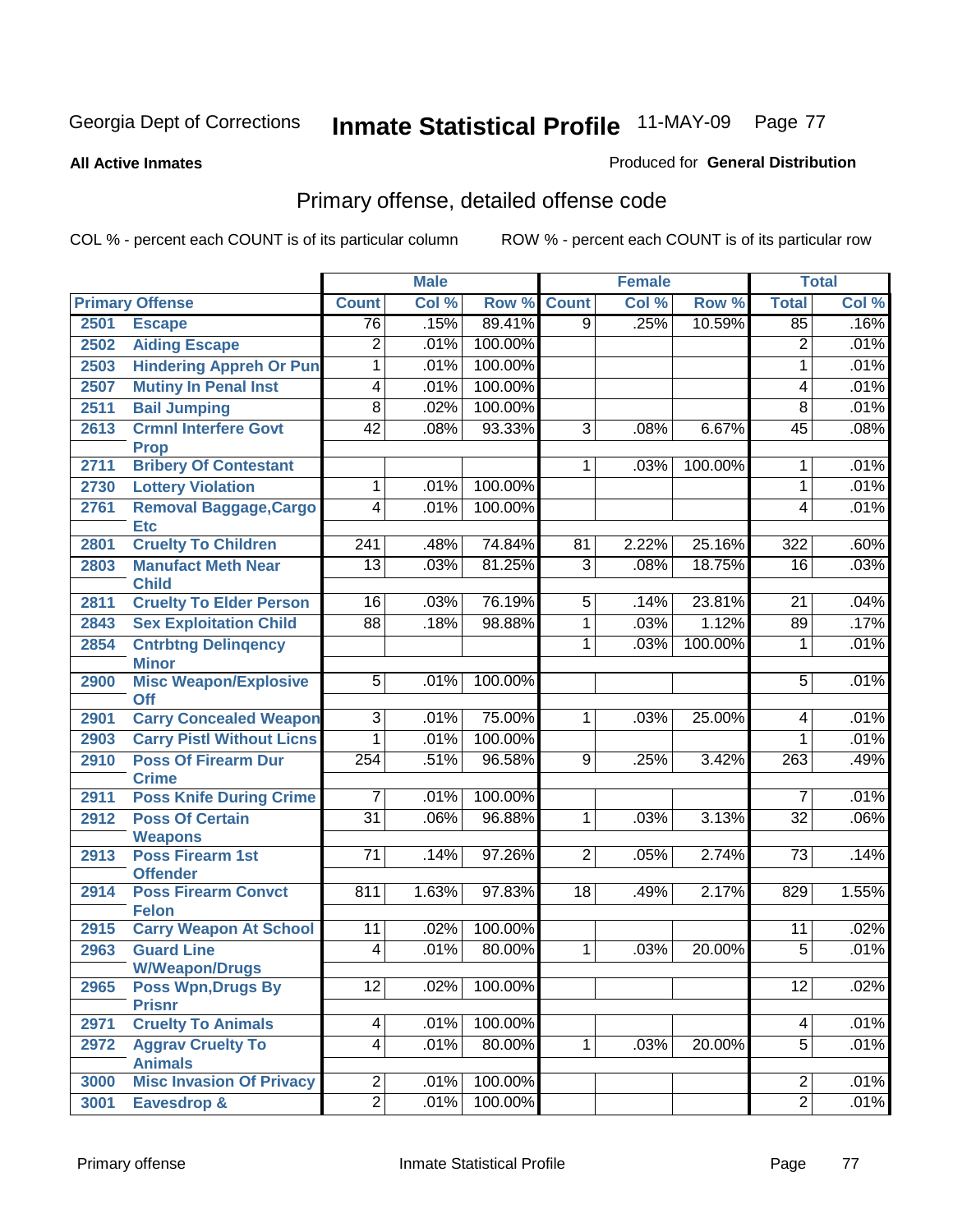Georgia Dept of Corrections **Inmate Statistical Profile** 11-MAY-09

**All Active Inmates**

Produced for **General Distribution**

## Primary offense, detailed offense code

COL % - percent each COUNT is of its particular column ROW % - percent each COUNT is of its particular row

| Primary Offense | | Male | | | Female | | | Total | |
|---|---|---|---|---|---|---|---|---|---|
| | | Count | Col % | Row % | Count | Col % | Row % | Total | Col % |
| 2501 | Escape | 76 | .15% | 89.41% | 9 | .25% | 10.59% | 85 | .16% |
| 2502 | Aiding Escape | 2 | .01% | 100.00% | | | | 2 | .01% |
| 2503 | Hindering Appreh Or Pun | 1 | .01% | 100.00% | | | | 1 | .01% |
| 2507 | Mutiny In Penal Inst | 4 | .01% | 100.00% | | | | 4 | .01% |
| 2511 | Bail Jumping | 8 | .02% | 100.00% | | | | 8 | .01% |
| 2613 | Crmnl Interfere Govt Prop | 42 | .08% | 93.33% | 3 | .08% | 6.67% | 45 | .08% |
| 2711 | Bribery Of Contestant | | | | 1 | .03% | 100.00% | 1 | .01% |
| 2730 | Lottery Violation | 1 | .01% | 100.00% | | | | 1 | .01% |
| 2761 | Removal Baggage,Cargo Etc | 4 | .01% | 100.00% | | | | 4 | .01% |
| 2801 | Cruelty To Children | 241 | .48% | 74.84% | 81 | 2.22% | 25.16% | 322 | .60% |
| 2803 | Manufact Meth Near Child | 13 | .03% | 81.25% | 3 | .08% | 18.75% | 16 | .03% |
| 2811 | Cruelty To Elder Person | 16 | .03% | 76.19% | 5 | .14% | 23.81% | 21 | .04% |
| 2843 | Sex Exploitation Child | 88 | .18% | 98.88% | 1 | .03% | 1.12% | 89 | .17% |
| 2854 | Cntrbtng Delinqency Minor | | | | 1 | .03% | 100.00% | 1 | .01% |
| 2900 | Misc Weapon/Explosive Off | 5 | .01% | 100.00% | | | | 5 | .01% |
| 2901 | Carry Concealed Weapon | 3 | .01% | 75.00% | 1 | .03% | 25.00% | 4 | .01% |
| 2903 | Carry Pistl Without Licns | 1 | .01% | 100.00% | | | | 1 | .01% |
| 2910 | Poss Of Firearm Dur Crime | 254 | .51% | 96.58% | 9 | .25% | 3.42% | 263 | .49% |
| 2911 | Poss Knife During Crime | 7 | .01% | 100.00% | | | | 7 | .01% |
| 2912 | Poss Of Certain Weapons | 31 | .06% | 96.88% | 1 | .03% | 3.13% | 32 | .06% |
| 2913 | Poss Firearm 1st Offender | 71 | .14% | 97.26% | 2 | .05% | 2.74% | 73 | .14% |
| 2914 | Poss Firearm Convct Felon | 811 | 1.63% | 97.83% | 18 | .49% | 2.17% | 829 | 1.55% |
| 2915 | Carry Weapon At School | 11 | .02% | 100.00% | | | | 11 | .02% |
| 2963 | Guard Line W/Weapon/Drugs | 4 | .01% | 80.00% | 1 | .03% | 20.00% | 5 | .01% |
| 2965 | Poss Wpn,Drugs By Prisnr | 12 | .02% | 100.00% | | | | 12 | .02% |
| 2971 | Cruelty To Animals | 4 | .01% | 100.00% | | | | 4 | .01% |
| 2972 | Aggrav Cruelty To Animals | 4 | .01% | 80.00% | 1 | .03% | 20.00% | 5 | .01% |
| 3000 | Misc Invasion Of Privacy | 2 | .01% | 100.00% | | | | 2 | .01% |
| 3001 | Eavesdrop & | 2 | .01% | 100.00% | | | | 2 | .01% |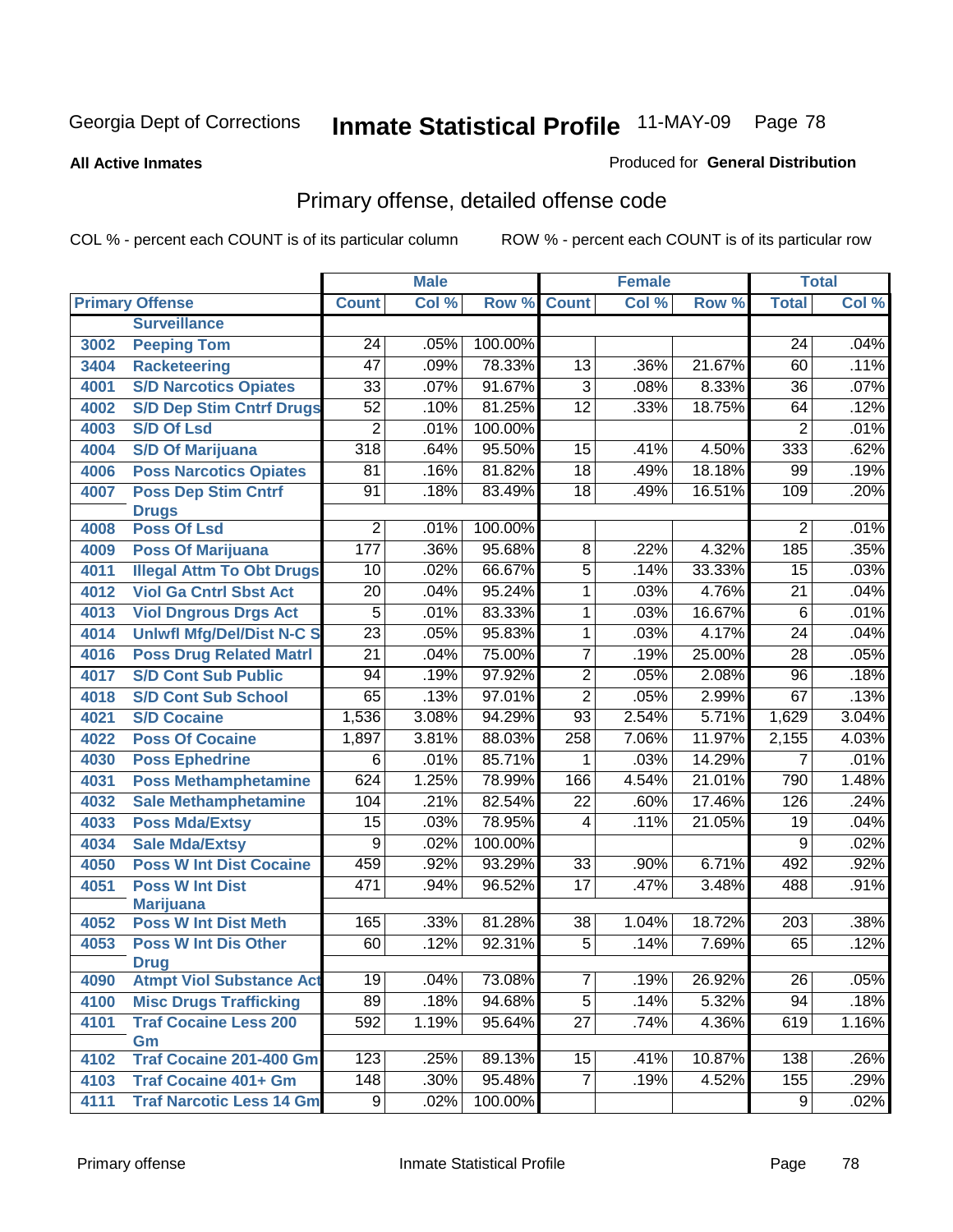Georgia Dept of Corrections **Inmate Statistical Profile** 11-MAY-09

**All Active Inmates**

Produced for **General Distribution**

## Primary offense, detailed offense code

COL % - percent each COUNT is of its particular column    ROW % - percent each COUNT is of its particular row

| Primary Offense | | Male | | | Female | | | Total | |
|---|---|---|---|---|---|---|---|---|---|
| | | Count | Col % | Row % | Count | Col % | Row % | Total | Col % |
| | Surveillance | | | | | | | | |
| 3002 | Peeping Tom | 24 | .05% | 100.00% | | | | 24 | .04% |
| 3404 | Racketeering | 47 | .09% | 78.33% | 13 | .36% | 21.67% | 60 | .11% |
| 4001 | S/D Narcotics Opiates | 33 | .07% | 91.67% | 3 | .08% | 8.33% | 36 | .07% |
| 4002 | S/D Dep Stim Cntrf Drugs | 52 | .10% | 81.25% | 12 | .33% | 18.75% | 64 | .12% |
| 4003 | S/D Of Lsd | 2 | .01% | 100.00% | | | | 2 | .01% |
| 4004 | S/D Of Marijuana | 318 | .64% | 95.50% | 15 | .41% | 4.50% | 333 | .62% |
| 4006 | Poss Narcotics Opiates | 81 | .16% | 81.82% | 18 | .49% | 18.18% | 99 | .19% |
| 4007 | Poss Dep Stim Cntrf Drugs | 91 | .18% | 83.49% | 18 | .49% | 16.51% | 109 | .20% |
| 4008 | Poss Of Lsd | 2 | .01% | 100.00% | | | | 2 | .01% |
| 4009 | Poss Of Marijuana | 177 | .36% | 95.68% | 8 | .22% | 4.32% | 185 | .35% |
| 4011 | Illegal Attm To Obt Drugs | 10 | .02% | 66.67% | 5 | .14% | 33.33% | 15 | .03% |
| 4012 | Viol Ga Cntrl Sbst Act | 20 | .04% | 95.24% | 1 | .03% | 4.76% | 21 | .04% |
| 4013 | Viol Dngrous Drgs Act | 5 | .01% | 83.33% | 1 | .03% | 16.67% | 6 | .01% |
| 4014 | Unlwfl Mfg/Del/Dist N-C S | 23 | .05% | 95.83% | 1 | .03% | 4.17% | 24 | .04% |
| 4016 | Poss Drug Related Matrl | 21 | .04% | 75.00% | 7 | .19% | 25.00% | 28 | .05% |
| 4017 | S/D Cont Sub Public | 94 | .19% | 97.92% | 2 | .05% | 2.08% | 96 | .18% |
| 4018 | S/D Cont Sub School | 65 | .13% | 97.01% | 2 | .05% | 2.99% | 67 | .13% |
| 4021 | S/D Cocaine | 1,536 | 3.08% | 94.29% | 93 | 2.54% | 5.71% | 1,629 | 3.04% |
| 4022 | Poss Of Cocaine | 1,897 | 3.81% | 88.03% | 258 | 7.06% | 11.97% | 2,155 | 4.03% |
| 4030 | Poss Ephedrine | 6 | .01% | 85.71% | 1 | .03% | 14.29% | 7 | .01% |
| 4031 | Poss Methamphetamine | 624 | 1.25% | 78.99% | 166 | 4.54% | 21.01% | 790 | 1.48% |
| 4032 | Sale Methamphetamine | 104 | .21% | 82.54% | 22 | .60% | 17.46% | 126 | .24% |
| 4033 | Poss Mda/Extsy | 15 | .03% | 78.95% | 4 | .11% | 21.05% | 19 | .04% |
| 4034 | Sale Mda/Extsy | 9 | .02% | 100.00% | | | | 9 | .02% |
| 4050 | Poss W Int Dist Cocaine | 459 | .92% | 93.29% | 33 | .90% | 6.71% | 492 | .92% |
| 4051 | Poss W Int Dist Marijuana | 471 | .94% | 96.52% | 17 | .47% | 3.48% | 488 | .91% |
| 4052 | Poss W Int Dist Meth | 165 | .33% | 81.28% | 38 | 1.04% | 18.72% | 203 | .38% |
| 4053 | Poss W Int Dis Other Drug | 60 | .12% | 92.31% | 5 | .14% | 7.69% | 65 | .12% |
| 4090 | Atmpt Viol Substance Act | 19 | .04% | 73.08% | 7 | .19% | 26.92% | 26 | .05% |
| 4100 | Misc Drugs Trafficking | 89 | .18% | 94.68% | 5 | .14% | 5.32% | 94 | .18% |
| 4101 | Traf Cocaine Less 200 Gm | 592 | 1.19% | 95.64% | 27 | .74% | 4.36% | 619 | 1.16% |
| 4102 | Traf Cocaine 201-400 Gm | 123 | .25% | 89.13% | 15 | .41% | 10.87% | 138 | .26% |
| 4103 | Traf Cocaine 401+ Gm | 148 | .30% | 95.48% | 7 | .19% | 4.52% | 155 | .29% |
| 4111 | Traf Narcotic Less 14 Gm | 9 | .02% | 100.00% | | | | 9 | .02% |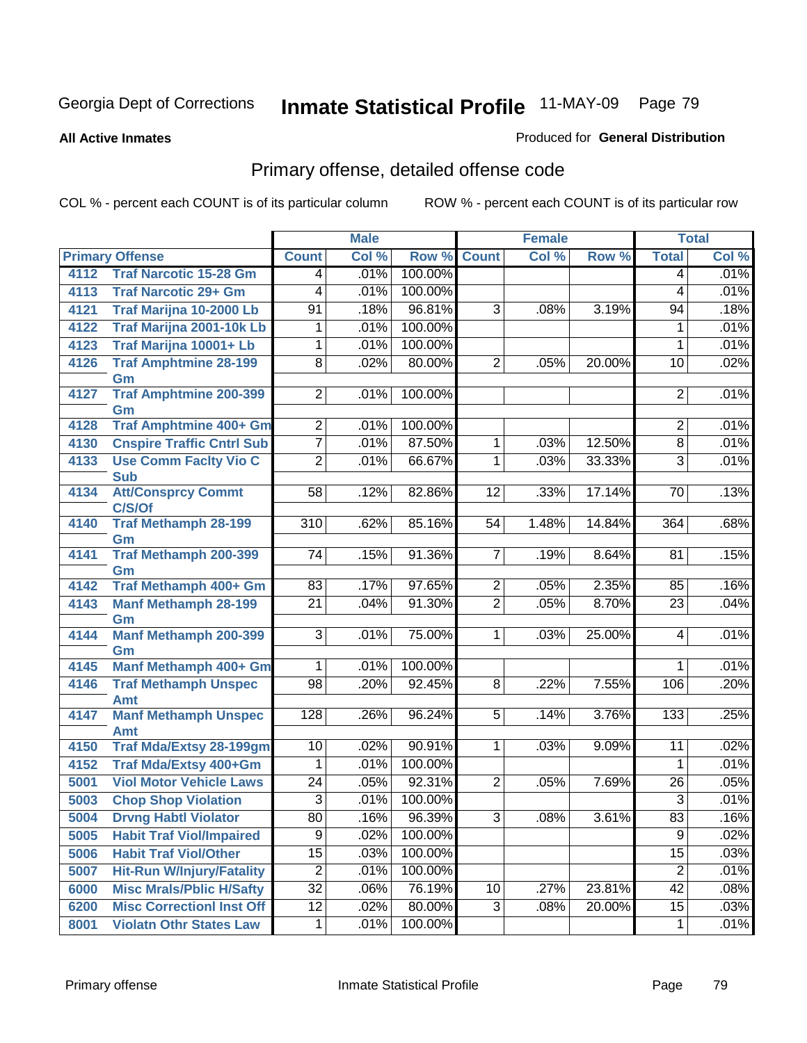Georgia Dept of Corrections **Inmate Statistical Profile** 11-MAY-09

**All Active Inmates**

Produced for **General Distribution**

## Primary offense, detailed offense code

COL % - percent each COUNT is of its particular column    ROW % - percent each COUNT is of its particular row

| Primary Offense | | Male | | | Female | | | Total | |
|---|---|---|---|---|---|---|---|---|---|
| | | Count | Col % | Row % | Count | Col % | Row % | Total | Col % |
| 4112 | Traf Narcotic 15-28 Gm | 4 | .01% | 100.00% | | | | 4 | .01% |
| 4113 | Traf Narcotic 29+ Gm | 4 | .01% | 100.00% | | | | 4 | .01% |
| 4121 | Traf Marijna 10-2000 Lb | 91 | .18% | 96.81% | 3 | .08% | 3.19% | 94 | .18% |
| 4122 | Traf Marijna 2001-10k Lb | 1 | .01% | 100.00% | | | | 1 | .01% |
| 4123 | Traf Marijna 10001+ Lb | 1 | .01% | 100.00% | | | | 1 | .01% |
| 4126 | Traf Amphtmine 28-199 Gm | 8 | .02% | 80.00% | 2 | .05% | 20.00% | 10 | .02% |
| 4127 | Traf Amphtmine 200-399 Gm | 2 | .01% | 100.00% | | | | 2 | .01% |
| 4128 | Traf Amphtmine 400+ Gm | 2 | .01% | 100.00% | | | | 2 | .01% |
| 4130 | Cnspire Traffic Cntrl Sub | 7 | .01% | 87.50% | 1 | .03% | 12.50% | 8 | .01% |
| 4133 | Use Comm Faclty Vio C Sub | 2 | .01% | 66.67% | 1 | .03% | 33.33% | 3 | .01% |
| 4134 | Att/Consprcy Commt C/S/Of | 58 | .12% | 82.86% | 12 | .33% | 17.14% | 70 | .13% |
| 4140 | Traf Methamph 28-199 Gm | 310 | .62% | 85.16% | 54 | 1.48% | 14.84% | 364 | .68% |
| 4141 | Traf Methamph 200-399 Gm | 74 | .15% | 91.36% | 7 | .19% | 8.64% | 81 | .15% |
| 4142 | Traf Methamph 400+ Gm | 83 | .17% | 97.65% | 2 | .05% | 2.35% | 85 | .16% |
| 4143 | Manf Methamph 28-199 Gm | 21 | .04% | 91.30% | 2 | .05% | 8.70% | 23 | .04% |
| 4144 | Manf Methamph 200-399 Gm | 3 | .01% | 75.00% | 1 | .03% | 25.00% | 4 | .01% |
| 4145 | Manf Methamph 400+ Gm | 1 | .01% | 100.00% | | | | 1 | .01% |
| 4146 | Traf Methamph Unspec Amt | 98 | .20% | 92.45% | 8 | .22% | 7.55% | 106 | .20% |
| 4147 | Manf Methamph Unspec Amt | 128 | .26% | 96.24% | 5 | .14% | 3.76% | 133 | .25% |
| 4150 | Traf Mda/Extsy 28-199gm | 10 | .02% | 90.91% | 1 | .03% | 9.09% | 11 | .02% |
| 4152 | Traf Mda/Extsy 400+Gm | 1 | .01% | 100.00% | | | | 1 | .01% |
| 5001 | Viol Motor Vehicle Laws | 24 | .05% | 92.31% | 2 | .05% | 7.69% | 26 | .05% |
| 5003 | Chop Shop Violation | 3 | .01% | 100.00% | | | | 3 | .01% |
| 5004 | Drvng Habtl Violator | 80 | .16% | 96.39% | 3 | .08% | 3.61% | 83 | .16% |
| 5005 | Habit Traf Viol/Impaired | 9 | .02% | 100.00% | | | | 9 | .02% |
| 5006 | Habit Traf Viol/Other | 15 | .03% | 100.00% | | | | 15 | .03% |
| 5007 | Hit-Run W/Injury/Fatality | 2 | .01% | 100.00% | | | | 2 | .01% |
| 6000 | Misc Mrals/Pblic H/Safty | 32 | .06% | 76.19% | 10 | .27% | 23.81% | 42 | .08% |
| 6200 | Misc Correctionl Inst Off | 12 | .02% | 80.00% | 3 | .08% | 20.00% | 15 | .03% |
| 8001 | Violatn Othr States Law | 1 | .01% | 100.00% | | | | 1 | .01% |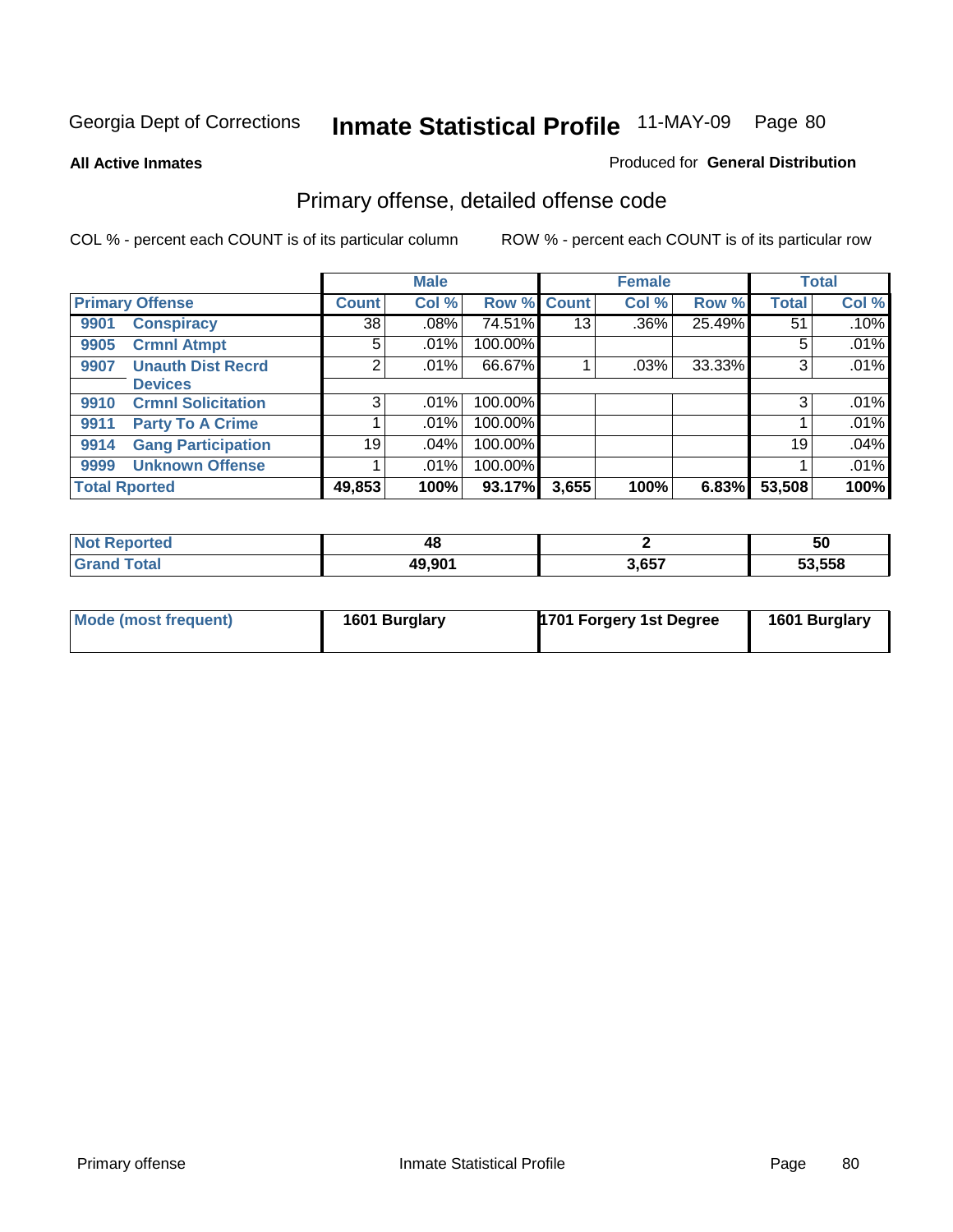Georgia Dept of Corrections **Inmate Statistical Profile** 11-MAY-09 Page 80

**All Active Inmates**

Produced for **General Distribution**

## Primary offense, detailed offense code

COL % - percent each COUNT is of its particular column ROW % - percent each COUNT is of its particular row

| | | Male | | | Female | | | Total | |
|---|---|---|---|---|---|---|---|---|---|
| **Primary Offense** | | **Count** | **Col %** | **Row %** | **Count** | **Col %** | **Row %** | **Total** | **Col %** |
| 9901 | Conspiracy | 38 | .08% | 74.51% | 13 | .36% | 25.49% | 51 | .10% |
| 9905 | Crmnl Atmpt | 5 | .01% | 100.00% | | | | 5 | .01% |
| 9907 | Unauth Dist Recrd Devices | 2 | .01% | 66.67% | 1 | .03% | 33.33% | 3 | .01% |
| 9910 | Crmnl Solicitation | 3 | .01% | 100.00% | | | | 3 | .01% |
| 9911 | Party To A Crime | 1 | .01% | 100.00% | | | | 1 | .01% |
| 9914 | Gang Participation | 19 | .04% | 100.00% | | | | 19 | .04% |
| 9999 | Unknown Offense | 1 | .01% | 100.00% | | | | 1 | .01% |
| **Total Rported** | | **49,853** | **100%** | **93.17%** | **3,655** | **100%** | **6.83%** | **53,508** | **100%** |

| | | | |
|---|---|---|---|
| **Not Reported** | **48** | **2** | **50** |
| **Grand Total** | **49,901** | **3,657** | **53,558** |

| | | | |
|---|---|---|---|
| **Mode (most frequent)** | **1601 Burglary** | **1701 Forgery 1st Degree** | **1601 Burglary** |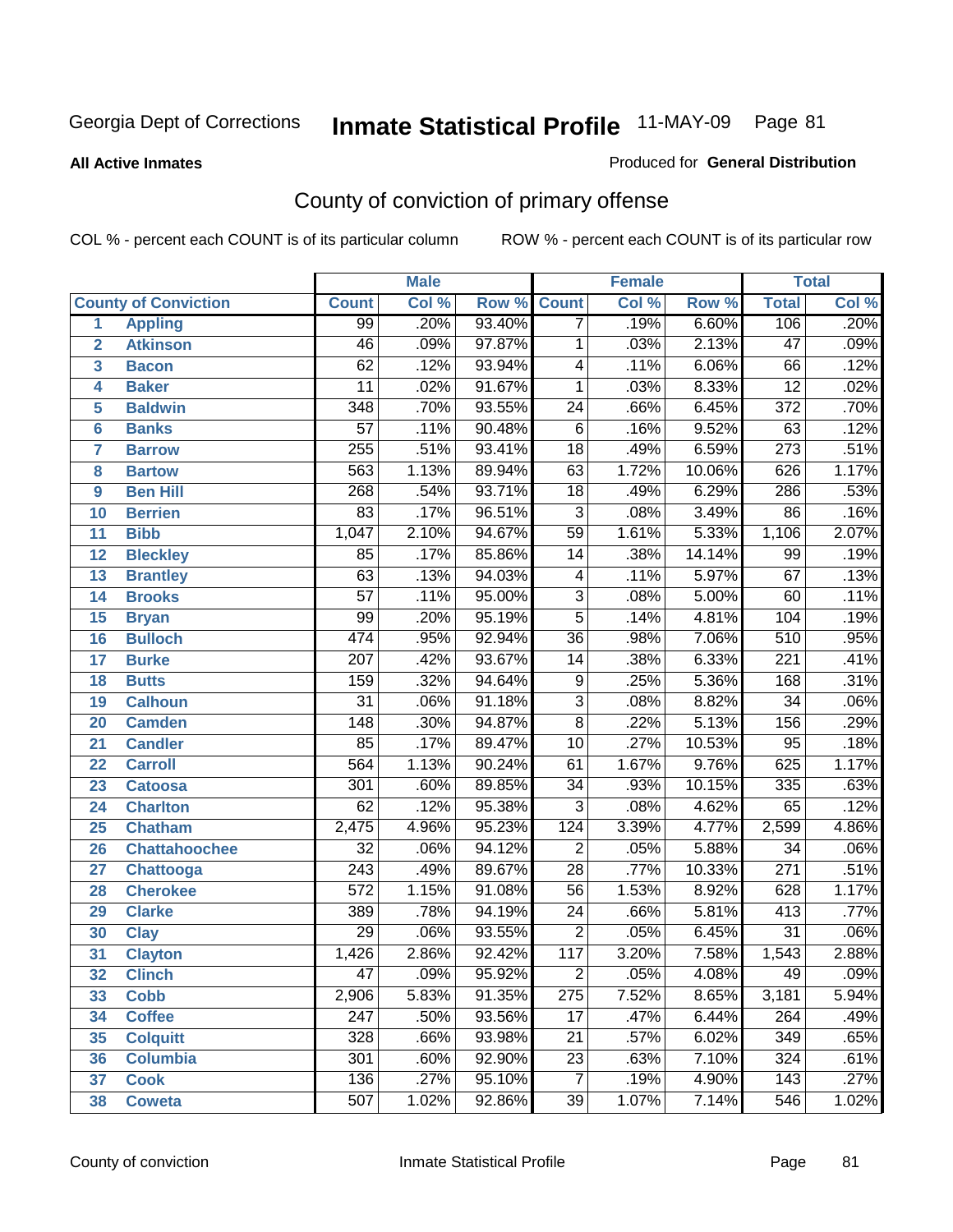Georgia Dept of Corrections **Inmate Statistical Profile** 11-MAY-09 Page 81

**All Active Inmates**

Produced for **General Distribution**

## County of conviction of primary offense

COL % - percent each COUNT is of its particular column ROW % - percent each COUNT is of its particular row

| | | Male | | | Female | | | Total | |
|---|---|---|---|---|---|---|---|---|---|
| County of Conviction | | Count | Col % | Row % | Count | Col % | Row % | Total | Col % |
| 1 | Appling | 99 | .20% | 93.40% | 7 | .19% | 6.60% | 106 | .20% |
| 2 | Atkinson | 46 | .09% | 97.87% | 1 | .03% | 2.13% | 47 | .09% |
| 3 | Bacon | 62 | .12% | 93.94% | 4 | .11% | 6.06% | 66 | .12% |
| 4 | Baker | 11 | .02% | 91.67% | 1 | .03% | 8.33% | 12 | .02% |
| 5 | Baldwin | 348 | .70% | 93.55% | 24 | .66% | 6.45% | 372 | .70% |
| 6 | Banks | 57 | .11% | 90.48% | 6 | .16% | 9.52% | 63 | .12% |
| 7 | Barrow | 255 | .51% | 93.41% | 18 | .49% | 6.59% | 273 | .51% |
| 8 | Bartow | 563 | 1.13% | 89.94% | 63 | 1.72% | 10.06% | 626 | 1.17% |
| 9 | Ben Hill | 268 | .54% | 93.71% | 18 | .49% | 6.29% | 286 | .53% |
| 10 | Berrien | 83 | .17% | 96.51% | 3 | .08% | 3.49% | 86 | .16% |
| 11 | Bibb | 1,047 | 2.10% | 94.67% | 59 | 1.61% | 5.33% | 1,106 | 2.07% |
| 12 | Bleckley | 85 | .17% | 85.86% | 14 | .38% | 14.14% | 99 | .19% |
| 13 | Brantley | 63 | .13% | 94.03% | 4 | .11% | 5.97% | 67 | .13% |
| 14 | Brooks | 57 | .11% | 95.00% | 3 | .08% | 5.00% | 60 | .11% |
| 15 | Bryan | 99 | .20% | 95.19% | 5 | .14% | 4.81% | 104 | .19% |
| 16 | Bulloch | 474 | .95% | 92.94% | 36 | .98% | 7.06% | 510 | .95% |
| 17 | Burke | 207 | .42% | 93.67% | 14 | .38% | 6.33% | 221 | .41% |
| 18 | Butts | 159 | .32% | 94.64% | 9 | .25% | 5.36% | 168 | .31% |
| 19 | Calhoun | 31 | .06% | 91.18% | 3 | .08% | 8.82% | 34 | .06% |
| 20 | Camden | 148 | .30% | 94.87% | 8 | .22% | 5.13% | 156 | .29% |
| 21 | Candler | 85 | .17% | 89.47% | 10 | .27% | 10.53% | 95 | .18% |
| 22 | Carroll | 564 | 1.13% | 90.24% | 61 | 1.67% | 9.76% | 625 | 1.17% |
| 23 | Catoosa | 301 | .60% | 89.85% | 34 | .93% | 10.15% | 335 | .63% |
| 24 | Charlton | 62 | .12% | 95.38% | 3 | .08% | 4.62% | 65 | .12% |
| 25 | Chatham | 2,475 | 4.96% | 95.23% | 124 | 3.39% | 4.77% | 2,599 | 4.86% |
| 26 | Chattahoochee | 32 | .06% | 94.12% | 2 | .05% | 5.88% | 34 | .06% |
| 27 | Chattooga | 243 | .49% | 89.67% | 28 | .77% | 10.33% | 271 | .51% |
| 28 | Cherokee | 572 | 1.15% | 91.08% | 56 | 1.53% | 8.92% | 628 | 1.17% |
| 29 | Clarke | 389 | .78% | 94.19% | 24 | .66% | 5.81% | 413 | .77% |
| 30 | Clay | 29 | .06% | 93.55% | 2 | .05% | 6.45% | 31 | .06% |
| 31 | Clayton | 1,426 | 2.86% | 92.42% | 117 | 3.20% | 7.58% | 1,543 | 2.88% |
| 32 | Clinch | 47 | .09% | 95.92% | 2 | .05% | 4.08% | 49 | .09% |
| 33 | Cobb | 2,906 | 5.83% | 91.35% | 275 | 7.52% | 8.65% | 3,181 | 5.94% |
| 34 | Coffee | 247 | .50% | 93.56% | 17 | .47% | 6.44% | 264 | .49% |
| 35 | Colquitt | 328 | .66% | 93.98% | 21 | .57% | 6.02% | 349 | .65% |
| 36 | Columbia | 301 | .60% | 92.90% | 23 | .63% | 7.10% | 324 | .61% |
| 37 | Cook | 136 | .27% | 95.10% | 7 | .19% | 4.90% | 143 | .27% |
| 38 | Coweta | 507 | 1.02% | 92.86% | 39 | 1.07% | 7.14% | 546 | 1.02% |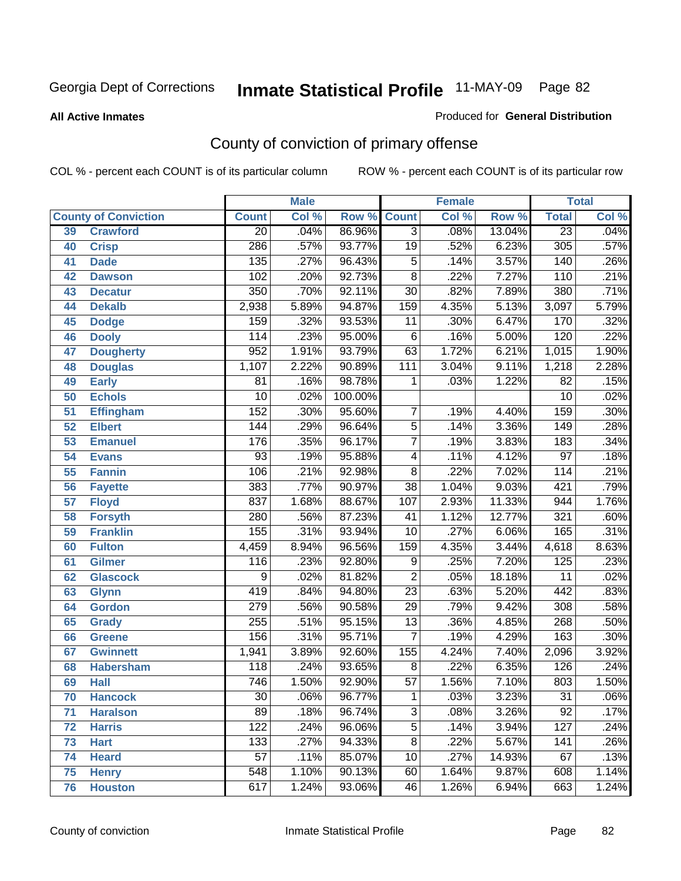Georgia Dept of Corrections **Inmate Statistical Profile** 11-MAY-09

**All Active Inmates**

Produced for **General Distribution**

# County of conviction of primary offense

COL % - percent each COUNT is of its particular column

ROW % - percent each COUNT is of its particular row

| | | Male | | | Female | | | Total | |
|---|---|---|---|---|---|---|---|---|---|
| County of Conviction | | Count | Col % | Row % | Count | Col % | Row % | Total | Col % |
| 39 | Crawford | 20 | .04% | 86.96% | 3 | .08% | 13.04% | 23 | .04% |
| 40 | Crisp | 286 | .57% | 93.77% | 19 | .52% | 6.23% | 305 | .57% |
| 41 | Dade | 135 | .27% | 96.43% | 5 | .14% | 3.57% | 140 | .26% |
| 42 | Dawson | 102 | .20% | 92.73% | 8 | .22% | 7.27% | 110 | .21% |
| 43 | Decatur | 350 | .70% | 92.11% | 30 | .82% | 7.89% | 380 | .71% |
| 44 | Dekalb | 2,938 | 5.89% | 94.87% | 159 | 4.35% | 5.13% | 3,097 | 5.79% |
| 45 | Dodge | 159 | .32% | 93.53% | 11 | .30% | 6.47% | 170 | .32% |
| 46 | Dooly | 114 | .23% | 95.00% | 6 | .16% | 5.00% | 120 | .22% |
| 47 | Dougherty | 952 | 1.91% | 93.79% | 63 | 1.72% | 6.21% | 1,015 | 1.90% |
| 48 | Douglas | 1,107 | 2.22% | 90.89% | 111 | 3.04% | 9.11% | 1,218 | 2.28% |
| 49 | Early | 81 | .16% | 98.78% | 1 | .03% | 1.22% | 82 | .15% |
| 50 | Echols | 10 | .02% | 100.00% | | | | 10 | .02% |
| 51 | Effingham | 152 | .30% | 95.60% | 7 | .19% | 4.40% | 159 | .30% |
| 52 | Elbert | 144 | .29% | 96.64% | 5 | .14% | 3.36% | 149 | .28% |
| 53 | Emanuel | 176 | .35% | 96.17% | 7 | .19% | 3.83% | 183 | .34% |
| 54 | Evans | 93 | .19% | 95.88% | 4 | .11% | 4.12% | 97 | .18% |
| 55 | Fannin | 106 | .21% | 92.98% | 8 | .22% | 7.02% | 114 | .21% |
| 56 | Fayette | 383 | .77% | 90.97% | 38 | 1.04% | 9.03% | 421 | .79% |
| 57 | Floyd | 837 | 1.68% | 88.67% | 107 | 2.93% | 11.33% | 944 | 1.76% |
| 58 | Forsyth | 280 | .56% | 87.23% | 41 | 1.12% | 12.77% | 321 | .60% |
| 59 | Franklin | 155 | .31% | 93.94% | 10 | .27% | 6.06% | 165 | .31% |
| 60 | Fulton | 4,459 | 8.94% | 96.56% | 159 | 4.35% | 3.44% | 4,618 | 8.63% |
| 61 | Gilmer | 116 | .23% | 92.80% | 9 | .25% | 7.20% | 125 | .23% |
| 62 | Glascock | 9 | .02% | 81.82% | 2 | .05% | 18.18% | 11 | .02% |
| 63 | Glynn | 419 | .84% | 94.80% | 23 | .63% | 5.20% | 442 | .83% |
| 64 | Gordon | 279 | .56% | 90.58% | 29 | .79% | 9.42% | 308 | .58% |
| 65 | Grady | 255 | .51% | 95.15% | 13 | .36% | 4.85% | 268 | .50% |
| 66 | Greene | 156 | .31% | 95.71% | 7 | .19% | 4.29% | 163 | .30% |
| 67 | Gwinnett | 1,941 | 3.89% | 92.60% | 155 | 4.24% | 7.40% | 2,096 | 3.92% |
| 68 | Habersham | 118 | .24% | 93.65% | 8 | .22% | 6.35% | 126 | .24% |
| 69 | Hall | 746 | 1.50% | 92.90% | 57 | 1.56% | 7.10% | 803 | 1.50% |
| 70 | Hancock | 30 | .06% | 96.77% | 1 | .03% | 3.23% | 31 | .06% |
| 71 | Haralson | 89 | .18% | 96.74% | 3 | .08% | 3.26% | 92 | .17% |
| 72 | Harris | 122 | .24% | 96.06% | 5 | .14% | 3.94% | 127 | .24% |
| 73 | Hart | 133 | .27% | 94.33% | 8 | .22% | 5.67% | 141 | .26% |
| 74 | Heard | 57 | .11% | 85.07% | 10 | .27% | 14.93% | 67 | .13% |
| 75 | Henry | 548 | 1.10% | 90.13% | 60 | 1.64% | 9.87% | 608 | 1.14% |
| 76 | Houston | 617 | 1.24% | 93.06% | 46 | 1.26% | 6.94% | 663 | 1.24% |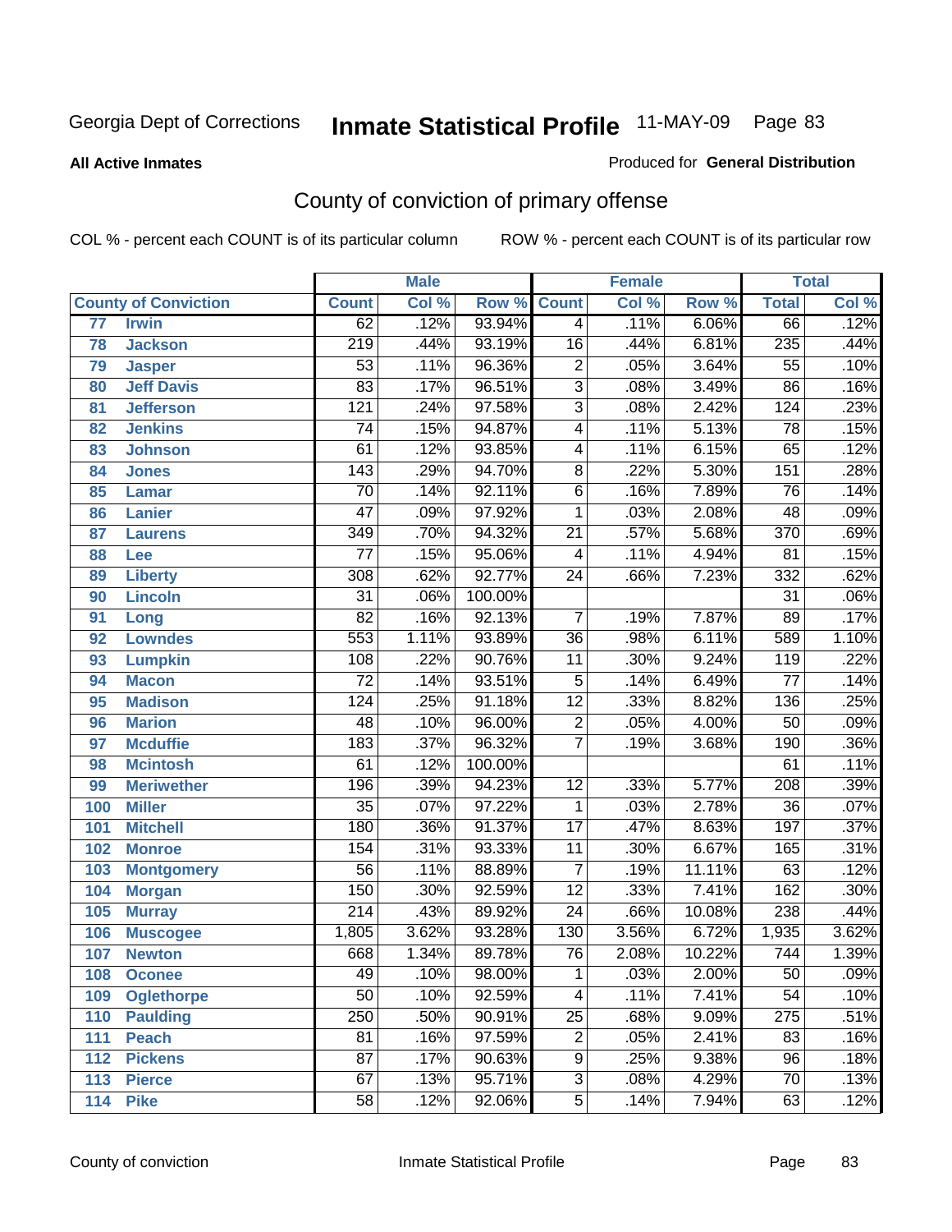Georgia Dept of Corrections **Inmate Statistical Profile** 11-MAY-09

**All Active Inmates**

Produced for **General Distribution**

## County of conviction of primary offense

COL % - percent each COUNT is of its particular column ROW % - percent each COUNT is of its particular row

| | | Male | | | Female | | | Total | |
|---|---|---|---|---|---|---|---|---|---|
| **County of Conviction** | | **Count** | **Col %** | **Row %** | **Count** | **Col %** | **Row %** | **Total** | **Col %** |
| 77 | Irwin | 62 | .12% | 93.94% | 4 | .11% | 6.06% | 66 | .12% |
| 78 | Jackson | 219 | .44% | 93.19% | 16 | .44% | 6.81% | 235 | .44% |
| 79 | Jasper | 53 | .11% | 96.36% | 2 | .05% | 3.64% | 55 | .10% |
| 80 | Jeff Davis | 83 | .17% | 96.51% | 3 | .08% | 3.49% | 86 | .16% |
| 81 | Jefferson | 121 | .24% | 97.58% | 3 | .08% | 2.42% | 124 | .23% |
| 82 | Jenkins | 74 | .15% | 94.87% | 4 | .11% | 5.13% | 78 | .15% |
| 83 | Johnson | 61 | .12% | 93.85% | 4 | .11% | 6.15% | 65 | .12% |
| 84 | Jones | 143 | .29% | 94.70% | 8 | .22% | 5.30% | 151 | .28% |
| 85 | Lamar | 70 | .14% | 92.11% | 6 | .16% | 7.89% | 76 | .14% |
| 86 | Lanier | 47 | .09% | 97.92% | 1 | .03% | 2.08% | 48 | .09% |
| 87 | Laurens | 349 | .70% | 94.32% | 21 | .57% | 5.68% | 370 | .69% |
| 88 | Lee | 77 | .15% | 95.06% | 4 | .11% | 4.94% | 81 | .15% |
| 89 | Liberty | 308 | .62% | 92.77% | 24 | .66% | 7.23% | 332 | .62% |
| 90 | Lincoln | 31 | .06% | 100.00% | | | | 31 | .06% |
| 91 | Long | 82 | .16% | 92.13% | 7 | .19% | 7.87% | 89 | .17% |
| 92 | Lowndes | 553 | 1.11% | 93.89% | 36 | .98% | 6.11% | 589 | 1.10% |
| 93 | Lumpkin | 108 | .22% | 90.76% | 11 | .30% | 9.24% | 119 | .22% |
| 94 | Macon | 72 | .14% | 93.51% | 5 | .14% | 6.49% | 77 | .14% |
| 95 | Madison | 124 | .25% | 91.18% | 12 | .33% | 8.82% | 136 | .25% |
| 96 | Marion | 48 | .10% | 96.00% | 2 | .05% | 4.00% | 50 | .09% |
| 97 | Mcduffie | 183 | .37% | 96.32% | 7 | .19% | 3.68% | 190 | .36% |
| 98 | Mcintosh | 61 | .12% | 100.00% | | | | 61 | .11% |
| 99 | Meriwether | 196 | .39% | 94.23% | 12 | .33% | 5.77% | 208 | .39% |
| 100 | Miller | 35 | .07% | 97.22% | 1 | .03% | 2.78% | 36 | .07% |
| 101 | Mitchell | 180 | .36% | 91.37% | 17 | .47% | 8.63% | 197 | .37% |
| 102 | Monroe | 154 | .31% | 93.33% | 11 | .30% | 6.67% | 165 | .31% |
| 103 | Montgomery | 56 | .11% | 88.89% | 7 | .19% | 11.11% | 63 | .12% |
| 104 | Morgan | 150 | .30% | 92.59% | 12 | .33% | 7.41% | 162 | .30% |
| 105 | Murray | 214 | .43% | 89.92% | 24 | .66% | 10.08% | 238 | .44% |
| 106 | Muscogee | 1,805 | 3.62% | 93.28% | 130 | 3.56% | 6.72% | 1,935 | 3.62% |
| 107 | Newton | 668 | 1.34% | 89.78% | 76 | 2.08% | 10.22% | 744 | 1.39% |
| 108 | Oconee | 49 | .10% | 98.00% | 1 | .03% | 2.00% | 50 | .09% |
| 109 | Oglethorpe | 50 | .10% | 92.59% | 4 | .11% | 7.41% | 54 | .10% |
| 110 | Paulding | 250 | .50% | 90.91% | 25 | .68% | 9.09% | 275 | .51% |
| 111 | Peach | 81 | .16% | 97.59% | 2 | .05% | 2.41% | 83 | .16% |
| 112 | Pickens | 87 | .17% | 90.63% | 9 | .25% | 9.38% | 96 | .18% |
| 113 | Pierce | 67 | .13% | 95.71% | 3 | .08% | 4.29% | 70 | .13% |
| 114 | Pike | 58 | .12% | 92.06% | 5 | .14% | 7.94% | 63 | .12% |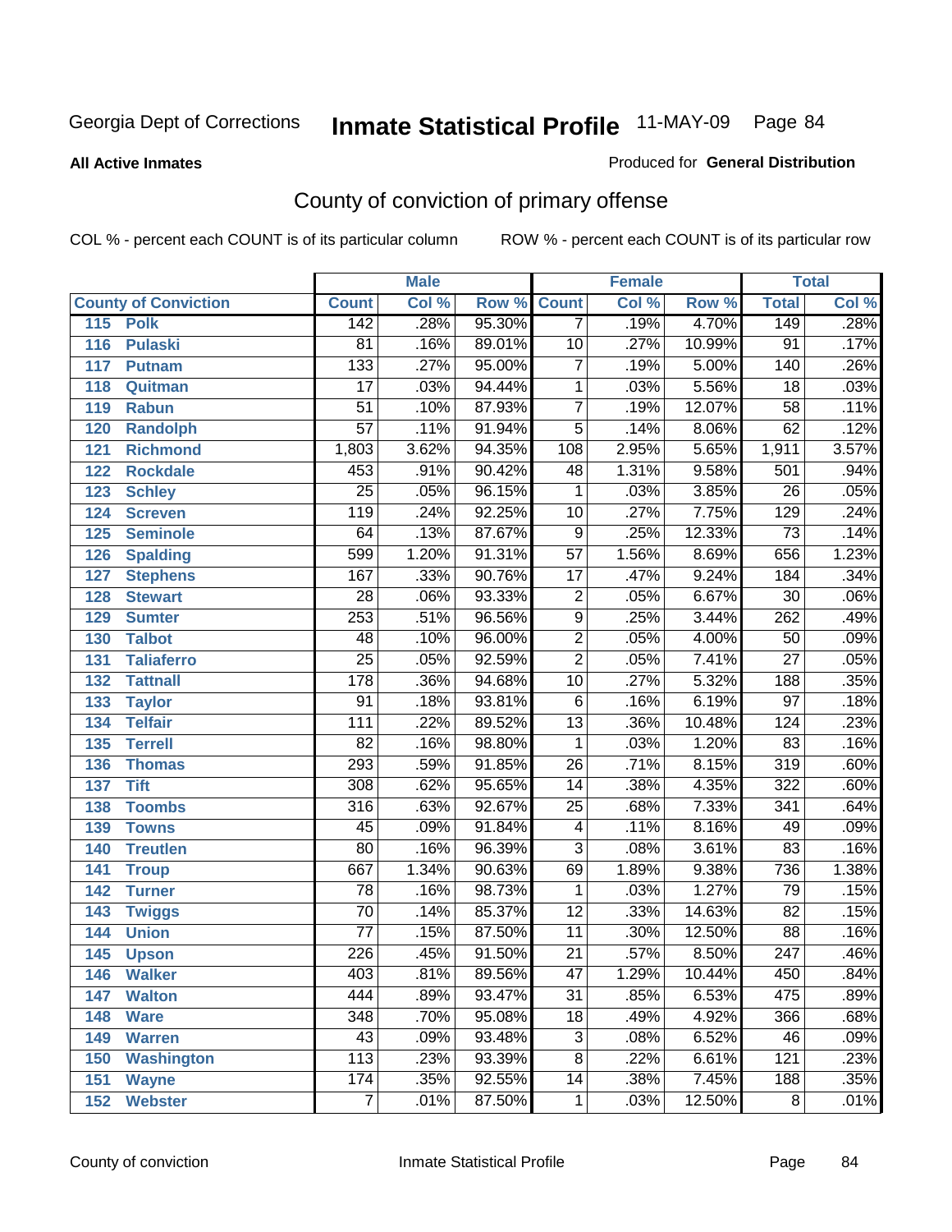Georgia Dept of Corrections **Inmate Statistical Profile** 11-MAY-09

**All Active Inmates**

Produced for **General Distribution**

## County of conviction of primary offense

COL % - percent each COUNT is of its particular column ROW % - percent each COUNT is of its particular row

| | | Male | | | Female | | | Total | |
|---|---|---|---|---|---|---|---|---|---|
| **County of Conviction** | | **Count** | **Col %** | **Row %** | **Count** | **Col %** | **Row %** | **Total** | **Col %** |
| 115 | Polk | 142 | .28% | 95.30% | 7 | .19% | 4.70% | 149 | .28% |
| 116 | Pulaski | 81 | .16% | 89.01% | 10 | .27% | 10.99% | 91 | .17% |
| 117 | Putnam | 133 | .27% | 95.00% | 7 | .19% | 5.00% | 140 | .26% |
| 118 | Quitman | 17 | .03% | 94.44% | 1 | .03% | 5.56% | 18 | .03% |
| 119 | Rabun | 51 | .10% | 87.93% | 7 | .19% | 12.07% | 58 | .11% |
| 120 | Randolph | 57 | .11% | 91.94% | 5 | .14% | 8.06% | 62 | .12% |
| 121 | Richmond | 1,803 | 3.62% | 94.35% | 108 | 2.95% | 5.65% | 1,911 | 3.57% |
| 122 | Rockdale | 453 | .91% | 90.42% | 48 | 1.31% | 9.58% | 501 | .94% |
| 123 | Schley | 25 | .05% | 96.15% | 1 | .03% | 3.85% | 26 | .05% |
| 124 | Screven | 119 | .24% | 92.25% | 10 | .27% | 7.75% | 129 | .24% |
| 125 | Seminole | 64 | .13% | 87.67% | 9 | .25% | 12.33% | 73 | .14% |
| 126 | Spalding | 599 | 1.20% | 91.31% | 57 | 1.56% | 8.69% | 656 | 1.23% |
| 127 | Stephens | 167 | .33% | 90.76% | 17 | .47% | 9.24% | 184 | .34% |
| 128 | Stewart | 28 | .06% | 93.33% | 2 | .05% | 6.67% | 30 | .06% |
| 129 | Sumter | 253 | .51% | 96.56% | 9 | .25% | 3.44% | 262 | .49% |
| 130 | Talbot | 48 | .10% | 96.00% | 2 | .05% | 4.00% | 50 | .09% |
| 131 | Taliaferro | 25 | .05% | 92.59% | 2 | .05% | 7.41% | 27 | .05% |
| 132 | Tattnall | 178 | .36% | 94.68% | 10 | .27% | 5.32% | 188 | .35% |
| 133 | Taylor | 91 | .18% | 93.81% | 6 | .16% | 6.19% | 97 | .18% |
| 134 | Telfair | 111 | .22% | 89.52% | 13 | .36% | 10.48% | 124 | .23% |
| 135 | Terrell | 82 | .16% | 98.80% | 1 | .03% | 1.20% | 83 | .16% |
| 136 | Thomas | 293 | .59% | 91.85% | 26 | .71% | 8.15% | 319 | .60% |
| 137 | Tift | 308 | .62% | 95.65% | 14 | .38% | 4.35% | 322 | .60% |
| 138 | Toombs | 316 | .63% | 92.67% | 25 | .68% | 7.33% | 341 | .64% |
| 139 | Towns | 45 | .09% | 91.84% | 4 | .11% | 8.16% | 49 | .09% |
| 140 | Treutlen | 80 | .16% | 96.39% | 3 | .08% | 3.61% | 83 | .16% |
| 141 | Troup | 667 | 1.34% | 90.63% | 69 | 1.89% | 9.38% | 736 | 1.38% |
| 142 | Turner | 78 | .16% | 98.73% | 1 | .03% | 1.27% | 79 | .15% |
| 143 | Twiggs | 70 | .14% | 85.37% | 12 | .33% | 14.63% | 82 | .15% |
| 144 | Union | 77 | .15% | 87.50% | 11 | .30% | 12.50% | 88 | .16% |
| 145 | Upson | 226 | .45% | 91.50% | 21 | .57% | 8.50% | 247 | .46% |
| 146 | Walker | 403 | .81% | 89.56% | 47 | 1.29% | 10.44% | 450 | .84% |
| 147 | Walton | 444 | .89% | 93.47% | 31 | .85% | 6.53% | 475 | .89% |
| 148 | Ware | 348 | .70% | 95.08% | 18 | .49% | 4.92% | 366 | .68% |
| 149 | Warren | 43 | .09% | 93.48% | 3 | .08% | 6.52% | 46 | .09% |
| 150 | Washington | 113 | .23% | 93.39% | 8 | .22% | 6.61% | 121 | .23% |
| 151 | Wayne | 174 | .35% | 92.55% | 14 | .38% | 7.45% | 188 | .35% |
| 152 | Webster | 7 | .01% | 87.50% | 1 | .03% | 12.50% | 8 | .01% |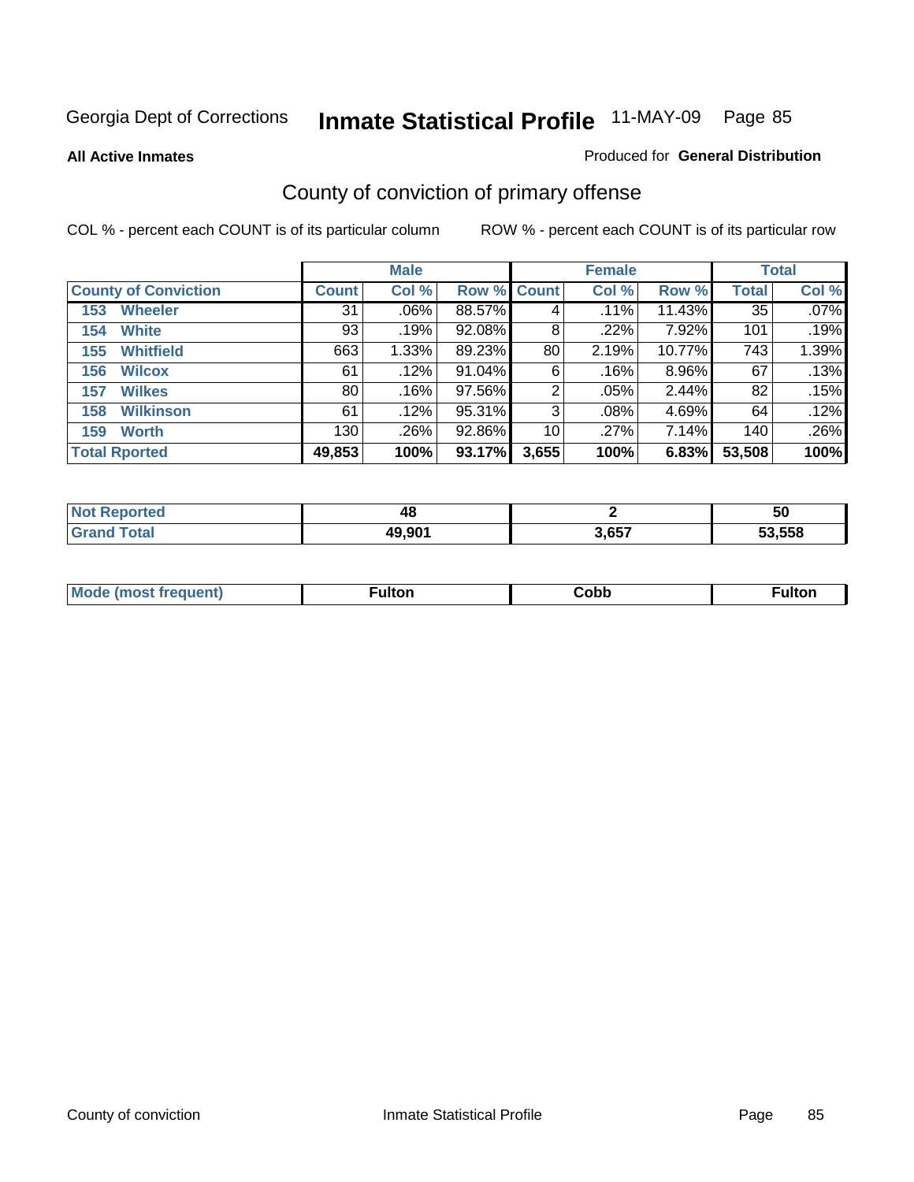Georgia Dept of Corrections **Inmate Statistical Profile** 11-MAY-09

**All Active Inmates**

Produced for **General Distribution**

## County of conviction of primary offense

COL % - percent each COUNT is of its particular column

ROW % - percent each COUNT is of its particular row

| | Male | | | Female | | | Total | |
|---|---|---|---|---|---|---|---|---|
| **County of Conviction** | **Count** | **Col %** | **Row %** | **Count** | **Col %** | **Row %** | **Total** | **Col %** |
| 153 Wheeler | 31 | .06% | 88.57% | 4 | .11% | 11.43% | 35 | .07% |
| 154 White | 93 | .19% | 92.08% | 8 | .22% | 7.92% | 101 | .19% |
| 155 Whitfield | 663 | 1.33% | 89.23% | 80 | 2.19% | 10.77% | 743 | 1.39% |
| 156 Wilcox | 61 | .12% | 91.04% | 6 | .16% | 8.96% | 67 | .13% |
| 157 Wilkes | 80 | .16% | 97.56% | 2 | .05% | 2.44% | 82 | .15% |
| 158 Wilkinson | 61 | .12% | 95.31% | 3 | .08% | 4.69% | 64 | .12% |
| 159 Worth | 130 | .26% | 92.86% | 10 | .27% | 7.14% | 140 | .26% |
| **Total Rported** | **49,853** | **100%** | **93.17%** | **3,655** | **100%** | **6.83%** | **53,508** | **100%** |

| | Male | Female | Total |
|---|---|---|---|
| **Not Reported** | **48** | **2** | **50** |
| **Grand Total** | **49,901** | **3,657** | **53,558** |

| | | | |
|---|---|---|---|
| **Mode (most frequent)** | **Fulton** | **Cobb** | **Fulton** |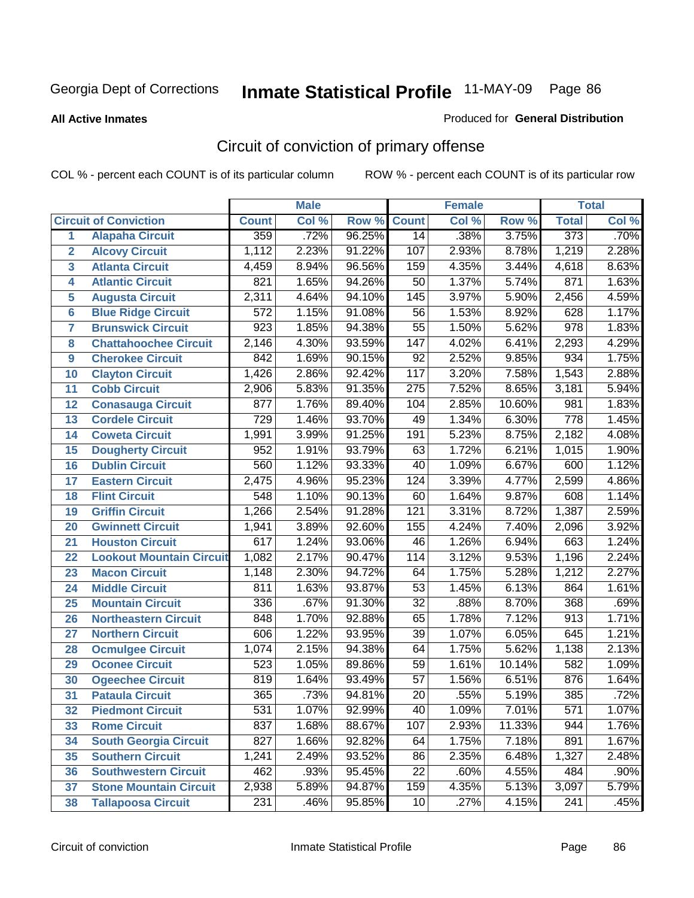Georgia Dept of Corrections

# Inmate Statistical Profile

11-MAY-09

**All Active Inmates**

Produced for **General Distribution**

## Circuit of conviction of primary offense

COL % - percent each COUNT is of its particular column

ROW % - percent each COUNT is of its particular row

| Circuit of Conviction | | Male | | | Female | | | Total | |
|---|---|---|---|---|---|---|---|---|---|
| | | Count | Col % | Row % | Count | Col % | Row % | Total | Col % |
| 1 | Alapaha Circuit | 359 | .72% | 96.25% | 14 | .38% | 3.75% | 373 | .70% |
| 2 | Alcovy Circuit | 1,112 | 2.23% | 91.22% | 107 | 2.93% | 8.78% | 1,219 | 2.28% |
| 3 | Atlanta Circuit | 4,459 | 8.94% | 96.56% | 159 | 4.35% | 3.44% | 4,618 | 8.63% |
| 4 | Atlantic Circuit | 821 | 1.65% | 94.26% | 50 | 1.37% | 5.74% | 871 | 1.63% |
| 5 | Augusta Circuit | 2,311 | 4.64% | 94.10% | 145 | 3.97% | 5.90% | 2,456 | 4.59% |
| 6 | Blue Ridge Circuit | 572 | 1.15% | 91.08% | 56 | 1.53% | 8.92% | 628 | 1.17% |
| 7 | Brunswick Circuit | 923 | 1.85% | 94.38% | 55 | 1.50% | 5.62% | 978 | 1.83% |
| 8 | Chattahoochee Circuit | 2,146 | 4.30% | 93.59% | 147 | 4.02% | 6.41% | 2,293 | 4.29% |
| 9 | Cherokee Circuit | 842 | 1.69% | 90.15% | 92 | 2.52% | 9.85% | 934 | 1.75% |
| 10 | Clayton Circuit | 1,426 | 2.86% | 92.42% | 117 | 3.20% | 7.58% | 1,543 | 2.88% |
| 11 | Cobb Circuit | 2,906 | 5.83% | 91.35% | 275 | 7.52% | 8.65% | 3,181 | 5.94% |
| 12 | Conasauga Circuit | 877 | 1.76% | 89.40% | 104 | 2.85% | 10.60% | 981 | 1.83% |
| 13 | Cordele Circuit | 729 | 1.46% | 93.70% | 49 | 1.34% | 6.30% | 778 | 1.45% |
| 14 | Coweta Circuit | 1,991 | 3.99% | 91.25% | 191 | 5.23% | 8.75% | 2,182 | 4.08% |
| 15 | Dougherty Circuit | 952 | 1.91% | 93.79% | 63 | 1.72% | 6.21% | 1,015 | 1.90% |
| 16 | Dublin Circuit | 560 | 1.12% | 93.33% | 40 | 1.09% | 6.67% | 600 | 1.12% |
| 17 | Eastern Circuit | 2,475 | 4.96% | 95.23% | 124 | 3.39% | 4.77% | 2,599 | 4.86% |
| 18 | Flint Circuit | 548 | 1.10% | 90.13% | 60 | 1.64% | 9.87% | 608 | 1.14% |
| 19 | Griffin Circuit | 1,266 | 2.54% | 91.28% | 121 | 3.31% | 8.72% | 1,387 | 2.59% |
| 20 | Gwinnett Circuit | 1,941 | 3.89% | 92.60% | 155 | 4.24% | 7.40% | 2,096 | 3.92% |
| 21 | Houston Circuit | 617 | 1.24% | 93.06% | 46 | 1.26% | 6.94% | 663 | 1.24% |
| 22 | Lookout Mountain Circuit | 1,082 | 2.17% | 90.47% | 114 | 3.12% | 9.53% | 1,196 | 2.24% |
| 23 | Macon Circuit | 1,148 | 2.30% | 94.72% | 64 | 1.75% | 5.28% | 1,212 | 2.27% |
| 24 | Middle Circuit | 811 | 1.63% | 93.87% | 53 | 1.45% | 6.13% | 864 | 1.61% |
| 25 | Mountain Circuit | 336 | .67% | 91.30% | 32 | .88% | 8.70% | 368 | .69% |
| 26 | Northeastern Circuit | 848 | 1.70% | 92.88% | 65 | 1.78% | 7.12% | 913 | 1.71% |
| 27 | Northern Circuit | 606 | 1.22% | 93.95% | 39 | 1.07% | 6.05% | 645 | 1.21% |
| 28 | Ocmulgee Circuit | 1,074 | 2.15% | 94.38% | 64 | 1.75% | 5.62% | 1,138 | 2.13% |
| 29 | Oconee Circuit | 523 | 1.05% | 89.86% | 59 | 1.61% | 10.14% | 582 | 1.09% |
| 30 | Ogeechee Circuit | 819 | 1.64% | 93.49% | 57 | 1.56% | 6.51% | 876 | 1.64% |
| 31 | Pataula Circuit | 365 | .73% | 94.81% | 20 | .55% | 5.19% | 385 | .72% |
| 32 | Piedmont Circuit | 531 | 1.07% | 92.99% | 40 | 1.09% | 7.01% | 571 | 1.07% |
| 33 | Rome Circuit | 837 | 1.68% | 88.67% | 107 | 2.93% | 11.33% | 944 | 1.76% |
| 34 | South Georgia Circuit | 827 | 1.66% | 92.82% | 64 | 1.75% | 7.18% | 891 | 1.67% |
| 35 | Southern Circuit | 1,241 | 2.49% | 93.52% | 86 | 2.35% | 6.48% | 1,327 | 2.48% |
| 36 | Southwestern Circuit | 462 | .93% | 95.45% | 22 | .60% | 4.55% | 484 | .90% |
| 37 | Stone Mountain Circuit | 2,938 | 5.89% | 94.87% | 159 | 4.35% | 5.13% | 3,097 | 5.79% |
| 38 | Tallapoosa Circuit | 231 | .46% | 95.85% | 10 | .27% | 4.15% | 241 | .45% |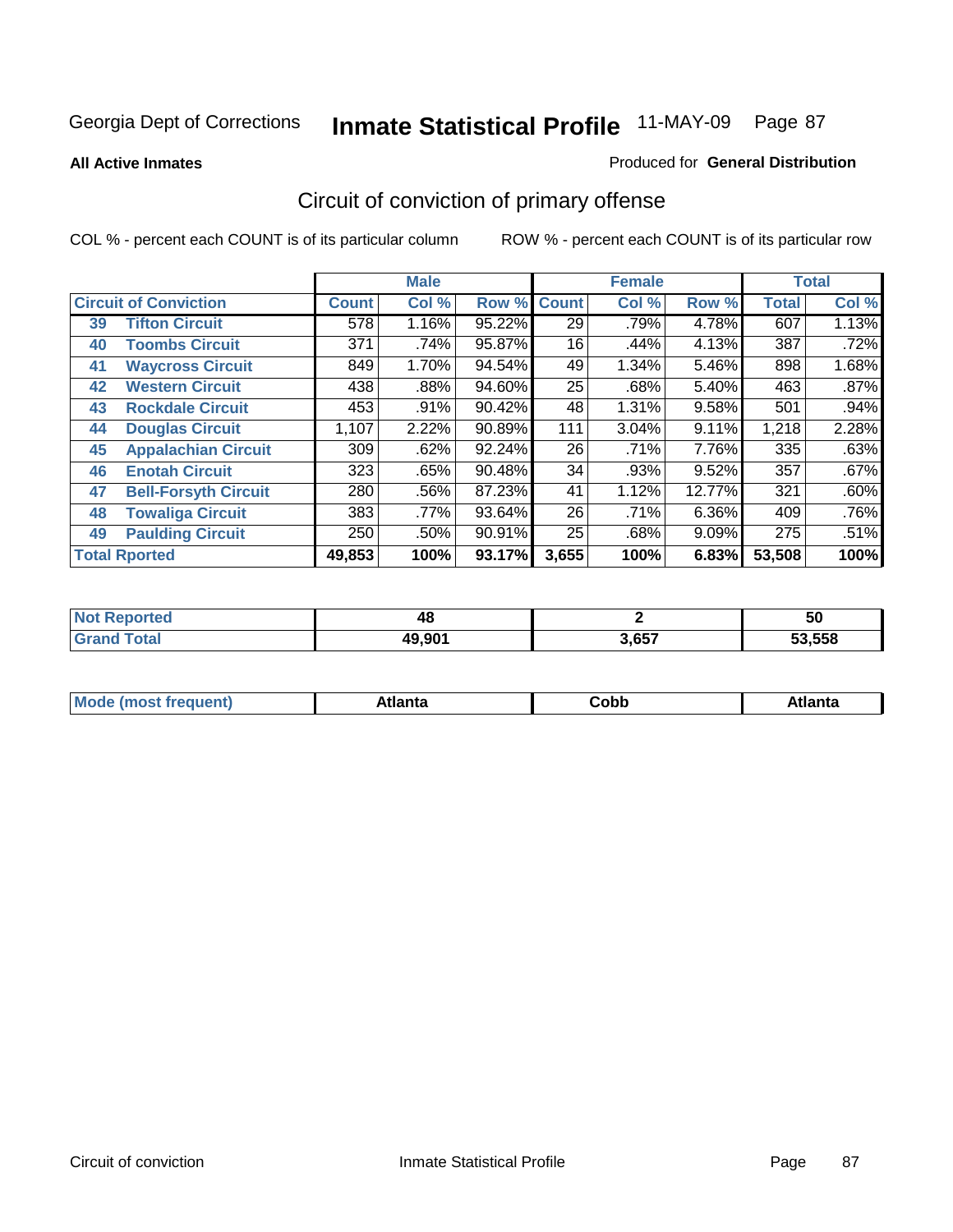Georgia Dept of Corrections

# Inmate Statistical Profile

11-MAY-09

**All Active Inmates**

Produced for **General Distribution**

## Circuit of conviction of primary offense

COL % - percent each COUNT is of its particular column

ROW % - percent each COUNT is of its particular row

| | | Male | | | Female | | | Total | |
|---|---|---|---|---|---|---|---|---|---|
| **Circuit of Conviction** | | **Count** | **Col %** | **Row %** | **Count** | **Col %** | **Row %** | **Total** | **Col %** |
| 39 | **Tifton Circuit** | 578 | 1.16% | 95.22% | 29 | .79% | 4.78% | 607 | 1.13% |
| 40 | **Toombs Circuit** | 371 | .74% | 95.87% | 16 | .44% | 4.13% | 387 | .72% |
| 41 | **Waycross Circuit** | 849 | 1.70% | 94.54% | 49 | 1.34% | 5.46% | 898 | 1.68% |
| 42 | **Western Circuit** | 438 | .88% | 94.60% | 25 | .68% | 5.40% | 463 | .87% |
| 43 | **Rockdale Circuit** | 453 | .91% | 90.42% | 48 | 1.31% | 9.58% | 501 | .94% |
| 44 | **Douglas Circuit** | 1,107 | 2.22% | 90.89% | 111 | 3.04% | 9.11% | 1,218 | 2.28% |
| 45 | **Appalachian Circuit** | 309 | .62% | 92.24% | 26 | .71% | 7.76% | 335 | .63% |
| 46 | **Enotah Circuit** | 323 | .65% | 90.48% | 34 | .93% | 9.52% | 357 | .67% |
| 47 | **Bell-Forsyth Circuit** | 280 | .56% | 87.23% | 41 | 1.12% | 12.77% | 321 | .60% |
| 48 | **Towaliga Circuit** | 383 | .77% | 93.64% | 26 | .71% | 6.36% | 409 | .76% |
| 49 | **Paulding Circuit** | 250 | .50% | 90.91% | 25 | .68% | 9.09% | 275 | .51% |
| **Total Rported** | | **49,853** | **100%** | **93.17%** | **3,655** | **100%** | **6.83%** | **53,508** | **100%** |

| | Male | Female | Total |
|---|---|---|---|
| **Not Reported** | **48** | **2** | **50** |
| **Grand Total** | **49,901** | **3,657** | **53,558** |

| | | | |
|---|---|---|---|
| **Mode (most frequent)** | **Atlanta** | **Cobb** | **Atlanta** |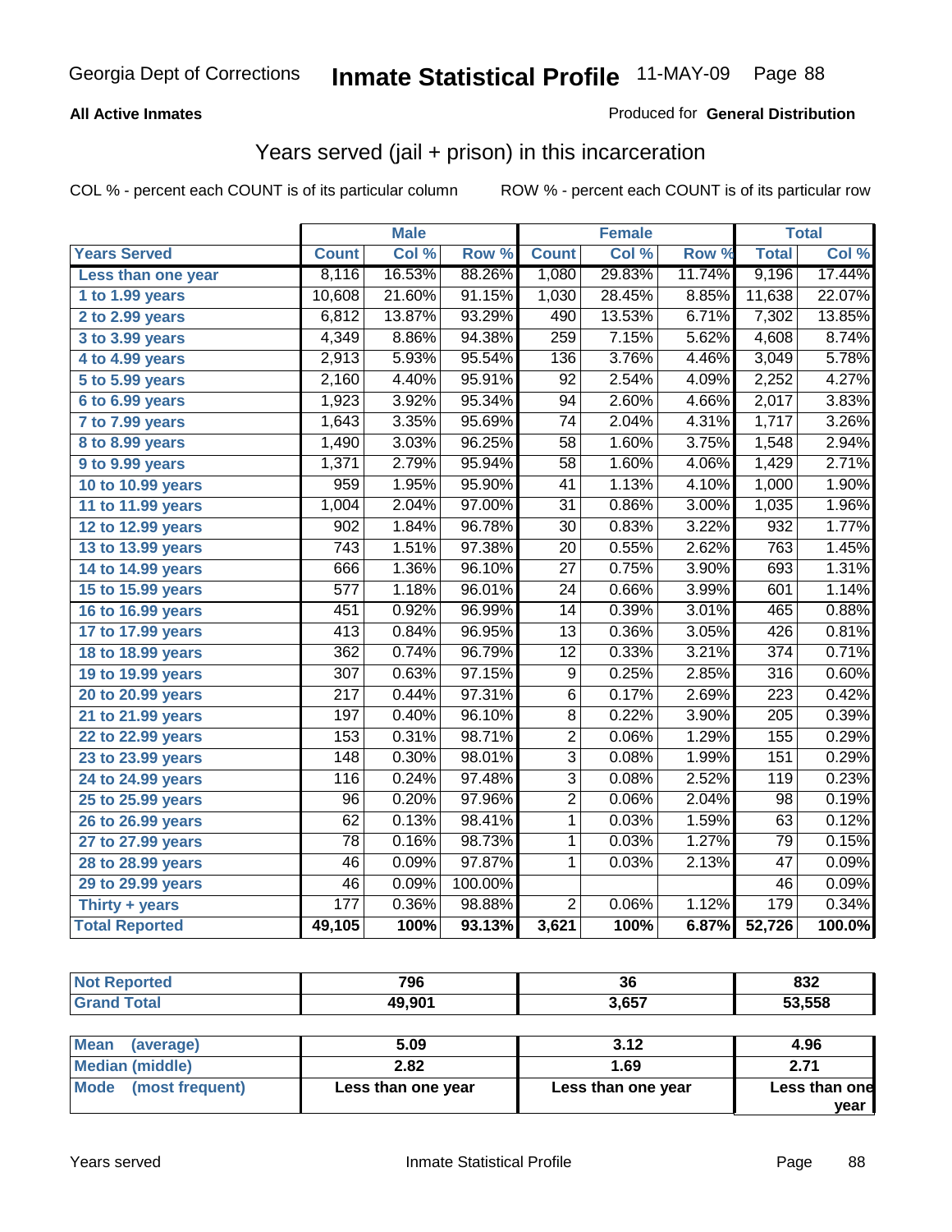# Georgia Dept of Corrections — Inmate Statistical Profile — 11-MAY-09

**All Active Inmates**

Produced for **General Distribution**

## Years served (jail + prison) in this incarceration

COL % - percent each COUNT is of its particular column

ROW % - percent each COUNT is of its particular row

| | Male | | | Female | | | Total | |
|---|---|---|---|---|---|---|---|---|
| **Years Served** | **Count** | **Col %** | **Row %** | **Count** | **Col %** | **Row %** | **Total** | **Col %** |
| Less than one year | 8,116 | 16.53% | 88.26% | 1,080 | 29.83% | 11.74% | 9,196 | 17.44% |
| 1 to 1.99 years | 10,608 | 21.60% | 91.15% | 1,030 | 28.45% | 8.85% | 11,638 | 22.07% |
| 2 to 2.99 years | 6,812 | 13.87% | 93.29% | 490 | 13.53% | 6.71% | 7,302 | 13.85% |
| 3 to 3.99 years | 4,349 | 8.86% | 94.38% | 259 | 7.15% | 5.62% | 4,608 | 8.74% |
| 4 to 4.99 years | 2,913 | 5.93% | 95.54% | 136 | 3.76% | 4.46% | 3,049 | 5.78% |
| 5 to 5.99 years | 2,160 | 4.40% | 95.91% | 92 | 2.54% | 4.09% | 2,252 | 4.27% |
| 6 to 6.99 years | 1,923 | 3.92% | 95.34% | 94 | 2.60% | 4.66% | 2,017 | 3.83% |
| 7 to 7.99 years | 1,643 | 3.35% | 95.69% | 74 | 2.04% | 4.31% | 1,717 | 3.26% |
| 8 to 8.99 years | 1,490 | 3.03% | 96.25% | 58 | 1.60% | 3.75% | 1,548 | 2.94% |
| 9 to 9.99 years | 1,371 | 2.79% | 95.94% | 58 | 1.60% | 4.06% | 1,429 | 2.71% |
| 10 to 10.99 years | 959 | 1.95% | 95.90% | 41 | 1.13% | 4.10% | 1,000 | 1.90% |
| 11 to 11.99 years | 1,004 | 2.04% | 97.00% | 31 | 0.86% | 3.00% | 1,035 | 1.96% |
| 12 to 12.99 years | 902 | 1.84% | 96.78% | 30 | 0.83% | 3.22% | 932 | 1.77% |
| 13 to 13.99 years | 743 | 1.51% | 97.38% | 20 | 0.55% | 2.62% | 763 | 1.45% |
| 14 to 14.99 years | 666 | 1.36% | 96.10% | 27 | 0.75% | 3.90% | 693 | 1.31% |
| 15 to 15.99 years | 577 | 1.18% | 96.01% | 24 | 0.66% | 3.99% | 601 | 1.14% |
| 16 to 16.99 years | 451 | 0.92% | 96.99% | 14 | 0.39% | 3.01% | 465 | 0.88% |
| 17 to 17.99 years | 413 | 0.84% | 96.95% | 13 | 0.36% | 3.05% | 426 | 0.81% |
| 18 to 18.99 years | 362 | 0.74% | 96.79% | 12 | 0.33% | 3.21% | 374 | 0.71% |
| 19 to 19.99 years | 307 | 0.63% | 97.15% | 9 | 0.25% | 2.85% | 316 | 0.60% |
| 20 to 20.99 years | 217 | 0.44% | 97.31% | 6 | 0.17% | 2.69% | 223 | 0.42% |
| 21 to 21.99 years | 197 | 0.40% | 96.10% | 8 | 0.22% | 3.90% | 205 | 0.39% |
| 22 to 22.99 years | 153 | 0.31% | 98.71% | 2 | 0.06% | 1.29% | 155 | 0.29% |
| 23 to 23.99 years | 148 | 0.30% | 98.01% | 3 | 0.08% | 1.99% | 151 | 0.29% |
| 24 to 24.99 years | 116 | 0.24% | 97.48% | 3 | 0.08% | 2.52% | 119 | 0.23% |
| 25 to 25.99 years | 96 | 0.20% | 97.96% | 2 | 0.06% | 2.04% | 98 | 0.19% |
| 26 to 26.99 years | 62 | 0.13% | 98.41% | 1 | 0.03% | 1.59% | 63 | 0.12% |
| 27 to 27.99 years | 78 | 0.16% | 98.73% | 1 | 0.03% | 1.27% | 79 | 0.15% |
| 28 to 28.99 years | 46 | 0.09% | 97.87% | 1 | 0.03% | 2.13% | 47 | 0.09% |
| 29 to 29.99 years | 46 | 0.09% | 100.00% | | | | 46 | 0.09% |
| Thirty + years | 177 | 0.36% | 98.88% | 2 | 0.06% | 1.12% | 179 | 0.34% |
| **Total Reported** | **49,105** | **100%** | **93.13%** | **3,621** | **100%** | **6.87%** | **52,726** | **100.0%** |

| | Male | Female | Total |
|---|---|---|---|
| Not Reported | 796 | 36 | 832 |
| Grand Total | 49,901 | 3,657 | 53,558 |

| | Male | Female | Total |
|---|---|---|---|
| Mean (average) | 5.09 | 3.12 | 4.96 |
| Median (middle) | 2.82 | 1.69 | 2.71 |
| Mode (most frequent) | Less than one year | Less than one year | Less than one year |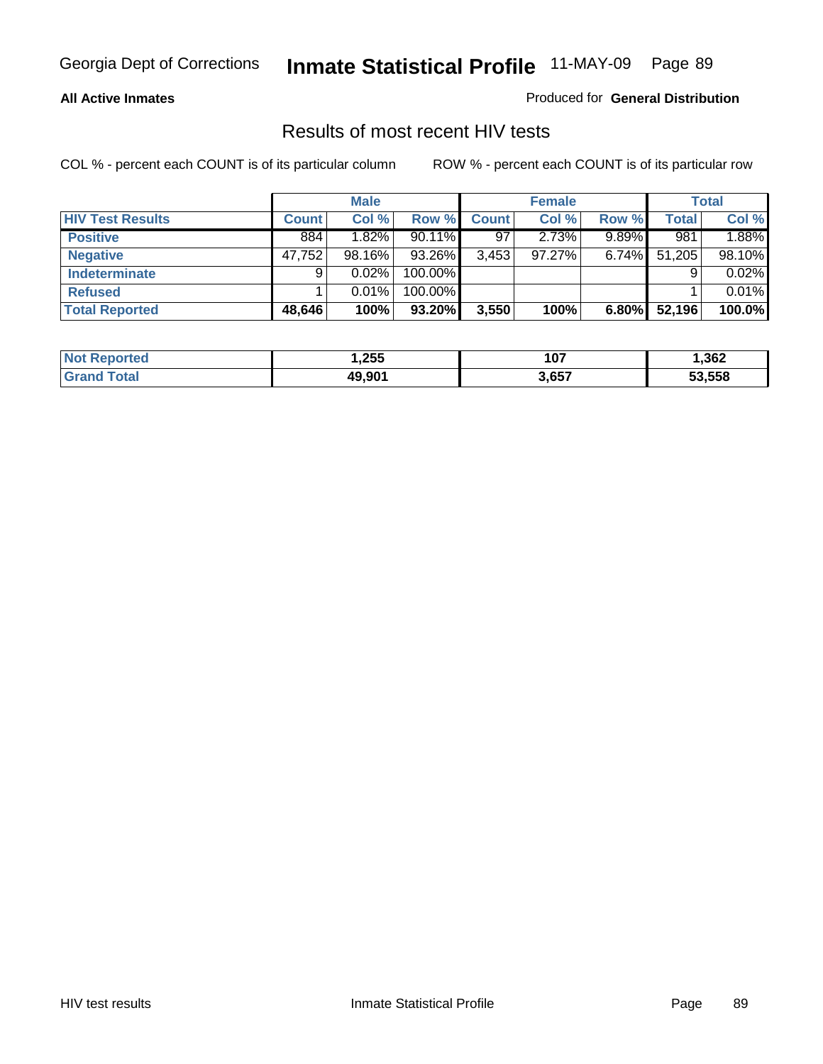Georgia Dept of Corrections **Inmate Statistical Profile** 11-MAY-09

**All Active Inmates**

Produced for **General Distribution**

## Results of most recent HIV tests

COL % - percent each COUNT is of its particular column ROW % - percent each COUNT is of its particular row

| | Male | | | Female | | | Total | |
|---|---|---|---|---|---|---|---|---|
| **HIV Test Results** | **Count** | **Col %** | **Row %** | **Count** | **Col %** | **Row %** | **Total** | **Col %** |
| **Positive** | 884 | 1.82% | 90.11% | 97 | 2.73% | 9.89% | 981 | 1.88% |
| **Negative** | 47,752 | 98.16% | 93.26% | 3,453 | 97.27% | 6.74% | 51,205 | 98.10% |
| **Indeterminate** | 9 | 0.02% | 100.00% | | | | 9 | 0.02% |
| **Refused** | 1 | 0.01% | 100.00% | | | | 1 | 0.01% |
| **Total Reported** | **48,646** | **100%** | **93.20%** | **3,550** | **100%** | **6.80%** | **52,196** | **100.0%** |

| | Male | Female | Total |
|---|---|---|---|
| **Not Reported** | **1,255** | **107** | **1,362** |
| **Grand Total** | **49,901** | **3,657** | **53,558** |

HIV test results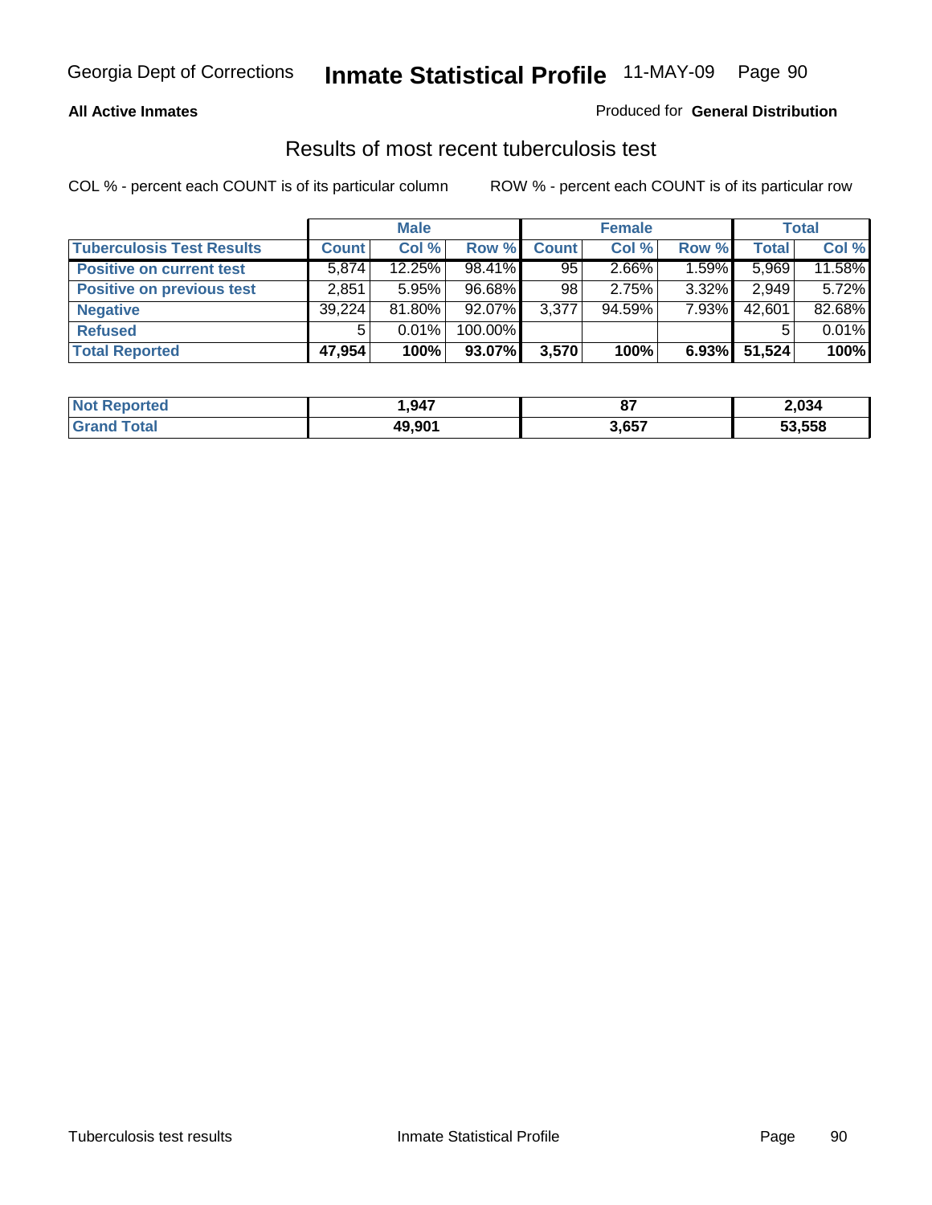Georgia Dept of Corrections **Inmate Statistical Profile** 11-MAY-09

**All Active Inmates**

Produced for **General Distribution**

## Results of most recent tuberculosis test

COL % - percent each COUNT is of its particular column

ROW % - percent each COUNT is of its particular row

| | Male | | | Female | | | Total | |
|---|---|---|---|---|---|---|---|---|
| **Tuberculosis Test Results** | **Count** | **Col %** | **Row %** | **Count** | **Col %** | **Row %** | **Total** | **Col %** |
| **Positive on current test** | 5,874 | 12.25% | 98.41% | 95 | 2.66% | 1.59% | 5,969 | 11.58% |
| **Positive on previous test** | 2,851 | 5.95% | 96.68% | 98 | 2.75% | 3.32% | 2,949 | 5.72% |
| **Negative** | 39,224 | 81.80% | 92.07% | 3,377 | 94.59% | 7.93% | 42,601 | 82.68% |
| **Refused** | 5 | 0.01% | 100.00% | | | | 5 | 0.01% |
| **Total Reported** | **47,954** | **100%** | **93.07%** | **3,570** | **100%** | **6.93%** | **51,524** | **100%** |

| | Male | Female | Total |
|---|---|---|---|
| **Not Reported** | **1,947** | **87** | **2,034** |
| **Grand Total** | **49,901** | **3,657** | **53,558** |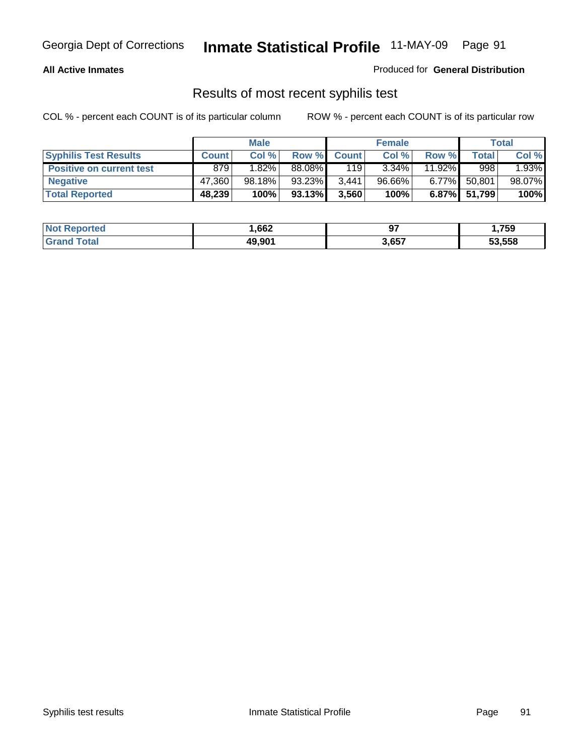**All Active Inmates**

Produced for **General Distribution**

## Results of most recent syphilis test

COL % - percent each COUNT is of its particular column

ROW % - percent each COUNT is of its particular row

| | Male | | | Female | | | Total | |
|---|---|---|---|---|---|---|---|---|
| **Syphilis Test Results** | **Count** | **Col %** | **Row %** | **Count** | **Col %** | **Row %** | **Total** | **Col %** |
| **Positive on current test** | 879 | 1.82% | 88.08% | 119 | 3.34% | 11.92% | 998 | 1.93% |
| **Negative** | 47,360 | 98.18% | 93.23% | 3,441 | 96.66% | 6.77% | 50,801 | 98.07% |
| **Total Reported** | **48,239** | **100%** | **93.13%** | **3,560** | **100%** | **6.87%** | **51,799** | **100%** |

| | | | |
|---|---|---|---|
| **Not Reported** | **1,662** | **97** | **1,759** |
| **Grand Total** | **49,901** | **3,657** | **53,558** |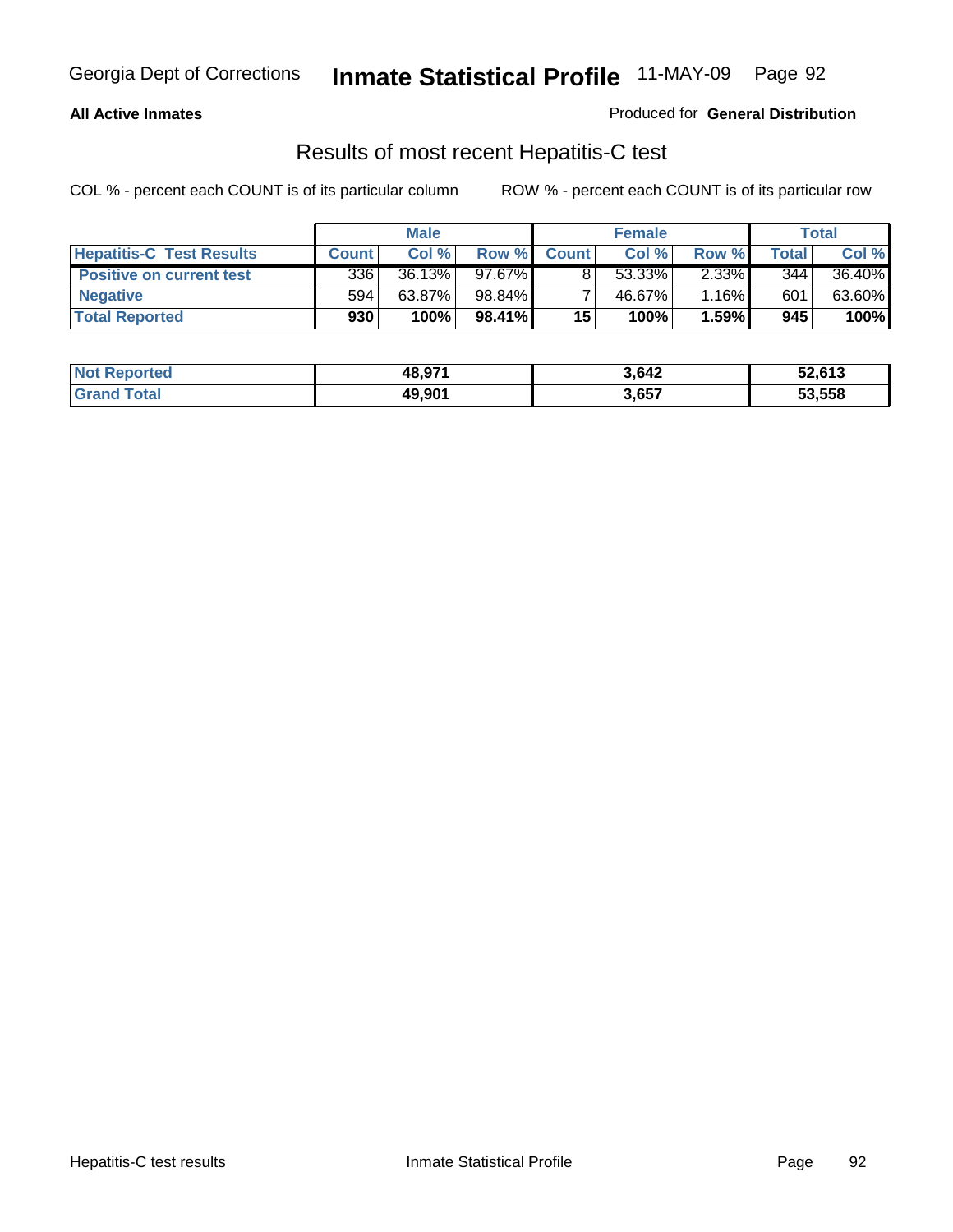Georgia Dept of Corrections **Inmate Statistical Profile** 11-MAY-09

**All Active Inmates**

Produced for **General Distribution**

## Results of most recent Hepatitis-C test

COL % - percent each COUNT is of its particular column    ROW % - percent each COUNT is of its particular row

| | Male | | | Female | | | Total | |
|---|---|---|---|---|---|---|---|---|
| **Hepatitis-C Test Results** | **Count** | **Col %** | **Row %** | **Count** | **Col %** | **Row %** | **Total** | **Col %** |
| **Positive on current test** | 336 | 36.13% | 97.67% | 8 | 53.33% | 2.33% | 344 | 36.40% |
| **Negative** | 594 | 63.87% | 98.84% | 7 | 46.67% | 1.16% | 601 | 63.60% |
| **Total Reported** | **930** | **100%** | **98.41%** | **15** | **100%** | **1.59%** | **945** | **100%** |

| | Male | Female | Total |
|---|---|---|---|
| **Not Reported** | **48,971** | **3,642** | **52,613** |
| **Grand Total** | **49,901** | **3,657** | **53,558** |

Hepatitis-C test results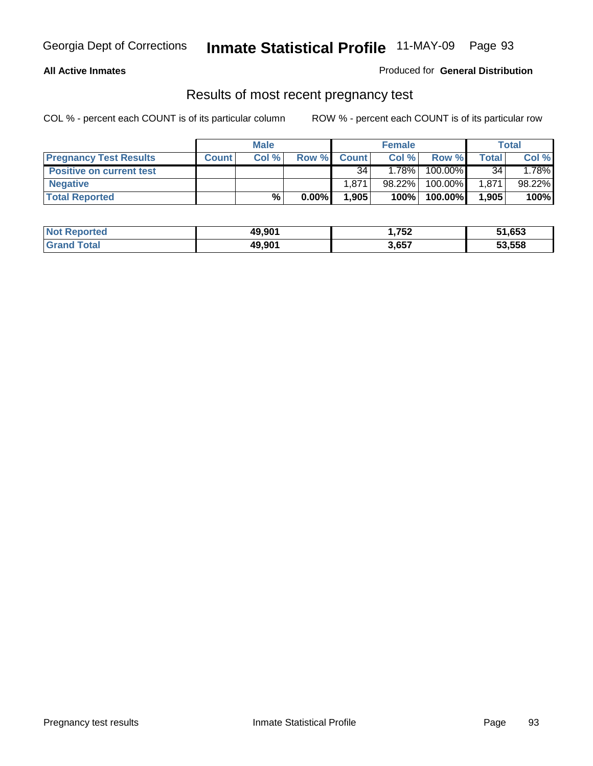Georgia Dept of Corrections **Inmate Statistical Profile** 11-MAY-09

**All Active Inmates**

Produced for **General Distribution**

## Results of most recent pregnancy test

COL % - percent each COUNT is of its particular column ROW % - percent each COUNT is of its particular row

| | Male | | | Female | | | Total | |
|---|---|---|---|---|---|---|---|---|
| **Pregnancy Test Results** | **Count** | **Col %** | **Row %** | **Count** | **Col %** | **Row %** | **Total** | **Col %** |
| **Positive on current test** | | | | 34 | 1.78% | 100.00% | 34 | 1.78% |
| **Negative** | | | | 1,871 | 98.22% | 100.00% | 1,871 | 98.22% |
| **Total Reported** | | **%** | **0.00%** | **1,905** | **100%** | **100.00%** | **1,905** | **100%** |

| | | | |
|---|---|---|---|
| **Not Reported** | **49,901** | **1,752** | **51,653** |
| **Grand Total** | **49,901** | **3,657** | **53,558** |

Pregnancy test results Inmate Statistical Profile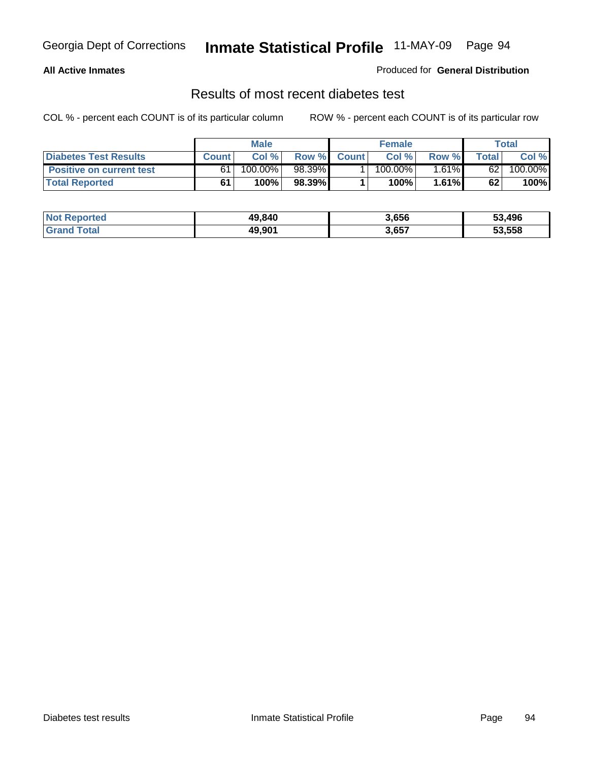**All Active Inmates**

Produced for **General Distribution**

## Results of most recent diabetes test

COL % - percent each COUNT is of its particular column

ROW % - percent each COUNT is of its particular row

| | Male | | | Female | | | Total | |
|---|---|---|---|---|---|---|---|---|
| **Diabetes Test Results** | **Count** | **Col %** | **Row %** | **Count** | **Col %** | **Row %** | **Total** | **Col %** |
| **Positive on current test** | 61 | 100.00% | 98.39% | 1 | 100.00% | 1.61% | 62 | 100.00% |
| **Total Reported** | **61** | **100%** | **98.39%** | **1** | **100%** | **1.61%** | **62** | **100%** |

| | Male | Female | Total |
|---|---|---|---|
| **Not Reported** | **49,840** | **3,656** | **53,496** |
| **Grand Total** | **49,901** | **3,657** | **53,558** |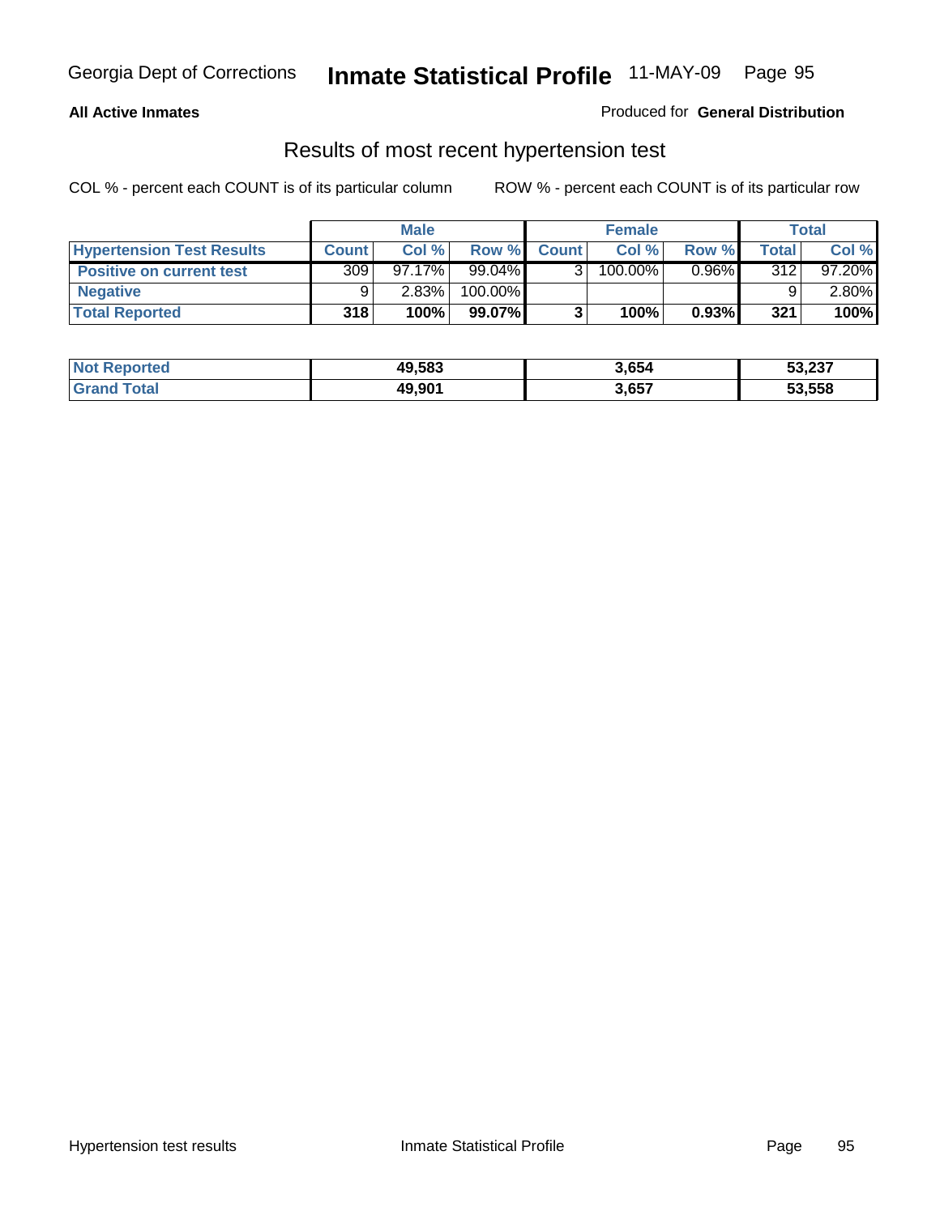**All Active Inmates**

Produced for **General Distribution**

## Results of most recent hypertension test

COL % - percent each COUNT is of its particular column

ROW % - percent each COUNT is of its particular row

| | Male | | | Female | | | Total | |
|---|---|---|---|---|---|---|---|---|
| **Hypertension Test Results** | **Count** | **Col %** | **Row %** | **Count** | **Col %** | **Row %** | **Total** | **Col %** |
| **Positive on current test** | 309 | 97.17% | 99.04% | 3 | 100.00% | 0.96% | 312 | 97.20% |
| **Negative** | 9 | 2.83% | 100.00% | | | | 9 | 2.80% |
| **Total Reported** | **318** | **100%** | **99.07%** | **3** | **100%** | **0.93%** | **321** | **100%** |

| | Male | Female | Total |
|---|---|---|---|
| **Not Reported** | **49,583** | **3,654** | **53,237** |
| **Grand Total** | **49,901** | **3,657** | **53,558** |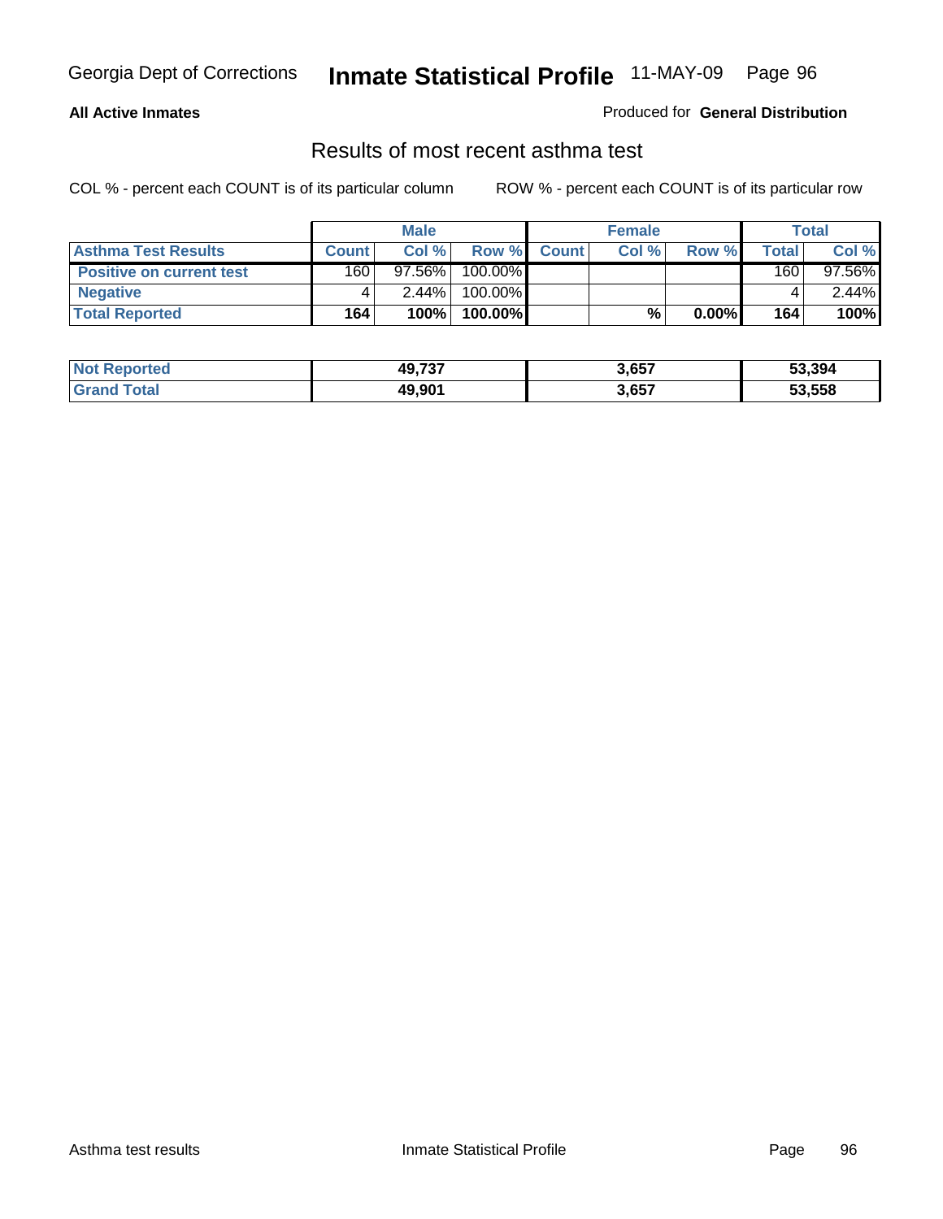**All Active Inmates**

Produced for **General Distribution**

## Results of most recent asthma test

COL % - percent each COUNT is of its particular column

ROW % - percent each COUNT is of its particular row

| | Male | | | Female | | | Total | |
|---|---|---|---|---|---|---|---|---|
| **Asthma Test Results** | **Count** | **Col %** | **Row %** | **Count** | **Col %** | **Row %** | **Total** | **Col %** |
| **Positive on current test** | 160 | 97.56% | 100.00% | | | | 160 | 97.56% |
| **Negative** | 4 | 2.44% | 100.00% | | | | 4 | 2.44% |
| **Total Reported** | **164** | **100%** | **100.00%** | | **%** | **0.00%** | **164** | **100%** |

| | Male | Female | Total |
|---|---|---|---|
| **Not Reported** | **49,737** | **3,657** | **53,394** |
| **Grand Total** | **49,901** | **3,657** | **53,558** |

Asthma test results